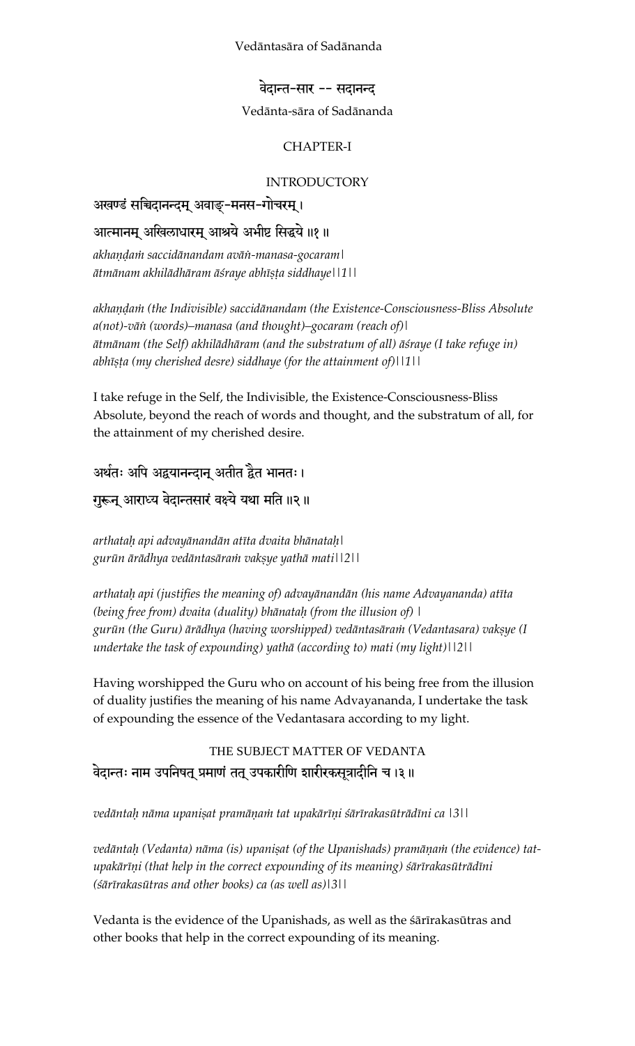Vedāntasāra of Sadānanda

# वेदान्त-सार -- सदानन्द

Vedānta-sāra of Sadānanda

## CHAPTER-I

### INTRODUCTORY

अखण्डं सच्चिदानन्दम् अवाङ्-मनस-गोचरम् ।
आत्मानम् अखिलाधारम् आश्रये अभीष्ट सिद्धये ॥१॥

*akhaṇḍaṁ saccidānandam avāṅ-manasa-gocaram|*
*ātmānam akhilādhāram āśraye abhīṣṭa siddhaye||1||*

*akhaṇḍaṁ (the Indivisible) saccidānandam (the Existence-Consciousness-Bliss Absolute a(not)-vāṅ (words)–manasa (and thought)–gocaram (reach of)|*
*ātmānam (the Self) akhilādhāram (and the substratum of all) āśraye (I take refuge in) abhīṣṭa (my cherished desre) siddhaye (for the attainment of)||1||*

I take refuge in the Self, the Indivisible, the Existence-Consciousness-Bliss Absolute, beyond the reach of words and thought, and the substratum of all, for the attainment of my cherished desire.

अर्थतः अपि अद्वयानन्दान् अतीत द्वैत भानतः ।
गुरून् आराध्य वेदान्तसारं वक्ष्ये यथा मति ॥२॥

*arthataḥ api advayānandān atīta dvaita bhānataḥ|*
*gurūn ārādhya vedāntasāraṁ vakṣye yathā mati||2||*

*arthataḥ api (justifies the meaning of) advayānandān (his name Advayananda) atīta (being free from) dvaita (duality) bhānataḥ (from the illusion of) |*
*gurūn (the Guru) ārādhya (having worshipped) vedāntasāraṁ (Vedantasara) vakṣye (I undertake the task of expounding) yathā (according to) mati (my light)||2||*

Having worshipped the Guru who on account of his being free from the illusion of duality justifies the meaning of his name Advayananda, I undertake the task of expounding the essence of the Vedantasara according to my light.

### THE SUBJECT MATTER OF VEDANTA

वेदान्तः नाम उपनिषत् प्रमाणं तत् उपकारीणि शारीरकसूत्रादीनि च ।३॥

*vedāntaḥ nāma upaniṣat pramāṇaṁ tat upakārīṇi śārīrakasūtrādīni ca |3||*

*vedāntaḥ (Vedanta) nāma (is) upaniṣat (of the Upanishads) pramāṇaṁ (the evidence) tat-upakārīṇi (that help in the correct expounding of its meaning) śārīrakasūtrādīni (śārīrakasūtras and other books) ca (as well as)|3||*

Vedanta is the evidence of the Upanishads, as well as the śārīrakasūtras and other books that help in the correct expounding of its meaning.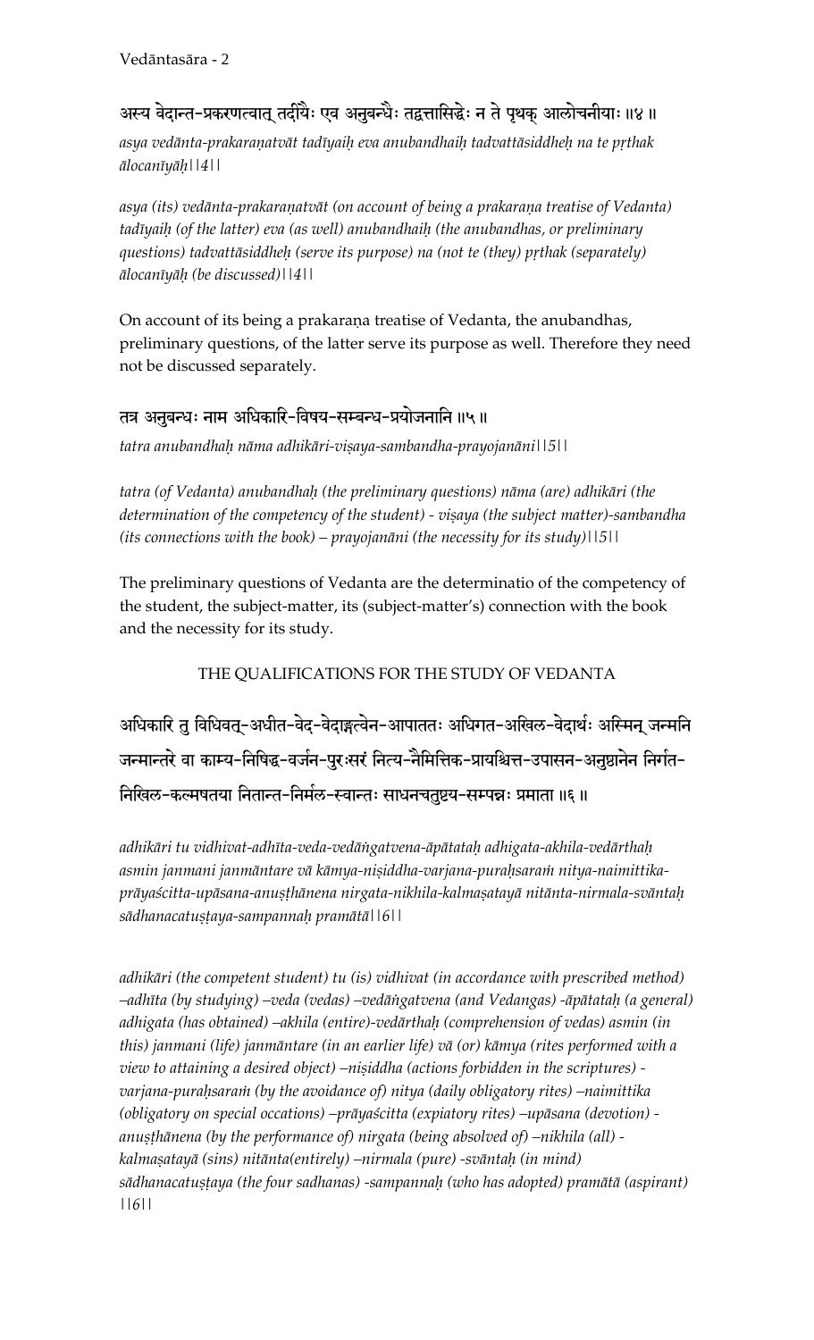अस्य वेदान्त-प्रकरणत्वात् तदीयैः एव अनुबन्धैः तद्वत्तासिद्धेः न ते पृथक् आलोचनीयाः ॥४ ॥

*asya vedānta-prakaraṇatvāt tadīyaiḥ eva anubandhaiḥ tadvattāsiddheḥ na te pṛthak ālocanīyāḥ||4||*

*asya (its) vedānta-prakaraṇatvāt (on account of being a prakaraṇa treatise of Vedanta) tadīyaiḥ (of the latter) eva (as well) anubandhaiḥ (the anubandhas, or preliminary questions) tadvattāsiddheḥ (serve its purpose) na (not te (they) pṛthak (separately) ālocanīyāḥ (be discussed)||4||*

On account of its being a prakaraṇa treatise of Vedanta, the anubandhas, preliminary questions, of the latter serve its purpose as well. Therefore they need not be discussed separately.

तत्र अनुबन्धः नाम अधिकारि-विषय-सम्बन्ध-प्रयोजनानि ॥५ ॥

*tatra anubandhaḥ nāma adhikāri-viṣaya-sambandha-prayojanāni||5||*

*tatra (of Vedanta) anubandhaḥ (the preliminary questions) nāma (are) adhikāri (the determination of the competency of the student) - viṣaya (the subject matter)-sambandha (its connections with the book) – prayojanāni (the necessity for its study)||5||*

The preliminary questions of Vedanta are the determinatio of the competency of the student, the subject-matter, its (subject-matter's) connection with the book and the necessity for its study.

## THE QUALIFICATIONS FOR THE STUDY OF VEDANTA

अधिकारि तु विधिवत्-अधीत-वेद-वेदाङ्गत्वेन-आपाततः अधिगत-अखिल-वेदार्थः अस्मिन् जन्मनि जन्मान्तरे वा काम्य-निषिद्ध-वर्जन-पुरःसरं नित्य-नैमित्तिक-प्रायश्चित्त-उपासन-अनुष्ठानेन निर्गत-निखिल-कल्मषतया नितान्त-निर्मल-स्वान्तः साधनचतुष्टय-सम्पन्नः प्रमाता ॥६ ॥

*adhikāri tu vidhivat-adhīta-veda-vedāṅgatvena-āpātataḥ adhigata-akhila-vedārthaḥ asmin janmani janmāntare vā kāmya-niṣiddha-varjana-puraḥsaraṁ nitya-naimittika-prāyaścitta-upāsana-anuṣṭhānena nirgata-nikhila-kalmaṣatayā nitānta-nirmala-svāntaḥ sādhanacatuṣṭaya-sampannaḥ pramātā||6||*

*adhikāri (the competent student) tu (is) vidhivat (in accordance with prescribed method) –adhīta (by studying) –veda (vedas) –vedāṅgatvena (and Vedangas) -āpātataḥ (a general) adhigata (has obtained) –akhila (entire)-vedārthaḥ (comprehension of vedas) asmin (in this) janmani (life) janmāntare (in an earlier life) vā (or) kāmya (rites performed with a view to attaining a desired object) –niṣiddha (actions forbidden in the scriptures) -varjana-puraḥsaraṁ (by the avoidance of) nitya (daily obligatory rites) –naimittika (obligatory on special occations) –prāyaścitta (expiatory rites) –upāsana (devotion) -anuṣṭhānena (by the performance of) nirgata (being absolved of) –nikhila (all) -kalmaṣatayā (sins) nitānta(entirely) –nirmala (pure) -svāntaḥ (in mind) sādhanacatuṣṭaya (the four sadhanas) -sampannaḥ (who has adopted) pramātā (aspirant) ||6||*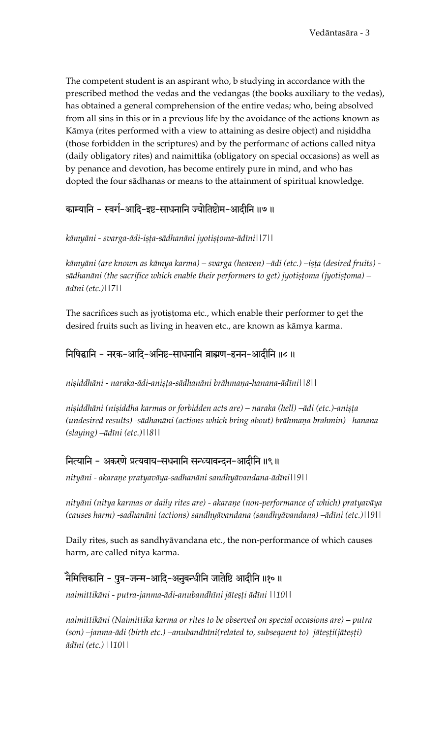The competent student is an aspirant who, b studying in accordance with the prescribed method the vedas and the vedangas (the books auxiliary to the vedas), has obtained a general comprehension of the entire vedas; who, being absolved from all sins in this or in a previous life by the avoidance of the actions known as Kāmya (rites performed with a view to attaining as desire object) and niṣiddha (those forbidden in the scriptures) and by the performanc of actions called nitya (daily obligatory rites) and naimittika (obligatory on special occasions) as well as by penance and devotion, has become entirely pure in mind, and who has dopted the four sādhanas or means to the attainment of spiritual knowledge.

## काम्यानि - स्वर्ग-आदि-इष्ट-साधनानि ज्योतिष्टोम-आदीनि ॥७॥

*kāmyāni - svarga-ādi-iṣṭa-sādhanāni jyotiṣṭoma-ādīni||7||*

*kāmyāni (are known as kāmya karma) – svarga (heaven) –ādi (etc.) –iṣṭa (desired fruits) - sādhanāni (the sacrifice which enable their performers to get) jyotiṣṭoma (jyotiṣṭoma) – ādīni (etc.)||7||*

The sacrifices such as jyotiṣṭoma etc., which enable their performer to get the desired fruits such as living in heaven etc., are known as kāmya karma.

## निषिद्धानि - नरक-आदि-अनिष्ट-साधनानि ब्राह्मण-हनन-आदीनि ॥८॥

*niṣiddhāni - naraka-ādi-aniṣṭa-sādhanāni brāhmaṇa-hanana-ādīni||8||*

*niṣiddhāni (niṣiddha karmas or forbidden acts are) – naraka (hell) –ādi (etc.)-aniṣṭa (undesired results) -sādhanāni (actions which bring about) brāhmaṇa brahmin) –hanana (slaying) –ādīni (etc.)||8||*

## नित्यानि - अकरणे प्रत्यवाय-सधनानि सन्ध्यावन्दन-आदीनि ॥९॥

*nityāni - akaraṇe pratyavāya-sadhanāni sandhyāvandana-ādīni||9||*

*nityāni (nitya karmas or daily rites are) - akaraṇe (non-performance of which) pratyavāya (causes harm) -sadhanāni (actions) sandhyāvandana (sandhyāvandana) –ādīni (etc.)||9||*

Daily rites, such as sandhyāvandana etc., the non-performance of which causes harm, are called nitya karma.

## नैमित्तिकानि - पुत्र-जन्म-आदि-अनुबन्धीनि जातेष्टि आदीनि ॥१०॥

*naimittikāni - putra-janma-ādi-anubandhīni jāteṣṭi ādīni ||10||*

*naimittikāni (Naimittika karma or rites to be observed on special occasions are) – putra (son) –janma-ādi (birth etc.) –anubandhīni(related to, subsequent to) jāteṣṭi(jāteṣṭi) ādīni (etc.) ||10||*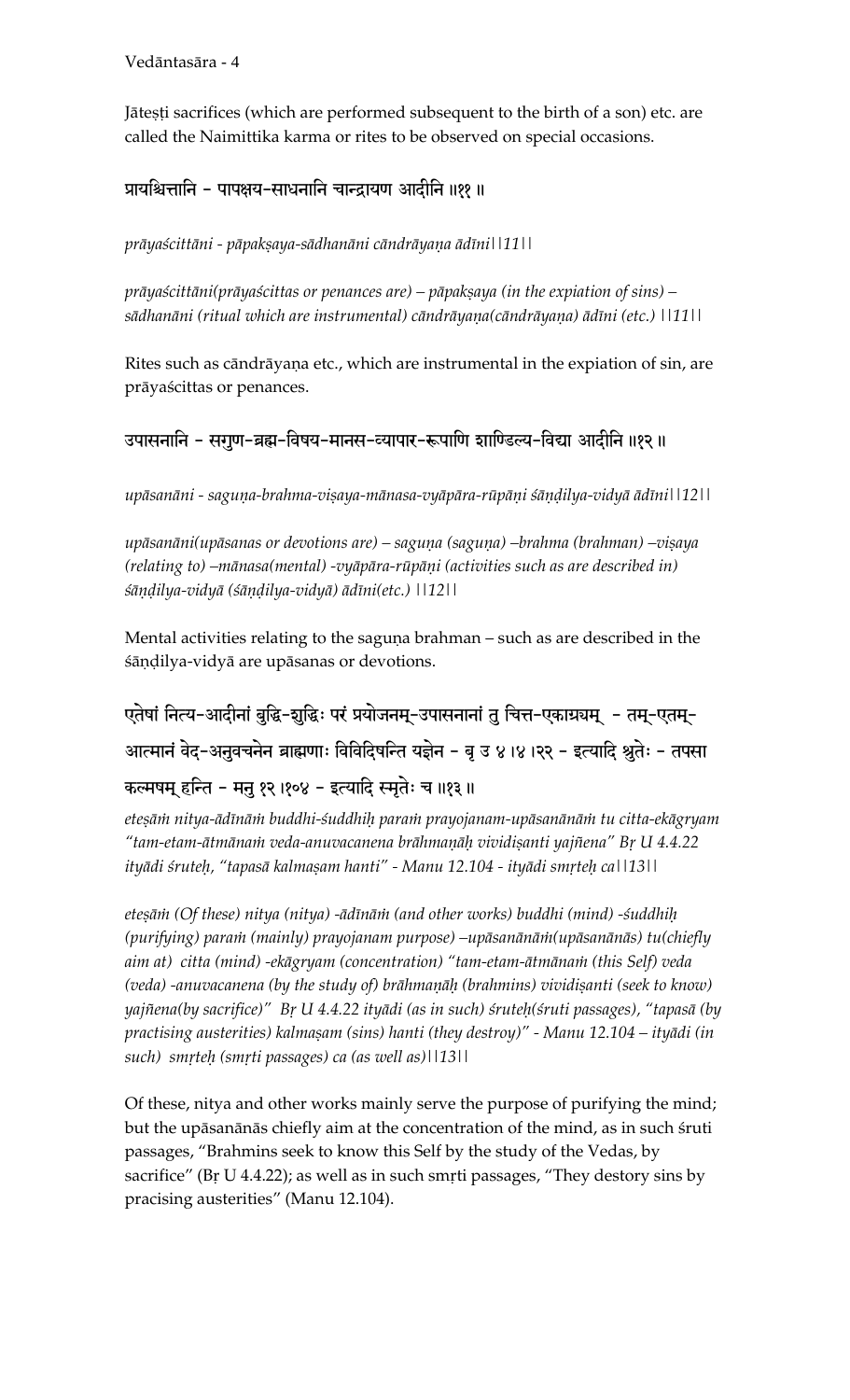Jāteṣṭi sacrifices (which are performed subsequent to the birth of a son) etc. are called the Naimittika karma or rites to be observed on special occasions.

प्रायश्चित्तानि - पापक्षय-साधनानि चान्द्रायण आदीनि ॥११॥

*prāyaścittāni - pāpakṣaya-sādhanāni cāndrāyaṇa ādīni||11||*

*prāyaścittāni(prāyaścittas or penances are) – pāpakṣaya (in the expiation of sins) – sādhanāni (ritual which are instrumental) cāndrāyaṇa(cāndrāyaṇa) ādīni (etc.) ||11||*

Rites such as cāndrāyaṇa etc., which are instrumental in the expiation of sin, are prāyaścittas or penances.

उपासनानि - सगुण-ब्रह्म-विषय-मानस-व्यापार-रूपाणि शाण्डिल्य-विद्या आदीनि ॥१२॥

*upāsanāni - saguṇa-brahma-viṣaya-mānasa-vyāpāra-rūpāṇi śāṇḍilya-vidyā ādīni||12||*

*upāsanāni(upāsanas or devotions are) – saguṇa (saguṇa) –brahma (brahman) –viṣaya (relating to) –mānasa(mental) -vyāpāra-rūpāṇi (activities such as are described in) śāṇḍilya-vidyā (śāṇḍilya-vidyā) ādīni(etc.) ||12||*

Mental activities relating to the saguṇa brahman – such as are described in the śāṇḍilya-vidyā are upāsanas or devotions.

एतेषां नित्य-आदीनां बुद्धि-शुद्धिः परं प्रयोजनम्-उपासनानां तु चित्त-एकाग्र्यम् - तम्-एतम्-आत्मानं वेद-अनुवचनेन ब्राह्मणाः विविदिषन्ति यज्ञेन - बृ उ ४।४।२२ - इत्यादि श्रुतेः - तपसा कल्मषम् हन्ति - मनु १२।१०४ - इत्यादि स्मृतेः च ॥१३॥

*eteṣāṁ nitya-ādīnāṁ buddhi-śuddhiḥ paraṁ prayojanam-upāsanānāṁ tu citta-ekāgryam "tam-etam-ātmānaṁ veda-anuvacanena brāhmaṇāḥ vividiṣanti yajñena" Bṛ U 4.4.22 ityādi śruteḥ, "tapasā kalmaṣam hanti" - Manu 12.104 - ityādi smṛteḥ ca||13||*

*eteṣāṁ (Of these) nitya (nitya) -ādīnāṁ (and other works) buddhi (mind) -śuddhiḥ (purifying) paraṁ (mainly) prayojanam (purpose) –upāsanānāṁ(upāsanānās) tu(chiefly aim at) citta (mind) -ekāgryam (concentration) "tam-etam-ātmānaṁ (this Self) veda (veda) -anuvacanena (by the study of) brāhmaṇāḥ (brahmins) vividiṣanti (seek to know) yajñena(by sacrifice)" Bṛ U 4.4.22 ityādi (as in such) śruteḥ(śruti passages), "tapasā (by practising austerities) kalmaṣam (sins) hanti (they destroy)" - Manu 12.104 – ityādi (in such) smṛteḥ (smṛti passages) ca (as well as)||13||*

Of these, nitya and other works mainly serve the purpose of purifying the mind; but the upāsanānās chiefly aim at the concentration of the mind, as in such śruti passages, "Brahmins seek to know this Self by the study of the Vedas, by sacrifice" (Bṛ U 4.4.22); as well as in such smṛti passages, "They destory sins by pracising austerities" (Manu 12.104).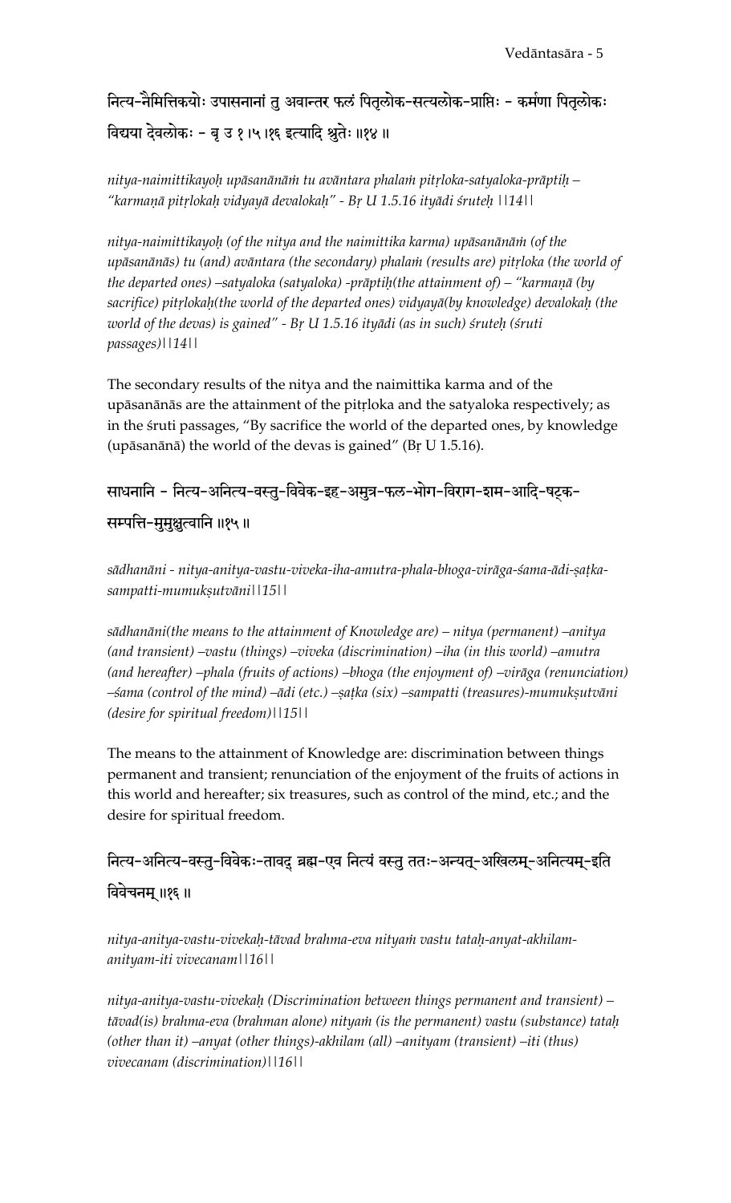नित्य-नैमित्तिकयोः उपासनानां तु अवान्तर फलं पितृलोक-सत्यलोक-प्राप्तिः - कर्मणा पितृलोकः विद्यया देवलोकः - बृ उ १।५।१६ इत्यादि श्रुतेः ॥१४ ॥

*nitya-naimittikayoḥ upāsanānāṁ tu avāntara phalaṁ pitṛloka-satyaloka-prāptiḥ – "karmaṇā pitṛlokaḥ vidyayā devalokaḥ" - Bṛ U 1.5.16 ityādi śruteḥ ||14||*

*nitya-naimittikayoḥ (of the nitya and the naimittika karma) upāsanānāṁ (of the upāsanānās) tu (and) avāntara (the secondary) phalaṁ (results are) pitṛloka (the world of the departed ones) –satyaloka (satyaloka) -prāptiḥ(the attainment of) – "karmaṇā (by sacrifice) pitṛlokaḥ(the world of the departed ones) vidyayā(by knowledge) devalokaḥ (the world of the devas) is gained" - Bṛ U 1.5.16 ityādi (as in such) śruteḥ (śruti passages)||14||*

The secondary results of the nitya and the naimittika karma and of the upāsanānās are the attainment of the pitṛloka and the satyaloka respectively; as in the śruti passages, "By sacrifice the world of the departed ones, by knowledge (upāsanānā) the world of the devas is gained" (Bṛ U 1.5.16).

साधनानि - नित्य-अनित्य-वस्तु-विवेक-इह-अमुत्र-फल-भोग-विराग-शम-आदि-षट्क-सम्पत्ति-मुमुक्षुत्वानि ॥१५ ॥

*sādhanāni - nitya-anitya-vastu-viveka-iha-amutra-phala-bhoga-virāga-śama-ādi-ṣaṭka-sampatti-mumukṣutvāni||15||*

*sādhanāni(the means to the attainment of Knowledge are) – nitya (permanent) –anitya (and transient) –vastu (things) –viveka (discrimination) –iha (in this world) –amutra (and hereafter) –phala (fruits of actions) –bhoga (the enjoyment of) –virāga (renunciation) –śama (control of the mind) –ādi (etc.) –ṣaṭka (six) –sampatti (treasures)-mumukṣutvāni (desire for spiritual freedom)||15||*

The means to the attainment of Knowledge are: discrimination between things permanent and transient; renunciation of the enjoyment of the fruits of actions in this world and hereafter; six treasures, such as control of the mind, etc.; and the desire for spiritual freedom.

नित्य-अनित्य-वस्तु-विवेकः-तावद् ब्रह्म-एव नित्यं वस्तु ततः-अन्यत्-अखिलम्-अनित्यम्-इति विवेचनम् ॥१६ ॥

*nitya-anitya-vastu-vivekaḥ-tāvad brahma-eva nityaṁ vastu tataḥ-anyat-akhilam-anityam-iti vivecanam||16||*

*nitya-anitya-vastu-vivekaḥ (Discrimination between things permanent and transient) – tāvad(is) brahma-eva (brahman alone) nityaṁ (is the permanent) vastu (substance) tataḥ (other than it) –anyat (other things)-akhilam (all) –anityam (transient) –iti (thus) vivecanam (discrimination)||16||*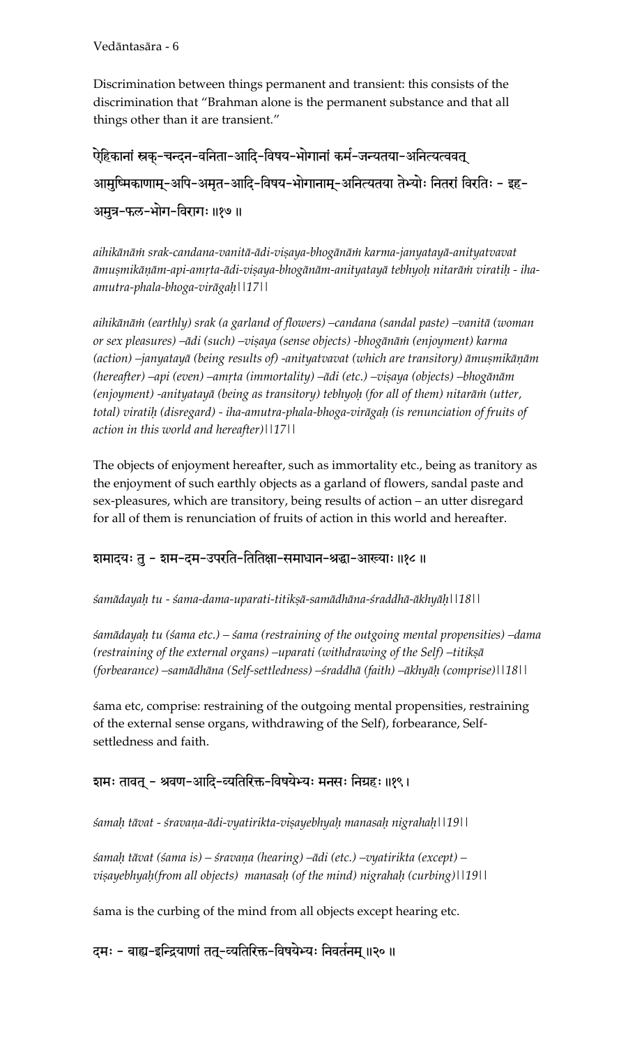Discrimination between things permanent and transient: this consists of the discrimination that "Brahman alone is the permanent substance and that all things other than it are transient."

ऐहिकानां स्रक्-चन्दन-वनिता-आदि-विषय-भोगानां कर्म-जन्यतया-अनित्यत्ववत् आमुष्मिकाणाम्-अपि-अमृत-आदि-विषय-भोगानाम्-अनित्यतया तेभ्योः नितरां विरतिः - इह-अमुत्र-फल-भोग-विरागः ॥१७॥

*aihikānāṁ srak-candana-vanitā-ādi-viṣaya-bhogānāṁ karma-janyatayā-anityatvavat āmuṣmikāṇām-api-amṛta-ādi-viṣaya-bhogānām-anityatayā tebhyoḥ nitarāṁ viratiḥ - iha-amutra-phala-bhoga-virāgaḥ||17||*

*aihikānāṁ (earthly) srak (a garland of flowers) –candana (sandal paste) –vanitā (woman or sex pleasures) –ādi (such) –viṣaya (sense objects) -bhogānāṁ (enjoyment) karma (action) –janyatayā (being results of) -anityatvavat (which are transitory) āmuṣmikāṇām (hereafter) –api (even) –amṛta (immortality) –ādi (etc.) –viṣaya (objects) –bhogānām (enjoyment) -anityatayā (being as transitory) tebhyoḥ (for all of them) nitarāṁ (utter, total) viratiḥ (disregard) - iha-amutra-phala-bhoga-virāgaḥ (is renunciation of fruits of action in this world and hereafter)||17||*

The objects of enjoyment hereafter, such as immortality etc., being as tranitory as the enjoyment of such earthly objects as a garland of flowers, sandal paste and sex-pleasures, which are transitory, being results of action – an utter disregard for all of them is renunciation of fruits of action in this world and hereafter.

शमादयः तु - शम-दम-उपरति-तितिक्षा-समाधान-श्रद्धा-आख्याः ॥१८॥

*śamādayaḥ tu - śama-dama-uparati-titikṣā-samādhāna-śraddhā-ākhyāḥ||18||*

*śamādayaḥ tu (śama etc.) – śama (restraining of the outgoing mental propensities) –dama (restraining of the external organs) –uparati (withdrawing of the Self) –titikṣā (forbearance) –samādhāna (Self-settledness) –śraddhā (faith) –ākhyāḥ (comprise)||18||*

śama etc, comprise: restraining of the outgoing mental propensities, restraining of the external sense organs, withdrawing of the Self), forbearance, Self-settledness and faith.

शमः तावत् - श्रवण-आदि-व्यतिरिक्त-विषयेभ्यः मनसः निग्रहः ॥१९।

*śamaḥ tāvat - śravaṇa-ādi-vyatirikta-viṣayebhyaḥ manasaḥ nigrahaḥ||19||*

*śamaḥ tāvat (śama is) – śravaṇa (hearing) –ādi (etc.) –vyatirikta (except) – viṣayebhyaḥ(from all objects) manasaḥ (of the mind) nigrahaḥ (curbing)||19||*

śama is the curbing of the mind from all objects except hearing etc.

दमः - बाह्य-इन्द्रियाणां तत्-व्यतिरिक्त-विषयेभ्यः निवर्तनम् ॥२०॥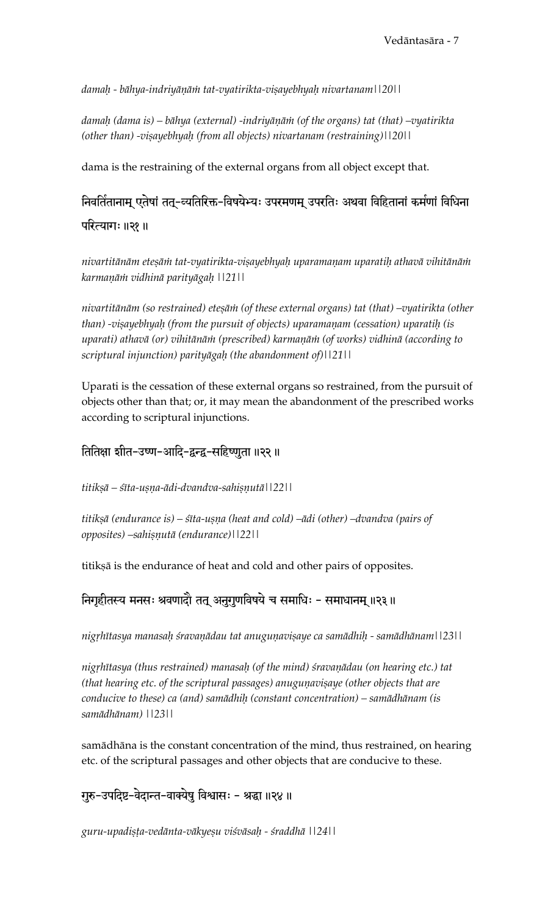*damaḥ - bāhya-indriyāṇāṁ tat-vyatirikta-viṣayebhyaḥ nivartanam||20||*

*damaḥ (dama is) – bāhya (external) -indriyāṇāṁ (of the organs) tat (that) –vyatirikta (other than) -viṣayebhyaḥ (from all objects) nivartanam (restraining)||20||*

dama is the restraining of the external organs from all object except that.

## निवर्तितानाम् एतेषां तत्-व्यतिरिक्त-विषयेभ्यः उपरमणम् उपरतिः अथवा विहितानां कर्मणां विधिना परित्यागः ॥२१॥

*nivartitānām eteṣāṁ tat-vyatirikta-viṣayebhyaḥ uparamaṇam uparatiḥ athavā vihitānāṁ karmaṇāṁ vidhinā parityāgaḥ ||21||*

*nivartitānām (so restrained) eteṣāṁ (of these external organs) tat (that) –vyatirikta (other than) -viṣayebhyaḥ (from the pursuit of objects) uparamaṇam (cessation) uparatiḥ (is uparati) athavā (or) vihitānāṁ (prescribed) karmaṇāṁ (of works) vidhinā (according to scriptural injunction) parityāgaḥ (the abandonment of)||21||*

Uparati is the cessation of these external organs so restrained, from the pursuit of objects other than that; or, it may mean the abandonment of the prescribed works according to scriptural injunctions.

## तितिक्षा शीत-उष्ण-आदि-द्वन्द्व-सहिष्णुता ॥२२॥

*titikṣā – śīta-uṣṇa-ādi-dvandva-sahiṣṇutā||22||*

*titikṣā (endurance is) – śīta-uṣṇa (heat and cold) –ādi (other) –dvandva (pairs of opposites) –sahiṣṇutā (endurance)||22||*

titikṣā is the endurance of heat and cold and other pairs of opposites.

## निगृहीतस्य मनसः श्रवणादौ तत् अनुगुणविषये च समाधिः - समाधानम् ॥२३॥

*nigṛhītasya manasaḥ śravaṇādau tat anuguṇaviṣaye ca samādhiḥ - samādhānam||23||*

*nigṛhītasya (thus restrained) manasaḥ (of the mind) śravaṇādau (on hearing etc.) tat (that hearing etc. of the scriptural passages) anuguṇaviṣaye (other objects that are conducive to these) ca (and) samādhiḥ (constant concentration) – samādhānam (is samādhānam) ||23||*

samādhāna is the constant concentration of the mind, thus restrained, on hearing etc. of the scriptural passages and other objects that are conducive to these.

## गुरु-उपदिष्ट-वेदान्त-वाक्येषु विश्वासः - श्रद्धा ॥२४॥

*guru-upadiṣṭa-vedānta-vākyeṣu viśvāsaḥ - śraddhā ||24||*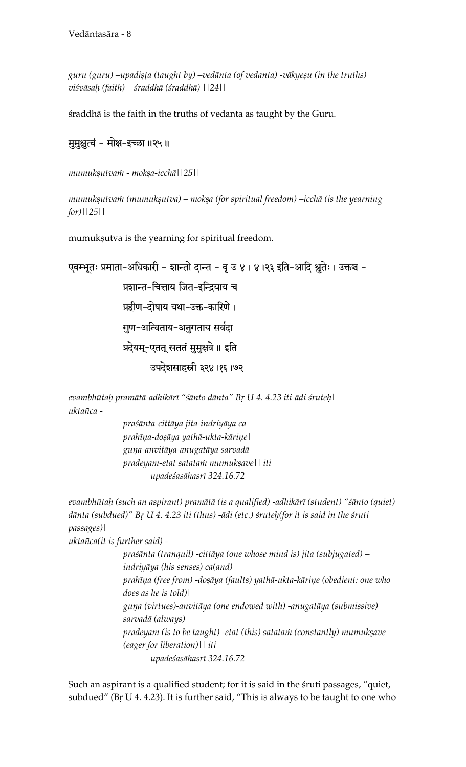*guru (guru) –upadiṣṭa (taught by) –vedānta (of vedanta) -vākyeṣu (in the truths) viśvāsaḥ (faith) – śraddhā (śraddhā) ||24||*

śraddhā is the faith in the truths of vedanta as taught by the Guru.

मुमुक्षुत्वं - मोक्ष-इच्छा ॥२५॥

*mumukṣutvaṁ - mokṣa-icchā||25||*

*mumukṣutvaṁ (mumukṣutva) – mokṣa (for spiritual freedom) –icchā (is the yearning for)||25||*

mumukṣutva is the yearning for spiritual freedom.

एवम्भूतः प्रमाता-अधिकारी - शान्तो दान्त - बृ उ ४ । ४ ।२३ इति-आदि श्रुतेः । उक्तञ्च -

> प्रशान्त-चित्ताय जित-इन्द्रियाय च
> प्रहीण-दोषाय यथा-उक्त-कारिणे ।
> गुण-अन्विताय-अनुगताय सर्वदा
> प्रदेयम्-एतत् सततं मुमुक्षवे ॥ इति
> उपदेशसाहस्री ३२४ ।१६ ।७२

*evambhūtaḥ pramātā-adhikārī "śānto dānta" Bṛ U 4. 4.23 iti-ādi śruteḥ| uktañca -*

> *praśānta-cittāya jita-indriyāya ca*
> *prahīṇa-doṣāya yathā-ukta-kāriṇe|*
> *guṇa-anvitāya-anugatāya sarvadā*
> *pradeyam-etat satataṁ mumukṣave|| iti*
> *upadeśasāhasrī 324.16.72*

*evambhūtaḥ (such an aspirant) pramātā (is a qualified) -adhikārī (student) "śānto (quiet) dānta (subdued)" Bṛ U 4. 4.23 iti (thus) -ādi (etc.) śruteḥ(for it is said in the śruti passages)|*
*uktañca(it is further said) -*

> *praśānta (tranquil) -cittāya (one whose mind is) jita (subjugated) – indriyāya (his senses) ca(and)*
> *prahīṇa (free from) -doṣāya (faults) yathā-ukta-kāriṇe (obedient: one who does as he is told)|*
> *guṇa (virtues)-anvitāya (one endowed with) -anugatāya (submissive) sarvadā (always)*
> *pradeyam (is to be taught) -etat (this) satataṁ (constantly) mumukṣave (eager for liberation)|| iti*
> *upadeśasāhasrī 324.16.72*

Such an aspirant is a qualified student; for it is said in the śruti passages, "quiet, subdued" (Bṛ U 4. 4.23). It is further said, "This is always to be taught to one who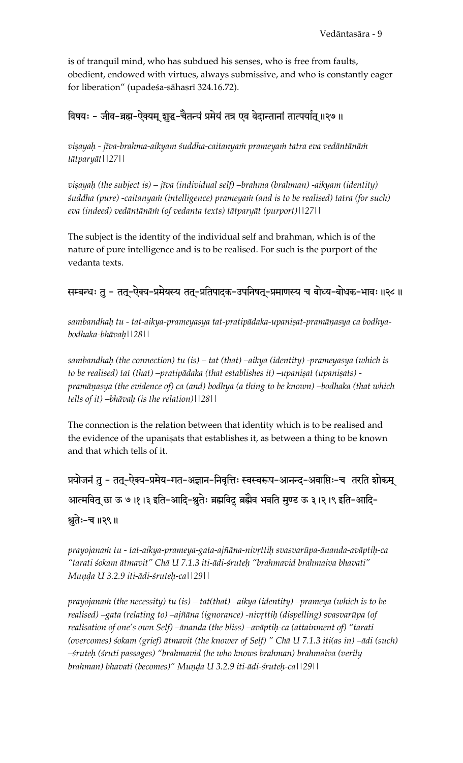is of tranquil mind, who has subdued his senses, who is free from faults, obedient, endowed with virtues, always submissive, and who is constantly eager for liberation" (upadeśa-sāhasrī 324.16.72).

विषयः - जीव-ब्रह्म-ऐक्यम् शुद्ध-चैतन्यं प्रमेयं तत्र एव वेदान्तानां तात्पर्यात् ॥२७॥

*viṣayaḥ - jīva-brahma-aikyam śuddha-caitanyaṁ prameyaṁ tatra eva vedāntānāṁ tātparyāt||27||*

*viṣayaḥ (the subject is) – jīva (individual self) –brahma (brahman) -aikyam (identity) śuddha (pure) -caitanyaṁ (intelligence) prameyaṁ (and is to be realised) tatra (for such) eva (indeed) vedāntānāṁ (of vedanta texts) tātparyāt (purport)||27||*

The subject is the identity of the individual self and brahman, which is of the nature of pure intelligence and is to be realised. For such is the purport of the vedanta texts.

सम्बन्धः तु - तत्-ऐक्य-प्रमेयस्य तत्-प्रतिपादक-उपनिषत्-प्रमाणस्य च बोध्य-बोधक-भावः ॥२८॥

*sambandhaḥ tu - tat-aikya-prameyasya tat-pratipādaka-upaniṣat-pramāṇasya ca bodhya-bodhaka-bhāvaḥ||28||*

*sambandhaḥ (the connection) tu (is) – tat (that) –aikya (identity) -prameyasya (which is to be realised) tat (that) –pratipādaka (that establishes it) –upaniṣat (upaniṣats) -pramāṇasya (the evidence of) ca (and) bodhya (a thing to be known) –bodhaka (that which tells of it) –bhāvaḥ (is the relation)||28||*

The connection is the relation between that identity which is to be realised and the evidence of the upaniṣats that establishes it, as between a thing to be known and that which tells of it.

प्रयोजनं तु - तत्-ऐक्य-प्रमेय-गत-अज्ञान-निवृत्तिः स्वस्वरूप-आनन्द-अवाप्तिः-च तरति शोकम् आत्मवित् छा ऊ ७।१।३ इति-आदि-श्रुतेः ब्रह्मविद् ब्रह्मैव भवति मुण्ड ऊ ३।२।९ इति-आदि-श्रुतेः-च ॥२९॥

*prayojanaṁ tu - tat-aikya-prameya-gata-ajñāna-nivṛttiḥ svasvarūpa-ānanda-avāptiḥ-ca "tarati śokam ātmavit" Chā U 7.1.3 iti-ādi-śruteḥ "brahmavid brahmaiva bhavati" Muṇḍa U 3.2.9 iti-ādi-śruteḥ-ca||29||*

*prayojanaṁ (the necessity) tu (is) – tat(that) –aikya (identity) –prameya (which is to be realised) –gata (relating to) –ajñāna (ignorance) -nivṛttiḥ (dispelling) svasvarūpa (of realisation of one's own Self) –ānanda (the bliss) –avāptiḥ-ca (attainment of) "tarati (overcomes) śokam (grief) ātmavit (the knower of Self) " Chā U 7.1.3 iti(as in) –ādi (such) –śruteḥ (śruti passages) "brahmavid (he who knows brahman) brahmaiva (verily brahman) bhavati (becomes)" Muṇḍa U 3.2.9 iti-ādi-śruteḥ-ca||29||*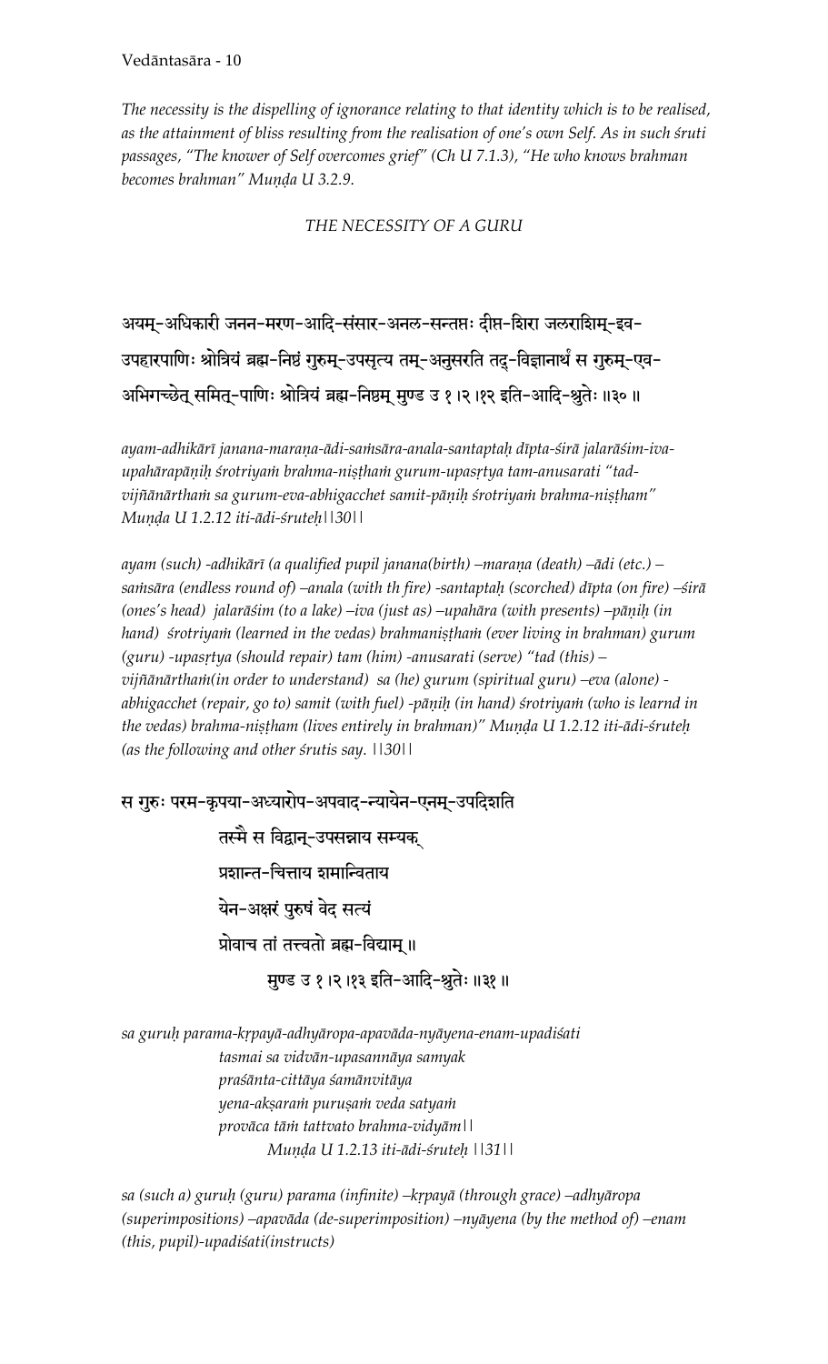*The necessity is the dispelling of ignorance relating to that identity which is to be realised, as the attainment of bliss resulting from the realisation of one's own Self. As in such śruti passages, "The knower of Self overcomes grief" (Ch U 7.1.3), "He who knows brahman becomes brahman" Muṇḍa U 3.2.9.*

### *THE NECESSITY OF A GURU*

अयम्-अधिकारी जनन-मरण-आदि-संसार-अनल-सन्तप्तः दीप्त-शिरा जलराशिम्-इव-उपहारपाणिः श्रोत्रियं ब्रह्म-निष्ठं गुरुम्-उपसृत्य तम्-अनुसरति तद्-विज्ञानार्थं स गुरुम्-एव-अभिगच्छेत् समित्-पाणिः श्रोत्रियं ब्रह्म-निष्ठम् मुण्ड उ १।२।१२ इति-आदि-श्रुतेः ॥३०॥

*ayam-adhikārī janana-maraṇa-ādi-saṁsāra-anala-santaptaḥ dīpta-śirā jalarāśim-iva-upahārapāṇiḥ śrotriyaṁ brahma-niṣṭhaṁ gurum-upasṛtya tam-anusarati "tad-vijñānārthaṁ sa gurum-eva-abhigacchet samit-pāṇiḥ śrotriyaṁ brahma-niṣṭham" Muṇḍa U 1.2.12 iti-ādi-śruteḥ||30||*

*ayam (such) -adhikārī (a qualified pupil janana(birth) –maraṇa (death) –ādi (etc.) – saṁsāra (endless round of) –anala (with th fire) -santaptaḥ (scorched) dīpta (on fire) –śirā (ones's head) jalarāśim (to a lake) –iva (just as) –upahāra (with presents) –pāṇiḥ (in hand) śrotriyaṁ (learned in the vedas) brahmaniṣṭhaṁ (ever living in brahman) gurum (guru) -upasṛtya (should repair) tam (him) -anusarati (serve) "tad (this) –vijñānārthaṁ(in order to understand) sa (he) gurum (spiritual guru) –eva (alone) -abhigacchet (repair, go to) samit (with fuel) -pāṇiḥ (in hand) śrotriyaṁ (who is learnd in the vedas) brahma-niṣṭham (lives entirely in brahman)" Muṇḍa U 1.2.12 iti-ādi-śruteḥ (as the following and other śrutis say. ||30||*

स गुरुः परम-कृपया-अध्यारोप-अपवाद-न्यायेन-एनम्-उपदिशति
तस्मै स विद्वान्-उपसन्नाय सम्यक्
प्रशान्त-चित्ताय शमान्विताय
येन-अक्षरं पुरुषं वेद सत्यं
प्रोवाच तां तत्त्वतो ब्रह्म-विद्याम् ॥
मुण्ड उ १।२।१३ इति-आदि-श्रुतेः ॥३१॥

*sa guruḥ parama-kṛpayā-adhyāropa-apavāda-nyāyena-enam-upadiśati*
*tasmai sa vidvān-upasannāya samyak*
*praśānta-cittāya śamānvitāya*
*yena-akṣaraṁ puruṣaṁ veda satyaṁ*
*provāca tāṁ tattvato brahma-vidyām||*
*Muṇḍa U 1.2.13 iti-ādi-śruteḥ ||31||*

*sa (such a) guruḥ (guru) parama (infinite) –kṛpayā (through grace) –adhyāropa (superimpositions) –apavāda (de-superimposition) –nyāyena (by the method of) –enam (this, pupil)-upadiśati(instructs)*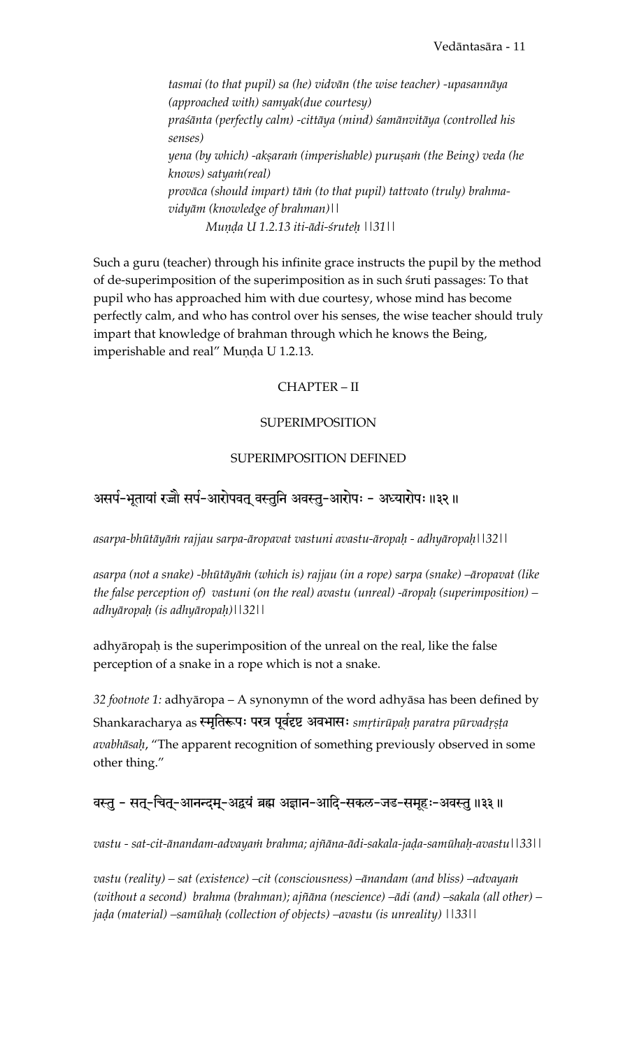*tasmai (to that pupil) sa (he) vidvān (the wise teacher) -upasannāya (approached with) samyak(due courtesy)*
*praśānta (perfectly calm) -cittāya (mind) śamānvitāya (controlled his senses)*
*yena (by which) -akṣaraṁ (imperishable) puruṣaṁ (the Being) veda (he knows) satyaṁ(real)*
*provāca (should impart) tāṁ (to that pupil) tattvato (truly) brahma-vidyām (knowledge of brahman)||*
*Muṇḍa U 1.2.13 iti-ādi-śruteḥ ||31||*

Such a guru (teacher) through his infinite grace instructs the pupil by the method of de-superimposition of the superimposition as in such śruti passages: To that pupil who has approached him with due courtesy, whose mind has become perfectly calm, and who has control over his senses, the wise teacher should truly impart that knowledge of brahman through which he knows the Being, imperishable and real" Muṇḍa U 1.2.13.

## CHAPTER – II

### SUPERIMPOSITION

#### SUPERIMPOSITION DEFINED

असर्प-भूतायां रज्जौ सर्प-आरोपवत् वस्तुनि अवस्तु-आरोपः - अध्यारोपः ॥३२॥

*asarpa-bhūtāyāṁ rajjau sarpa-āropavat vastuni avastu-āropaḥ - adhyāropaḥ||32||*

*asarpa (not a snake) -bhūtāyāṁ (which is) rajjau (in a rope) sarpa (snake) –āropavat (like the false perception of) vastuni (on the real) avastu (unreal) -āropaḥ (superimposition) – adhyāropaḥ (is adhyāropaḥ)||32||*

adhyāropaḥ is the superimposition of the unreal on the real, like the false perception of a snake in a rope which is not a snake.

*32 footnote 1:* adhyāropa – A synonymn of the word adhyāsa has been defined by Shankaracharya as स्मृतिरूपः परत्र पूर्वदृष्ट अवभासः *smṛtirūpaḥ paratra pūrvadṛṣṭa avabhāsaḥ*, "The apparent recognition of something previously observed in some other thing."

वस्तु - सत्-चित्-आनन्दम्-अद्वयं ब्रह्म अज्ञान-आदि-सकल-जड-समूहः-अवस्तु ॥३३॥

*vastu - sat-cit-ānandam-advayaṁ brahma; ajñāna-ādi-sakala-jaḍa-samūhaḥ-avastu||33||*

*vastu (reality) – sat (existence) –cit (consciousness) –ānandam (and bliss) –advayaṁ (without a second) brahma (brahman); ajñāna (nescience) –ādi (and) –sakala (all other) – jaḍa (material) –samūhaḥ (collection of objects) –avastu (is unreality) ||33||*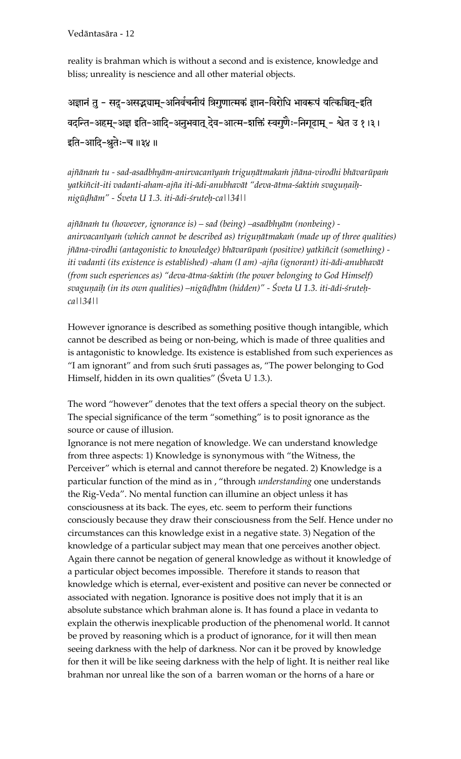reality is brahman which is without a second and is existence, knowledge and bliss; unreality is nescience and all other material objects.

अज्ञानं तु - सद्-असद्भ्याम्-अनिर्वचनीयं त्रिगुणात्मकं ज्ञान-विरोधि भावरूपं यत्किञ्चित्-इति वदन्ति-अहम्-अज्ञ इति-आदि-अनुभवात् देव-आत्म-शक्तिं स्वगुणैः-निगूढाम् - श्वेत उ १।३। इति-आदि-श्रुतेः-च ॥३४ ॥

*ajñānaṁ tu - sad-asadbhyām-anirvacanīyaṁ triguṇātmakaṁ jñāna-virodhi bhāvarūpaṁ yatkiñcit-iti vadanti-aham-ajña iti-ādi-anubhavāt "deva-ātma-śaktiṁ svaguṇaiḥ-nigūḍhām" - Śveta U 1.3. iti-ādi-śruteḥ-ca||34||*

*ajñānaṁ tu (however, ignorance is) – sad (being) –asadbhyām (nonbeing) - anirvacanīyaṁ (which cannot be described as) triguṇātmakaṁ (made up of three qualities) jñāna-virodhi (antagonistic to knowledge) bhāvarūpaṁ (positive) yatkiñcit (something) - iti vadanti (its existence is established) -aham (I am) -ajña (ignorant) iti-ādi-anubhavāt (from such esperiences as) "deva-ātma-śaktiṁ (the power belonging to God Himself) svaguṇaiḥ (in its own qualities) –nigūḍhām (hidden)" - Śveta U 1.3. iti-ādi-śruteḥ-ca||34||*

However ignorance is described as something positive though intangible, which cannot be described as being or non-being, which is made of three qualities and is antagonistic to knowledge. Its existence is established from such experiences as "I am ignorant" and from such śruti passages as, "The power belonging to God Himself, hidden in its own qualities" (Śveta U 1.3.).

The word "however" denotes that the text offers a special theory on the subject. The special significance of the term "something" is to posit ignorance as the source or cause of illusion.

Ignorance is not mere negation of knowledge. We can understand knowledge from three aspects: 1) Knowledge is synonymous with "the Witness, the Perceiver" which is eternal and cannot therefore be negated. 2) Knowledge is a particular function of the mind as in , "through *understanding* one understands the Rig-Veda". No mental function can illumine an object unless it has consciousness at its back. The eyes, etc. seem to perform their functions consciously because they draw their consciousness from the Self. Hence under no circumstances can this knowledge exist in a negative state. 3) Negation of the knowledge of a particular subject may mean that one perceives another object. Again there cannot be negation of general knowledge as without it knowledge of a particular object becomes impossible. Therefore it stands to reason that knowledge which is eternal, ever-existent and positive can never be connected or associated with negation. Ignorance is positive does not imply that it is an absolute substance which brahman alone is. It has found a place in vedanta to explain the otherwis inexplicable production of the phenomenal world. It cannot be proved by reasoning which is a product of ignorance, for it will then mean seeing darkness with the help of darkness. Nor can it be proved by knowledge for then it will be like seeing darkness with the help of light. It is neither real like brahman nor unreal like the son of a barren woman or the horns of a hare or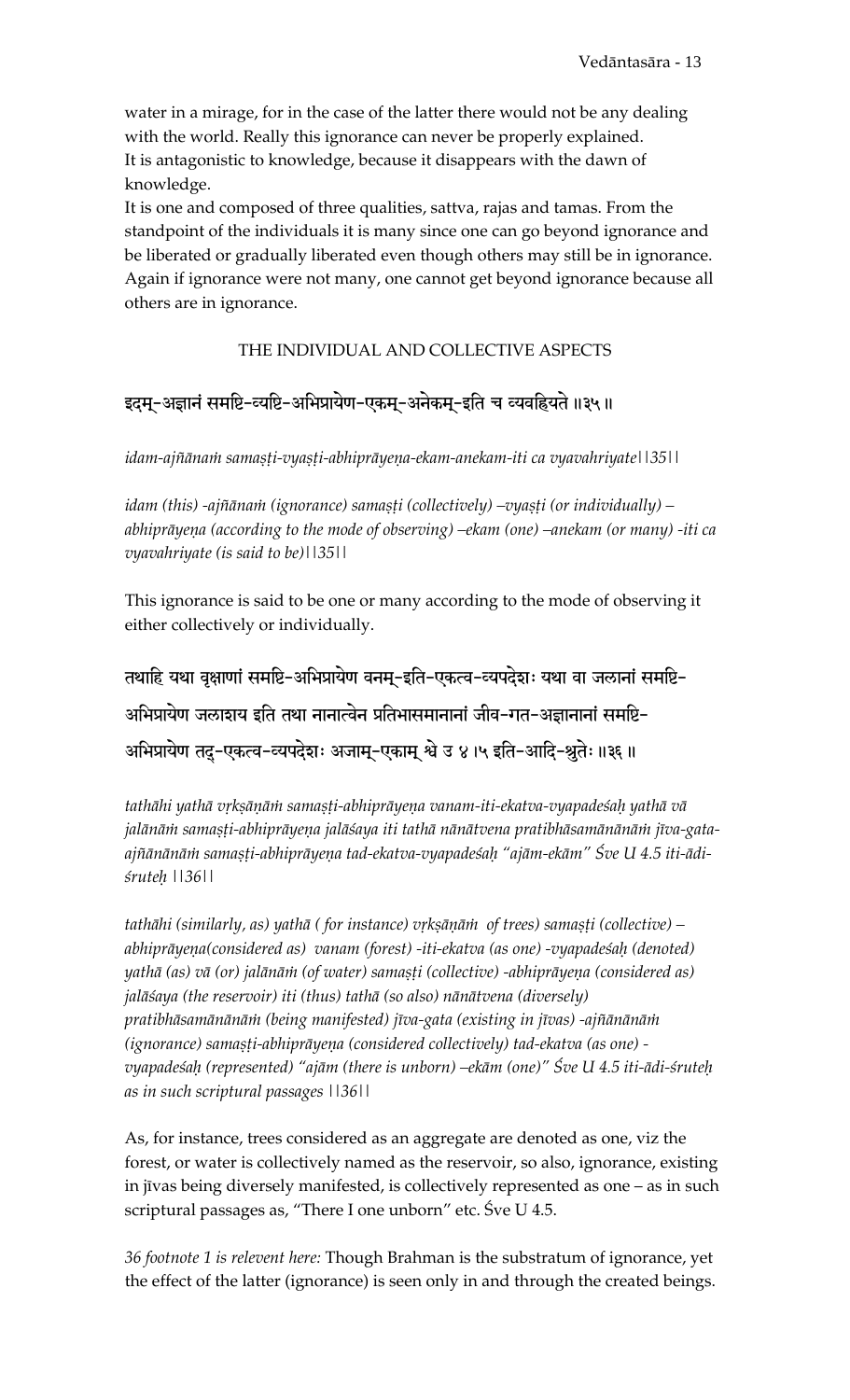water in a mirage, for in the case of the latter there would not be any dealing with the world. Really this ignorance can never be properly explained.
It is antagonistic to knowledge, because it disappears with the dawn of knowledge.
It is one and composed of three qualities, sattva, rajas and tamas. From the standpoint of the individuals it is many since one can go beyond ignorance and be liberated or gradually liberated even though others may still be in ignorance. Again if ignorance were not many, one cannot get beyond ignorance because all others are in ignorance.

### THE INDIVIDUAL AND COLLECTIVE ASPECTS

इदम्-अज्ञानं समष्टि-व्यष्टि-अभिप्रायेण-एकम्-अनेकम्-इति च व्यवह्रियते ॥३५॥

*idam-ajñānaṁ samaṣṭi-vyaṣṭi-abhiprāyeṇa-ekam-anekam-iti ca vyavahriyate||35||*

*idam (this) -ajñānaṁ (ignorance) samaṣṭi (collectively) –vyaṣṭi (or individually) – abhiprāyeṇa (according to the mode of observing) –ekam (one) –anekam (or many) -iti ca vyavahriyate (is said to be)||35||*

This ignorance is said to be one or many according to the mode of observing it either collectively or individually.

तथाहि यथा वृक्षाणां समष्टि-अभिप्रायेण वनम्-इति-एकत्व-व्यपदेशः यथा वा जलानां समष्टि-अभिप्रायेण जलाशय इति तथा नानात्वेन प्रतिभासमानानां जीव-गत-अज्ञानानां समष्टि-अभिप्रायेण तद्-एकत्व-व्यपदेशः अजाम्-एकाम् श्वे उ ४।५ इति-आदि-श्रुतेः ॥३६॥

*tathāhi yathā vṛkṣāṇāṁ samaṣṭi-abhiprāyeṇa vanam-iti-ekatva-vyapadeśaḥ yathā vā jalānāṁ samaṣṭi-abhiprāyeṇa jalāśaya iti tathā nānātvena pratibhāsamānānāṁ jīva-gata-ajñānānāṁ samaṣṭi-abhiprāyeṇa tad-ekatva-vyapadeśaḥ "ajām-ekām" Śve U 4.5 iti-ādi-śruteḥ ||36||*

*tathāhi (similarly, as) yathā ( for instance) vṛkṣāṇāṁ of trees) samaṣṭi (collective) – abhiprāyeṇa(considered as) vanam (forest) -iti-ekatva (as one) -vyapadeśaḥ (denoted) yathā (as) vā (or) jalānāṁ (of water) samaṣṭi (collective) -abhiprāyeṇa (considered as) jalāśaya (the reservoir) iti (thus) tathā (so also) nānātvena (diversely) pratibhāsamānānāṁ (being manifested) jīva-gata (existing in jīvas) -ajñānānāṁ (ignorance) samaṣṭi-abhiprāyeṇa (considered collectively) tad-ekatva (as one) - vyapadeśaḥ (represented) "ajām (there is unborn) –ekām (one)" Śve U 4.5 iti-ādi-śruteḥ as in such scriptural passages ||36||*

As, for instance, trees considered as an aggregate are denoted as one, viz the forest, or water is collectively named as the reservoir, so also, ignorance, existing in jīvas being diversely manifested, is collectively represented as one – as in such scriptural passages as, "There I one unborn" etc. Śve U 4.5.

*36 footnote 1 is relevent here:* Though Brahman is the substratum of ignorance, yet the effect of the latter (ignorance) is seen only in and through the created beings.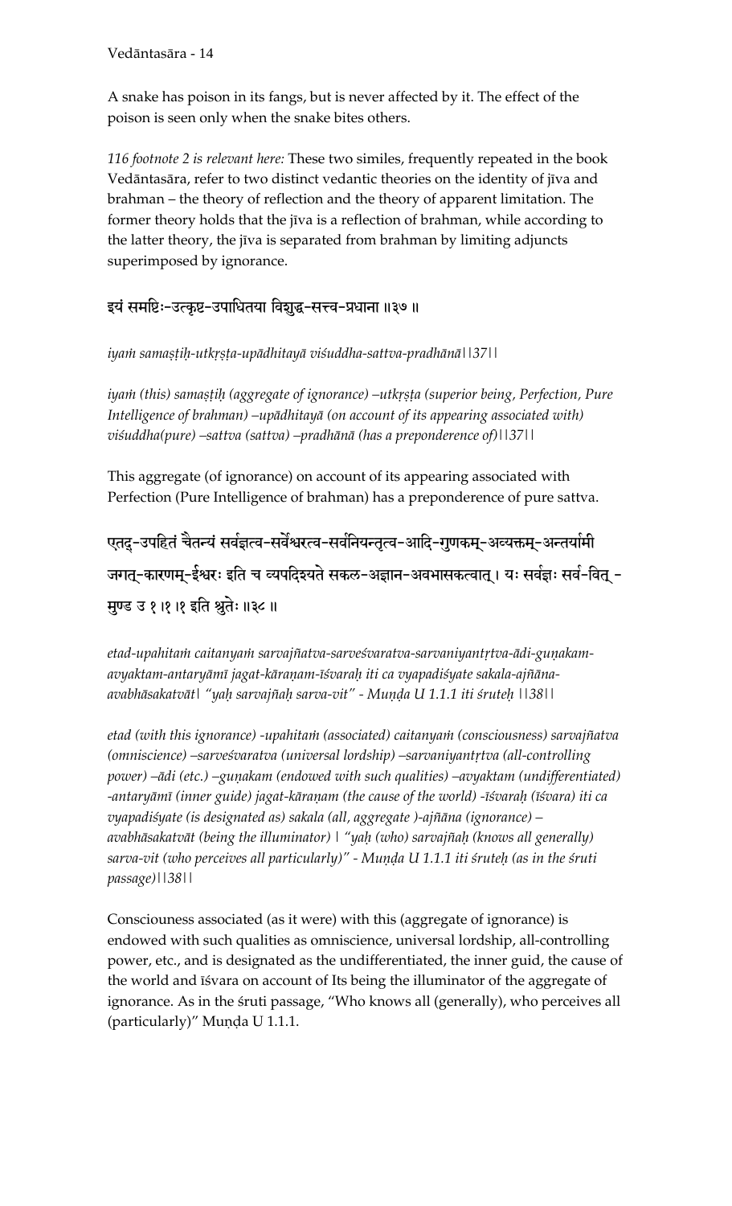A snake has poison in its fangs, but is never affected by it. The effect of the poison is seen only when the snake bites others.

*116 footnote 2 is relevant here:* These two similes, frequently repeated in the book Vedāntasāra, refer to two distinct vedantic theories on the identity of jīva and brahman – the theory of reflection and the theory of apparent limitation. The former theory holds that the jīva is a reflection of brahman, while according to the latter theory, the jīva is separated from brahman by limiting adjuncts superimposed by ignorance.

इयं समष्टिः-उत्कृष्ट-उपाधितया विशुद्ध-सत्त्व-प्रधाना ॥३७॥

*iyaṁ samaṣṭiḥ-utkṛṣṭa-upādhitayā viśuddha-sattva-pradhānā||37||*

*iyaṁ (this) samaṣṭiḥ (aggregate of ignorance) –utkṛṣṭa (superior being, Perfection, Pure Intelligence of brahman) –upādhitayā (on account of its appearing associated with) viśuddha(pure) –sattva (sattva) –pradhānā (has a preponderence of)||37||*

This aggregate (of ignorance) on account of its appearing associated with Perfection (Pure Intelligence of brahman) has a preponderence of pure sattva.

एतद्-उपहितं चैतन्यं सर्वज्ञत्व-सर्वेश्वरत्व-सर्वनियन्तृत्व-आदि-गुणकम्-अव्यक्तम्-अन्तर्यामी जगत्-कारणम्-ईश्वरः इति च व्यपदिश्यते सकल-अज्ञान-अवभासकत्वात्। यः सर्वज्ञः सर्व-वित् - मुण्ड उ १।१।१ इति श्रुतेः ॥३८॥

*etad-upahitaṁ caitanyaṁ sarvajñatva-sarveśvaratva-sarvaniyantṛtva-ādi-guṇakam-avyaktam-antaryāmī jagat-kāraṇam-īśvaraḥ iti ca vyapadiśyate sakala-ajñāna-avabhāsakatvāt| "yaḥ sarvajñaḥ sarva-vit" - Muṇḍa U 1.1.1 iti śruteḥ ||38||*

*etad (with this ignorance) -upahitaṁ (associated) caitanyaṁ (consciousness) sarvajñatva (omniscience) –sarveśvaratva (universal lordship) –sarvaniyantṛtva (all-controlling power) –ādi (etc.) –guṇakam (endowed with such qualities) –avyaktam (undifferentiated) -antaryāmī (inner guide) jagat-kāraṇam (the cause of the world) -īśvaraḥ (īśvara) iti ca vyapadiśyate (is designated as) sakala (all, aggregate )-ajñāna (ignorance) –avabhāsakatvāt (being the illuminator) | "yaḥ (who) sarvajñaḥ (knows all generally) sarva-vit (who perceives all particularly)" - Muṇḍa U 1.1.1 iti śruteḥ (as in the śruti passage)||38||*

Consciouness associated (as it were) with this (aggregate of ignorance) is endowed with such qualities as omniscience, universal lordship, all-controlling power, etc., and is designated as the undifferentiated, the inner guid, the cause of the world and īśvara on account of Its being the illuminator of the aggregate of ignorance. As in the śruti passage, "Who knows all (generally), who perceives all (particularly)" Muṇḍa U 1.1.1.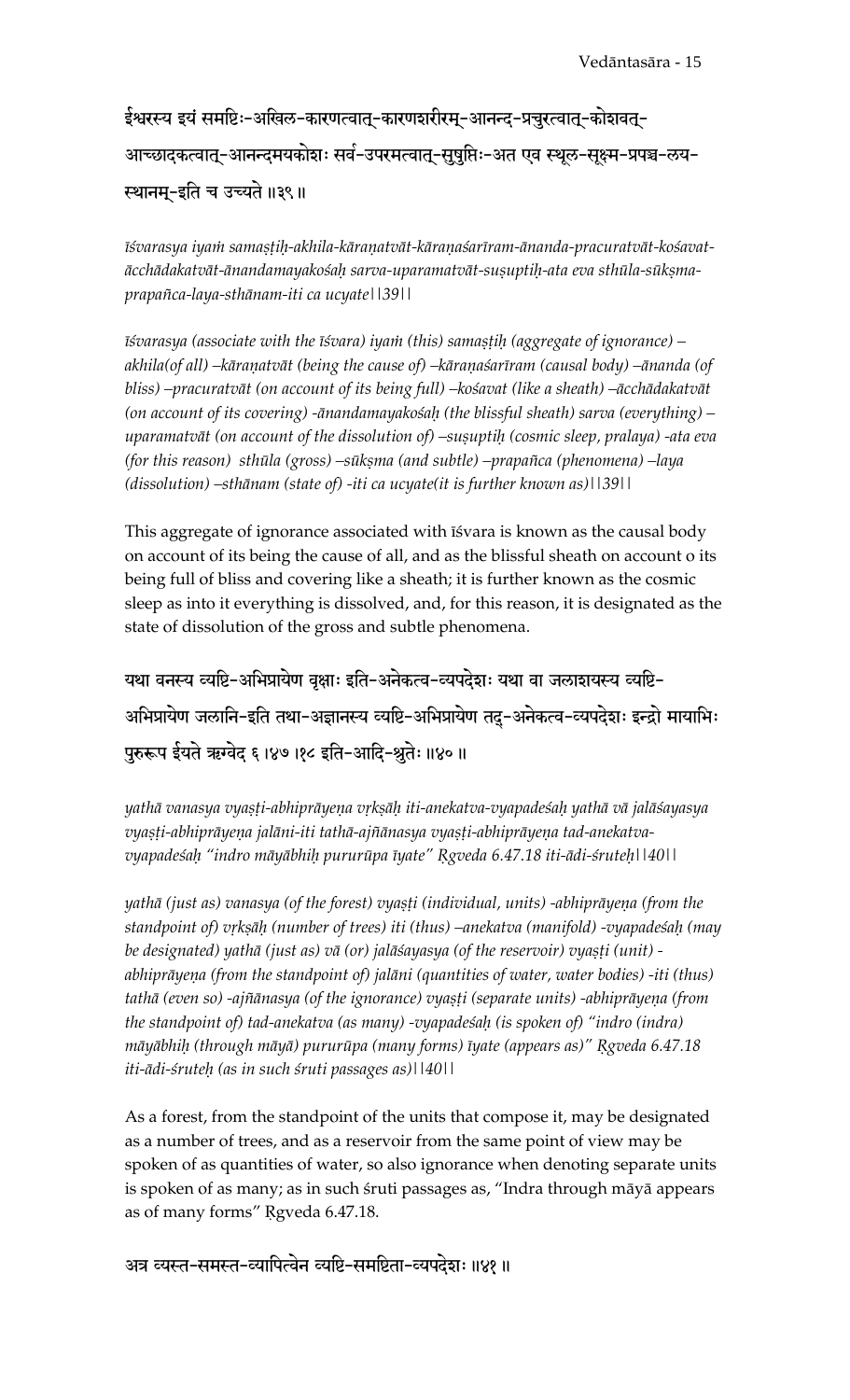ईश्वरस्य इयं समष्टिः-अखिल-कारणत्वात्-कारणशरीरम्-आनन्द-प्रचुरत्वात्-कोशवत्-आच्छादकत्वात्-आनन्दमयकोशः सर्व-उपरमत्वात्-सुषुप्तिः-अत एव स्थूल-सूक्ष्म-प्रपञ्च-लय-स्थानम्-इति च उच्यते ॥३९॥

*īśvarasya iyaṁ samaṣṭiḥ-akhila-kāraṇatvāt-kāraṇaśarīram-ānanda-pracuratvāt-kośavat-ācchādakatvāt-ānandamayakośaḥ sarva-uparamatvāt-suṣuptiḥ-ata eva sthūla-sūkṣma-prapañca-laya-sthānam-iti ca ucyate||39||*

*īśvarasya (associate with the īśvara) iyaṁ (this) samaṣṭiḥ (aggregate of ignorance) – akhila(of all) –kāraṇatvāt (being the cause of) –kāraṇaśarīram (causal body) –ānanda (of bliss) –pracuratvāt (on account of its being full) –kośavat (like a sheath) –ācchādakatvāt (on account of its covering) -ānandamayakośaḥ (the blissful sheath) sarva (everything) –uparamatvāt (on account of the dissolution of) –suṣuptiḥ (cosmic sleep, pralaya) -ata eva (for this reason) sthūla (gross) –sūkṣma (and subtle) –prapañca (phenomena) –laya (dissolution) –sthānam (state of) -iti ca ucyate(it is further known as)||39||*

This aggregate of ignorance associated with īśvara is known as the causal body on account of its being the cause of all, and as the blissful sheath on account o its being full of bliss and covering like a sheath; it is further known as the cosmic sleep as into it everything is dissolved, and, for this reason, it is designated as the state of dissolution of the gross and subtle phenomena.

यथा वनस्य व्यष्टि-अभिप्रायेण वृक्षाः इति-अनेकत्व-व्यपदेशः यथा वा जलाशयस्य व्यष्टि-अभिप्रायेण जलानि-इति तथा-अज्ञानस्य व्यष्टि-अभिप्रायेण तद्-अनेकत्व-व्यपदेशः इन्द्रो मायाभिः पुरुरूप ईयते ऋग्वेद ६।४७।१८ इति-आदि-श्रुतेः ॥४०॥

*yathā vanasya vyaṣṭi-abhiprāyeṇa vṛkṣāḥ iti-anekatva-vyapadeśaḥ yathā vā jalāśayasya vyaṣṭi-abhiprāyeṇa jalāni-iti tathā-ajñānasya vyaṣṭi-abhiprāyeṇa tad-anekatva-vyapadeśaḥ "indro māyābhiḥ pururūpa īyate" Ṛgveda 6.47.18 iti-ādi-śruteḥ||40||*

*yathā (just as) vanasya (of the forest) vyaṣṭi (individual, units) -abhiprāyeṇa (from the standpoint of) vṛkṣāḥ (number of trees) iti (thus) –anekatva (manifold) -vyapadeśaḥ (may be designated) yathā (just as) vā (or) jalāśayasya (of the reservoir) vyaṣṭi (unit) -abhiprāyeṇa (from the standpoint of) jalāni (quantities of water, water bodies) -iti (thus) tathā (even so) -ajñānasya (of the ignorance) vyaṣṭi (separate units) -abhiprāyeṇa (from the standpoint of) tad-anekatva (as many) -vyapadeśaḥ (is spoken of) "indro (indra) māyābhiḥ (through māyā) pururūpa (many forms) īyate (appears as)" Ṛgveda 6.47.18 iti-ādi-śruteḥ (as in such śruti passages as)||40||*

As a forest, from the standpoint of the units that compose it, may be designated as a number of trees, and as a reservoir from the same point of view may be spoken of as quantities of water, so also ignorance when denoting separate units is spoken of as many; as in such śruti passages as, "Indra through māyā appears as of many forms" Ṛgveda 6.47.18.

अत्र व्यस्त-समस्त-व्यापित्वेन व्यष्टि-समष्टिता-व्यपदेशः ॥४१॥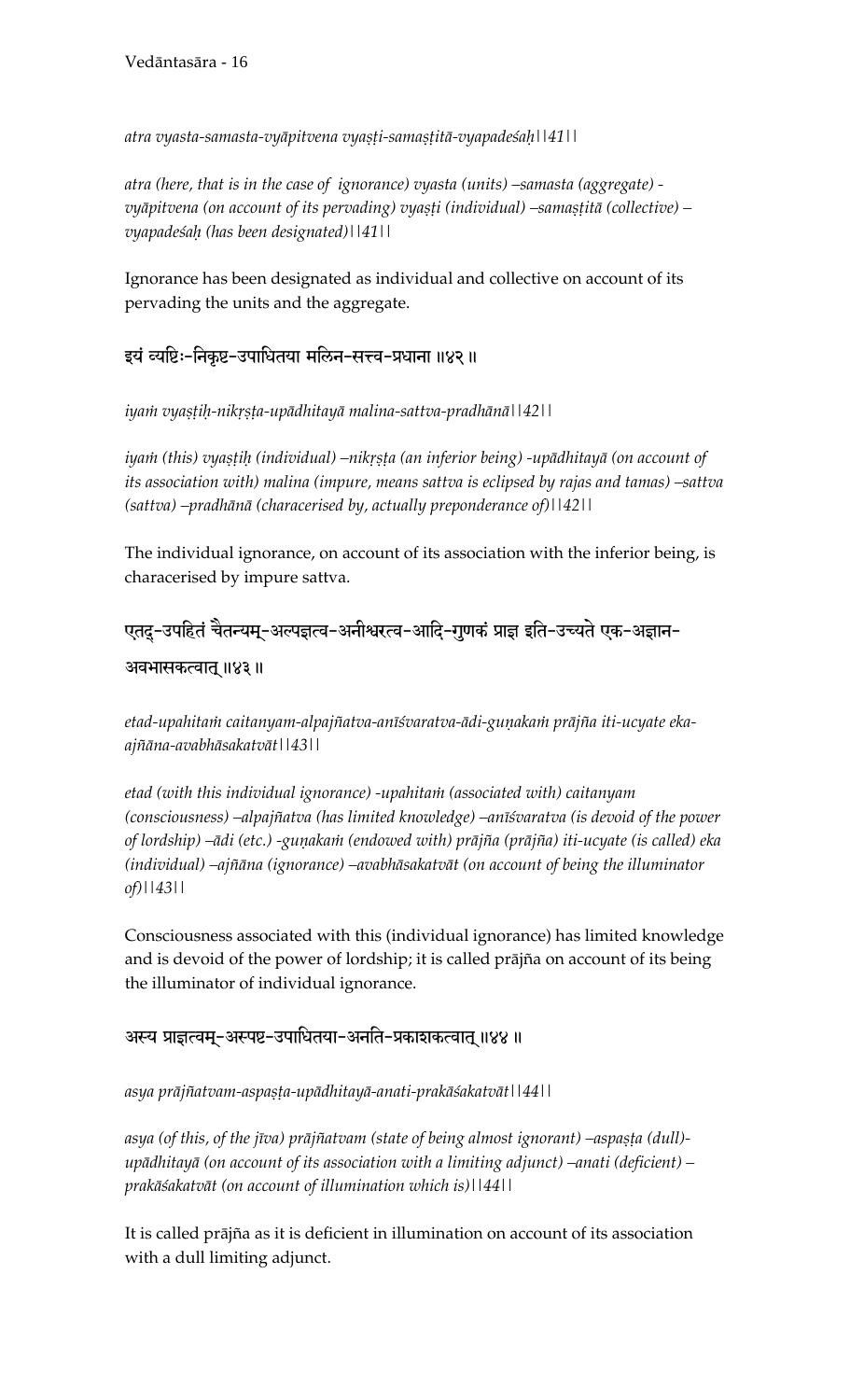*atra vyasta-samasta-vyāpitvena vyaṣṭi-samaṣṭitā-vyapadeśaḥ||41||*

*atra (here, that is in the case of ignorance) vyasta (units) –samasta (aggregate) -vyāpitvena (on account of its pervading) vyaṣṭi (individual) –samaṣṭitā (collective) –vyapadeśaḥ (has been designated)||41||*

Ignorance has been designated as individual and collective on account of its pervading the units and the aggregate.

इयं व्यष्टिः-निकृष्ट-उपाधितया मलिन-सत्त्व-प्रधाना ॥४२॥

*iyaṁ vyaṣṭiḥ-nikṛṣṭa-upādhitayā malina-sattva-pradhānā||42||*

*iyaṁ (this) vyaṣṭiḥ (individual) –nikṛṣṭa (an inferior being) -upādhitayā (on account of its association with) malina (impure, means sattva is eclipsed by rajas and tamas) –sattva (sattva) –pradhānā (characerised by, actually preponderance of)||42||*

The individual ignorance, on account of its association with the inferior being, is characerised by impure sattva.

एतद्-उपहितं चैतन्यम्-अल्पज्ञत्व-अनीश्वरत्व-आदि-गुणकं प्राज्ञ इति-उच्यते एक-अज्ञान-अवभासकत्वात् ॥४३॥

*etad-upahitaṁ caitanyam-alpajñatva-anīśvaratva-ādi-guṇakaṁ prājña iti-ucyate eka-ajñāna-avabhāsakatvāt||43||*

*etad (with this individual ignorance) -upahitaṁ (associated with) caitanyam (consciousness) –alpajñatva (has limited knowledge) –anīśvaratva (is devoid of the power of lordship) –ādi (etc.) -guṇakaṁ (endowed with) prājña (prājña) iti-ucyate (is called) eka (individual) –ajñāna (ignorance) –avabhāsakatvāt (on account of being the illuminator of)||43||*

Consciousness associated with this (individual ignorance) has limited knowledge and is devoid of the power of lordship; it is called prājña on account of its being the illuminator of individual ignorance.

अस्य प्राज्ञत्वम्-अस्पष्ट-उपाधितया-अनति-प्रकाशकत्वात् ॥४४॥

*asya prājñatvam-aspaṣṭa-upādhitayā-anati-prakāśakatvāt||44||*

*asya (of this, of the jīva) prājñatvam (state of being almost ignorant) –aspaṣṭa (dull)-upādhitayā (on account of its association with a limiting adjunct) –anati (deficient) –prakāśakatvāt (on account of illumination which is)||44||*

It is called prājña as it is deficient in illumination on account of its association with a dull limiting adjunct.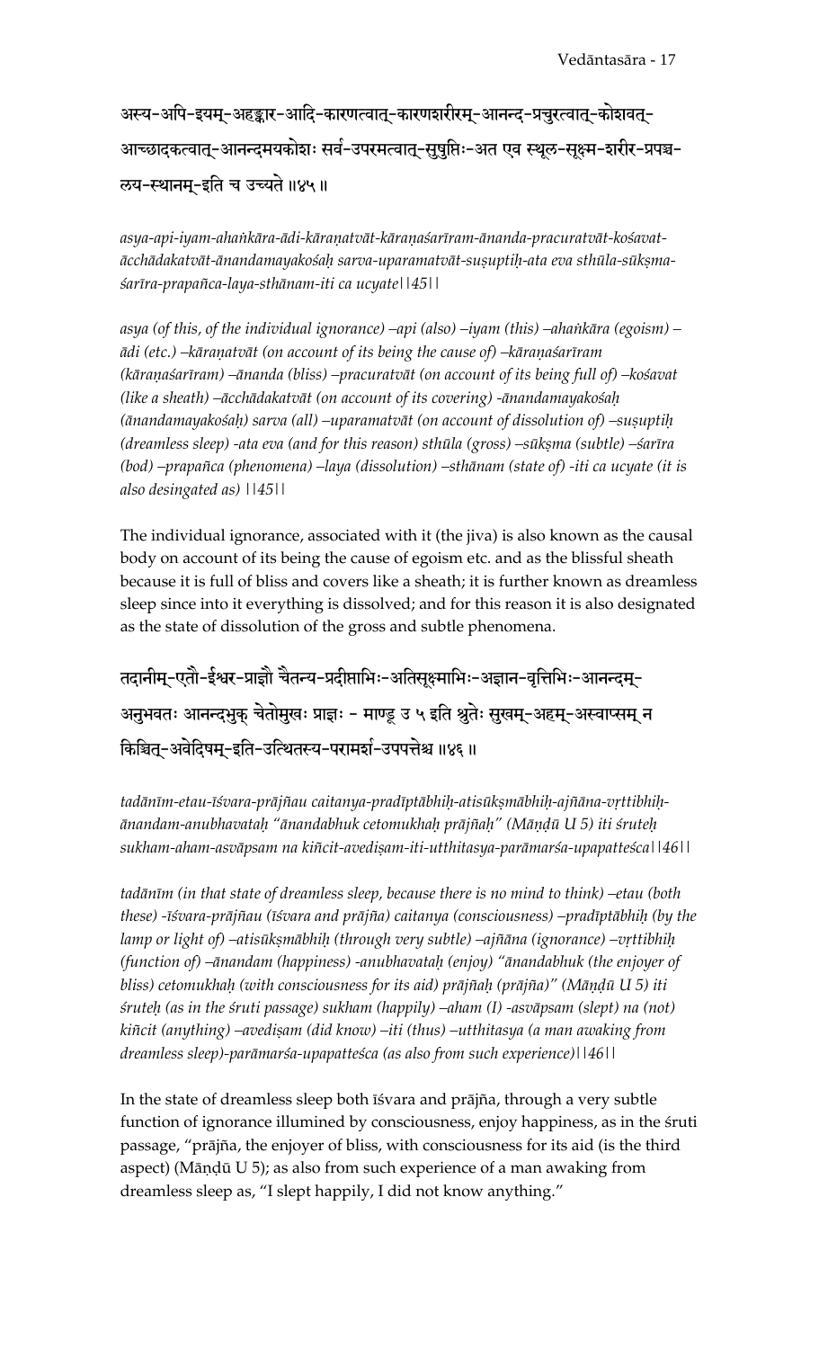अस्य-अपि-इयम्-अहङ्कार-आदि-कारणत्वात्-कारणशरीरम्-आनन्द-प्रचुरत्वात्-कोशवत्-आच्छादकत्वात्-आनन्दमयकोशः सर्व-उपरमत्वात्-सुषुप्तिः-अत एव स्थूल-सूक्ष्म-शरीर-प्रपञ्च-लय-स्थानम्-इति च उच्यते ॥४५॥

*asya-api-iyam-ahaṅkāra-ādi-kāraṇatvāt-kāraṇaśarīram-ānanda-pracuratvāt-kośavat-ācchādakatvāt-ānandamayakośaḥ sarva-uparamatvāt-suṣuptiḥ-ata eva sthūla-sūkṣma-śarīra-prapañca-laya-sthānam-iti ca ucyate||45||*

*asya (of this, of the individual ignorance) –api (also) –iyam (this) –ahaṅkāra (egoism) –ādi (etc.) –kāraṇatvāt (on account of its being the cause of) –kāraṇaśarīram (kāraṇaśarīram) –ānanda (bliss) –pracuratvāt (on account of its being full of) –kośavat (like a sheath) –ācchādakatvāt (on account of its covering) -ānandamayakośaḥ (ānandamayakośaḥ) sarva (all) –uparamatvāt (on account of dissolution of) –suṣuptiḥ (dreamless sleep) -ata eva (and for this reason) sthūla (gross) –sūkṣma (subtle) –śarīra (bod) –prapañca (phenomena) –laya (dissolution) –sthānam (state of) -iti ca ucyate (it is also desingated as) ||45||*

The individual ignorance, associated with it (the jiva) is also known as the causal body on account of its being the cause of egoism etc. and as the blissful sheath because it is full of bliss and covers like a sheath; it is further known as dreamless sleep since into it everything is dissolved; and for this reason it is also designated as the state of dissolution of the gross and subtle phenomena.

तदानीम्-एतौ-ईश्वर-प्राज्ञौ चैतन्य-प्रदीप्ताभिः-अतिसूक्ष्माभिः-अज्ञान-वृत्तिभिः-आनन्दम्-अनुभवतः आनन्दभुक् चेतोमुखः प्राज्ञः - माण्डू उ ५ इति श्रुतेः सुखम्-अहम्-अस्वाप्सम् न किञ्चित्-अवेदिषम्-इति-उत्थितस्य-परामर्श-उपपत्तेश्च ॥४६॥

*tadānīm-etau-īśvara-prājñau caitanya-pradīptābhiḥ-atisūkṣmābhiḥ-ajñāna-vṛttibhiḥ-ānandam-anubhavataḥ "ānandabhuk cetomukhaḥ prājñaḥ" (Māṇḍū U 5) iti śruteḥ sukham-aham-asvāpsam na kiñcit-avediṣam-iti-utthitasya-parāmarśa-upapatteśca||46||*

*tadānīm (in that state of dreamless sleep, because there is no mind to think) –etau (both these) -īśvara-prājñau (īśvara and prājña) caitanya (consciousness) –pradīptābhiḥ (by the lamp or light of) –atisūkṣmābhiḥ (through very subtle) –ajñāna (ignorance) –vṛttibhiḥ (function of) –ānandam (happiness) -anubhavataḥ (enjoy) "ānandabhuk (the enjoyer of bliss) cetomukhaḥ (with consciousness for its aid) prājñaḥ (prājña)" (Māṇḍū U 5) iti śruteḥ (as in the śruti passage) sukham (happily) –aham (I) -asvāpsam (slept) na (not) kiñcit (anything) –avediṣam (did know) –iti (thus) –utthitasya (a man awaking from dreamless sleep)-parāmarśa-upapatteśca (as also from such experience)||46||*

In the state of dreamless sleep both īśvara and prājña, through a very subtle function of ignorance illumined by consciousness, enjoy happiness, as in the śruti passage, "prājña, the enjoyer of bliss, with consciousness for its aid (is the third aspect) (Māṇḍū U 5); as also from such experience of a man awaking from dreamless sleep as, "I slept happily, I did not know anything."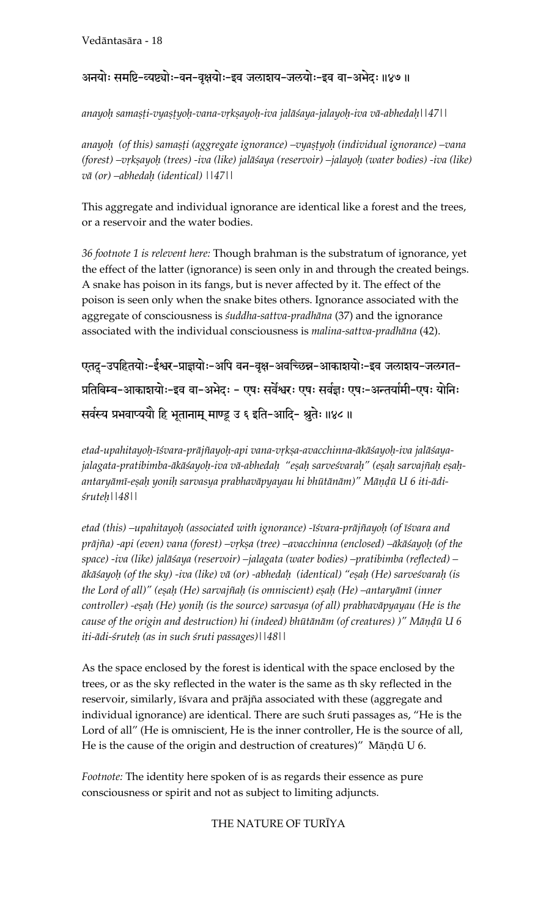अनयोः समष्टि-व्यष्टयोः-वन-वृक्षयोः-इव जलाशय-जलयोः-इव वा-अभेदः ॥४७॥

*anayoḥ samaṣṭi-vyaṣṭyoḥ-vana-vṛkṣayoḥ-iva jalāśaya-jalayoḥ-iva vā-abhedaḥ||47||*

*anayoḥ (of this) samaṣṭi (aggregate ignorance) –vyaṣṭyoḥ (individual ignorance) –vana (forest) –vṛkṣayoḥ (trees) -iva (like) jalāśaya (reservoir) –jalayoḥ (water bodies) -iva (like) vā (or) –abhedaḥ (identical) ||47||*

This aggregate and individual ignorance are identical like a forest and the trees, or a reservoir and the water bodies.

*36 footnote 1 is relevent here:* Though brahman is the substratum of ignorance, yet the effect of the latter (ignorance) is seen only in and through the created beings. A snake has poison in its fangs, but is never affected by it. The effect of the poison is seen only when the snake bites others. Ignorance associated with the aggregate of consciousness is *śuddha-sattva-pradhāna* (37) and the ignorance associated with the individual consciousness is *malina-sattva-pradhāna* (42).

एतद्-उपहितयोः-ईश्वर-प्राज्ञयोः-अपि वन-वृक्ष-अवच्छिन्न-आकाशयोः-इव जलाशय-जलगत-प्रतिबिम्ब-आकाशयोः-इव वा-अभेदः - एषः सर्वेश्वरः एषः सर्वज्ञः एषः-अन्तर्यामी-एषः योनिः सर्वस्य प्रभवाप्ययौ हि भूतानाम् माण्डू उ ६ इति-आदि- श्रुतेः ॥४८॥

*etad-upahitayoḥ-īśvara-prājñayoḥ-api vana-vṛkṣa-avacchinna-ākāśayoḥ-iva jalāśaya-jalagata-pratibimba-ākāśayoḥ-iva vā-abhedaḥ "eṣaḥ sarveśvaraḥ" (eṣaḥ sarvajñaḥ eṣaḥ-antaryāmī-eṣaḥ yoniḥ sarvasya prabhavāpyayau hi bhūtānām)" Māṇḍū U 6 iti-ādi-śruteḥ||48||*

*etad (this) –upahitayoḥ (associated with ignorance) -īśvara-prājñayoḥ (of īśvara and prājña) -api (even) vana (forest) –vṛkṣa (tree) –avacchinna (enclosed) –ākāśayoḥ (of the space) -iva (like) jalāśaya (reservoir) –jalagata (water bodies) –pratibimba (reflected) –ākāśayoḥ (of the sky) -iva (like) vā (or) -abhedaḥ (identical) "eṣaḥ (He) sarveśvaraḥ (is the Lord of all)" (eṣaḥ (He) sarvajñaḥ (is omniscient) eṣaḥ (He) –antaryāmī (inner controller) -eṣaḥ (He) yoniḥ (is the source) sarvasya (of all) prabhavāpyayau (He is the cause of the origin and destruction) hi (indeed) bhūtānām (of creatures) )" Māṇḍū U 6 iti-ādi-śruteḥ (as in such śruti passages)||48||*

As the space enclosed by the forest is identical with the space enclosed by the trees, or as the sky reflected in the water is the same as th sky reflected in the reservoir, similarly, īśvara and prājña associated with these (aggregate and individual ignorance) are identical. There are such śruti passages as, "He is the Lord of all" (He is omniscient, He is the inner controller, He is the source of all, He is the cause of the origin and destruction of creatures)" Māṇḍū U 6.

*Footnote:* The identity here spoken of is as regards their essence as pure consciousness or spirit and not as subject to limiting adjuncts.

## THE NATURE OF TURĪYA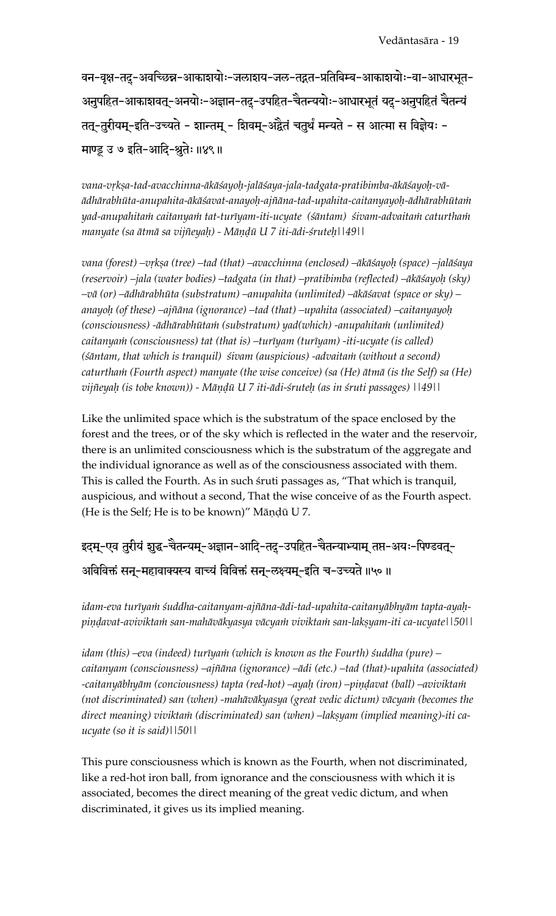वन-वृक्ष-तद्-अवच्छिन्न-आकाशयोः-जलाशय-जल-तद्गत-प्रतिबिम्ब-आकाशयोः-वा-आधारभूत-अनुपहित-आकाशवत्-अनयोः-अज्ञान-तद्-उपहित-चैतन्ययोः-आधारभूतं यद्-अनुपहितं चैतन्यं तत्-तुरीयम्-इति-उच्यते - शान्तम् - शिवम्-अद्वैतं चतुर्थं मन्यते - स आत्मा स विज्ञेयः - माण्डू उ ७ इति-आदि-श्रुतेः ॥४९॥

*vana-vṛkṣa-tad-avacchinna-ākāśayoḥ-jalāśaya-jala-tadgata-pratibimba-ākāśayoḥ-vā-ādhārabhūta-anupahita-ākāśavat-anayoḥ-ajñāna-tad-upahita-caitanyayoḥ-ādhārabhūtaṁ yad-anupahitaṁ caitanyaṁ tat-turīyam-iti-ucyate (śāntam) śivam-advaitaṁ caturthaṁ manyate (sa ātmā sa vijñeyaḥ) - Māṇḍū U 7 iti-ādi-śruteḥ||49||*

*vana (forest) –vṛkṣa (tree) –tad (that) –avacchinna (enclosed) –ākāśayoḥ (space) –jalāśaya (reservoir) –jala (water bodies) –tadgata (in that) –pratibimba (reflected) –ākāśayoḥ (sky) –vā (or) –ādhārabhūta (substratum) –anupahita (unlimited) –ākāśavat (space or sky) –anayoḥ (of these) –ajñāna (ignorance) –tad (that) –upahita (associated) –caitanyayoḥ (consciousness) -ādhārabhūtaṁ (substratum) yad(which) -anupahitaṁ (unlimited) caitanyaṁ (consciousness) tat (that is) –turīyam (turīyam) -iti-ucyate (is called) (śāntam, that which is tranquil) śivam (auspicious) -advaitaṁ (without a second) caturthaṁ (Fourth aspect) manyate (the wise conceive) (sa (He) ātmā (is the Self) sa (He) vijñeyaḥ (is tobe known)) - Māṇḍū U 7 iti-ādi-śruteḥ (as in śruti passages) ||49||*

Like the unlimited space which is the substratum of the space enclosed by the forest and the trees, or of the sky which is reflected in the water and the reservoir, there is an unlimited consciousness which is the substratum of the aggregate and the individual ignorance as well as of the consciousness associated with them. This is called the Fourth. As in such śruti passages as, "That which is tranquil, auspicious, and without a second, That the wise conceive of as the Fourth aspect. (He is the Self; He is to be known)" Māṇḍū U 7.

इदम्-एव तुरीयं शुद्ध-चैतन्यम्-अज्ञान-आदि-तद्-उपहित-चैतन्याभ्याम् तप्त-अयः-पिण्डवत्-अविविक्तं सन्-महावाक्यस्य वाच्यं विविक्तं सन्-लक्ष्यम्-इति च-उच्यते ॥५०॥

*idam-eva turīyaṁ śuddha-caitanyam-ajñāna-ādi-tad-upahita-caitanyābhyām tapta-ayaḥ-piṇḍavat-aviviktaṁ san-mahāvākyasya vācyaṁ viviktaṁ san-lakṣyam-iti ca-ucyate||50||*

*idam (this) –eva (indeed) turīyaṁ (which is known as the Fourth) śuddha (pure) –caitanyam (consciousness) –ajñāna (ignorance) –ādi (etc.) –tad (that)-upahita (associated) -caitanyābhyām (conciousness) tapta (red-hot) –ayaḥ (iron) –piṇḍavat (ball) –aviviktaṁ (not discriminated) san (when) -mahāvākyasya (great vedic dictum) vācyaṁ (becomes the direct meaning) viviktaṁ (discriminated) san (when) –lakṣyam (implied meaning)-iti ca-ucyate (so it is said)||50||*

This pure consciousness which is known as the Fourth, when not discriminated, like a red-hot iron ball, from ignorance and the consciousness with which it is associated, becomes the direct meaning of the great vedic dictum, and when discriminated, it gives us its implied meaning.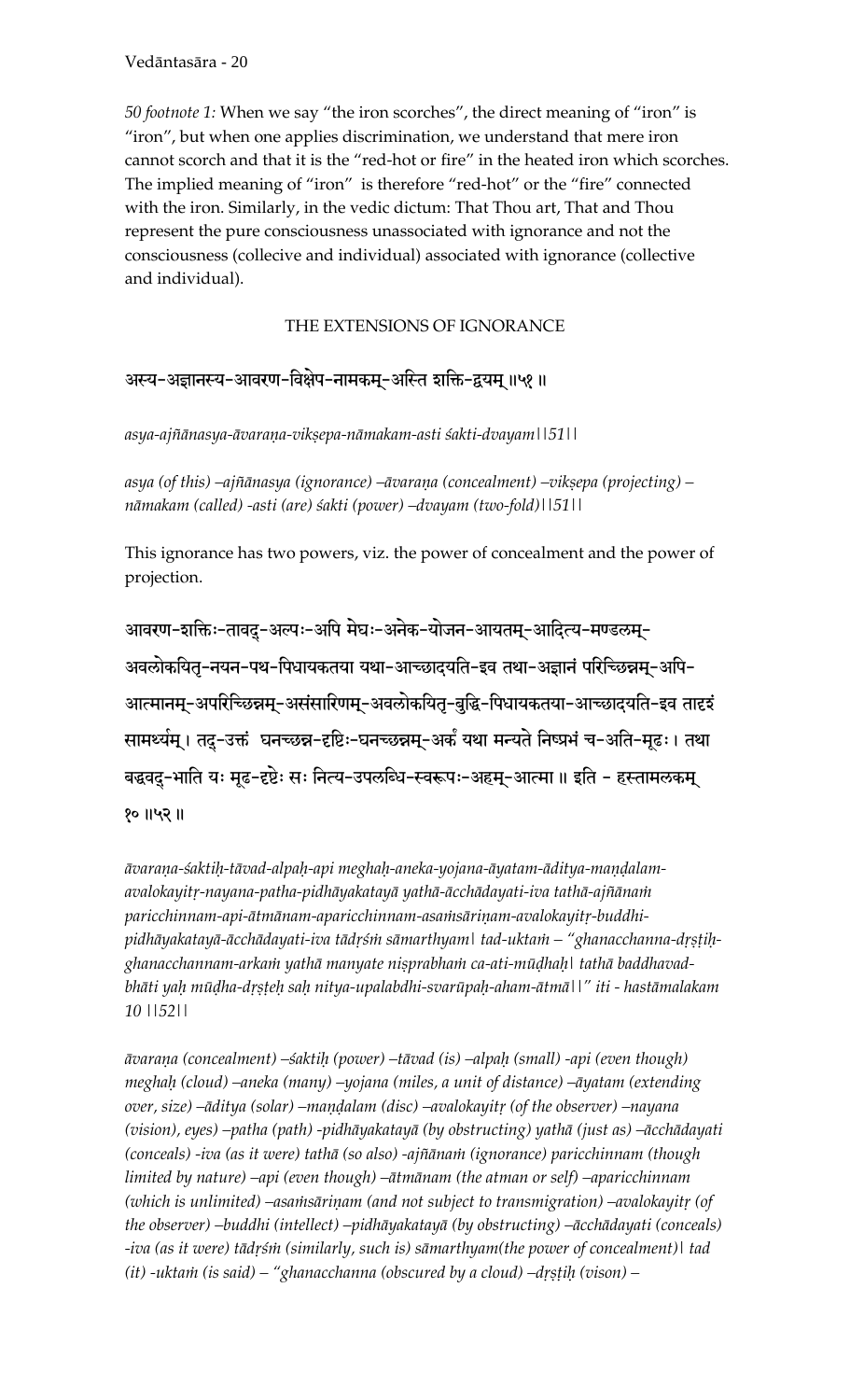*50 footnote 1:* When we say "the iron scorches", the direct meaning of "iron" is "iron", but when one applies discrimination, we understand that mere iron cannot scorch and that it is the "red-hot or fire" in the heated iron which scorches. The implied meaning of "iron" is therefore "red-hot" or the "fire" connected with the iron. Similarly, in the vedic dictum: That Thou art, That and Thou represent the pure consciousness unassociated with ignorance and not the consciousness (collecive and individual) associated with ignorance (collective and individual).

## THE EXTENSIONS OF IGNORANCE

अस्य-अज्ञानस्य-आवरण-विक्षेप-नामकम्-अस्ति शक्ति-द्वयम् ॥५१ ॥

*asya-ajñānasya-āvaraṇa-vikṣepa-nāmakam-asti śakti-dvayam||51||*

*asya (of this) –ajñānasya (ignorance) –āvaraṇa (concealment) –vikṣepa (projecting) – nāmakam (called) -asti (are) śakti (power) –dvayam (two-fold)||51||*

This ignorance has two powers, viz. the power of concealment and the power of projection.

आवरण-शक्तिः-तावद्-अल्पः-अपि मेघः-अनेक-योजन-आयतम्-आदित्य-मण्डलम्-अवलोकयितृ-नयन-पथ-पिधायकतया यथा-आच्छादयति-इव तथा-अज्ञानं परिच्छिन्नम्-अपि-आत्मानम्-अपरिच्छिन्नम्-असंसारिणम्-अवलोकयितृ-बुद्धि-पिधायकतया-आच्छादयति-इव तादृशं सामर्थ्यम्। तद्-उक्तं घनच्छन्न-दृष्टिः-घनच्छन्नम्-अर्कं यथा मन्यते निष्प्रभं च-अति-मूढः। तथा बद्धवद्-भाति यः मूढ-दृष्टेः सः नित्य-उपलब्धि-स्वरूपः-अहम्-आत्मा ॥ इति - हस्तामलकम् १० ॥५२ ॥

*āvaraṇa-śaktiḥ-tāvad-alpaḥ-api meghaḥ-aneka-yojana-āyatam-āditya-maṇḍalam-avalokayitṛ-nayana-patha-pidhāyakatayā yathā-ācchādayati-iva tathā-ajñānaṁ paricchinnam-api-ātmānam-aparicchinnam-asaṁsāriṇam-avalokayitṛ-buddhi-pidhāyakatayā-ācchādayati-iva tādṛśṁ sāmarthyam| tad-uktaṁ – "ghanacchanna-dṛṣṭiḥ-ghanacchannam-arkaṁ yathā manyate niṣprabhaṁ ca-ati-mūḍhaḥ| tathā baddhavad-bhāti yaḥ mūḍha-dṛṣṭeḥ saḥ nitya-upalabdhi-svarūpaḥ-aham-ātmā||" iti - hastāmalakam 10 ||52||*

*āvaraṇa (concealment) –śaktiḥ (power) –tāvad (is) –alpaḥ (small) -api (even though) meghaḥ (cloud) –aneka (many) –yojana (miles, a unit of distance) –āyatam (extending over, size) –āditya (solar) –maṇḍalam (disc) –avalokayitṛ (of the observer) –nayana (vision), eyes) –patha (path) -pidhāyakatayā (by obstructing) yathā (just as) –ācchādayati (conceals) -iva (as it were) tathā (so also) -ajñānaṁ (ignorance) paricchinnam (though limited by nature) –api (even though) –ātmānam (the atman or self) –aparicchinnam (which is unlimited) –asaṁsāriṇam (and not subject to transmigration) –avalokayitṛ (of the observer) –buddhi (intellect) –pidhāyakatayā (by obstructing) –ācchādayati (conceals) -iva (as it were) tādṛśṁ (similarly, such is) sāmarthyam(the power of concealment)| tad (it) -uktaṁ (is said) – "ghanacchanna (obscured by a cloud) –dṛṣṭiḥ (vison) –*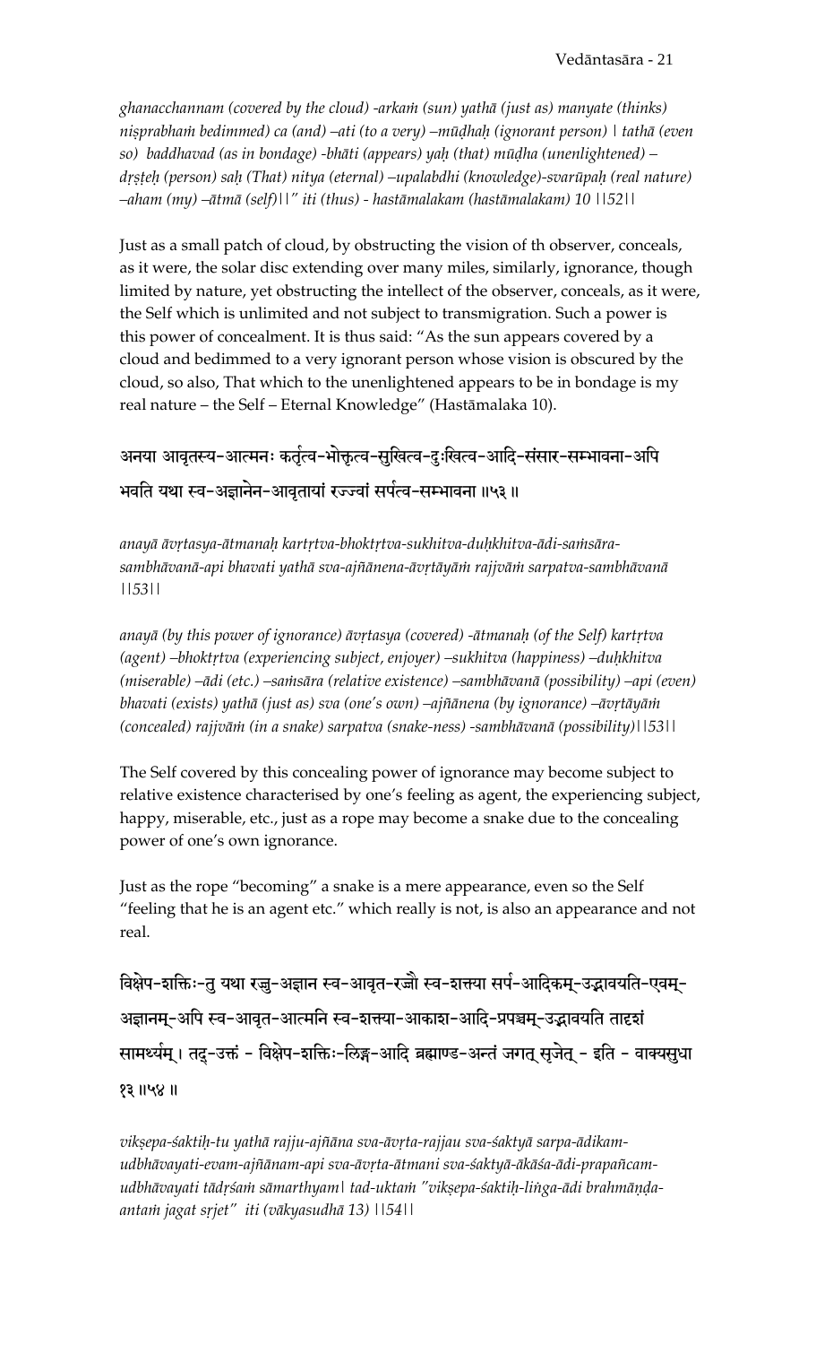*ghanacchannam (covered by the cloud) -arkaṁ (sun) yathā (just as) manyate (thinks) niṣprabhaṁ bedimmed) ca (and) –ati (to a very) –mūḍhaḥ (ignorant person) | tathā (even so) baddhavad (as in bondage) -bhāti (appears) yaḥ (that) mūḍha (unenlightened) –dṛṣṭeḥ (person) saḥ (That) nitya (eternal) –upalabdhi (knowledge)-svarūpaḥ (real nature) –aham (my) –ātmā (self)||" iti (thus) - hastāmalakam (hastāmalakam) 10 ||52||*

Just as a small patch of cloud, by obstructing the vision of th observer, conceals, as it were, the solar disc extending over many miles, similarly, ignorance, though limited by nature, yet obstructing the intellect of the observer, conceals, as it were, the Self which is unlimited and not subject to transmigration. Such a power is this power of concealment. It is thus said: "As the sun appears covered by a cloud and bedimmed to a very ignorant person whose vision is obscured by the cloud, so also, That which to the unenlightened appears to be in bondage is my real nature – the Self – Eternal Knowledge" (Hastāmalaka 10).

अनया आवृतस्य-आत्मनः कर्तृत्व-भोक्तृत्व-सुखित्व-दुःखित्व-आदि-संसार-सम्भावना-अपि भवति यथा स्व-अज्ञानेन-आवृतायां रज्ज्वां सर्पत्व-सम्भावना ॥५३॥

*anayā āvṛtasya-ātmanaḥ kartṛtva-bhoktṛtva-sukhitva-duḥkhitva-ādi-saṁsāra-sambhāvanā-api bhavati yathā sva-ajñānena-āvṛtāyāṁ rajjvāṁ sarpatva-sambhāvanā ||53||*

*anayā (by this power of ignorance) āvṛtasya (covered) -ātmanaḥ (of the Self) kartṛtva (agent) –bhoktṛtva (experiencing subject, enjoyer) –sukhitva (happiness) –duḥkhitva (miserable) –ādi (etc.) –saṁsāra (relative existence) –sambhāvanā (possibility) –api (even) bhavati (exists) yathā (just as) sva (one's own) –ajñānena (by ignorance) –āvṛtāyāṁ (concealed) rajjvāṁ (in a snake) sarpatva (snake-ness) -sambhāvanā (possibility)||53||*

The Self covered by this concealing power of ignorance may become subject to relative existence characterised by one's feeling as agent, the experiencing subject, happy, miserable, etc., just as a rope may become a snake due to the concealing power of one's own ignorance.

Just as the rope "becoming" a snake is a mere appearance, even so the Self "feeling that he is an agent etc." which really is not, is also an appearance and not real.

विक्षेप-शक्तिः-तु यथा रज्जु-अज्ञान स्व-आवृत-रज्जौ स्व-शक्त्या सर्प-आदिकम्-उद्भावयति-एवम्-अज्ञानम्-अपि स्व-आवृत-आत्मनि स्व-शक्त्या-आकाश-आदि-प्रपञ्चम्-उद्भावयति तादृशं सामर्थ्यम्। तद्-उक्तं - विक्षेप-शक्तिः-लिङ्ग-आदि ब्रह्माण्ड-अन्तं जगत् सृजेत् - इति - वाक्यसुधा १३ ॥५४॥

*vikṣepa-śaktiḥ-tu yathā rajju-ajñāna sva-āvṛta-rajjau sva-śaktyā sarpa-ādikam-udbhāvayati-evam-ajñānam-api sva-āvṛta-ātmani sva-śaktyā-ākāśa-ādi-prapañcam-udbhāvayati tādṛśaṁ sāmarthyam| tad-uktaṁ "vikṣepa-śaktiḥ-liṅga-ādi brahmāṇḍa-antaṁ jagat sṛjet" iti (vākyasudhā 13) ||54||*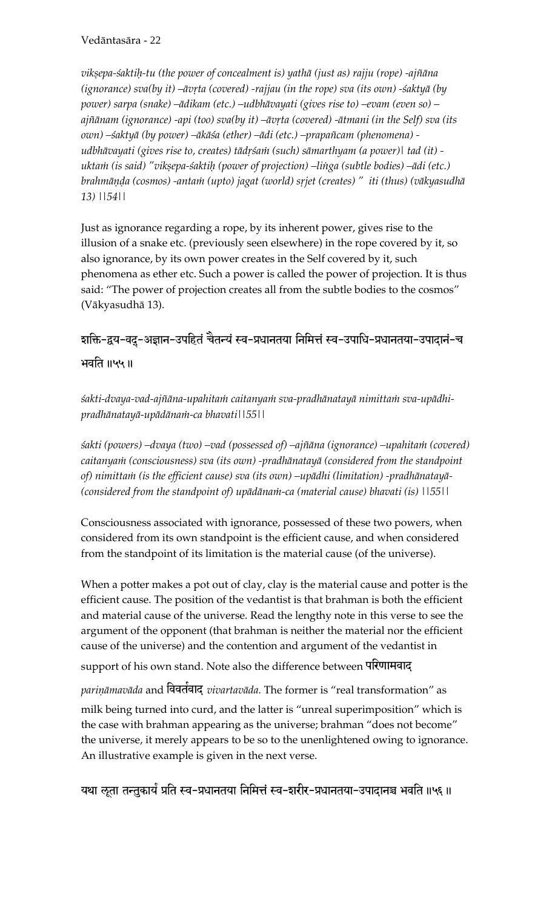*vikṣepa-śaktiḥ-tu (the power of concealment is) yathā (just as) rajju (rope) -ajñāna (ignorance) sva(by it) –āvṛta (covered) -rajjau (in the rope) sva (its own) -śaktyā (by power) sarpa (snake) –ādikam (etc.) –udbhāvayati (gives rise to) –evam (even so) –ajñānam (ignorance) -api (too) sva(by it) –āvṛta (covered) -ātmani (in the Self) sva (its own) –śaktyā (by power) –ākāśa (ether) –ādi (etc.) –prapañcam (phenomena) -udbhāvayati (gives rise to, creates) tādṛśaṁ (such) sāmarthyam (a power)| tad (it) -uktaṁ (is said) "vikṣepa-śaktiḥ (power of projection) –liṅga (subtle bodies) –ādi (etc.) brahmāṇḍa (cosmos) -antaṁ (upto) jagat (world) sṛjet (creates) " iti (thus) (vākyasudhā 13) ||54||*

Just as ignorance regarding a rope, by its inherent power, gives rise to the illusion of a snake etc. (previously seen elsewhere) in the rope covered by it, so also ignorance, by its own power creates in the Self covered by it, such phenomena as ether etc. Such a power is called the power of projection. It is thus said: "The power of projection creates all from the subtle bodies to the cosmos" (Vākyasudhā 13).

शक्ति-द्वय-वद्-अज्ञान-उपहितं चैतन्यं स्व-प्रधानतया निमित्तं स्व-उपाधि-प्रधानतया-उपादानं-च भवति ॥५५॥

*śakti-dvaya-vad-ajñāna-upahitaṁ caitanyaṁ sva-pradhānatayā nimittaṁ sva-upādhi-pradhānatayā-upādānaṁ-ca bhavati||55||*

*śakti (powers) –dvaya (two) –vad (possessed of) –ajñāna (ignorance) –upahitaṁ (covered) caitanyaṁ (consciousness) sva (its own) -pradhānatayā (considered from the standpoint of) nimittaṁ (is the efficient cause) sva (its own) –upādhi (limitation) -pradhānatayā- (considered from the standpoint of) upādānaṁ-ca (material cause) bhavati (is) ||55||*

Consciousness associated with ignorance, possessed of these two powers, when considered from its own standpoint is the efficient cause, and when considered from the standpoint of its limitation is the material cause (of the universe).

When a potter makes a pot out of clay, clay is the material cause and potter is the efficient cause. The position of the vedantist is that brahman is both the efficient and material cause of the universe. Read the lengthy note in this verse to see the argument of the opponent (that brahman is neither the material nor the efficient cause of the universe) and the contention and argument of the vedantist in support of his own stand. Note also the difference between परिणामवाद *pariṇāmavāda* and विवर्तवाद *vivartavāda.* The former is "real transformation" as milk being turned into curd, and the latter is "unreal superimposition" which is the case with brahman appearing as the universe; brahman "does not become" the universe, it merely appears to be so to the unenlightened owing to ignorance. An illustrative example is given in the next verse.

यथा लूता तन्तुकार्यं प्रति स्व-प्रधानतया निमित्तं स्व-शरीर-प्रधानतया-उपादानञ्च भवति ॥५६॥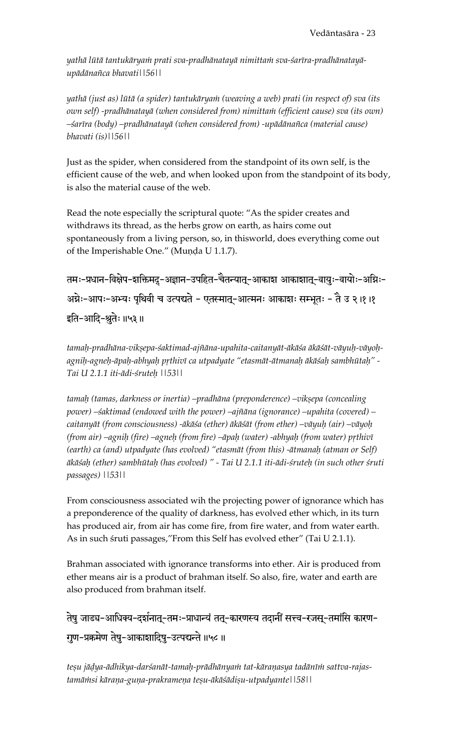*yathā lūtā tantukāryaṁ prati sva-pradhānatayā nimittaṁ sva-śarīra-pradhānatayā-upādānañca bhavati||56||*

*yathā (just as) lūtā (a spider) tantukāryaṁ (weaving a web) prati (in respect of) sva (its own self) -pradhānatayā (when considered from) nimittaṁ (efficient cause) sva (its own) –śarīra (body) –pradhānatayā (when considered from) -upādānañca (material cause) bhavati (is)||56||*

Just as the spider, when considered from the standpoint of its own self, is the efficient cause of the web, and when looked upon from the standpoint of its body, is also the material cause of the web.

Read the note especially the scriptural quote: "As the spider creates and withdraws its thread, as the herbs grow on earth, as hairs come out spontaneously from a living person, so, in thisworld, does everything come out of the Imperishable One." (Muṇḍa U 1.1.7).

तमः-प्रधान-विक्षेप-शक्तिमद्-अज्ञान-उपहित-चैतन्यात्-आकाश आकाशात्-वायुः-वायोः-अग्निः-अग्नेः-आपः-अभ्यः पृथिवी च उत्पद्यते - एतस्मात्-आत्मनः आकाशः सम्भूतः - तै उ २।१।१ इति-आदि-श्रुतेः ॥५३॥

*tamaḥ-pradhāna-vikṣepa-śaktimad-ajñāna-upahita-caitanyāt-ākāśa ākāśāt-vāyuḥ-vāyoḥ-agniḥ-agneḥ-āpaḥ-abhyaḥ pṛthivī ca utpadyate "etasmāt-ātmanaḥ ākāśaḥ sambhūtaḥ" - Tai U 2.1.1 iti-ādi-śruteḥ ||53||*

*tamaḥ (tamas, darkness or inertia) –pradhāna (preponderence) –vikṣepa (concealing power) –śaktimad (endowed with the power) –ajñāna (ignorance) –upahita (covered) –caitanyāt (from consciousness) -ākāśa (ether) ākāśāt (from ether) –vāyuḥ (air) –vāyoḥ (from air) –agniḥ (fire) –agneḥ (from fire) –āpaḥ (water) -abhyaḥ (from water) pṛthivī (earth) ca (and) utpadyate (has evolved) "etasmāt (from this) -ātmanaḥ (atman or Self) ākāśaḥ (ether) sambhūtaḥ (has evolved) " - Tai U 2.1.1 iti-ādi-śruteḥ (in such other śruti passages) ||53||*

From consciousness associated wih the projecting power of ignorance which has a preponderence of the quality of darkness, has evolved ether which, in its turn has produced air, from air has come fire, from fire water, and from water earth. As in such śruti passages,"From this Self has evolved ether" (Tai U 2.1.1).

Brahman associated with ignorance transforms into ether. Air is produced from ether means air is a product of brahman itself. So also, fire, water and earth are also produced from brahman itself.

तेषु जाड्य-आधिक्य-दर्शनात्-तमः-प्राधान्यं तत्-कारणस्य तदानीं सत्त्व-रजस्-तमांसि कारण-गुण-प्रक्रमेण तेषु-आकाशादिषु-उत्पद्यन्ते ॥५८॥

*teṣu jāḍya-ādhikya-darśanāt-tamaḥ-prādhānyaṁ tat-kāraṇasya tadānīṁ sattva-rajas-tamāṁsi kāraṇa-guṇa-prakrameṇa teṣu-ākāśādiṣu-utpadyante||58||*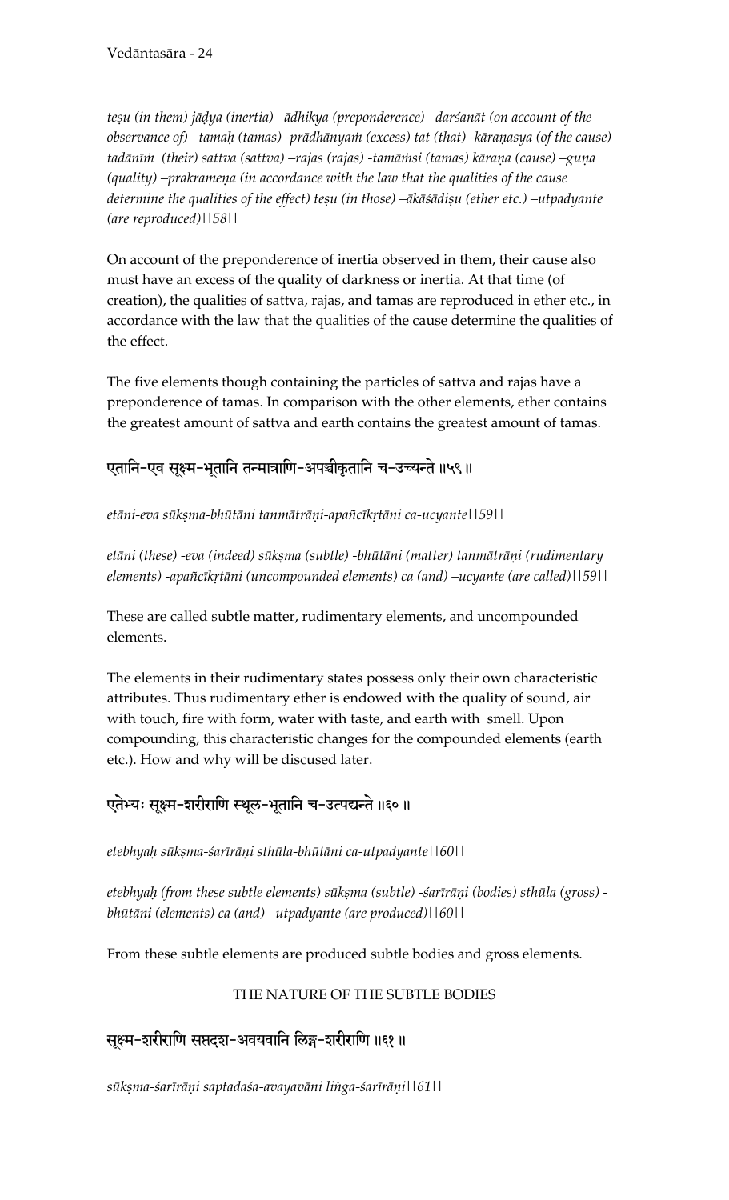*teṣu (in them) jāḍya (inertia) –ādhikya (preponderence) –darśanāt (on account of the observance of) –tamaḥ (tamas) -prādhānyaṁ (excess) tat (that) -kāraṇasya (of the cause) tadānīṁ (their) sattva (sattva) –rajas (rajas) -tamāṁsi (tamas) kāraṇa (cause) –guṇa (quality) –prakrameṇa (in accordance with the law that the qualities of the cause determine the qualities of the effect) teṣu (in those) –ākāśādiṣu (ether etc.) –utpadyante (are reproduced)||58||*

On account of the preponderence of inertia observed in them, their cause also must have an excess of the quality of darkness or inertia. At that time (of creation), the qualities of sattva, rajas, and tamas are reproduced in ether etc., in accordance with the law that the qualities of the cause determine the qualities of the effect.

The five elements though containing the particles of sattva and rajas have a preponderence of tamas. In comparison with the other elements, ether contains the greatest amount of sattva and earth contains the greatest amount of tamas.

एतानि-एव सूक्ष्म-भूतानि तन्मात्राणि-अपञ्चीकृतानि च-उच्यन्ते ॥५९॥

*etāni-eva sūkṣma-bhūtāni tanmātrāṇi-apañcīkṛtāni ca-ucyante||59||*

*etāni (these) -eva (indeed) sūkṣma (subtle) -bhūtāni (matter) tanmātrāṇi (rudimentary elements) -apañcīkṛtāni (uncompounded elements) ca (and) –ucyante (are called)||59||*

These are called subtle matter, rudimentary elements, and uncompounded elements.

The elements in their rudimentary states possess only their own characteristic attributes. Thus rudimentary ether is endowed with the quality of sound, air with touch, fire with form, water with taste, and earth with smell. Upon compounding, this characteristic changes for the compounded elements (earth etc.). How and why will be discused later.

एतेभ्यः सूक्ष्म-शरीराणि स्थूल-भूतानि च-उत्पद्यन्ते ॥६०॥

*etebhyaḥ sūkṣma-śarīrāṇi sthūla-bhūtāni ca-utpadyante||60||*

*etebhyaḥ (from these subtle elements) sūkṣma (subtle) -śarīrāṇi (bodies) sthūla (gross) -bhūtāni (elements) ca (and) –utpadyante (are produced)||60||*

From these subtle elements are produced subtle bodies and gross elements.

### THE NATURE OF THE SUBTLE BODIES

सूक्ष्म-शरीराणि सप्तदश-अवयवानि लिङ्ग-शरीराणि ॥६१॥

*sūkṣma-śarīrāṇi saptadaśa-avayavāni liṅga-śarīrāṇi||61||*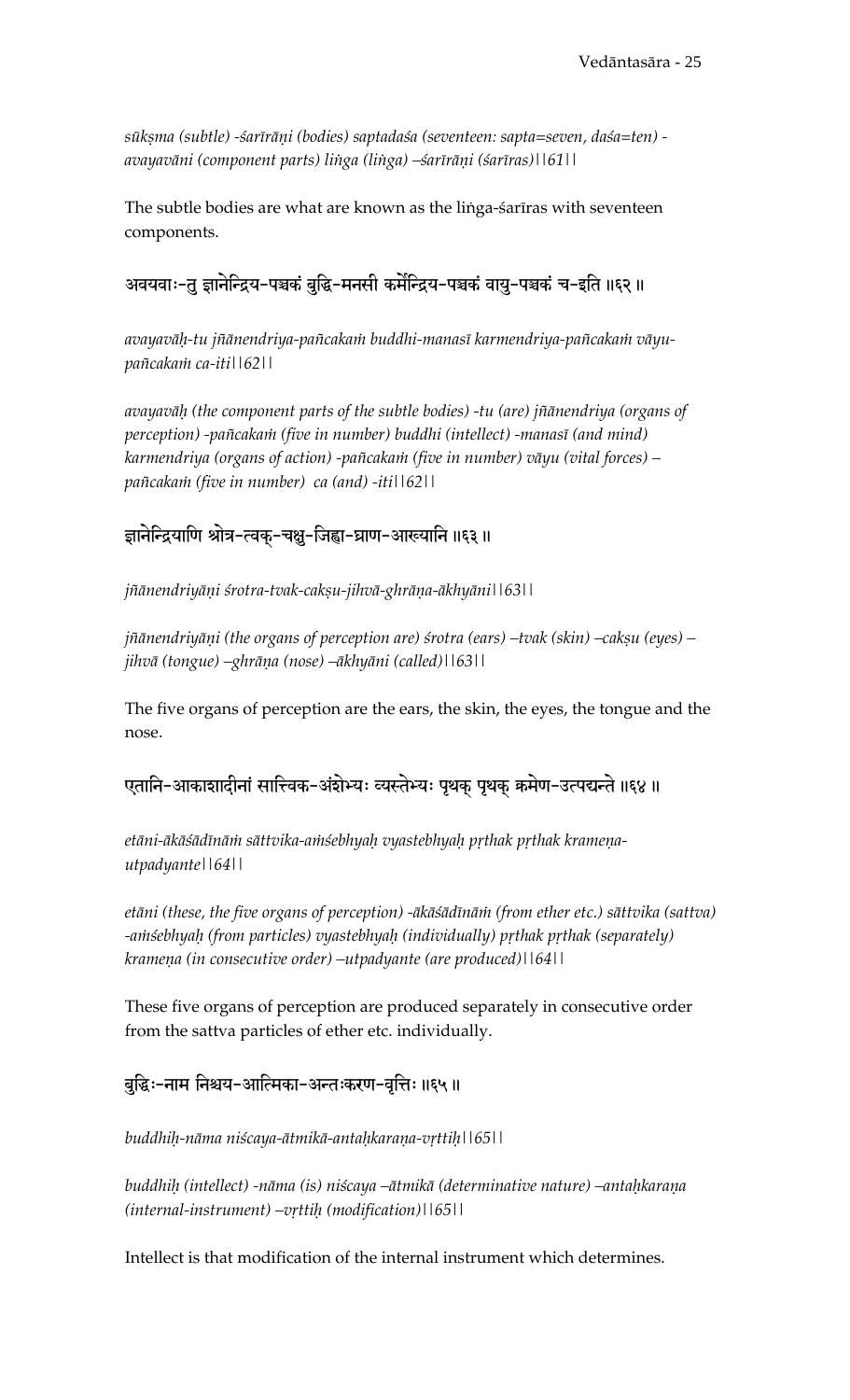*sūkṣma (subtle) -śarīrāṇi (bodies) saptadaśa (seventeen: sapta=seven, daśa=ten) -avayavāni (component parts) liṅga (liṅga) –śarīrāṇi (śarīras)||61||*

The subtle bodies are what are known as the liṅga-śarīras with seventeen components.

अवयवाः-तु ज्ञानेन्द्रिय-पञ्चकं बुद्धि-मनसी कर्मेन्द्रिय-पञ्चकं वायु-पञ्चकं च-इति ॥६२॥

*avayavāḥ-tu jñānendriya-pañcakaṁ buddhi-manasī karmendriya-pañcakaṁ vāyu-pañcakaṁ ca-iti||62||*

*avayavāḥ (the component parts of the subtle bodies) -tu (are) jñānendriya (organs of perception) -pañcakaṁ (five in number) buddhi (intellect) -manasī (and mind) karmendriya (organs of action) -pañcakaṁ (five in number) vāyu (vital forces) –pañcakaṁ (five in number) ca (and) -iti||62||*

ज्ञानेन्द्रियाणि श्रोत्र-त्वक्-चक्षु-जिह्वा-घ्राण-आख्यानि ॥६३॥

*jñānendriyāṇi śrotra-tvak-cakṣu-jihvā-ghrāṇa-ākhyāni||63||*

*jñānendriyāṇi (the organs of perception are) śrotra (ears) –tvak (skin) –cakṣu (eyes) –jihvā (tongue) –ghrāṇa (nose) –ākhyāni (called)||63||*

The five organs of perception are the ears, the skin, the eyes, the tongue and the nose.

एतानि-आकाशादीनां सात्त्विक-अंशेभ्यः व्यस्तेभ्यः पृथक् पृथक् क्रमेण-उत्पद्यन्ते ॥६४॥

*etāni-ākāśādīnāṁ sāttvika-aṁśebhyaḥ vyastebhyaḥ pṛthak pṛthak krameṇa-utpadyante||64||*

*etāni (these, the five organs of perception) -ākāśādīnāṁ (from ether etc.) sāttvika (sattva) -aṁśebhyaḥ (from particles) vyastebhyaḥ (individually) pṛthak pṛthak (separately) krameṇa (in consecutive order) –utpadyante (are produced)||64||*

These five organs of perception are produced separately in consecutive order from the sattva particles of ether etc. individually.

बुद्धिः-नाम निश्चय-आत्मिका-अन्तःकरण-वृत्तिः ॥६५॥

*buddhiḥ-nāma niścaya-ātmikā-antaḥkaraṇa-vṛttiḥ||65||*

*buddhiḥ (intellect) -nāma (is) niścaya –ātmikā (determinative nature) –antaḥkaraṇa (internal-instrument) –vṛttiḥ (modification)||65||*

Intellect is that modification of the internal instrument which determines.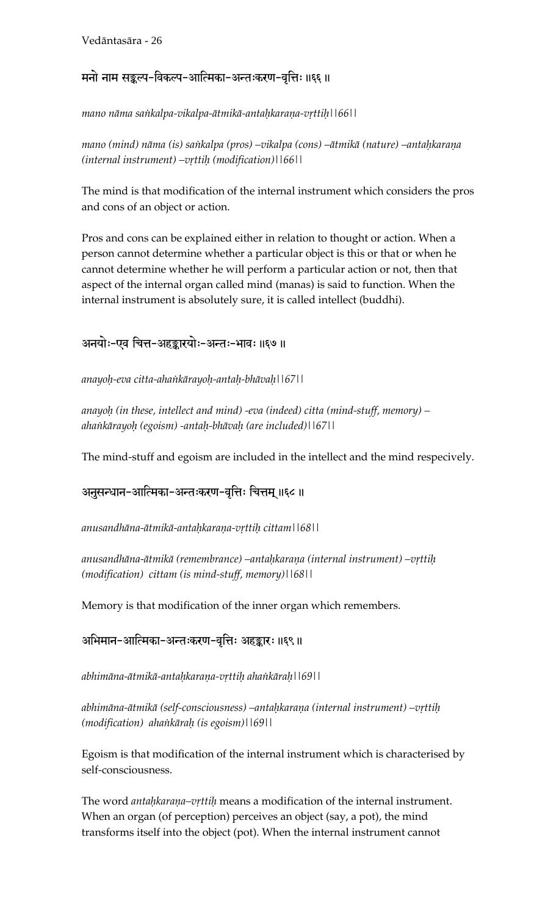मनो नाम सङ्कल्प-विकल्प-आत्मिका-अन्तःकरण-वृत्तिः ॥६६ ॥

*mano nāma saṅkalpa-vikalpa-ātmikā-antaḥkaraṇa-vṛttiḥ||66||*

*mano (mind) nāma (is) saṅkalpa (pros) –vikalpa (cons) –ātmikā (nature) –antaḥkaraṇa (internal instrument) –vṛttiḥ (modification)||66||*

The mind is that modification of the internal instrument which considers the pros and cons of an object or action.

Pros and cons can be explained either in relation to thought or action. When a person cannot determine whether a particular object is this or that or when he cannot determine whether he will perform a particular action or not, then that aspect of the internal organ called mind (manas) is said to function. When the internal instrument is absolutely sure, it is called intellect (buddhi).

अनयोः-एव चित्त-अहङ्कारयोः-अन्तः-भावः ॥६७ ॥

*anayoḥ-eva citta-ahaṅkārayoḥ-antaḥ-bhāvaḥ||67||*

*anayoḥ (in these, intellect and mind) -eva (indeed) citta (mind-stuff, memory) –ahaṅkārayoḥ (egoism) -antaḥ-bhāvaḥ (are included)||67||*

The mind-stuff and egoism are included in the intellect and the mind respecively.

अनुसन्धान-आत्मिका-अन्तःकरण-वृत्तिः चित्तम् ॥६८ ॥

*anusandhāna-ātmikā-antaḥkaraṇa-vṛttiḥ cittam||68||*

*anusandhāna-ātmikā (remembrance) –antaḥkaraṇa (internal instrument) –vṛttiḥ (modification) cittam (is mind-stuff, memory)||68||*

Memory is that modification of the inner organ which remembers.

अभिमान-आत्मिका-अन्तःकरण-वृत्तिः अहङ्कारः ॥६९ ॥

*abhimāna-ātmikā-antaḥkaraṇa-vṛttiḥ ahaṅkāraḥ||69||*

*abhimāna-ātmikā (self-consciousness) –antaḥkaraṇa (internal instrument) –vṛttiḥ (modification) ahaṅkāraḥ (is egoism)||69||*

Egoism is that modification of the internal instrument which is characterised by self-consciousness.

The word *antaḥkaraṇa–vṛttiḥ* means a modification of the internal instrument. When an organ (of perception) perceives an object (say, a pot), the mind transforms itself into the object (pot). When the internal instrument cannot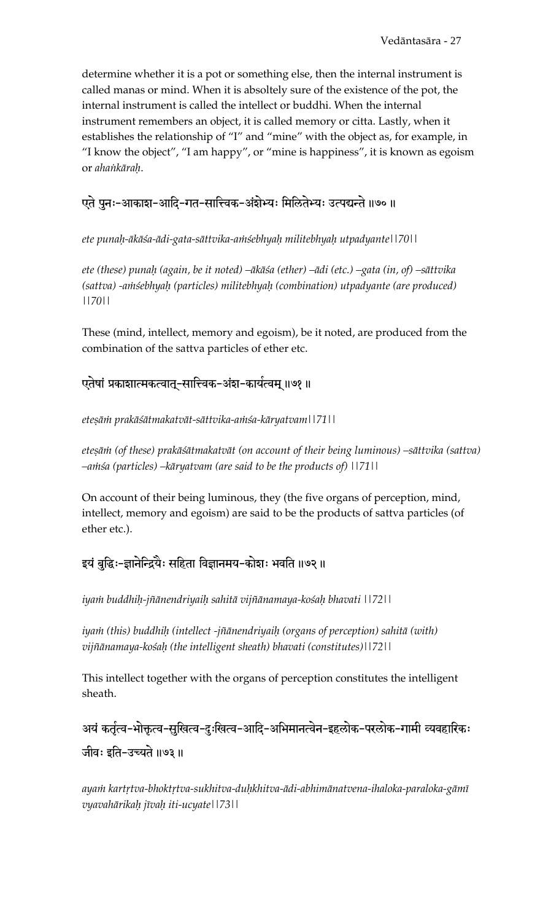determine whether it is a pot or something else, then the internal instrument is called manas or mind. When it is absoltely sure of the existence of the pot, the internal instrument is called the intellect or buddhi. When the internal instrument remembers an object, it is called memory or citta. Lastly, when it establishes the relationship of "I" and "mine" with the object as, for example, in "I know the object", "I am happy", or "mine is happiness", it is known as egoism or *ahaṅkāraḥ*.

एते पुनः-आकाश-आदि-गत-सात्त्विक-अंशेभ्यः मिलितेभ्यः उत्पद्यन्ते ॥७०॥

*ete punaḥ-ākāśa-ādi-gata-sāttvika-aṁśebhyaḥ militebhyaḥ utpadyante||70||*

*ete (these) punaḥ (again, be it noted) –ākāśa (ether) –ādi (etc.) –gata (in, of) –sāttvika (sattva) -aṁśebhyaḥ (particles) militebhyaḥ (combination) utpadyante (are produced) ||70||*

These (mind, intellect, memory and egoism), be it noted, are produced from the combination of the sattva particles of ether etc.

एतेषां प्रकाशात्मकत्वात्-सात्त्विक-अंश-कार्यत्वम् ॥७१॥

*eteṣāṁ prakāśātmakatvāt-sāttvika-aṁśa-kāryatvam||71||*

*eteṣāṁ (of these) prakāśātmakatvāt (on account of their being luminous) –sāttvika (sattva) –aṁśa (particles) –kāryatvam (are said to be the products of) ||71||*

On account of their being luminous, they (the five organs of perception, mind, intellect, memory and egoism) are said to be the products of sattva particles (of ether etc.).

इयं बुद्धिः-ज्ञानेन्द्रियैः सहिता विज्ञानमय-कोशः भवति ॥७२॥

*iyaṁ buddhiḥ-jñānendriyaiḥ sahitā vijñānamaya-kośaḥ bhavati ||72||*

*iyaṁ (this) buddhiḥ (intellect -jñānendriyaiḥ (organs of perception) sahitā (with) vijñānamaya-kośaḥ (the intelligent sheath) bhavati (constitutes)||72||*

This intellect together with the organs of perception constitutes the intelligent sheath.

अयं कर्तृत्व-भोक्तृत्व-सुखित्व-दुःखित्व-आदि-अभिमानत्वेन-इहलोक-परलोक-गामी व्यवहारिकः जीवः इति-उच्यते ॥७३॥

*ayaṁ kartṛtva-bhoktṛtva-sukhitva-duḥkhitva-ādi-abhimānatvena-ihaloka-paraloka-gāmī vyavahārikaḥ jīvaḥ iti-ucyate||73||*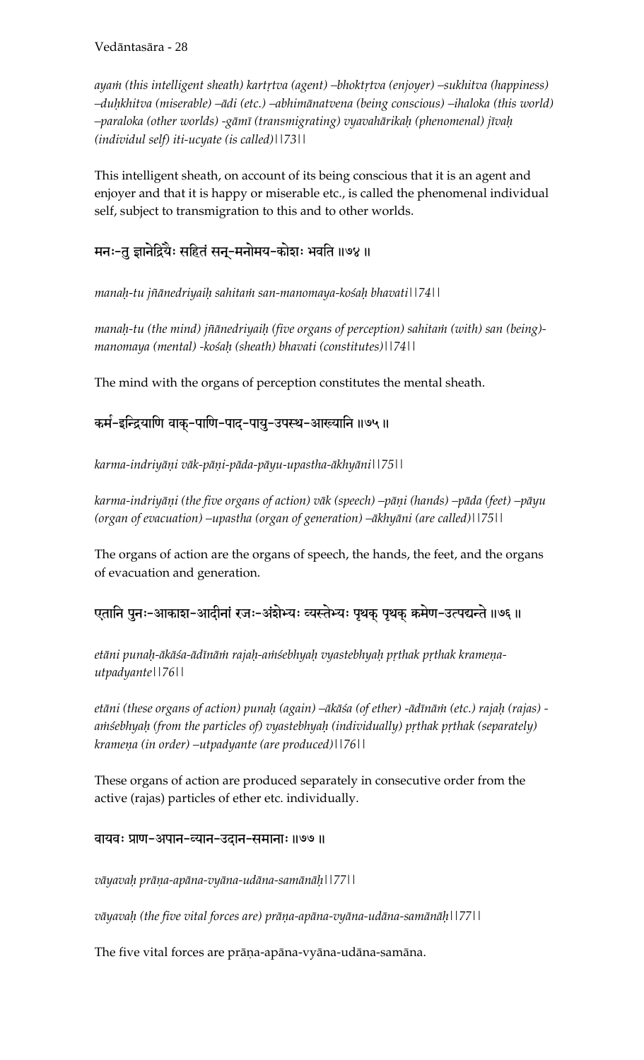*ayaṁ (this intelligent sheath) kartṛtva (agent) –bhoktṛtva (enjoyer) –sukhitva (happiness) –duḥkhitva (miserable) –ādi (etc.) –abhimānatvena (being conscious) –ihaloka (this world) –paraloka (other worlds) -gāmī (transmigrating) vyavahārikaḥ (phenomenal) jīvaḥ (individul self) iti-ucyate (is called)||73||*

This intelligent sheath, on account of its being conscious that it is an agent and enjoyer and that it is happy or miserable etc., is called the phenomenal individual self, subject to transmigration to this and to other worlds.

### मनः-तु ज्ञानेद्रियैः सहितं सन्-मनोमय-कोशः भवति ॥७४ ॥

*manaḥ-tu jñānedriyaiḥ sahitaṁ san-manomaya-kośaḥ bhavati||74||*

*manaḥ-tu (the mind) jñānedriyaiḥ (five organs of perception) sahitaṁ (with) san (being)-manomaya (mental) -kośaḥ (sheath) bhavati (constitutes)||74||*

The mind with the organs of perception constitutes the mental sheath.

### कर्म-इन्द्रियाणि वाक्-पाणि-पाद-पायु-उपस्थ-आख्यानि ॥७५ ॥

*karma-indriyāṇi vāk-pāṇi-pāda-pāyu-upastha-ākhyāni||75||*

*karma-indriyāṇi (the five organs of action) vāk (speech) –pāṇi (hands) –pāda (feet) –pāyu (organ of evacuation) –upastha (organ of generation) –ākhyāni (are called)||75||*

The organs of action are the organs of speech, the hands, the feet, and the organs of evacuation and generation.

### एतानि पुनः-आकाश-आदीनां रजः-अंशेभ्यः व्यस्तेभ्यः पृथक् पृथक् क्रमेण-उत्पद्यन्ते ॥७६ ॥

*etāni punaḥ-ākāśa-ādīnāṁ rajaḥ-aṁśebhyaḥ vyastebhyaḥ pṛthak pṛthak krameṇa-utpadyante||76||*

*etāni (these organs of action) punaḥ (again) –ākāśa (of ether) -ādīnāṁ (etc.) rajaḥ (rajas) -aṁśebhyaḥ (from the particles of) vyastebhyaḥ (individually) pṛthak pṛthak (separately) krameṇa (in order) –utpadyante (are produced)||76||*

These organs of action are produced separately in consecutive order from the active (rajas) particles of ether etc. individually.

### वायवः प्राण-अपान-व्यान-उदान-समानाः ॥७७ ॥

*vāyavaḥ prāṇa-apāna-vyāna-udāna-samānāḥ||77||*

*vāyavaḥ (the five vital forces are) prāṇa-apāna-vyāna-udāna-samānāḥ||77||*

The five vital forces are prāṇa-apāna-vyāna-udāna-samāna.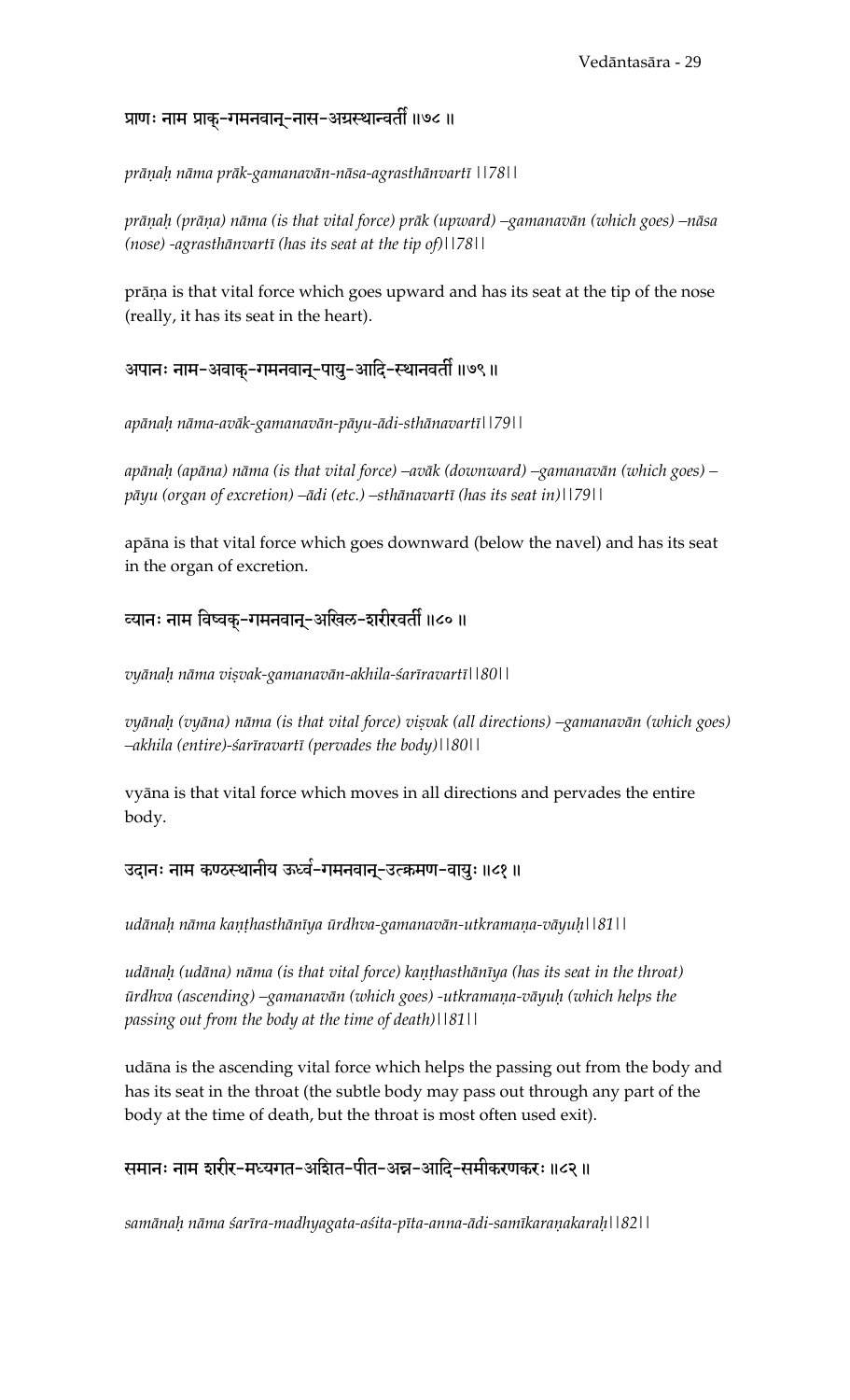प्राणः नाम प्राक्-गमनवान्-नास-अग्रस्थान्वर्ती ॥७८॥

*prāṇaḥ nāma prāk-gamanavān-nāsa-agrasthānvartī ||78||*

*prāṇaḥ (prāṇa) nāma (is that vital force) prāk (upward) –gamanavān (which goes) –nāsa (nose) -agrasthānvartī (has its seat at the tip of)||78||*

prāṇa is that vital force which goes upward and has its seat at the tip of the nose (really, it has its seat in the heart).

अपानः नाम-अवाक्-गमनवान्-पायु-आदि-स्थानवर्ती ॥७९॥

*apānaḥ nāma-avāk-gamanavān-pāyu-ādi-sthānavartī||79||*

*apānaḥ (apāna) nāma (is that vital force) –avāk (downward) –gamanavān (which goes) –pāyu (organ of excretion) –ādi (etc.) –sthānavartī (has its seat in)||79||*

apāna is that vital force which goes downward (below the navel) and has its seat in the organ of excretion.

व्यानः नाम विष्वक्-गमनवान्-अखिल-शरीरवर्ती ॥८०॥

*vyānaḥ nāma viṣvak-gamanavān-akhila-śarīravartī||80||*

*vyānaḥ (vyāna) nāma (is that vital force) viṣvak (all directions) –gamanavān (which goes) –akhila (entire)-śarīravartī (pervades the body)||80||*

vyāna is that vital force which moves in all directions and pervades the entire body.

उदानः नाम कण्ठस्थानीय ऊर्ध्व-गमनवान्-उत्क्रमण-वायुः ॥८१॥

*udānaḥ nāma kaṇṭhasthānīya ūrdhva-gamanavān-utkramaṇa-vāyuḥ||81||*

*udānaḥ (udāna) nāma (is that vital force) kaṇṭhasthānīya (has its seat in the throat) ūrdhva (ascending) –gamanavān (which goes) -utkramaṇa-vāyuḥ (which helps the passing out from the body at the time of death)||81||*

udāna is the ascending vital force which helps the passing out from the body and has its seat in the throat (the subtle body may pass out through any part of the body at the time of death, but the throat is most often used exit).

समानः नाम शरीर-मध्यगत-अशित-पीत-अन्न-आदि-समीकरणकरः ॥८२॥

*samānaḥ nāma śarīra-madhyagata-aśita-pīta-anna-ādi-samīkaraṇakaraḥ||82||*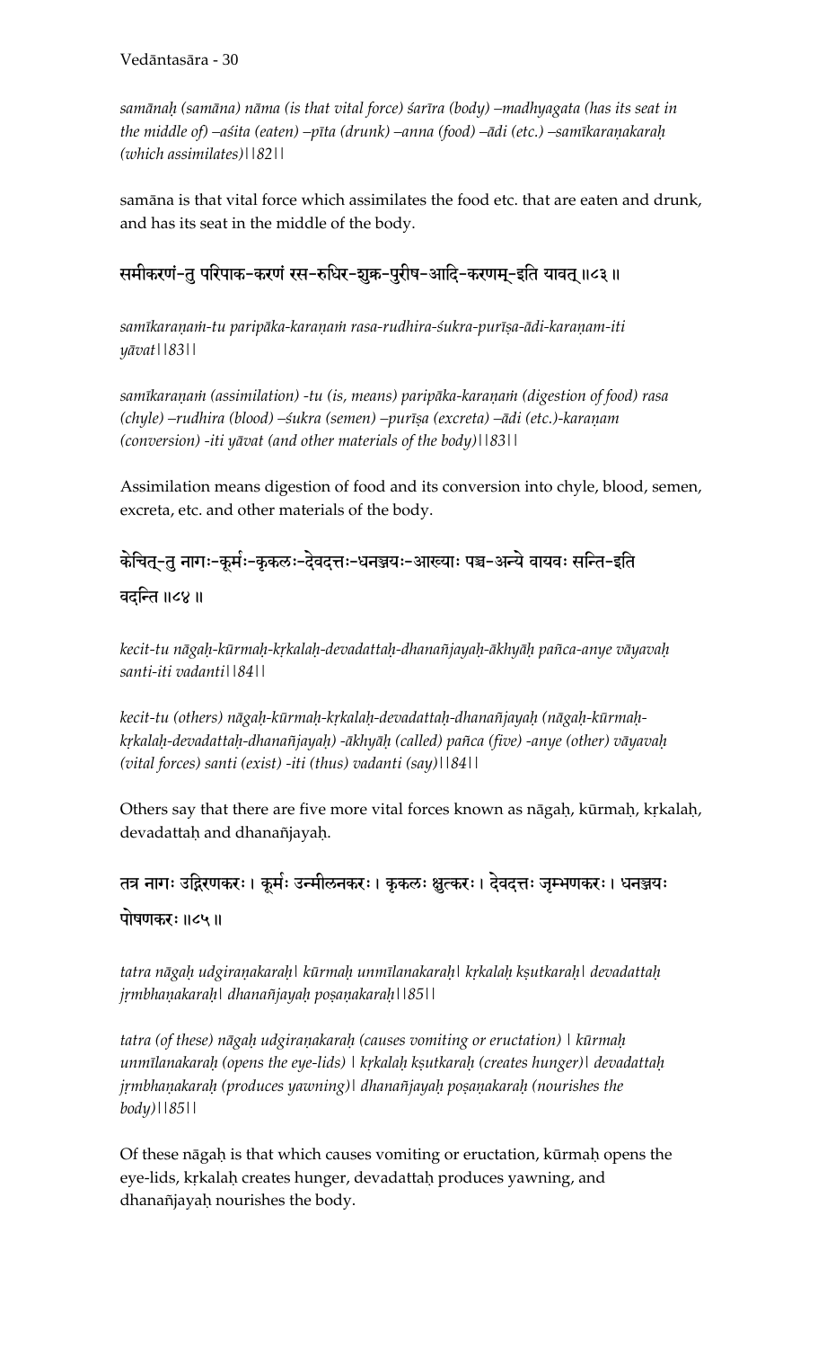*samānaḥ (samāna) nāma (is that vital force) śarīra (body) –madhyagata (has its seat in the middle of) –aśita (eaten) –pīta (drunk) –anna (food) –ādi (etc.) –samīkaraṇakaraḥ (which assimilates)||82||*

samāna is that vital force which assimilates the food etc. that are eaten and drunk, and has its seat in the middle of the body.

समीकरणं-तु परिपाक-करणं रस-रुधिर-शुक्र-पुरीष-आदि-करणम्-इति यावत् ॥८३॥

*samīkaraṇaṁ-tu paripāka-karaṇaṁ rasa-rudhira-śukra-purīṣa-ādi-karaṇam-iti yāvat||83||*

*samīkaraṇaṁ (assimilation) -tu (is, means) paripāka-karaṇaṁ (digestion of food) rasa (chyle) –rudhira (blood) –śukra (semen) –purīṣa (excreta) –ādi (etc.)-karaṇam (conversion) -iti yāvat (and other materials of the body)||83||*

Assimilation means digestion of food and its conversion into chyle, blood, semen, excreta, etc. and other materials of the body.

केचित्-तु नागः-कूर्मः-कृकलः-देवदत्तः-धनञ्जयः-आख्याः पञ्च-अन्ये वायवः सन्ति-इति वदन्ति ॥८४॥

*kecit-tu nāgaḥ-kūrmaḥ-kṛkalaḥ-devadattaḥ-dhanañjayaḥ-ākhyāḥ pañca-anye vāyavaḥ santi-iti vadanti||84||*

*kecit-tu (others) nāgaḥ-kūrmaḥ-kṛkalaḥ-devadattaḥ-dhanañjayaḥ (nāgaḥ-kūrmaḥ-kṛkalaḥ-devadattaḥ-dhanañjayaḥ) -ākhyāḥ (called) pañca (five) -anye (other) vāyavaḥ (vital forces) santi (exist) -iti (thus) vadanti (say)||84||*

Others say that there are five more vital forces known as nāgaḥ, kūrmaḥ, kṛkalaḥ, devadattaḥ and dhanañjayaḥ.

तत्र नागः उद्गिरणकरः। कूर्मः उन्मीलनकरः। कृकलः क्षुत्करः। देवदत्तः जृम्भणकरः। धनञ्जयः पोषणकरः ॥८५॥

*tatra nāgaḥ udgiraṇakaraḥ| kūrmaḥ unmīlanakaraḥ| kṛkalaḥ kṣutkaraḥ| devadattaḥ jṛmbhaṇakaraḥ| dhanañjayaḥ poṣaṇakaraḥ||85||*

*tatra (of these) nāgaḥ udgiraṇakaraḥ (causes vomiting or eructation) | kūrmaḥ unmīlanakaraḥ (opens the eye-lids) | kṛkalaḥ kṣutkaraḥ (creates hunger)| devadattaḥ jṛmbhaṇakaraḥ (produces yawning)| dhanañjayaḥ poṣaṇakaraḥ (nourishes the body)||85||*

Of these nāgaḥ is that which causes vomiting or eructation, kūrmaḥ opens the eye-lids, kṛkalaḥ creates hunger, devadattaḥ produces yawning, and dhanañjayaḥ nourishes the body.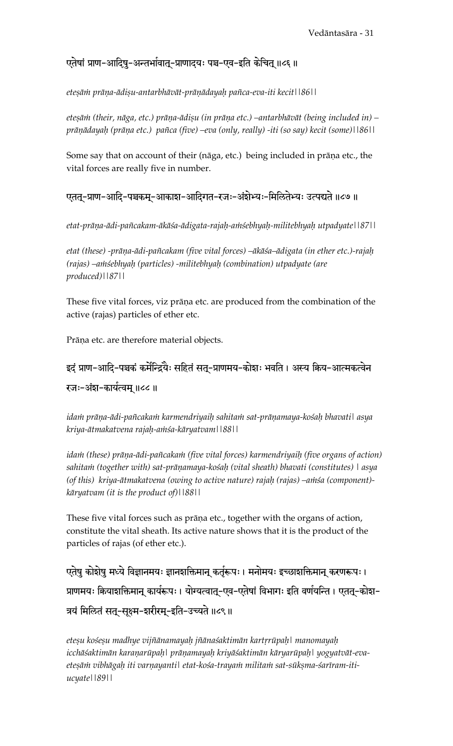एतेषां प्राण-आदिषु-अन्तर्भावात्-प्राणादयः पञ्च-एव-इति केचित् ॥८६ ॥

*eteṣāṁ prāṇa-ādiṣu-antarbhāvāt-prāṇādayaḥ pañca-eva-iti kecit||86||*

*eteṣāṁ (their, nāga, etc.) prāṇa-ādiṣu (in prāṇa etc.) –antarbhāvāt (being included in) –prāṇādayaḥ (prāṇa etc.) pañca (five) –eva (only, really) -iti (so say) kecit (some)||86||*

Some say that on account of their (nāga, etc.) being included in prāṇa etc., the vital forces are really five in number.

एतत्-प्राण-आदि-पञ्चकम्-आकाश-आदिगत-रजः-अंशेभ्यः-मिलितेभ्यः उत्पद्यते ॥८७ ॥

*etat-prāṇa-ādi-pañcakam-ākāśa-ādigata-rajaḥ-aṁśebhyaḥ-militebhyaḥ utpadyate||87||*

*etat (these) -prāṇa-ādi-pañcakam (five vital forces) –ākāśa–ādigata (in ether etc.)-rajaḥ (rajas) –aṁśebhyaḥ (particles) -militebhyaḥ (combination) utpadyate (are produced)||87||*

These five vital forces, viz prāṇa etc. are produced from the combination of the active (rajas) particles of ether etc.

Prāṇa etc. are therefore material objects.

इदं प्राण-आदि-पञ्चकं कर्मेन्द्रियैः सहितं सत्-प्राणमय-कोशः भवति । अस्य क्रिय-आत्मकत्वेन रजः-अंश-कार्यत्वम् ॥८८ ॥

*idaṁ prāṇa-ādi-pañcakaṁ karmendriyaiḥ sahitaṁ sat-prāṇamaya-kośaḥ bhavati| asya kriya-ātmakatvena rajaḥ-aṁśa-kāryatvam||88||*

*idaṁ (these) prāṇa-ādi-pañcakaṁ (five vital forces) karmendriyaiḥ (five organs of action) sahitaṁ (together with) sat-prāṇamaya-kośaḥ (vital sheath) bhavati (constitutes) | asya (of this) kriya-ātmakatvena (owing to active nature) rajaḥ (rajas) –aṁśa (component)-kāryatvam (it is the product of)||88||*

These five vital forces such as prāṇa etc., together with the organs of action, constitute the vital sheath. Its active nature shows that it is the product of the particles of rajas (of ether etc.).

एतेषु कोशेषु मध्ये विज्ञानमयः ज्ञानशक्तिमान् कर्तृरूपः । मनोमयः इच्छाशक्तिमान् करणरूपः । प्राणमयः क्रियाशक्तिमान् कार्यरूपः । योग्यत्वात्-एव-एतेषां विभागः इति वर्णयन्ति । एतत्-कोश-त्रयं मिलितं सत्-सूक्ष्म-शरीरम्-इति-उच्यते ॥८९ ॥

*eteṣu kośeṣu madhye vijñānamayaḥ jñānaśaktimān kartṛrūpaḥ| manomayaḥ icchāśaktimān karaṇarūpaḥ| prāṇamayaḥ kriyāśaktimān kāryarūpaḥ| yogyatvāt-eva-eteṣāṁ vibhāgaḥ iti varṇayanti| etat-kośa-trayaṁ militaṁ sat-sūkṣma-śarīram-iti-ucyate||89||*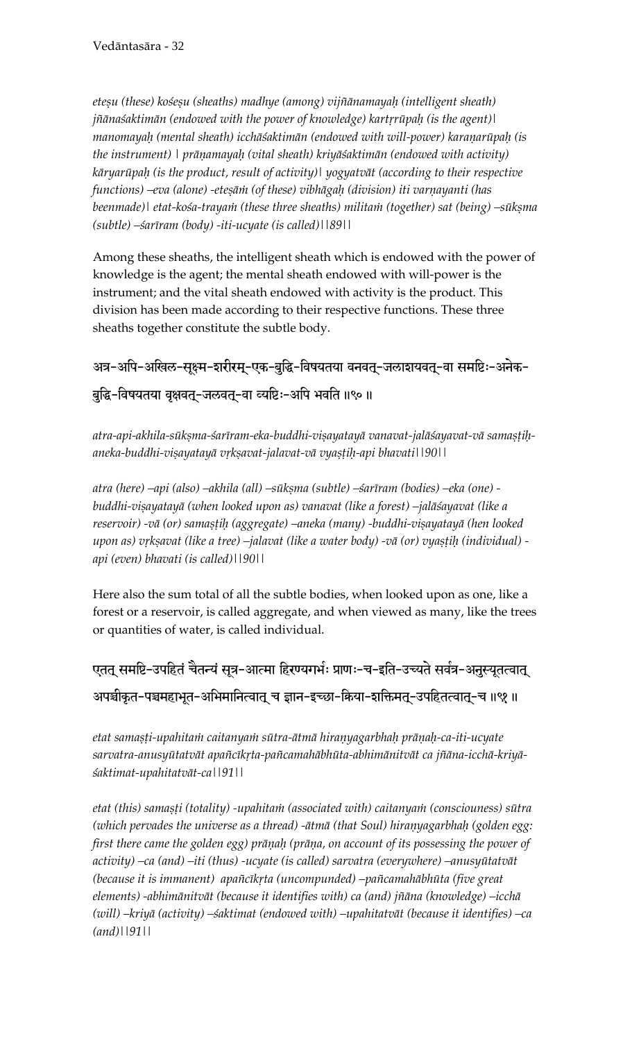*eteṣu (these) kośeṣu (sheaths) madhye (among) vijñānamayaḥ (intelligent sheath) jñānaśaktimān (endowed with the power of knowledge) kartṛrūpaḥ (is the agent)| manomayaḥ (mental sheath) icchāśaktimān (endowed with will-power) karaṇarūpaḥ (is the instrument) | prāṇamayaḥ (vital sheath) kriyāśaktimān (endowed with activity) kāryarūpaḥ (is the product, result of activity)| yogyatvāt (according to their respective functions) –eva (alone) -eteṣāṁ (of these) vibhāgaḥ (division) iti varṇayanti (has beenmade)| etat-kośa-trayaṁ (these three sheaths) militaṁ (together) sat (being) –sūkṣma (subtle) –śarīram (body) -iti-ucyate (is called)||89||*

Among these sheaths, the intelligent sheath which is endowed with the power of knowledge is the agent; the mental sheath endowed with will-power is the instrument; and the vital sheath endowed with activity is the product. This division has been made according to their respective functions. These three sheaths together constitute the subtle body.

अत्र-अपि-अखिल-सूक्ष्म-शरीरम्-एक-बुद्धि-विषयतया वनवत्-जलाशयवत्-वा समष्टिः-अनेक-बुद्धि-विषयतया वृक्षवत्-जलवत्-वा व्यष्टिः-अपि भवति ॥९० ॥

*atra-api-akhila-sūkṣma-śarīram-eka-buddhi-viṣayatayā vanavat-jalāśayavat-vā samaṣṭiḥ-aneka-buddhi-viṣayatayā vṛkṣavat-jalavat-vā vyaṣṭiḥ-api bhavati||90||*

*atra (here) –api (also) –akhila (all) –sūkṣma (subtle) –śarīram (bodies) –eka (one) -buddhi-viṣayatayā (when looked upon as) vanavat (like a forest) –jalāśayavat (like a reservoir) -vā (or) samaṣṭiḥ (aggregate) –aneka (many) -buddhi-viṣayatayā (hen looked upon as) vṛkṣavat (like a tree) –jalavat (like a water body) -vā (or) vyaṣṭiḥ (individual) -api (even) bhavati (is called)||90||*

Here also the sum total of all the subtle bodies, when looked upon as one, like a forest or a reservoir, is called aggregate, and when viewed as many, like the trees or quantities of water, is called individual.

एतत् समष्टि-उपहितं चैतन्यं सूत्र-आत्मा हिरण्यगर्भः प्राणः-च-इति-उच्यते सर्वत्र-अनुस्यूतत्वात् अपञ्चीकृत-पञ्चमहाभूत-अभिमानित्वात् च ज्ञान-इच्छा-क्रिया-शक्तिमत्-उपहितत्वात्-च ॥९१ ॥

*etat samaṣṭi-upahitaṁ caitanyaṁ sūtra-ātmā hiraṇyagarbhaḥ prāṇaḥ-ca-iti-ucyate sarvatra-anusyūtatvāt apañcīkṛta-pañcamahābhūta-abhimānitvāt ca jñāna-icchā-kriyā-śaktimat-upahitatvāt-ca||91||*

*etat (this) samaṣṭi (totality) -upahitaṁ (associated with) caitanyaṁ (consciouness) sūtra (which pervades the universe as a thread) -ātmā (that Soul) hiraṇyagarbhaḥ (golden egg: first there came the golden egg) prāṇaḥ (prāṇa, on account of its possessing the power of activity) –ca (and) –iti (thus) -ucyate (is called) sarvatra (everywhere) –anusyūtatvāt (because it is immanent) apañcīkṛta (uncompunded) –pañcamahābhūta (five great elements) -abhimānitvāt (because it identifies with) ca (and) jñāna (knowledge) –icchā (will) –kriyā (activity) –śaktimat (endowed with) –upahitatvāt (because it identifies) –ca (and)||91||*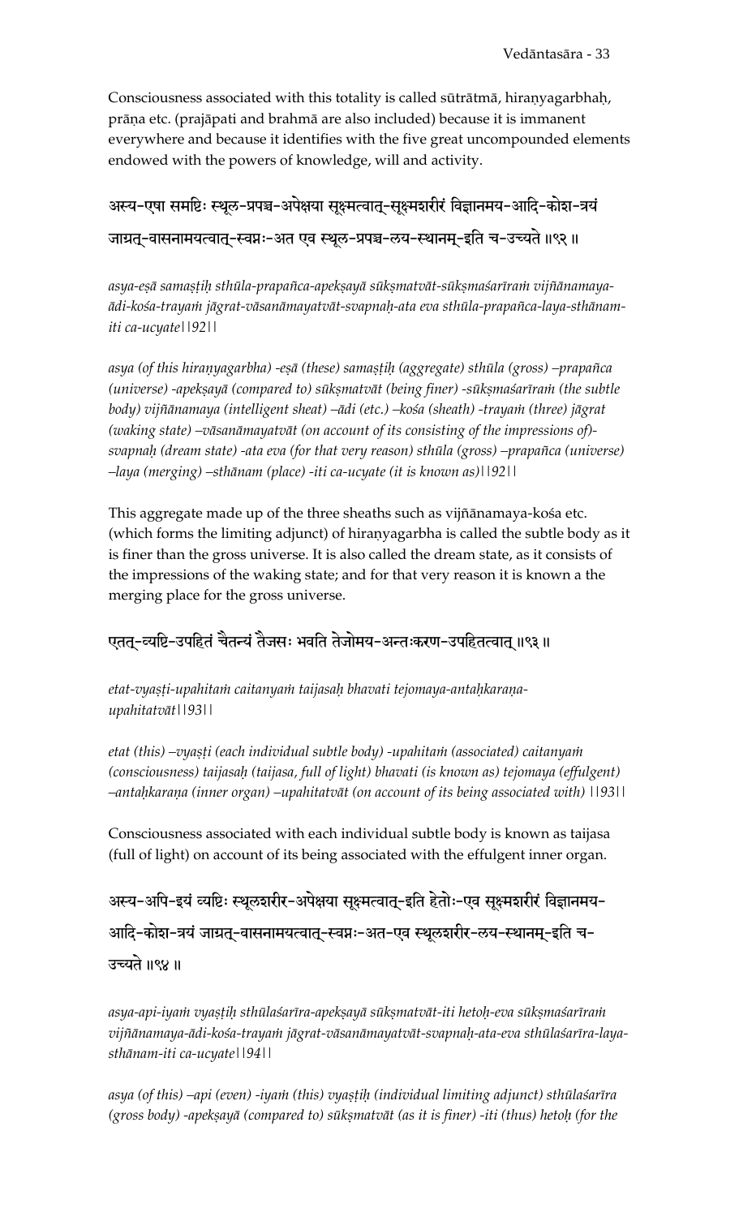Consciousness associated with this totality is called sūtrātmā, hiraṇyagarbhaḥ, prāṇa etc. (prajāpati and brahmā are also included) because it is immanent everywhere and because it identifies with the five great uncompounded elements endowed with the powers of knowledge, will and activity.

अस्य-एषा समष्टिः स्थूल-प्रपञ्च-अपेक्षया सूक्ष्मत्वात्-सूक्ष्मशरीरं विज्ञानमय-आदि-कोश-त्रयं जाग्रत्-वासनामयत्वात्-स्वप्नः-अत एव स्थूल-प्रपञ्च-लय-स्थानम्-इति च-उच्यते ॥९२॥

*asya-eṣā samaṣṭiḥ sthūla-prapañca-apekṣayā sūkṣmatvāt-sūkṣmaśarīraṁ vijñānamaya-ādi-kośa-trayaṁ jāgrat-vāsanāmayatvāt-svapnaḥ-ata eva sthūla-prapañca-laya-sthānam-iti ca-ucyate||92||*

*asya (of this hiraṇyagarbha) -eṣā (these) samaṣṭiḥ (aggregate) sthūla (gross) –prapañca (universe) -apekṣayā (compared to) sūkṣmatvāt (being finer) -sūkṣmaśarīraṁ (the subtle body) vijñānamaya (intelligent sheat) –ādi (etc.) –kośa (sheath) -trayaṁ (three) jāgrat (waking state) –vāsanāmayatvāt (on account of its consisting of the impressions of)-svapnaḥ (dream state) -ata eva (for that very reason) sthūla (gross) –prapañca (universe) –laya (merging) –sthānam (place) -iti ca-ucyate (it is known as)||92||*

This aggregate made up of the three sheaths such as vijñānamaya-kośa etc. (which forms the limiting adjunct) of hiraṇyagarbha is called the subtle body as it is finer than the gross universe. It is also called the dream state, as it consists of the impressions of the waking state; and for that very reason it is known a the merging place for the gross universe.

एतत्-व्यष्टि-उपहितं चैतन्यं तैजसः भवति तेजोमय-अन्तःकरण-उपहितत्वात् ॥९३॥

*etat-vyaṣṭi-upahitaṁ caitanyaṁ taijasaḥ bhavati tejomaya-antaḥkaraṇa-upahitatvāt||93||*

*etat (this) –vyaṣṭi (each individual subtle body) -upahitaṁ (associated) caitanyaṁ (consciousness) taijasaḥ (taijasa, full of light) bhavati (is known as) tejomaya (effulgent) –antaḥkaraṇa (inner organ) –upahitatvāt (on account of its being associated with) ||93||*

Consciousness associated with each individual subtle body is known as taijasa (full of light) on account of its being associated with the effulgent inner organ.

अस्य-अपि-इयं व्यष्टिः स्थूलशरीर-अपेक्षया सूक्ष्मत्वात्-इति हेतोः-एव सूक्ष्मशरीरं विज्ञानमय-आदि-कोश-त्रयं जाग्रत्-वासनामयत्वात्-स्वप्नः-अत-एव स्थूलशरीर-लय-स्थानम्-इति च-उच्यते ॥९४॥

*asya-api-iyaṁ vyaṣṭiḥ sthūlaśarīra-apekṣayā sūkṣmatvāt-iti hetoḥ-eva sūkṣmaśarīraṁ vijñānamaya-ādi-kośa-trayaṁ jāgrat-vāsanāmayatvāt-svapnaḥ-ata-eva sthūlaśarīra-laya-sthānam-iti ca-ucyate||94||*

*asya (of this) –api (even) -iyaṁ (this) vyaṣṭiḥ (individual limiting adjunct) sthūlaśarīra (gross body) -apekṣayā (compared to) sūkṣmatvāt (as it is finer) -iti (thus) hetoḥ (for the*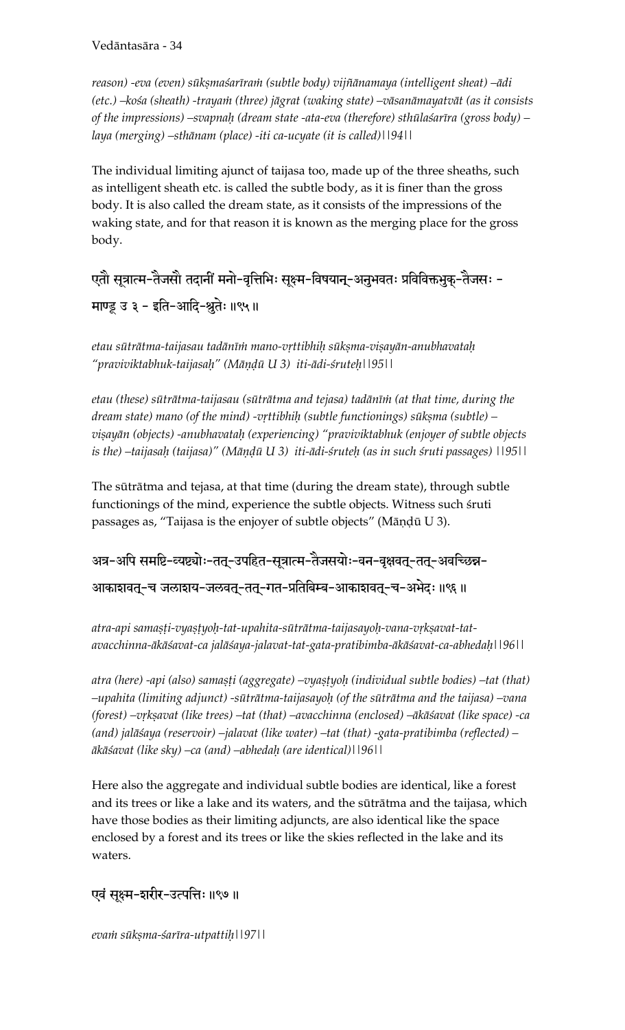*reason) -eva (even) sūkṣmaśarīraṁ (subtle body) vijñānamaya (intelligent sheat) –ādi (etc.) –kośa (sheath) -trayaṁ (three) jāgrat (waking state) –vāsanāmayatvāt (as it consists of the impressions) –svapnaḥ (dream state -ata-eva (therefore) sthūlaśarīra (gross body) – laya (merging) –sthānam (place) -iti ca-ucyate (it is called)||94||*

The individual limiting ajunct of taijasa too, made up of the three sheaths, such as intelligent sheath etc. is called the subtle body, as it is finer than the gross body. It is also called the dream state, as it consists of the impressions of the waking state, and for that reason it is known as the merging place for the gross body.

एतौ सूत्रात्म-तैजसौ तदानीं मनो-वृत्तिभिः सूक्ष्म-विषयान्-अनुभवतः प्रविविक्तभुक्-तैजसः – माण्डू उ ३ – इति-आदि-श्रुतेः ॥९५॥

*etau sūtrātma-taijasau tadānīṁ mano-vṛttibhiḥ sūkṣma-viṣayān-anubhavataḥ "praviviktabhuk-taijasaḥ" (Māṇḍū U 3) iti-ādi-śruteḥ||95||*

*etau (these) sūtrātma-taijasau (sūtrātma and tejasa) tadānīṁ (at that time, during the dream state) mano (of the mind) -vṛttibhiḥ (subtle functionings) sūkṣma (subtle) –viṣayān (objects) -anubhavataḥ (experiencing) "praviviktabhuk (enjoyer of subtle objects is the) –taijasaḥ (taijasa)" (Māṇḍū U 3) iti-ādi-śruteḥ (as in such śruti passages) ||95||*

The sūtrātma and tejasa, at that time (during the dream state), through subtle functionings of the mind, experience the subtle objects. Witness such śruti passages as, "Taijasa is the enjoyer of subtle objects" (Māṇḍū U 3).

अत्र-अपि समष्टि-व्यष्ट्योः-तत्-उपहित-सूत्रात्म-तैजसयोः-वन-वृक्षवत्-तत्-अवच्छिन्न-आकाशवत्-च जलाशय-जलवत्-तत्-गत-प्रतिबिम्ब-आकाशवत्-च-अभेदः ॥९६॥

*atra-api samaṣṭi-vyaṣṭyoḥ-tat-upahita-sūtrātma-taijasayoḥ-vana-vṛkṣavat-tat-avacchinna-ākāśavat-ca jalāśaya-jalavat-tat-gata-pratibimba-ākāśavat-ca-abhedaḥ||96||*

*atra (here) -api (also) samaṣṭi (aggregate) –vyaṣṭyoḥ (individual subtle bodies) –tat (that) –upahita (limiting adjunct) -sūtrātma-taijasayoḥ (of the sūtrātma and the taijasa) –vana (forest) –vṛkṣavat (like trees) –tat (that) –avacchinna (enclosed) –ākāśavat (like space) -ca (and) jalāśaya (reservoir) –jalavat (like water) –tat (that) -gata-pratibimba (reflected) – ākāśavat (like sky) –ca (and) –abhedaḥ (are identical)||96||*

Here also the aggregate and individual subtle bodies are identical, like a forest and its trees or like a lake and its waters, and the sūtrātma and the taijasa, which have those bodies as their limiting adjuncts, are also identical like the space enclosed by a forest and its trees or like the skies reflected in the lake and its waters.

एवं सूक्ष्म-शरीर-उत्पत्तिः ॥९७॥

*evaṁ sūkṣma-śarīra-utpattiḥ||97||*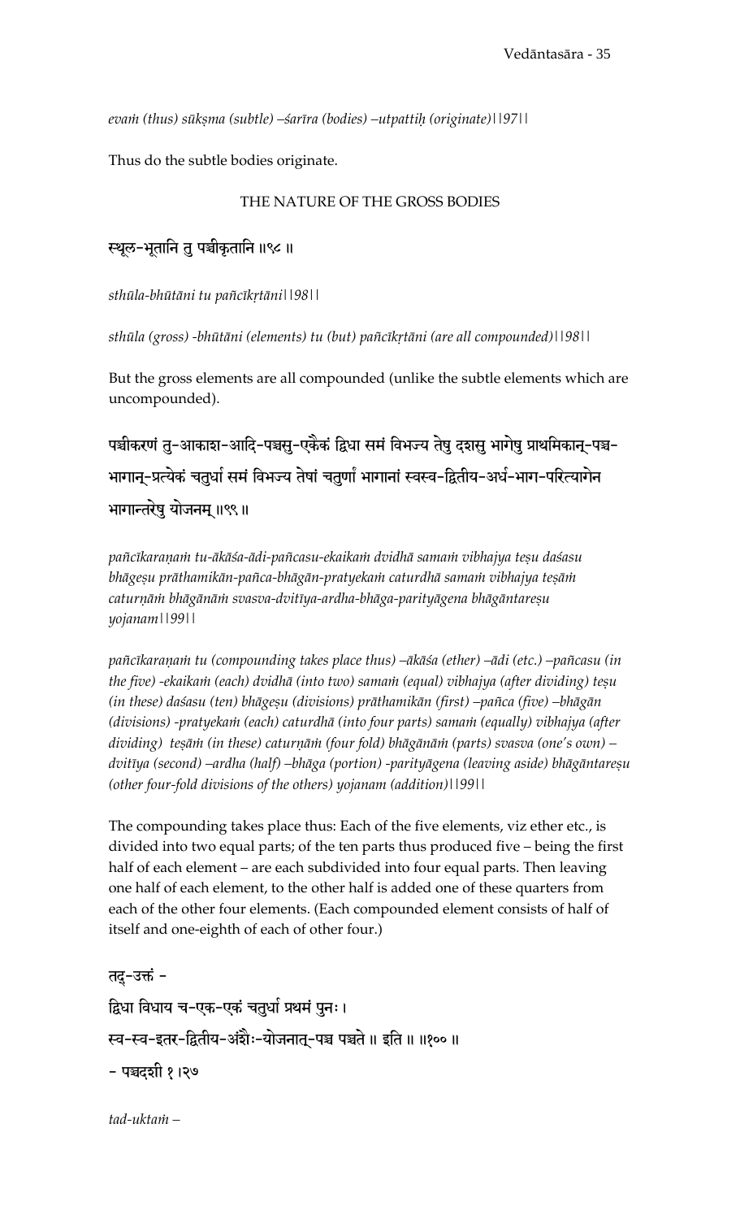*evaṁ (thus) sūkṣma (subtle) –śarīra (bodies) –utpattiḥ (originate)||97||*

Thus do the subtle bodies originate.

## THE NATURE OF THE GROSS BODIES

स्थूल-भूतानि तु पञ्चीकृतानि ॥९८ ॥

*sthūla-bhūtāni tu pañcīkṛtāni||98||*

*sthūla (gross) -bhūtāni (elements) tu (but) pañcīkṛtāni (are all compounded)||98||*

But the gross elements are all compounded (unlike the subtle elements which are uncompounded).

पञ्चीकरणं तु-आकाश-आदि-पञ्चसु-एकैकं द्विधा समं विभज्य तेषु दशसु भागेषु प्राथमिकान्-पञ्च-भागान्-प्रत्येकं चतुर्धा समं विभज्य तेषां चतुर्णां भागानां स्वस्व-द्वितीय-अर्ध-भाग-परित्यागेन भागान्तरेषु योजनम् ॥९९ ॥

*pañcīkaraṇaṁ tu-ākāśa-ādi-pañcasu-ekaikaṁ dvidhā samaṁ vibhajya teṣu daśasu bhāgeṣu prāthamikān-pañca-bhāgān-pratyekaṁ caturdhā samaṁ vibhajya teṣāṁ caturṇāṁ bhāgānāṁ svasva-dvitīya-ardha-bhāga-parityāgena bhāgāntareṣu yojanam||99||*

*pañcīkaraṇaṁ tu (compounding takes place thus) –ākāśa (ether) –ādi (etc.) –pañcasu (in the five) -ekaikaṁ (each) dvidhā (into two) samaṁ (equal) vibhajya (after dividing) teṣu (in these) daśasu (ten) bhāgeṣu (divisions) prāthamikān (first) –pañca (five) –bhāgān (divisions) -pratyekaṁ (each) caturdhā (into four parts) samaṁ (equally) vibhajya (after dividing) teṣāṁ (in these) caturṇāṁ (four fold) bhāgānāṁ (parts) svasva (one's own) –dvitīya (second) –ardha (half) –bhāga (portion) -parityāgena (leaving aside) bhāgāntareṣu (other four-fold divisions of the others) yojanam (addition)||99||*

The compounding takes place thus: Each of the five elements, viz ether etc., is divided into two equal parts; of the ten parts thus produced five – being the first half of each element – are each subdivided into four equal parts. Then leaving one half of each element, to the other half is added one of these quarters from each of the other four elements. (Each compounded element consists of half of itself and one-eighth of each of other four.)

तद्-उक्तं -

द्विधा विधाय च-एक-एकं चतुर्धा प्रथमं पुनः ।
स्व-स्व-इतर-द्वितीय-अंशैः-योजनात्-पञ्च पञ्चते ॥ इति ॥ ॥१०० ॥

- पञ्चदशी १।२७

*tad-uktaṁ –*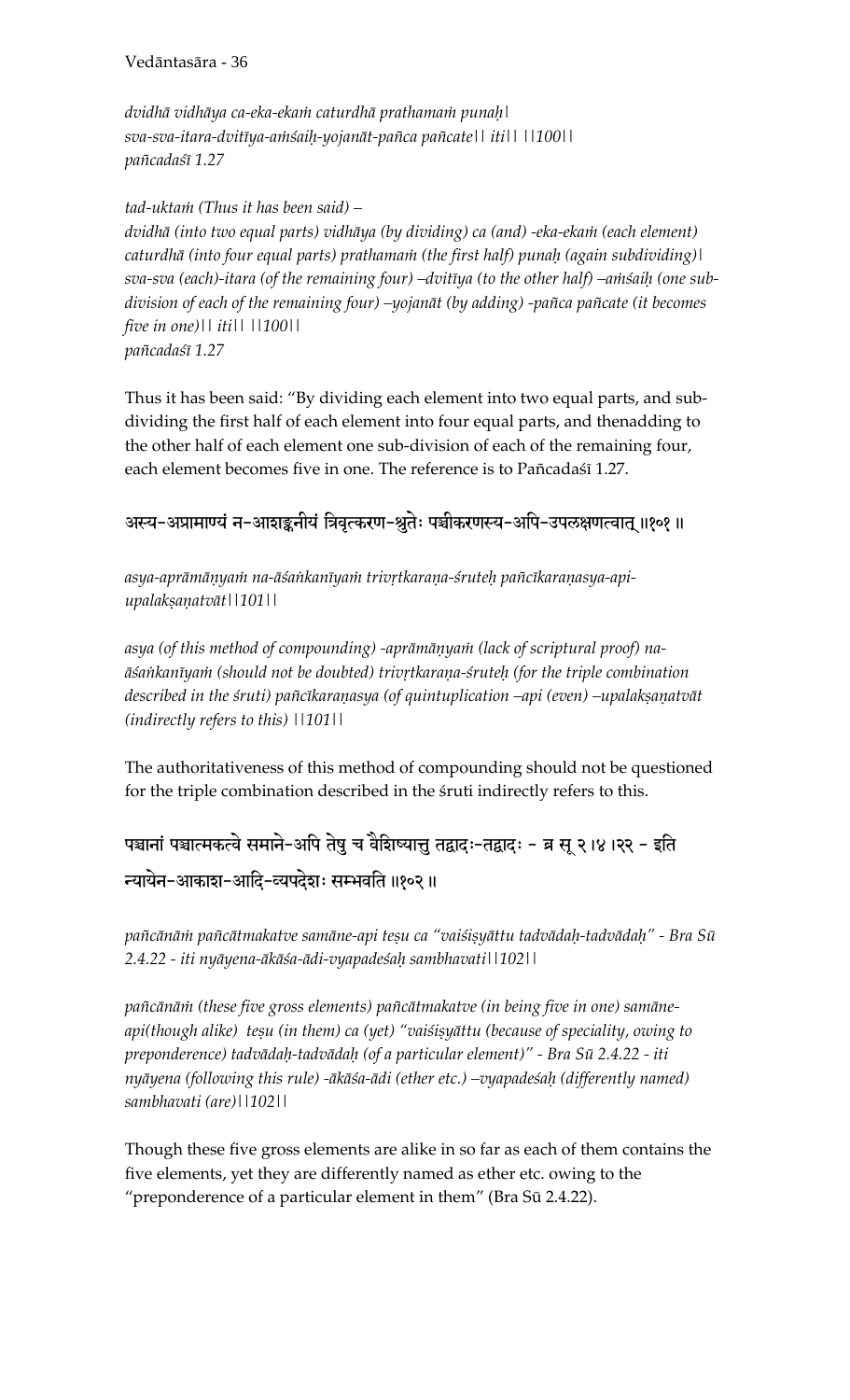*dvidhā vidhāya ca-eka-ekaṁ caturdhā prathamaṁ punaḥ|*
*sva-sva-itara-dvitīya-aṁśaiḥ-yojanāt-pañca pañcate|| iti|| ||100||*
*pañcadaśī 1.27*

*tad-uktaṁ (Thus it has been said) –*
*dvidhā (into two equal parts) vidhāya (by dividing) ca (and) -eka-ekaṁ (each element) caturdhā (into four equal parts) prathamaṁ (the first half) punaḥ (again subdividing)| sva-sva (each)-itara (of the remaining four) –dvitīya (to the other half) –aṁśaiḥ (one sub-division of each of the remaining four) –yojanāt (by adding) -pañca pañcate (it becomes five in one)|| iti|| ||100||*
*pañcadaśī 1.27*

Thus it has been said: "By dividing each element into two equal parts, and sub-dividing the first half of each element into four equal parts, and thenadding to the other half of each element one sub-division of each of the remaining four, each element becomes five in one. The reference is to Pañcadaśī 1.27.

अस्य-अप्रामाण्यं न-आशङ्कनीयं त्रिवृत्करण-श्रुतेः पञ्चीकरणस्य-अपि-उपलक्षणत्वात् ॥१०१ ॥

*asya-aprāmāṇyaṁ na-āśaṅkanīyaṁ trivṛtkaraṇa-śruteḥ pañcīkaraṇasya-api-upalakṣaṇatvāt||101||*

*asya (of this method of compounding) -aprāmāṇyaṁ (lack of scriptural proof) na-āśaṅkanīyaṁ (should not be doubted) trivṛtkaraṇa-śruteḥ (for the triple combination described in the śruti) pañcīkaraṇasya (of quintuplication –api (even) –upalakṣaṇatvāt (indirectly refers to this) ||101||*

The authoritativeness of this method of compounding should not be questioned for the triple combination described in the śruti indirectly refers to this.

पञ्चानां पञ्चात्मकत्वे समाने-अपि तेषु च वैशिष्यात्तु तद्वादः-तद्वादः - ब्र सू २।४।२२ - इति न्यायेन-आकाश-आदि-व्यपदेशः सम्भवति ॥१०२ ॥

*pañcānāṁ pañcātmakatve samāne-api teṣu ca "vaiśiṣyāttu tadvādaḥ-tadvādaḥ" - Bra Sū 2.4.22 - iti nyāyena-ākāśa-ādi-vyapadeśaḥ sambhavati||102||*

*pañcānāṁ (these five gross elements) pañcātmakatve (in being five in one) samāne-api(though alike) teṣu (in them) ca (yet) "vaiśiṣyāttu (because of speciality, owing to preponderence) tadvādaḥ-tadvādaḥ (of a particular element)" - Bra Sū 2.4.22 - iti nyāyena (following this rule) -ākāśa-ādi (ether etc.) –vyapadeśaḥ (differently named) sambhavati (are)||102||*

Though these five gross elements are alike in so far as each of them contains the five elements, yet they are differently named as ether etc. owing to the "preponderence of a particular element in them" (Bra Sū 2.4.22).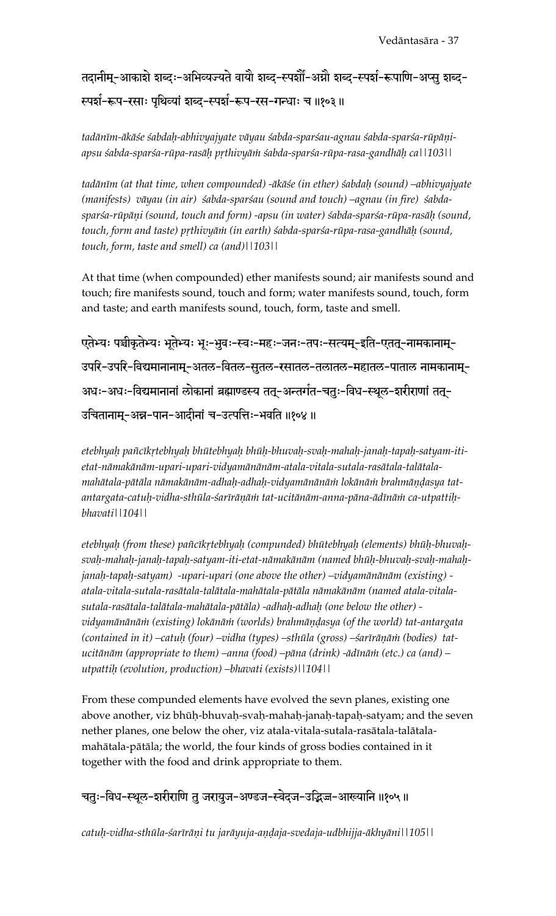तदानीम्-आकाशे शब्दः-अभिव्यज्यते वायौ शब्द-स्पर्शौ-अग्नौ शब्द-स्पर्श-रूपाणि-अप्सु शब्द-स्पर्श-रूप-रसाः पृथिव्यां शब्द-स्पर्श-रूप-रस-गन्धाः च ॥१०३॥

*tadānīm-ākāśe śabdaḥ-abhivyajyate vāyau śabda-sparśau-agnau śabda-sparśa-rūpāṇi-apsu śabda-sparśa-rūpa-rasāḥ pṛthivyāṁ śabda-sparśa-rūpa-rasa-gandhāḥ ca||103||*

*tadānīm (at that time, when compounded) -ākāśe (in ether) śabdaḥ (sound) –abhivyajyate (manifests) vāyau (in air) śabda-sparśau (sound and touch) –agnau (in fire) śabda-sparśa-rūpāṇi (sound, touch and form) -apsu (in water) śabda-sparśa-rūpa-rasāḥ (sound, touch, form and taste) pṛthivyāṁ (in earth) śabda-sparśa-rūpa-rasa-gandhāḥ (sound, touch, form, taste and smell) ca (and)||103||*

At that time (when compounded) ether manifests sound; air manifests sound and touch; fire manifests sound, touch and form; water manifests sound, touch, form and taste; and earth manifests sound, touch, form, taste and smell.

एतेभ्यः पञ्चीकृतेभ्यः भूतेभ्यः भूः-भुवः-स्वः-महः-जनः-तपः-सत्यम्-इति-एतत्-नामकानाम्-उपरि-उपरि-विद्यमानानाम्-अतल-वितल-सुतल-रसातल-तलातल-महातल-पाताल नामकानाम्-अधः-अधः-विद्यमानानां लोकानां ब्रह्माण्डस्य तत्-अन्तर्गत-चतुः-विध-स्थूल-शरीराणां तत्-उचितानाम्-अन्न-पान-आदीनां च-उत्पत्तिः-भवति ॥१०४॥

*etebhyaḥ pañcīkṛtebhyaḥ bhūtebhyaḥ bhūḥ-bhuvaḥ-svaḥ-mahaḥ-janaḥ-tapaḥ-satyam-iti-etat-nāmakānām-upari-upari-vidyamānānām-atala-vitala-sutala-rasātala-talātala-mahātala-pātāla nāmakānām-adhaḥ-adhaḥ-vidyamānānāṁ lokānāṁ brahmāṇḍasya tat-antargata-catuḥ-vidha-sthūla-śarīrāṇāṁ tat-ucitānām-anna-pāna-ādīnāṁ ca-utpattiḥ-bhavati||104||*

*etebhyaḥ (from these) pañcīkṛtebhyaḥ (compunded) bhūtebhyaḥ (elements) bhūḥ-bhuvaḥ-svaḥ-mahaḥ-janaḥ-tapaḥ-satyam-iti-etat-nāmakānām (named bhūḥ-bhuvaḥ-svaḥ-mahaḥ-janaḥ-tapaḥ-satyam) -upari-upari (one above the other) –vidyamānānām (existing) -atala-vitala-sutala-rasātala-talātala-mahātala-pātāla nāmakānām (named atala-vitala-sutala-rasātala-talātala-mahātala-pātāla) -adhaḥ-adhaḥ (one below the other) -vidyamānānāṁ (existing) lokānāṁ (worlds) brahmāṇḍasya (of the world) tat-antargata (contained in it) –catuḥ (four) –vidha (types) –sthūla (gross) –śarīrāṇāṁ (bodies) tat-ucitānām (appropriate to them) –anna (food) –pāna (drink) -ādīnāṁ (etc.) ca (and) –utpattiḥ (evolution, production) –bhavati (exists)||104||*

From these compunded elements have evolved the sevn planes, existing one above another, viz bhūḥ-bhuvaḥ-svaḥ-mahaḥ-janaḥ-tapaḥ-satyam; and the seven nether planes, one below the oher, viz atala-vitala-sutala-rasātala-talātala-mahātala-pātāla; the world, the four kinds of gross bodies contained in it together with the food and drink appropriate to them.

चतुः-विध-स्थूल-शरीराणि तु जरायुज-अण्डज-स्वेदज-उद्भिज्ज-आख्यानि ॥१०५॥

*catuḥ-vidha-sthūla-śarīrāṇi tu jarāyuja-aṇḍaja-svedaja-udbhijja-ākhyāni||105||*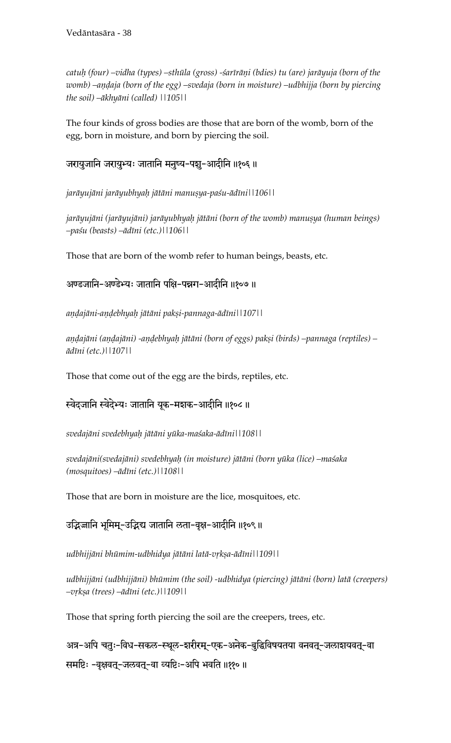*catuḥ (four) –vidha (types) –sthūla (gross) -śarīrāṇi (bdies) tu (are) jarāyuja (born of the womb) –aṇḍaja (born of the egg) –svedaja (born in moisture) –udbhijja (born by piercing the soil) –ākhyāni (called) ||105||*

The four kinds of gross bodies are those that are born of the womb, born of the egg, born in moisture, and born by piercing the soil.

जरायुजानि जरायुभ्यः जातानि मनुष्य-पशु-आदीनि ॥१०६ ॥

*jarāyujāni jarāyubhyaḥ jātāni manuṣya-paśu-ādīni||106||*

*jarāyujāni (jarāyujāni) jarāyubhyaḥ jātāni (born of the womb) manuṣya (human beings) –paśu (beasts) –ādīni (etc.)||106||*

Those that are born of the womb refer to human beings, beasts, etc.

अण्डजानि-अण्डेभ्यः जातानि पक्षि-पन्नग-आदीनि ॥१०७ ॥

*aṇḍajāni-aṇḍebhyaḥ jātāni pakṣi-pannaga-ādīni||107||*

*aṇḍajāni (aṇḍajāni) -aṇḍebhyaḥ jātāni (born of eggs) pakṣi (birds) –pannaga (reptiles) –ādīni (etc.)||107||*

Those that come out of the egg are the birds, reptiles, etc.

स्वेदजानि स्वेदेभ्यः जातानि यूक-मशक-आदीनि ॥१०८ ॥

*svedajāni svedebhyaḥ jātāni yūka-maśaka-ādīni||108||*

*svedajāni(svedajāni) svedebhyaḥ (in moisture) jātāni (born yūka (lice) –maśaka (mosquitoes) –ādīni (etc.)||108||*

Those that are born in moisture are the lice, mosquitoes, etc.

उद्भिज्जानि भूमिम्-उद्भिद्य जातानि लता-वृक्ष-आदीनि ॥१०९ ॥

*udbhijjāni bhūmim-udbhidya jātāni latā-vṛkṣa-ādīni||109||*

*udbhijjāni (udbhijjāni) bhūmim (the soil) -udbhidya (piercing) jātāni (born) latā (creepers) –vṛkṣa (trees) –ādīni (etc.)||109||*

Those that spring forth piercing the soil are the creepers, trees, etc.

अत्र-अपि चतुः-विध-सकल-स्थूल-शरीरम्-एक-अनेक-बुद्धिविषयतया वनवत्-जलाशयवत्-वा समष्टिः -वृक्षवत्-जलवत्-वा व्यष्टिः-अपि भवति ॥११० ॥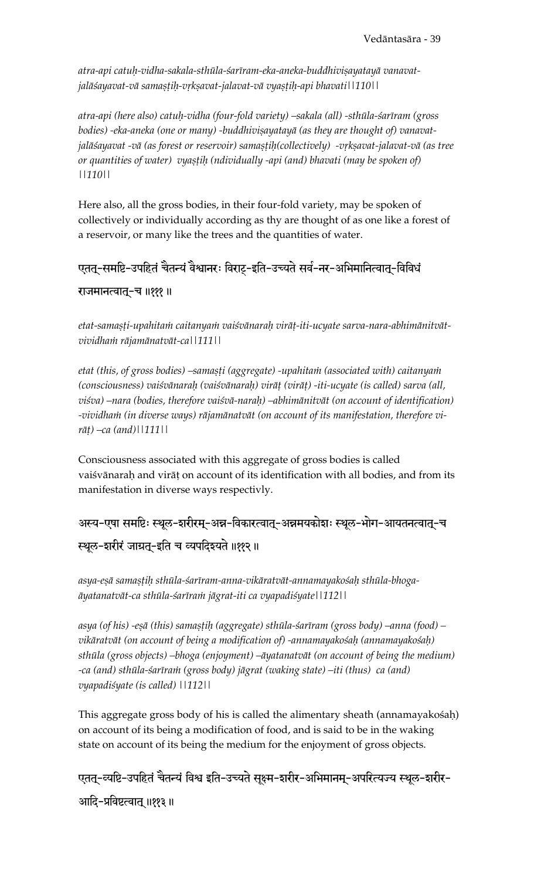*atra-api catuḥ-vidha-sakala-sthūla-śarīram-eka-aneka-buddhiviṣayatayā vanavat-jalāśayavat-vā samaṣṭiḥ-vṛkṣavat-jalavat-vā vyaṣṭiḥ-api bhavati||110||*

*atra-api (here also) catuḥ-vidha (four-fold variety) –sakala (all) -sthūla-śarīram (gross bodies) -eka-aneka (one or many) -buddhiviṣayatayā (as they are thought of) vanavat-jalāśayavat -vā (as forest or reservoir) samaṣṭiḥ(collectively) -vṛkṣavat-jalavat-vā (as tree or quantities of water) vyaṣṭiḥ (ndividually -api (and) bhavati (may be spoken of) ||110||*

Here also, all the gross bodies, in their four-fold variety, may be spoken of collectively or individually according as thy are thought of as one like a forest of a reservoir, or many like the trees and the quantities of water.

एतत्-समष्टि-उपहितं चैतन्यं वैश्वानरः विराट्-इति-उच्यते सर्व-नर-अभिमानित्वात्-विविधं राजमानत्वात्-च ॥१११॥

*etat-samaṣṭi-upahitaṁ caitanyaṁ vaiśvānaraḥ virāṭ-iti-ucyate sarva-nara-abhimānitvāt-vividhaṁ rājamānatvāt-ca||111||*

*etat (this, of gross bodies) –samaṣṭi (aggregate) -upahitaṁ (associated with) caitanyaṁ (consciousness) vaiśvānaraḥ (vaiśvānaraḥ) virāṭ (virāṭ) -iti-ucyate (is called) sarva (all, viśva) –nara (bodies, therefore vaiśvā-naraḥ) –abhimānitvāt (on account of identification) -vividhaṁ (in diverse ways) rājamānatvāt (on account of its manifestation, therefore vi-rāṭ) –ca (and)||111||*

Consciousness associated with this aggregate of gross bodies is called vaiśvānaraḥ and virāṭ on account of its identification with all bodies, and from its manifestation in diverse ways respectivly.

अस्य-एषा समष्टिः स्थूल-शरीरम्-अन्न-विकारत्वात्-अन्नमयकोशः स्थूल-भोग-आयतनत्वात्-च स्थूल-शरीरं जाग्रत्-इति च व्यपदिश्यते ॥११२॥

*asya-eṣā samaṣṭiḥ sthūla-śarīram-anna-vikāratvāt-annamayakośaḥ sthūla-bhoga-āyatanatvāt-ca sthūla-śarīraṁ jāgrat-iti ca vyapadiśyate||112||*

*asya (of his) -eṣā (this) samaṣṭiḥ (aggregate) sthūla-śarīram (gross body) –anna (food) –vikāratvāt (on account of being a modification of) -annamayakośaḥ (annamayakośaḥ) sthūla (gross objects) –bhoga (enjoyment) –āyatanatvāt (on account of being the medium) -ca (and) sthūla-śarīraṁ (gross body) jāgrat (waking state) –iti (thus) ca (and) vyapadiśyate (is called) ||112||*

This aggregate gross body of his is called the alimentary sheath (annamayakośaḥ) on account of its being a modification of food, and is said to be in the waking state on account of its being the medium for the enjoyment of gross objects.

एतत्-व्यष्टि-उपहितं चैतन्यं विश्व इति-उच्यते सूक्ष्म-शरीर-अभिमानम्-अपरित्यज्य स्थूल-शरीर-आदि-प्रविष्टत्वात् ॥११३॥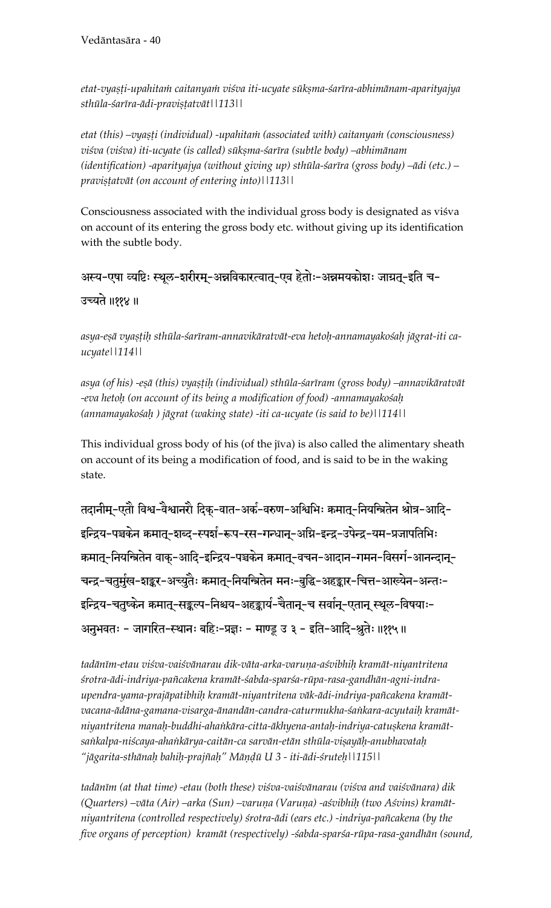*etat-vyaṣṭi-upahitaṁ caitanyaṁ viśva iti-ucyate sūkṣma-śarīra-abhimānam-aparityajya sthūla-śarīra-ādi-praviṣṭatvāt||113||*

*etat (this) –vyaṣṭi (individual) -upahitaṁ (associated with) caitanyaṁ (consciousness) viśva (viśva) iti-ucyate (is called) sūkṣma-śarīra (subtle body) –abhimānam (identification) -aparityajya (without giving up) sthūla-śarīra (gross body) –ādi (etc.) – praviṣṭatvāt (on account of entering into)||113||*

Consciousness associated with the individual gross body is designated as viśva on account of its entering the gross body etc. without giving up its identification with the subtle body.

अस्य-एषा व्यष्टिः स्थूल-शरीरम्-अन्नविकारत्वात्-एव हेतोः-अन्नमयकोशः जाग्रत्-इति च-उच्यते ॥११४ ॥

*asya-eṣā vyaṣṭiḥ sthūla-śarīram-annavikāratvāt-eva hetoḥ-annamayakośaḥ jāgrat-iti ca-ucyate||114||*

*asya (of his) -eṣā (this) vyaṣṭiḥ (individual) sthūla-śarīram (gross body) –annavikāratvāt -eva hetoḥ (on account of its being a modification of food) -annamayakośaḥ (annamayakośaḥ ) jāgrat (waking state) -iti ca-ucyate (is said to be)||114||*

This individual gross body of his (of the jīva) is also called the alimentary sheath on account of its being a modification of food, and is said to be in the waking state.

तदानीम्-एतौ विश्व-वैश्वानरौ दिक्-वात-अर्क-वरुण-अश्विभिः क्रमात्-नियन्त्रितेन श्रोत्र-आदि-इन्द्रिय-पञ्चकेन क्रमात्-शब्द-स्पर्श-रूप-रस-गन्धान्-अग्नि-इन्द्र-उपेन्द्र-यम-प्रजापतिभिः क्रमात्-नियन्त्रितेन वाक्-आदि-इन्द्रिय-पञ्चकेन क्रमात्-वचन-आदान-गमन-विसर्ग-आनन्दान्-चन्द्र-चतुर्मुख-शङ्कर-अच्युतैः क्रमात्-नियन्त्रितेन मनः-बुद्धि-अहङ्कार-चित्त-आख्येन-अन्तः-इन्द्रिय-चतुष्केन क्रमात्-सङ्कल्प-निश्चय-अहङ्कार्य-चैतान्-च सर्वान्-एतान् स्थूल-विषयाः-अनुभवतः - जागरित-स्थानः बहिः-प्रज्ञः - माण्डू उ ३ - इति-आदि-श्रुतेः ॥११५॥

*tadānīm-etau viśva-vaiśvānarau dik-vāta-arka-varuṇa-aśvibhiḥ kramāt-niyantritena śrotra-ādi-indriya-pañcakena kramāt-śabda-sparśa-rūpa-rasa-gandhān-agni-indra-upendra-yama-prajāpatibhiḥ kramāt-niyantritena vāk-ādi-indriya-pañcakena kramāt-vacana-ādāna-gamana-visarga-ānandān-candra-caturmukha-śaṅkara-acyutaiḥ kramāt-niyantritena manaḥ-buddhi-ahaṅkāra-citta-ākhyena-antaḥ-indriya-catuṣkena kramāt-saṅkalpa-niścaya-ahaṅkārya-caitān-ca sarvān-etān sthūla-viṣayāḥ-anubhavataḥ "jāgarita-sthānaḥ bahiḥ-prajñaḥ" Māṇḍū U 3 - iti-ādi-śruteḥ||115||*

*tadānīm (at that time) -etau (both these) viśva-vaiśvānarau (viśva and vaiśvānara) dik (Quarters) –vāta (Air) –arka (Sun) –varuṇa (Varuṇa) -aśvibhiḥ (two Aśvins) kramāt-niyantritena (controlled respectively) śrotra-ādi (ears etc.) -indriya-pañcakena (by the five organs of perception) kramāt (respectively) -śabda-sparśa-rūpa-rasa-gandhān (sound,*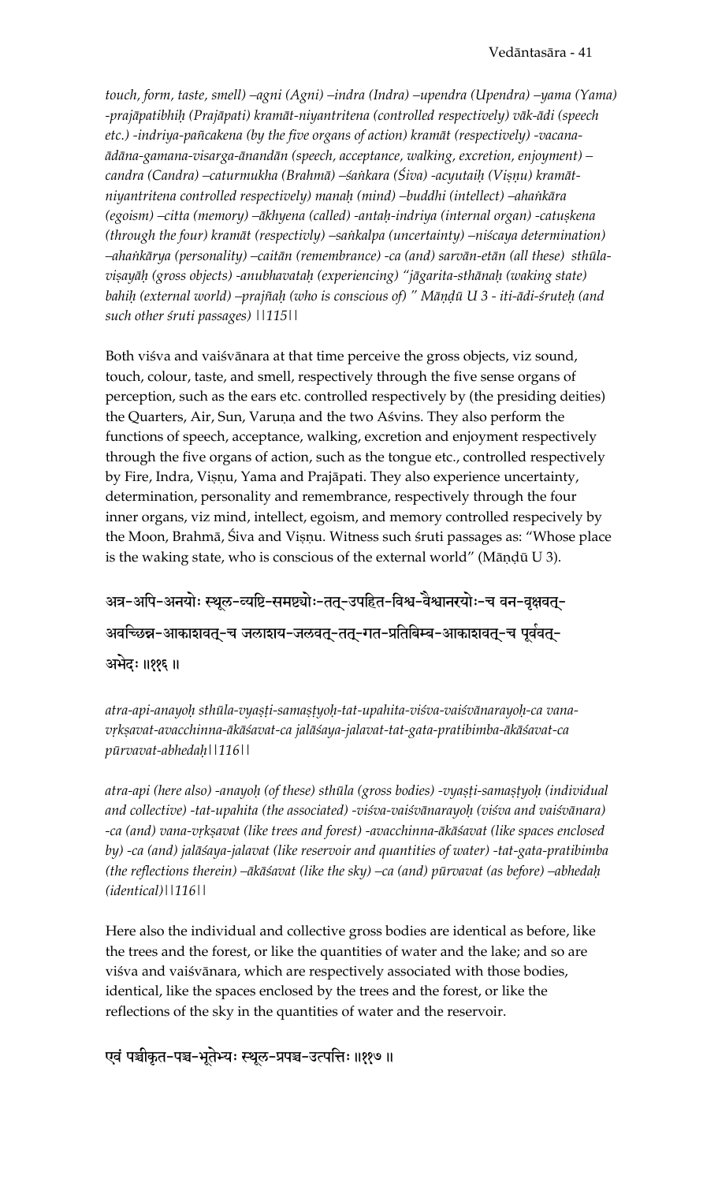*touch, form, taste, smell) –agni (Agni) –indra (Indra) –upendra (Upendra) –yama (Yama) -prajāpatibhiḥ (Prajāpati) kramāt-niyantritena (controlled respectively) vāk-ādi (speech etc.) -indriya-pañcakena (by the five organs of action) kramāt (respectively) -vacana-ādāna-gamana-visarga-ānandān (speech, acceptance, walking, excretion, enjoyment) –candra (Candra) –caturmukha (Brahmā) –śaṅkara (Śiva) -acyutaiḥ (Viṣṇu) kramāt-niyantritena controlled respectively) manaḥ (mind) –buddhi (intellect) –ahaṅkāra (egoism) –citta (memory) –ākhyena (called) -antaḥ-indriya (internal organ) -catuṣkena (through the four) kramāt (respectivly) –saṅkalpa (uncertainty) –niścaya determination) –ahaṅkārya (personality) –caitān (remembrance) -ca (and) sarvān-etān (all these) sthūla-viṣayāḥ (gross objects) -anubhavataḥ (experiencing) "jāgarita-sthānaḥ (waking state) bahiḥ (external world) –prajñaḥ (who is conscious of) " Māṇḍū U 3 - iti-ādi-śruteḥ (and such other śruti passages) ||115||*

Both viśva and vaiśvānara at that time perceive the gross objects, viz sound, touch, colour, taste, and smell, respectively through the five sense organs of perception, such as the ears etc. controlled respectively by (the presiding deities) the Quarters, Air, Sun, Varuṇa and the two Aśvins. They also perform the functions of speech, acceptance, walking, excretion and enjoyment respectively through the five organs of action, such as the tongue etc., controlled respectively by Fire, Indra, Viṣṇu, Yama and Prajāpati. They also experience uncertainty, determination, personality and remembrance, respectively through the four inner organs, viz mind, intellect, egoism, and memory controlled respecively by the Moon, Brahmā, Śiva and Viṣṇu. Witness such śruti passages as: "Whose place is the waking state, who is conscious of the external world" (Māṇḍū U 3).

अत्र-अपि-अनयोः स्थूल-व्यष्टि-समष्ट्योः-तत्-उपहित-विश्व-वैश्वानरयोः-च वन-वृक्षवत्-अवच्छिन्न-आकाशवत्-च जलाशय-जलवत्-तत्-गत-प्रतिबिम्ब-आकाशवत्-च पूर्ववत्-अभेदः ॥११६ ॥

*atra-api-anayoḥ sthūla-vyaṣṭi-samaṣṭyoḥ-tat-upahita-viśva-vaiśvānarayoḥ-ca vana-vṛkṣavat-avacchinna-ākāśavat-ca jalāśaya-jalavat-tat-gata-pratibimba-ākāśavat-ca pūrvavat-abhedaḥ||116||*

*atra-api (here also) -anayoḥ (of these) sthūla (gross bodies) -vyaṣṭi-samaṣṭyoḥ (individual and collective) -tat-upahita (the associated) -viśva-vaiśvānarayoḥ (viśva and vaiśvānara) -ca (and) vana-vṛkṣavat (like trees and forest) -avacchinna-ākāśavat (like spaces enclosed by) -ca (and) jalāśaya-jalavat (like reservoir and quantities of water) -tat-gata-pratibimba (the reflections therein) –ākāśavat (like the sky) –ca (and) pūrvavat (as before) –abhedaḥ (identical)||116||*

Here also the individual and collective gross bodies are identical as before, like the trees and the forest, or like the quantities of water and the lake; and so are viśva and vaiśvānara, which are respectively associated with those bodies, identical, like the spaces enclosed by the trees and the forest, or like the reflections of the sky in the quantities of water and the reservoir.

एवं पञ्चीकृत-पञ्च-भूतेभ्यः स्थूल-प्रपञ्च-उत्पत्तिः ॥११७ ॥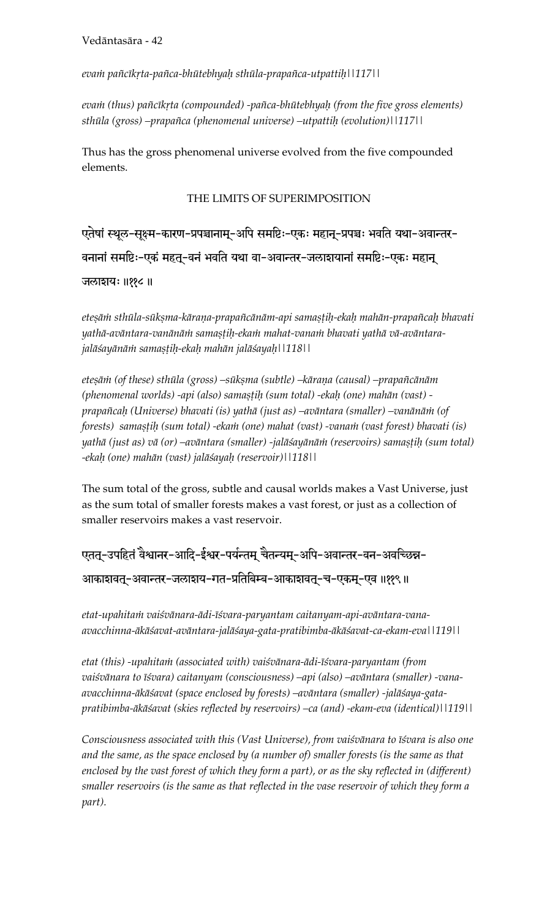*evaṁ pañcīkṛta-pañca-bhūtebhyaḥ sthūla-prapañca-utpattiḥ||117||*

*evaṁ (thus) pañcīkṛta (compounded) -pañca-bhūtebhyaḥ (from the five gross elements) sthūla (gross) –prapañca (phenomenal universe) –utpattiḥ (evolution)||117||*

Thus has the gross phenomenal universe evolved from the five compounded elements.

## THE LIMITS OF SUPERIMPOSITION

एतेषां स्थूल-सूक्ष्म-कारण-प्रपञ्चानाम्-अपि समष्टिः-एकः महान्-प्रपञ्चः भवति यथा-अवान्तर-वनानां समष्टिः-एकं महत्-वनं भवति यथा वा-अवान्तर-जलाशयानां समष्टिः-एकः महान् जलाशयः ॥११८॥

*eteṣāṁ sthūla-sūkṣma-kāraṇa-prapañcānām-api samaṣṭiḥ-ekaḥ mahān-prapañcaḥ bhavati yathā-avāntara-vanānāṁ samaṣṭiḥ-ekaṁ mahat-vanaṁ bhavati yathā vā-avāntara-jalāśayānāṁ samaṣṭiḥ-ekaḥ mahān jalāśayaḥ||118||*

*eteṣāṁ (of these) sthūla (gross) –sūkṣma (subtle) –kāraṇa (causal) –prapañcānām (phenomenal worlds) -api (also) samaṣṭiḥ (sum total) -ekaḥ (one) mahān (vast) -prapañcaḥ (Universe) bhavati (is) yathā (just as) –avāntara (smaller) –vanānāṁ (of forests) samaṣṭiḥ (sum total) -ekaṁ (one) mahat (vast) -vanaṁ (vast forest) bhavati (is) yathā (just as) vā (or) –avāntara (smaller) -jalāśayānāṁ (reservoirs) samaṣṭiḥ (sum total) -ekaḥ (one) mahān (vast) jalāśayaḥ (reservoir)||118||*

The sum total of the gross, subtle and causal worlds makes a Vast Universe, just as the sum total of smaller forests makes a vast forest, or just as a collection of smaller reservoirs makes a vast reservoir.

एतत्-उपहितं वैश्वानर-आदि-ईश्वर-पर्यन्तम् चैतन्यम्-अपि-अवान्तर-वन-अवच्छिन्न-आकाशवत्-अवान्तर-जलाशय-गत-प्रतिबिम्ब-आकाशवत्-च-एकम्-एव ॥११९॥

*etat-upahitaṁ vaiśvānara-ādi-īśvara-paryantam caitanyam-api-avāntara-vana-avacchinna-ākāśavat-avāntara-jalāśaya-gata-pratibimba-ākāśavat-ca-ekam-eva||119||*

*etat (this) -upahitaṁ (associated with) vaiśvānara-ādi-īśvara-paryantam (from vaiśvānara to īśvara) caitanyam (consciousness) –api (also) –avāntara (smaller) -vana-avacchinna-ākāśavat (space enclosed by forests) –avāntara (smaller) -jalāśaya-gata-pratibimba-ākāśavat (skies reflected by reservoirs) –ca (and) -ekam-eva (identical)||119||*

*Consciousness associated with this (Vast Universe), from vaiśvānara to īśvara is also one and the same, as the space enclosed by (a number of) smaller forests (is the same as that enclosed by the vast forest of which they form a part), or as the sky reflected in (different) smaller reservoirs (is the same as that reflected in the vase reservoir of which they form a part).*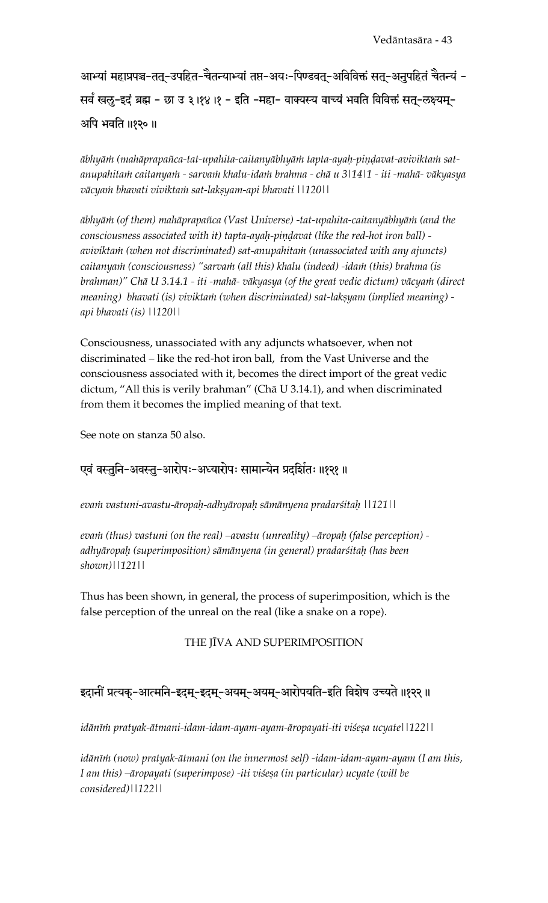आभ्यां महाप्रपञ्च-तत्-उपहित-चैतन्याभ्यां तप्त-अयः-पिण्डवत्-अविविक्तं सत्-अनुपहितं चैतन्यं - सर्वं खलु-इदं ब्रह्म - छा उ ३।१४।१ - इति -महा- वाक्यस्य वाच्यं भवति विविक्तं सत्-लक्ष्यम्-अपि भवति ॥१२०॥

*ābhyāṁ (mahāprapañca-tat-upahita-caitanyābhyāṁ tapta-ayaḥ-piṇḍavat-aviviktaṁ sat-anupahitaṁ caitanyaṁ - sarvaṁ khalu-idaṁ brahma - chā u 3|14|1 - iti -mahā- vākyasya vācyaṁ bhavati viviktaṁ sat-lakṣyam-api bhavati ||120||*

*ābhyāṁ (of them) mahāprapañca (Vast Universe) -tat-upahita-caitanyābhyāṁ (and the consciousness associated with it) tapta-ayaḥ-piṇḍavat (like the red-hot iron ball) - aviviktaṁ (when not discriminated) sat-anupahitaṁ (unassociated with any ajuncts) caitanyaṁ (consciousness) "sarvaṁ (all this) khalu (indeed) -idaṁ (this) brahma (is brahman)" Chā U 3.14.1 - iti -mahā- vākyasya (of the great vedic dictum) vācyaṁ (direct meaning) bhavati (is) viviktaṁ (when discriminated) sat-lakṣyam (implied meaning) - api bhavati (is) ||120||*

Consciousness, unassociated with any adjuncts whatsoever, when not discriminated – like the red-hot iron ball, from the Vast Universe and the consciousness associated with it, becomes the direct import of the great vedic dictum, "All this is verily brahman" (Chā U 3.14.1), and when discriminated from them it becomes the implied meaning of that text.

See note on stanza 50 also.

एवं वस्तुनि-अवस्तु-आरोपः-अध्यारोपः सामान्येन प्रदर्शितः ॥१२१॥

*evaṁ vastuni-avastu-āropaḥ-adhyāropaḥ sāmānyena pradarśitaḥ ||121||*

*evaṁ (thus) vastuni (on the real) –avastu (unreality) –āropaḥ (false perception) - adhyāropaḥ (superimposition) sāmānyena (in general) pradarśitaḥ (has been shown)||121||*

Thus has been shown, in general, the process of superimposition, which is the false perception of the unreal on the real (like a snake on a rope).

## THE JĪVA AND SUPERIMPOSITION

इदानीं प्रत्यक्-आत्मनि-इदम्-इदम्-अयम्-अयम्-आरोपयति-इति विशेष उच्यते ॥१२२॥

*idānīṁ pratyak-ātmani-idam-idam-ayam-ayam-āropayati-iti viśeṣa ucyate||122||*

*idānīṁ (now) pratyak-ātmani (on the innermost self) -idam-idam-ayam-ayam (I am this, I am this) –āropayati (superimpose) -iti viśeṣa (in particular) ucyate (will be considered)||122||*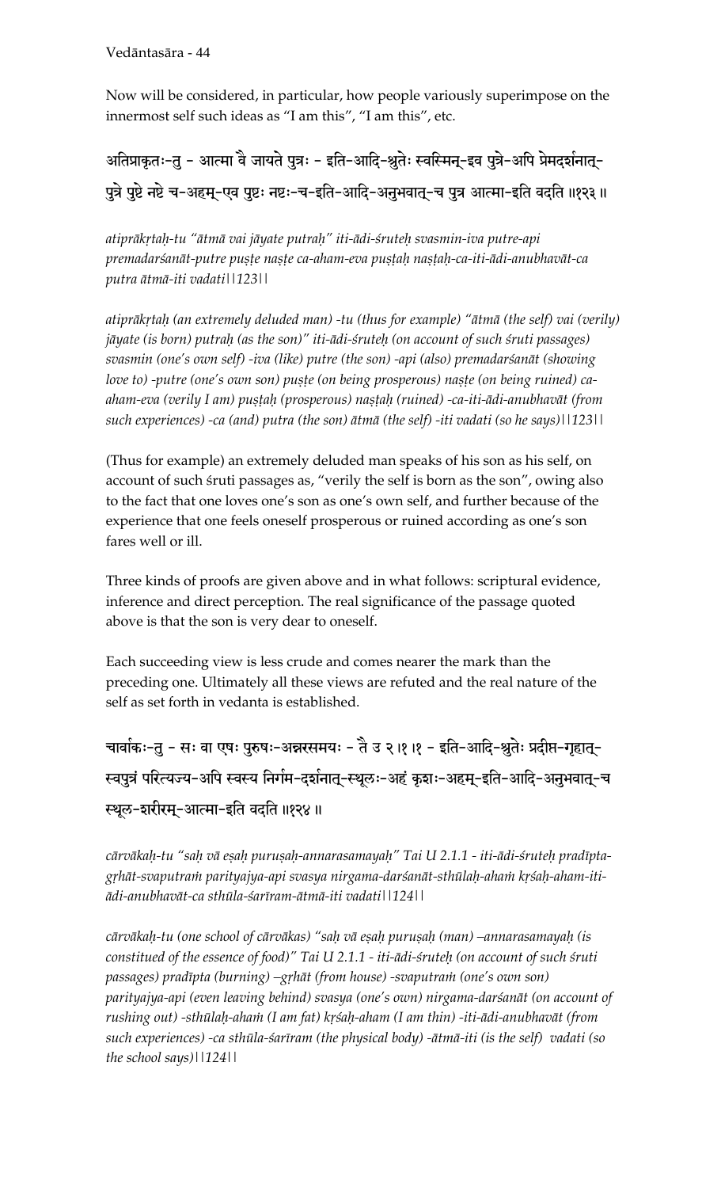Now will be considered, in particular, how people variously superimpose on the innermost self such ideas as "I am this", "I am this", etc.

अतिप्राकृतः-तु - आत्मा वै जायते पुत्रः - इति-आदि-श्रुतेः स्वस्मिन्-इव पुत्रे-अपि प्रेमदर्शनात्-पुत्रे पुष्टे नष्टे च-अहम्-एव पुष्टः नष्टः-च-इति-आदि-अनुभवात्-च पुत्र आत्मा-इति वदति ॥१२३॥

*atiprākṛtaḥ-tu "ātmā vai jāyate putraḥ" iti-ādi-śruteḥ svasmin-iva putre-api premadarśanāt-putre puṣṭe naṣṭe ca-aham-eva puṣṭaḥ naṣṭaḥ-ca-iti-ādi-anubhavāt-ca putra ātmā-iti vadati||123||*

*atiprākṛtaḥ (an extremely deluded man) -tu (thus for example) "ātmā (the self) vai (verily) jāyate (is born) putraḥ (as the son)" iti-ādi-śruteḥ (on account of such śruti passages) svasmin (one's own self) -iva (like) putre (the son) -api (also) premadarśanāt (showing love to) -putre (one's own son) puṣṭe (on being prosperous) naṣṭe (on being ruined) ca-aham-eva (verily I am) puṣṭaḥ (prosperous) naṣṭaḥ (ruined) -ca-iti-ādi-anubhavāt (from such experiences) -ca (and) putra (the son) ātmā (the self) -iti vadati (so he says)||123||*

(Thus for example) an extremely deluded man speaks of his son as his self, on account of such śruti passages as, "verily the self is born as the son", owing also to the fact that one loves one's son as one's own self, and further because of the experience that one feels oneself prosperous or ruined according as one's son fares well or ill.

Three kinds of proofs are given above and in what follows: scriptural evidence, inference and direct perception. The real significance of the passage quoted above is that the son is very dear to oneself.

Each succeeding view is less crude and comes nearer the mark than the preceding one. Ultimately all these views are refuted and the real nature of the self as set forth in vedanta is established.

चार्वाकः-तु - सः वा एषः पुरुषः-अन्नरसमयः - तै उ २।१।१ - इति-आदि-श्रुतेः प्रदीप्त-गृहात्-स्वपुत्रं परित्यज्य-अपि स्वस्य निर्गम-दर्शनात्-स्थूलः-अहं कृशः-अहम्-इति-आदि-अनुभवात्-च स्थूल-शरीरम्-आत्मा-इति वदति ॥१२४॥

*cārvākaḥ-tu "saḥ vā eṣaḥ puruṣaḥ-annarasamayaḥ" Tai U 2.1.1 - iti-ādi-śruteḥ pradīpta-gṛhāt-svaputraṁ parityajya-api svasya nirgama-darśanāt-sthūlaḥ-ahaṁ kṛśaḥ-aham-iti-ādi-anubhavāt-ca sthūla-śarīram-ātmā-iti vadati||124||*

*cārvākaḥ-tu (one school of cārvākas) "saḥ vā eṣaḥ puruṣaḥ (man) –annarasamayaḥ (is constitued of the essence of food)" Tai U 2.1.1 - iti-ādi-śruteḥ (on account of such śruti passages) pradīpta (burning) –gṛhāt (from house) -svaputraṁ (one's own son) parityajya-api (even leaving behind) svasya (one's own) nirgama-darśanāt (on account of rushing out) -sthūlaḥ-ahaṁ (I am fat) kṛśaḥ-aham (I am thin) -iti-ādi-anubhavāt (from such experiences) -ca sthūla-śarīram (the physical body) -ātmā-iti (is the self) vadati (so the school says)||124||*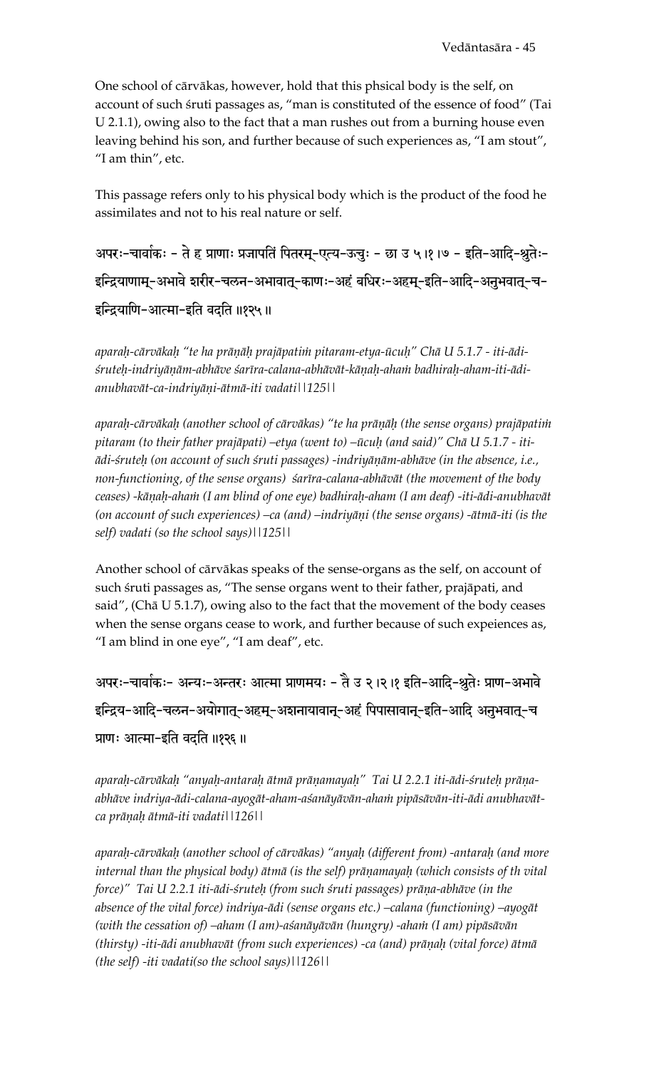One school of cārvākas, however, hold that this phsical body is the self, on account of such śruti passages as, "man is constituted of the essence of food" (Tai U 2.1.1), owing also to the fact that a man rushes out from a burning house even leaving behind his son, and further because of such experiences as, "I am stout", "I am thin", etc.

This passage refers only to his physical body which is the product of the food he assimilates and not to his real nature or self.

अपरः-चार्वाकः - ते ह प्राणाः प्रजापतिं पितरम्-एत्य-ऊचुः - छा उ ५।१।७ - इति-आदि-श्रुतेः-इन्द्रियाणाम्-अभावे शरीर-चलन-अभावात्-काणः-अहं बधिरः-अहम्-इति-आदि-अनुभवात्-च-इन्द्रियाणि-आत्मा-इति वदति ॥१२५॥

*aparaḥ-cārvākaḥ "te ha prāṇāḥ prajāpatiṁ pitaram-etya-ūcuḥ" Chā U 5.1.7 - iti-ādi-śruteḥ-indriyāṇām-abhāve śarīra-calana-abhāvāt-kāṇaḥ-ahaṁ badhiraḥ-aham-iti-ādi-anubhavāt-ca-indriyāṇi-ātmā-iti vadati||125||*

*aparaḥ-cārvākaḥ (another school of cārvākas) "te ha prāṇāḥ (the sense organs) prajāpatiṁ pitaram (to their father prajāpati) –etya (went to) –ūcuḥ (and said)" Chā U 5.1.7 - iti-ādi-śruteḥ (on account of such śruti passages) -indriyāṇām-abhāve (in the absence, i.e., non-functioning, of the sense organs) śarīra-calana-abhāvāt (the movement of the body ceases) -kāṇaḥ-ahaṁ (I am blind of one eye) badhiraḥ-aham (I am deaf) -iti-ādi-anubhavāt (on account of such experiences) –ca (and) –indriyāṇi (the sense organs) -ātmā-iti (is the self) vadati (so the school says)||125||*

Another school of cārvākas speaks of the sense-organs as the self, on account of such śruti passages as, "The sense organs went to their father, prajāpati, and said", (Chā U 5.1.7), owing also to the fact that the movement of the body ceases when the sense organs cease to work, and further because of such expeiences as, "I am blind in one eye", "I am deaf", etc.

अपरः-चार्वाकः- अन्यः-अन्तरः आत्मा प्राणमयः - तै उ २।२।१ इति-आदि-श्रुतेः प्राण-अभावे इन्द्रिय-आदि-चलन-अयोगात्-अहम्-अशनायावान्-अहं पिपासावान्-इति-आदि अनुभवात्-च प्राणः आत्मा-इति वदति ॥१२६॥

*aparaḥ-cārvākaḥ "anyaḥ-antaraḥ ātmā prāṇamayaḥ" Tai U 2.2.1 iti-ādi-śruteḥ prāṇa-abhāve indriya-ādi-calana-ayogāt-aham-aśanāyāvān-ahaṁ pipāsāvān-iti-ādi anubhavāt-ca prāṇaḥ ātmā-iti vadati||126||*

*aparaḥ-cārvākaḥ (another school of cārvākas) "anyaḥ (different from) -antaraḥ (and more internal than the physical body) ātmā (is the self) prāṇamayaḥ (which consists of th vital force)" Tai U 2.2.1 iti-ādi-śruteḥ (from such śruti passages) prāṇa-abhāve (in the absence of the vital force) indriya-ādi (sense organs etc.) –calana (functioning) –ayogāt (with the cessation of) –aham (I am)-aśanāyāvān (hungry) -ahaṁ (I am) pipāsāvān (thirsty) -iti-ādi anubhavāt (from such experiences) -ca (and) prāṇaḥ (vital force) ātmā (the self) -iti vadati(so the school says)||126||*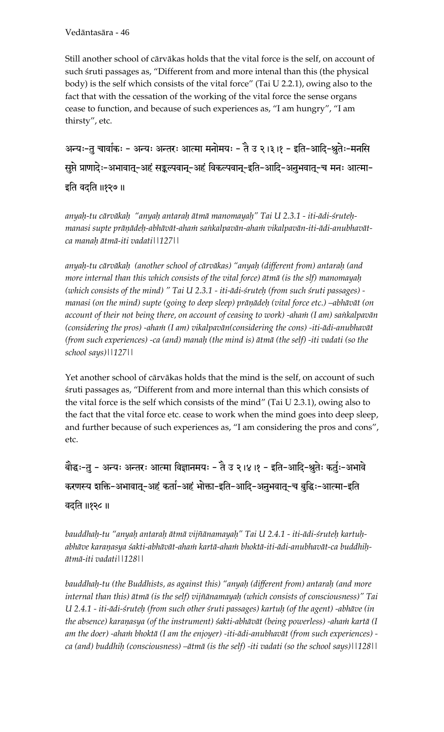Still another school of cārvākas holds that the vital force is the self, on account of such śruti passages as, "Different from and more intenal than this (the physical body) is the self which consists of the vital force" (Tai U 2.2.1), owing also to the fact that with the cessation of the working of the vital force the sense organs cease to function, and because of such experiences as, "I am hungry", "I am thirsty", etc.

अन्यः-तु चार्वाकः - अन्यः अन्तरः आत्मा मनोमयः - तै उ २।३।१ - इति-आदि-श्रुतेः-मनसि सुप्ते प्राणादेः-अभावात्-अहं सङ्कल्पवान्-अहं विकल्पवान्-इति-आदि-अनुभवात्-च मनः आत्मा-इति वदति ॥१२७॥

*anyaḥ-tu cārvākaḥ "anyaḥ antaraḥ ātmā manomayaḥ" Tai U 2.3.1 - iti-ādi-śruteḥ-manasi supte prāṇādeḥ-abhāvāt-ahaṁ saṅkalpavān-ahaṁ vikalpavān-iti-ādi-anubhavāt-ca manaḥ ātmā-iti vadati||127||*

*anyaḥ-tu cārvākaḥ (another school of cārvākas) "anyaḥ (different from) antaraḥ (and more internal than this which consists of the vital force) ātmā (is the slf) manomayaḥ (which consists of the mind) " Tai U 2.3.1 - iti-ādi-śruteḥ (from such śruti passages) - manasi (on the mind) supte (going to deep sleep) prāṇādeḥ (vital force etc.) –abhāvāt (on account of their not being there, on account of ceasing to work) -ahaṁ (I am) saṅkalpavān (considering the pros) -ahaṁ (I am) vikalpavān(considering the cons) -iti-ādi-anubhavāt (from such experiences) -ca (and) manaḥ (the mind is) ātmā (the self) -iti vadati (so the school says)||127||*

Yet another school of cārvākas holds that the mind is the self, on account of such śruti passages as, "Different from and more internal than this which consists of the vital force is the self which consists of the mind" (Tai U 2.3.1), owing also to the fact that the vital force etc. cease to work when the mind goes into deep sleep, and further because of such experiences as, "I am considering the pros and cons", etc.

बौद्धः-तु - अन्यः अन्तरः आत्मा विज्ञानमयः - तै उ २।४।१ - इति-आदि-श्रुतेः कर्तुः-अभावे करणस्य शक्ति-अभावात्-अहं कर्ता-अहं भोक्ता-इति-आदि-अनुभवात्-च बुद्धिः-आत्मा-इति वदति ॥१२८॥

*bauddhaḥ-tu "anyaḥ antaraḥ ātmā vijñānamayaḥ" Tai U 2.4.1 - iti-ādi-śruteḥ kartuḥ-abhāve karaṇasya śakti-abhāvāt-ahaṁ kartā-ahaṁ bhoktā-iti-ādi-anubhavāt-ca buddhiḥ-ātmā-iti vadati||128||*

*bauddhaḥ-tu (the Buddhists, as against this) "anyaḥ (different from) antaraḥ (and more internal than this) ātmā (is the self) vijñānamayaḥ (which consists of consciousness)" Tai U 2.4.1 - iti-ādi-śruteḥ (from such other śruti passages) kartuḥ (of the agent) -abhāve (in the absence) karaṇasya (of the instrument) śakti-abhāvāt (being powerless) -ahaṁ kartā (I am the doer) -ahaṁ bhoktā (I am the enjoyer) -iti-ādi-anubhavāt (from such experiences) -ca (and) buddhiḥ (consciousness) –ātmā (is the self) -iti vadati (so the school says)||128||*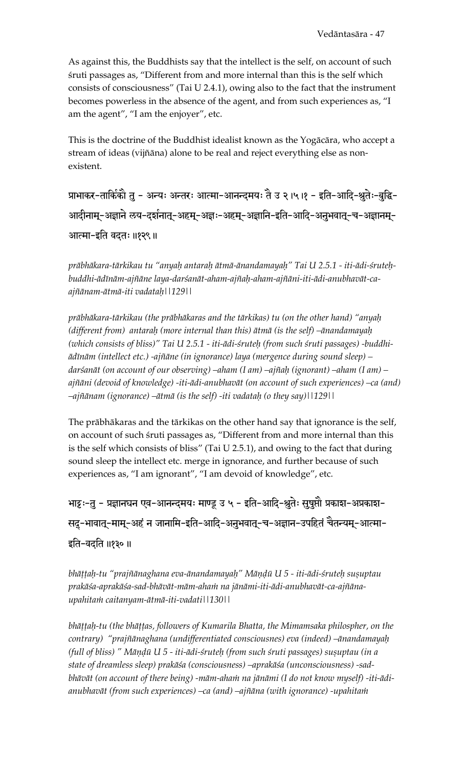As against this, the Buddhists say that the intellect is the self, on account of such śruti passages as, "Different from and more internal than this is the self which consists of consciousness" (Tai U 2.4.1), owing also to the fact that the instrument becomes powerless in the absence of the agent, and from such experiences as, "I am the agent", "I am the enjoyer", etc.

This is the doctrine of the Buddhist idealist known as the Yogācāra, who accept a stream of ideas (vijñāna) alone to be real and reject everything else as non-existent.

प्राभाकर-तार्किकौ तु - अन्यः अन्तरः आत्मा-आनन्दमयः तै उ २।५।१ - इति-आदि-श्रुतेः-बुद्धि-आदीनाम्-अज्ञाने लय-दर्शनात्-अहम्-अज्ञः-अहम्-अज्ञानि-इति-आदि-अनुभवात्-च-अज्ञानम्-आत्मा-इति वदतः ॥१२९॥

*prābhākara-tārkikau tu "anyaḥ antaraḥ ātmā-ānandamayaḥ" Tai U 2.5.1 - iti-ādi-śruteḥ-buddhi-ādīnām-ajñāne laya-darśanāt-aham-ajñaḥ-aham-ajñāni-iti-ādi-anubhavāt-ca-ajñānam-ātmā-iti vadataḥ||129||*

*prābhākara-tārkikau (the prābhākaras and the tārkikas) tu (on the other hand) "anyaḥ (different from) antaraḥ (more internal than this) ātmā (is the self) –ānandamayaḥ (which consists of bliss)" Tai U 2.5.1 - iti-ādi-śruteḥ (from such śruti passages) -buddhi-ādīnām (intellect etc.) -ajñāne (in ignorance) laya (mergence during sound sleep) –darśanāt (on account of our observing) –aham (I am) –ajñaḥ (ignorant) –aham (I am) –ajñāni (devoid of knowledge) -iti-ādi-anubhavāt (on account of such experiences) –ca (and) –ajñānam (ignorance) –ātmā (is the self) -iti vadataḥ (o they say)||129||*

The prābhākaras and the tārkikas on the other hand say that ignorance is the self, on account of such śruti passages as, "Different from and more internal than this is the self which consists of bliss" (Tai U 2.5.1), and owing to the fact that during sound sleep the intellect etc. merge in ignorance, and further because of such experiences as, "I am ignorant", "I am devoid of knowledge", etc.

भाट्टः-तु - प्रज्ञानघन एव-आनन्दमयः माण्डू उ ५ - इति-आदि-श्रुतेः सुषुप्तौ प्रकाश-अप्रकाश-सद्-भावात्-माम्-अहं न जानामि-इति-आदि-अनुभवात्-च-अज्ञान-उपहितं चैतन्यम्-आत्मा-इति-वदति ॥१३०॥

*bhāṭṭaḥ-tu "prajñānaghana eva-ānandamayaḥ" Māṇḍū U 5 - iti-ādi-śruteḥ suṣuptau prakāśa-aprakāśa-sad-bhāvāt-mām-ahaṁ na jānāmi-iti-ādi-anubhavāt-ca-ajñāna-upahitaṁ caitanyam-ātmā-iti-vadati||130||*

*bhāṭṭaḥ-tu (the bhāṭṭas, followers of Kumarila Bhatta, the Mimamsaka philospher, on the contrary) "prajñānaghana (undifferentiated consciousnes) eva (indeed) –ānandamayaḥ (full of bliss) " Māṇḍū U 5 - iti-ādi-śruteḥ (from such śruti passages) suṣuptau (in a state of dreamless sleep) prakāśa (consciousness) –aprakāśa (unconsciousness) -sad-bhāvāt (on account of there being) -mām-ahaṁ na jānāmi (I do not know myself) -iti-ādi-anubhavāt (from such experiences) –ca (and) –ajñāna (with ignorance) -upahitaṁ*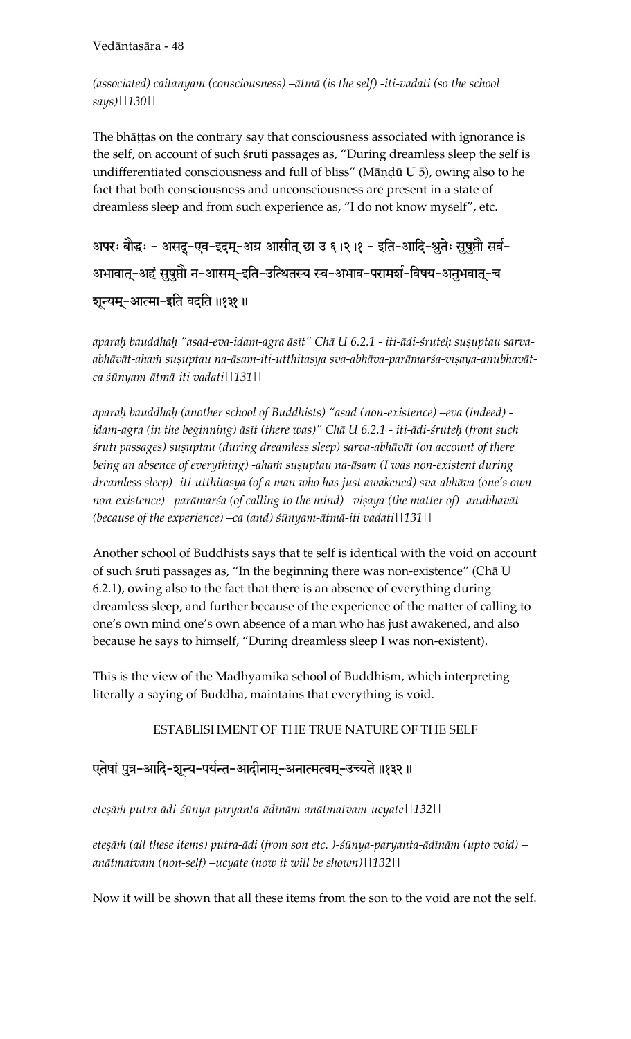*(associated) caitanyam (consciousness) –ātmā (is the self) -iti-vadati (so the school says)||130||*

The bhāṭṭas on the contrary say that consciousness associated with ignorance is the self, on account of such śruti passages as, "During dreamless sleep the self is undifferentiated consciousness and full of bliss" (Māṇḍū U 5), owing also to he fact that both consciousness and unconsciousness are present in a state of dreamless sleep and from such experience as, "I do not know myself", etc.

अपरः बौद्धः - असद्-एव-इदम्-अग्र आसीत् छा उ ६।२।१ - इति-आदि-श्रुतेः सुषुप्तौ सर्व-अभावात्-अहं सुषुप्तौ न-आसम्-इति-उत्थितस्य स्व-अभाव-परामर्श-विषय-अनुभवात्-च शून्यम्-आत्मा-इति वदति ॥१३१॥

*aparaḥ bauddhaḥ "asad-eva-idam-agra āsīt" Chā U 6.2.1 - iti-ādi-śruteḥ suṣuptau sarva-abhāvāt-ahaṁ suṣuptau na-āsam-iti-utthitasya sva-abhāva-parāmarśa-viṣaya-anubhavāt-ca śūnyam-ātmā-iti vadati||131||*

*aparaḥ bauddhaḥ (another school of Buddhists) "asad (non-existence) –eva (indeed) -idam-agra (in the beginning) āsīt (there was)" Chā U 6.2.1 - iti-ādi-śruteḥ (from such śruti passages) suṣuptau (during dreamless sleep) sarva-abhāvāt (on account of there being an absence of everything) -ahaṁ suṣuptau na-āsam (I was non-existent during dreamless sleep) -iti-utthitasya (of a man who has just awakened) sva-abhāva (one's own non-existence) –parāmarśa (of calling to the mind) –viṣaya (the matter of) -anubhavāt (because of the experience) –ca (and) śūnyam-ātmā-iti vadati||131||*

Another school of Buddhists says that te self is identical with the void on account of such śruti passages as, "In the beginning there was non-existence" (Chā U 6.2.1), owing also to the fact that there is an absence of everything during dreamless sleep, and further because of the experience of the matter of calling to one's own mind one's own absence of a man who has just awakened, and also because he says to himself, "During dreamless sleep I was non-existent).

This is the view of the Madhyamika school of Buddhism, which interpreting literally a saying of Buddha, maintains that everything is void.

## ESTABLISHMENT OF THE TRUE NATURE OF THE SELF

एतेषां पुत्र-आदि-शून्य-पर्यन्त-आदीनाम्-अनात्मत्वम्-उच्यते ॥१३२॥

*eteṣāṁ putra-ādi-śūnya-paryanta-ādīnām-anātmatvam-ucyate||132||*

*eteṣāṁ (all these items) putra-ādi (from son etc. )-śūnya-paryanta-ādīnām (upto void) –anātmatvam (non-self) –ucyate (now it will be shown)||132||*

Now it will be shown that all these items from the son to the void are not the self.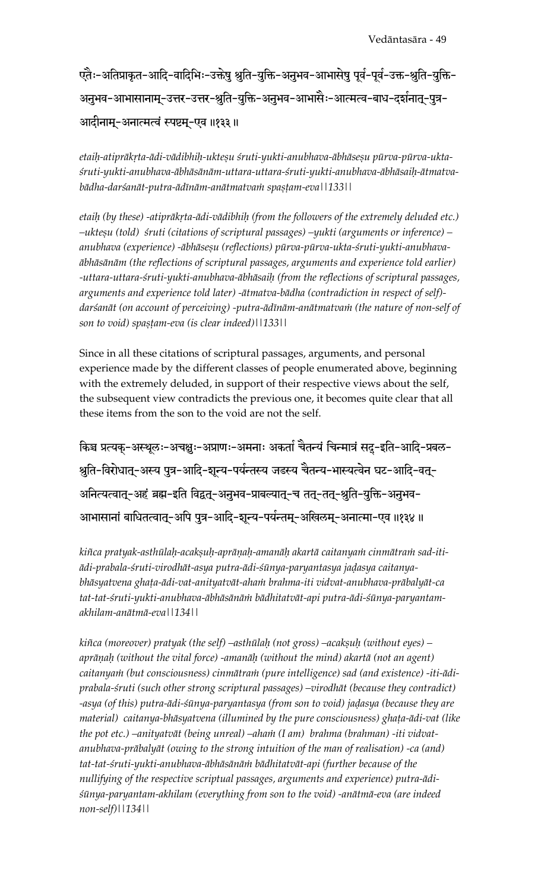एतैः-अतिप्राकृत-आदि-वादिभिः-उक्तेषु श्रुति-युक्ति-अनुभव-आभासेषु पूर्व-पूर्व-उक्त-श्रुति-युक्ति-अनुभव-आभासानाम्-उत्तर-उत्तर-श्रुति-युक्ति-अनुभव-आभासैः-आत्मत्व-बाध-दर्शनात्-पुत्र-आदीनाम्-अनात्मत्वं स्पष्टम्-एव ॥१३३॥

*etaiḥ-atiprākṛta-ādi-vādibhiḥ-ukteṣu śruti-yukti-anubhava-ābhāseṣu pūrva-pūrva-ukta-śruti-yukti-anubhava-ābhāsānām-uttara-uttara-śruti-yukti-anubhava-ābhāsaiḥ-ātmatva-bādha-darśanāt-putra-ādīnām-anātmatvaṁ spaṣṭam-eva||133||*

*etaiḥ (by these) -atiprākṛta-ādi-vādibhiḥ (from the followers of the extremely deluded etc.) –ukteṣu (told) śruti (citations of scriptural passages) –yukti (arguments or inference) –anubhava (experience) -ābhāseṣu (reflections) pūrva-pūrva-ukta-śruti-yukti-anubhava-ābhāsānām (the reflections of scriptural passages, arguments and experience told earlier) -uttara-uttara-śruti-yukti-anubhava-ābhāsaiḥ (from the reflections of scriptural passages, arguments and experience told later) -ātmatva-bādha (contradiction in respect of self)-darśanāt (on account of perceiving) -putra-ādīnām-anātmatvaṁ (the nature of non-self of son to void) spaṣṭam-eva (is clear indeed)||133||*

Since in all these citations of scriptural passages, arguments, and personal experience made by the different classes of people enumerated above, beginning with the extremely deluded, in support of their respective views about the self, the subsequent view contradicts the previous one, it becomes quite clear that all these items from the son to the void are not the self.

किञ्च प्रत्यक्-अस्थूलः-अचक्षुः-अप्राणः-अमनाः अकर्ता चैतन्यं चिन्मात्रं सद्-इति-आदि-प्रबल-श्रुति-विरोधात्-अस्य पुत्र-आदि-शून्य-पर्यन्तस्य जडस्य चैतन्य-भास्यत्वेन घट-आदि-वत्-अनित्यत्वात्-अहं ब्रह्म-इति विद्वत्-अनुभव-प्राबल्यात्-च तत्-तत्-श्रुति-युक्ति-अनुभव-आभासानां बाधितत्वात्-अपि पुत्र-आदि-शून्य-पर्यन्तम्-अखिलम्-अनात्मा-एव ॥१३४॥

*kiñca pratyak-asthūlaḥ-acakṣuḥ-aprāṇaḥ-amanāḥ akartā caitanyaṁ cinmātraṁ sad-iti-ādi-prabala-śruti-virodhāt-asya putra-ādi-śūnya-paryantasya jaḍasya caitanya-bhāsyatvena ghaṭa-ādi-vat-anityatvāt-ahaṁ brahma-iti vidvat-anubhava-prābalyāt-ca tat-tat-śruti-yukti-anubhava-ābhāsānāṁ bādhitatvāt-api putra-ādi-śūnya-paryantam-akhilam-anātmā-eva||134||*

*kiñca (moreover) pratyak (the self) –asthūlaḥ (not gross) –acakṣuḥ (without eyes) –aprāṇaḥ (without the vital force) -amanāḥ (without the mind) akartā (not an agent) caitanyaṁ (but consciousness) cinmātraṁ (pure intelligence) sad (and existence) -iti-ādi-prabala-śruti (such other strong scriptural passages) –virodhāt (because they contradict) -asya (of this) putra-ādi-śūnya-paryantasya (from son to void) jaḍasya (because they are material) caitanya-bhāsyatvena (illumined by the pure consciousness) ghaṭa-ādi-vat (like the pot etc.) –anityatvāt (being unreal) –ahaṁ (I am) brahma (brahman) -iti vidvat-anubhava-prābalyāt (owing to the strong intuition of the man of realisation) -ca (and) tat-tat-śruti-yukti-anubhava-ābhāsānāṁ bādhitatvāt-api (further because of the nullifying of the respective scriptural passages, arguments and experience) putra-ādi-śūnya-paryantam-akhilam (everything from son to the void) -anātmā-eva (are indeed non-self)||134||*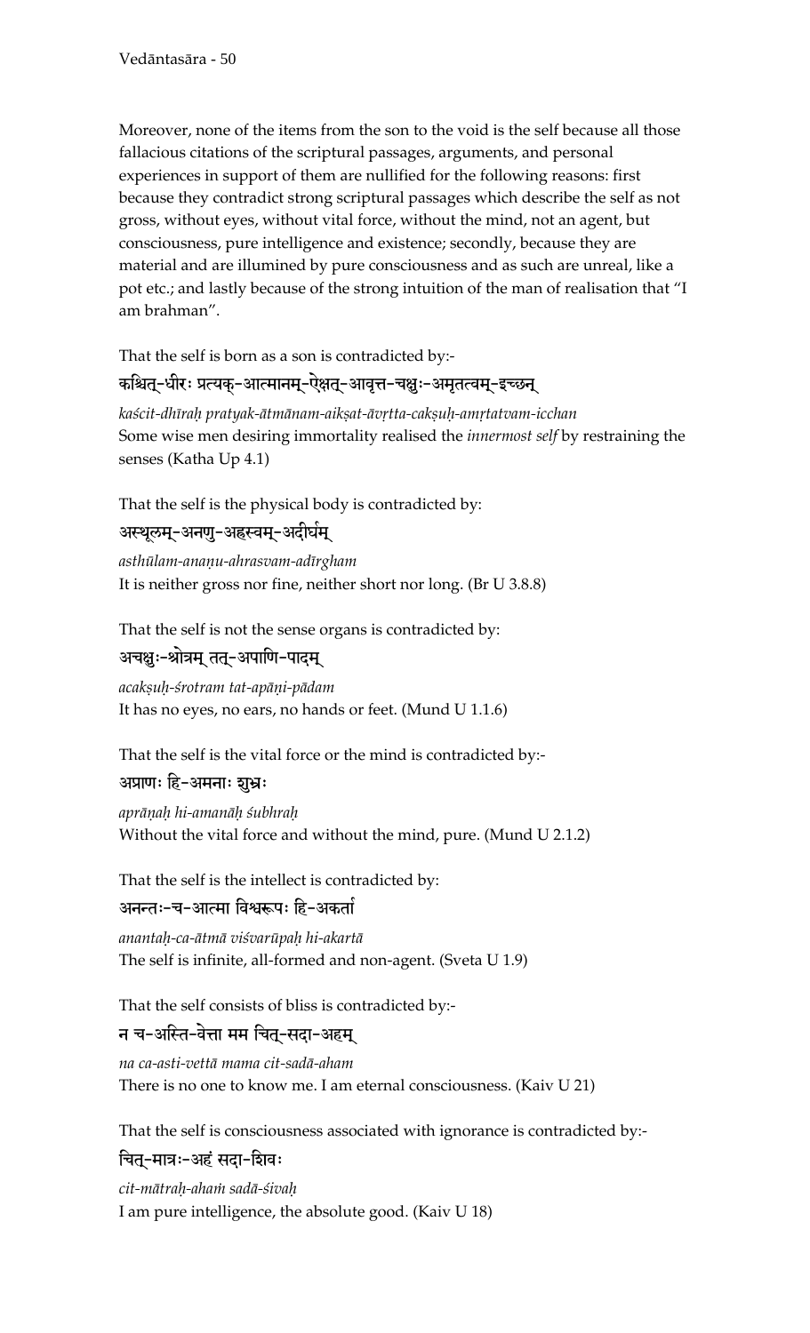Moreover, none of the items from the son to the void is the self because all those fallacious citations of the scriptural passages, arguments, and personal experiences in support of them are nullified for the following reasons: first because they contradict strong scriptural passages which describe the self as not gross, without eyes, without vital force, without the mind, not an agent, but consciousness, pure intelligence and existence; secondly, because they are material and are illumined by pure consciousness and as such are unreal, like a pot etc.; and lastly because of the strong intuition of the man of realisation that "I am brahman".

That the self is born as a son is contradicted by:-

कश्चित्-धीरः प्रत्यक्-आत्मानम्-ऐक्षत्-आवृत्त-चक्षुः-अमृतत्वम्-इच्छन्

*kaścit-dhīraḥ pratyak-ātmānam-aikṣat-āvṛtta-cakṣuḥ-amṛtatvam-icchan*
Some wise men desiring immortality realised the *innermost self* by restraining the senses (Katha Up 4.1)

That the self is the physical body is contradicted by:

अस्थूलम्-अनणु-अह्रस्वम्-अदीर्घम्

*asthūlam-anaṇu-ahrasvam-adīrgham*
It is neither gross nor fine, neither short nor long. (Br U 3.8.8)

That the self is not the sense organs is contradicted by:

अचक्षुः-श्रोत्रम् तत्-अपाणि-पादम्

*acakṣuḥ-śrotram tat-apāṇi-pādam*
It has no eyes, no ears, no hands or feet. (Mund U 1.1.6)

That the self is the vital force or the mind is contradicted by:-

अप्राणः हि-अमनाः शुभ्रः

*aprāṇaḥ hi-amanāḥ śubhraḥ*
Without the vital force and without the mind, pure. (Mund U 2.1.2)

That the self is the intellect is contradicted by:

अनन्तः-च-आत्मा विश्वरूपः हि-अकर्ता

*anantaḥ-ca-ātmā viśvarūpaḥ hi-akartā*
The self is infinite, all-formed and non-agent. (Sveta U 1.9)

That the self consists of bliss is contradicted by:-

न च-अस्ति-वेत्ता मम चित्-सदा-अहम्

*na ca-asti-vettā mama cit-sadā-aham*
There is no one to know me. I am eternal consciousness. (Kaiv U 21)

That the self is consciousness associated with ignorance is contradicted by:-

चित्-मात्रः-अहं सदा-शिवः

*cit-mātraḥ-ahaṁ sadā-śivaḥ*
I am pure intelligence, the absolute good. (Kaiv U 18)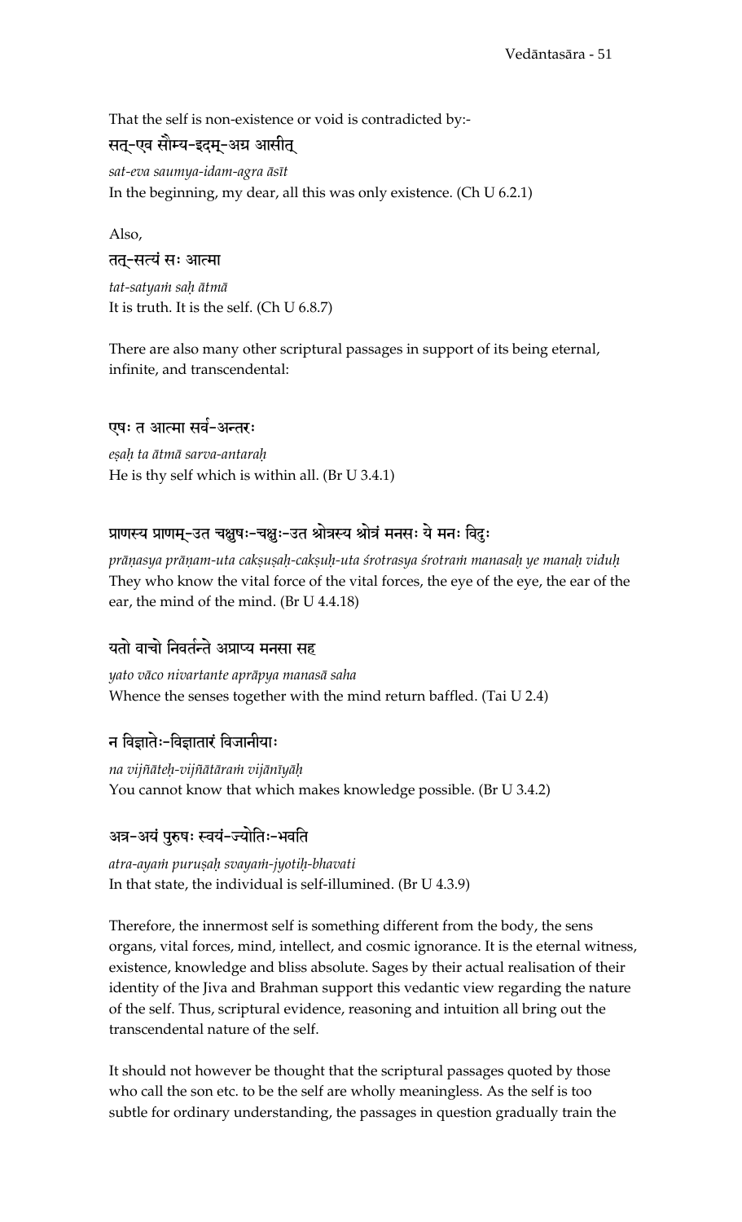That the self is non-existence or void is contradicted by:-

सत्-एव सौम्य-इदम्-अग्र आसीत्

*sat-eva saumya-idam-agra āsīt*

In the beginning, my dear, all this was only existence. (Ch U 6.2.1)

Also,

तत्-सत्यं सः आत्मा

*tat-satyaṁ saḥ ātmā*

It is truth. It is the self. (Ch U 6.8.7)

There are also many other scriptural passages in support of its being eternal, infinite, and transcendental:

एषः त आत्मा सर्व-अन्तरः

*eṣaḥ ta ātmā sarva-antaraḥ*

He is thy self which is within all. (Br U 3.4.1)

प्राणस्य प्राणम्-उत चक्षुषः-चक्षुः-उत श्रोत्रस्य श्रोत्रं मनसः ये मनः विदुः

*prāṇasya prāṇam-uta cakṣuṣaḥ-cakṣuḥ-uta śrotrasya śrotraṁ manasaḥ ye manaḥ viduḥ*

They who know the vital force of the vital forces, the eye of the eye, the ear of the ear, the mind of the mind. (Br U 4.4.18)

यतो वाचो निवर्तन्ते अप्राप्य मनसा सह

*yato vāco nivartante aprāpya manasā saha*

Whence the senses together with the mind return baffled. (Tai U 2.4)

न विज्ञातेः-विज्ञातारं विजानीयाः

*na vijñāteḥ-vijñātāraṁ vijānīyāḥ*

You cannot know that which makes knowledge possible. (Br U 3.4.2)

अत्र-अयं पुरुषः स्वयं-ज्योतिः-भवति

*atra-ayaṁ puruṣaḥ svayaṁ-jyotiḥ-bhavati*

In that state, the individual is self-illumined. (Br U 4.3.9)

Therefore, the innermost self is something different from the body, the sens organs, vital forces, mind, intellect, and cosmic ignorance. It is the eternal witness, existence, knowledge and bliss absolute. Sages by their actual realisation of their identity of the Jiva and Brahman support this vedantic view regarding the nature of the self. Thus, scriptural evidence, reasoning and intuition all bring out the transcendental nature of the self.

It should not however be thought that the scriptural passages quoted by those who call the son etc. to be the self are wholly meaningless. As the self is too subtle for ordinary understanding, the passages in question gradually train the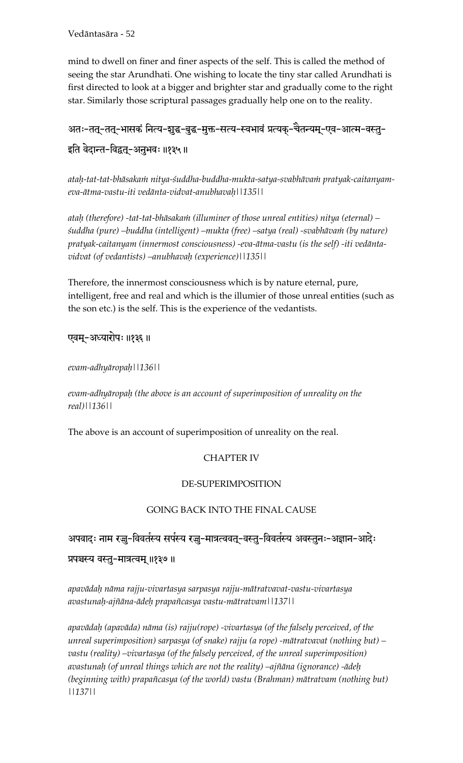mind to dwell on finer and finer aspects of the self. This is called the method of seeing the star Arundhati. One wishing to locate the tiny star called Arundhati is first directed to look at a bigger and brighter star and gradually come to the right star. Similarly those scriptural passages gradually help one on to the reality.

अतः-तत्-तत्-भासकं नित्य-शुद्ध-बुद्ध-मुक्त-सत्य-स्वभावं प्रत्यक्-चैतन्यम्-एव-आत्म-वस्तु-इति वेदान्त-विद्वत्-अनुभवः ॥१३५॥

*ataḥ-tat-tat-bhāsakaṁ nitya-śuddha-buddha-mukta-satya-svabhāvaṁ pratyak-caitanyam-eva-ātma-vastu-iti vedānta-vidvat-anubhavaḥ||135||*

*ataḥ (therefore) -tat-tat-bhāsakaṁ (illuminer of those unreal entities) nitya (eternal) –śuddha (pure) –buddha (intelligent) –mukta (free) –satya (real) -svabhāvaṁ (by nature) pratyak-caitanyam (innermost consciousness) -eva-ātma-vastu (is the self) -iti vedānta-vidvat (of vedantists) –anubhavaḥ (experience)||135||*

Therefore, the innermost consciousness which is by nature eternal, pure, intelligent, free and real and which is the illumier of those unreal entities (such as the son etc.) is the self. This is the experience of the vedantists.

एवम्-अध्यारोपः ॥१३६॥

*evam-adhyāropaḥ||136||*

*evam-adhyāropaḥ (the above is an account of superimposition of unreality on the real)||136||*

The above is an account of superimposition of unreality on the real.

## CHAPTER IV

### DE-SUPERIMPOSITION

### GOING BACK INTO THE FINAL CAUSE

अपवादः नाम रज्जु-विवर्तस्य सर्पस्य रज्जु-मात्रत्ववत्-वस्तु-विवर्तस्य अवस्तुनः-अज्ञान-आदेः प्रपञ्चस्य वस्तु-मात्रत्वम् ॥१३७॥

*apavādaḥ nāma rajju-vivartasya sarpasya rajju-mātratvavat-vastu-vivartasya avastunaḥ-ajñāna-ādeḥ prapañcasya vastu-mātratvam||137||*

*apavādaḥ (apavāda) nāma (is) rajju(rope) -vivartasya (of the falsely perceived, of the unreal superimposition) sarpasya (of snake) rajju (a rope) -mātratvavat (nothing but) –vastu (reality) –vivartasya (of the falsely perceived, of the unreal superimposition) avastunaḥ (of unreal things which are not the reality) –ajñāna (ignorance) -ādeḥ (beginning with) prapañcasya (of the world) vastu (Brahman) mātratvam (nothing but) ||137||*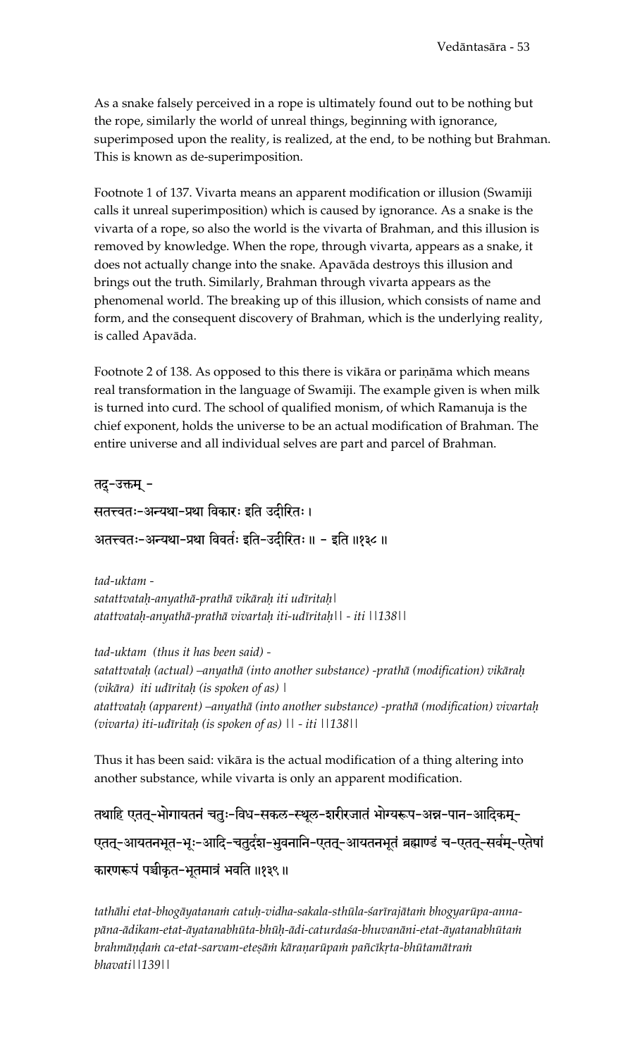As a snake falsely perceived in a rope is ultimately found out to be nothing but the rope, similarly the world of unreal things, beginning with ignorance, superimposed upon the reality, is realized, at the end, to be nothing but Brahman. This is known as de-superimposition.

Footnote 1 of 137. Vivarta means an apparent modification or illusion (Swamiji calls it unreal superimposition) which is caused by ignorance. As a snake is the vivarta of a rope, so also the world is the vivarta of Brahman, and this illusion is removed by knowledge. When the rope, through vivarta, appears as a snake, it does not actually change into the snake. Apavāda destroys this illusion and brings out the truth. Similarly, Brahman through vivarta appears as the phenomenal world. The breaking up of this illusion, which consists of name and form, and the consequent discovery of Brahman, which is the underlying reality, is called Apavāda.

Footnote 2 of 138. As opposed to this there is vikāra or pariṇāma which means real transformation in the language of Swamiji. The example given is when milk is turned into curd. The school of qualified monism, of which Ramanuja is the chief exponent, holds the universe to be an actual modification of Brahman. The entire universe and all individual selves are part and parcel of Brahman.

तद्-उक्तम् -

सतत्त्वतः-अन्यथा-प्रथा विकारः इति उदीरितः ।

अतत्त्वतः-अन्यथा-प्रथा विवर्तः इति-उदीरितः ॥ - इति ॥१३८॥

*tad-uktam -*
*satattvataḥ-anyathā-prathā vikāraḥ iti udīritaḥ|*
*atattvataḥ-anyathā-prathā vivartaḥ iti-udīritaḥ|| - iti ||138||*

*tad-uktam (thus it has been said) -*
*satattvataḥ (actual) –anyathā (into another substance) -prathā (modification) vikāraḥ (vikāra) iti udīritaḥ (is spoken of as) |*
*atattvataḥ (apparent) –anyathā (into another substance) -prathā (modification) vivartaḥ (vivarta) iti-udīritaḥ (is spoken of as) || - iti ||138||*

Thus it has been said: vikāra is the actual modification of a thing altering into another substance, while vivarta is only an apparent modification.

तथाहि एतत्-भोगायतनं चतुः-विध-सकल-स्थूल-शरीरजातं भोग्यरूप-अन्न-पान-आदिकम्-एतत्-आयतनभूत-भूः-आदि-चतुर्दश-भुवनानि-एतत्-आयतनभूतं ब्रह्माण्डं च-एतत्-सर्वम्-एतेषां कारणरूपं पञ्चीकृत-भूतमात्रं भवति ॥१३९॥

*tathāhi etat-bhogāyatanaṁ catuḥ-vidha-sakala-sthūla-śarīrajātaṁ bhogyarūpa-anna-pāna-ādikam-etat-āyatanabhūta-bhūḥ-ādi-caturdaśa-bhuvanāni-etat-āyatanabhūtaṁ brahmāṇḍaṁ ca-etat-sarvam-eteṣāṁ kāraṇarūpaṁ pañcīkṛta-bhūtamātraṁ bhavati||139||*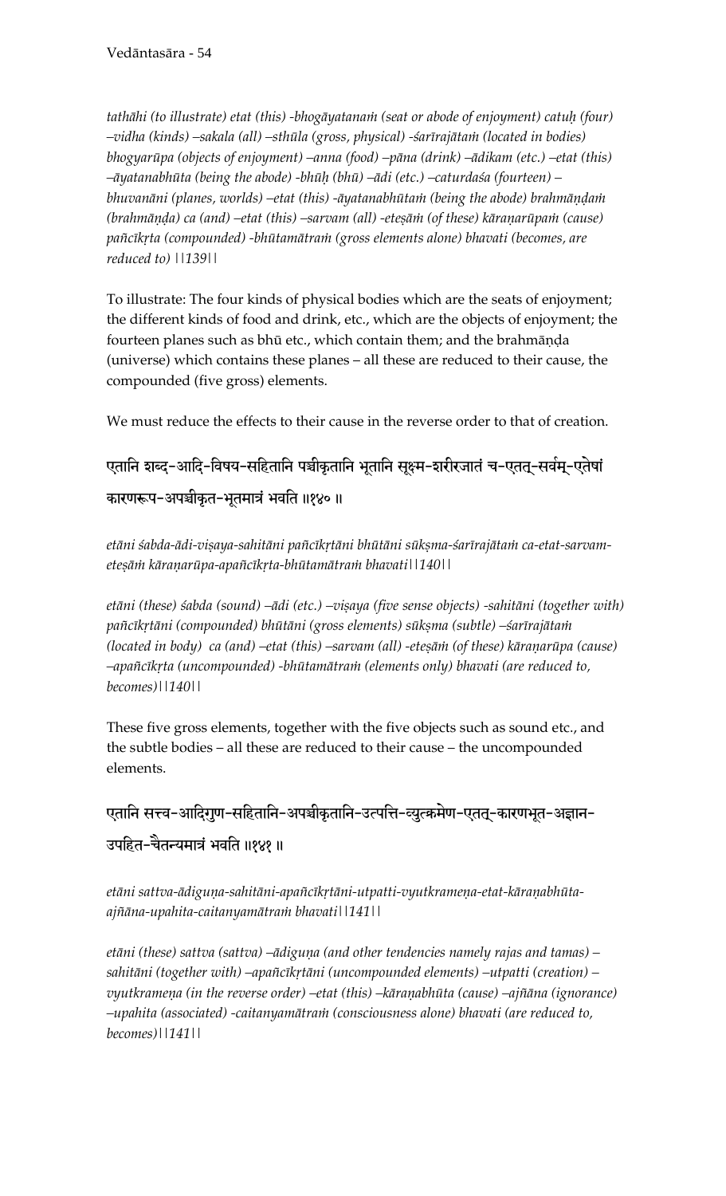*tathāhi (to illustrate) etat (this) -bhogāyatanaṁ (seat or abode of enjoyment) catuḥ (four) –vidha (kinds) –sakala (all) –sthūla (gross, physical) -śarīrajātaṁ (located in bodies) bhogyarūpa (objects of enjoyment) –anna (food) –pāna (drink) –ādikam (etc.) –etat (this) –āyatanabhūta (being the abode) -bhūḥ (bhū) –ādi (etc.) –caturdaśa (fourteen) – bhuvanāni (planes, worlds) –etat (this) -āyatanabhūtaṁ (being the abode) brahmāṇḍaṁ (brahmāṇḍa) ca (and) –etat (this) –sarvam (all) -eteṣāṁ (of these) kāraṇarūpaṁ (cause) pañcīkṛta (compounded) -bhūtamātraṁ (gross elements alone) bhavati (becomes, are reduced to) ||139||*

To illustrate: The four kinds of physical bodies which are the seats of enjoyment; the different kinds of food and drink, etc., which are the objects of enjoyment; the fourteen planes such as bhū etc., which contain them; and the brahmāṇḍa (universe) which contains these planes – all these are reduced to their cause, the compounded (five gross) elements.

We must reduce the effects to their cause in the reverse order to that of creation.

एतानि शब्द-आदि-विषय-सहितानि पञ्चीकृतानि भूतानि सूक्ष्म-शरीरजातं च-एतत्-सर्वम्-एतेषां कारणरूप-अपञ्चीकृत-भूतमात्रं भवति ॥१४० ॥

*etāni śabda-ādi-viṣaya-sahitāni pañcīkṛtāni bhūtāni sūkṣma-śarīrajātaṁ ca-etat-sarvam-eteṣāṁ kāraṇarūpa-apañcīkṛta-bhūtamātraṁ bhavati||140||*

*etāni (these) śabda (sound) –ādi (etc.) –viṣaya (five sense objects) -sahitāni (together with) pañcīkṛtāni (compounded) bhūtāni (gross elements) sūkṣma (subtle) –śarīrajātaṁ (located in body) ca (and) –etat (this) –sarvam (all) -eteṣāṁ (of these) kāraṇarūpa (cause) –apañcīkṛta (uncompounded) -bhūtamātraṁ (elements only) bhavati (are reduced to, becomes)||140||*

These five gross elements, together with the five objects such as sound etc., and the subtle bodies – all these are reduced to their cause – the uncompounded elements.

एतानि सत्त्व-आदिगुण-सहितानि-अपञ्चीकृतानि-उत्पत्ति-व्युत्क्रमेण-एतत्-कारणभूत-अज्ञान-उपहित-चैतन्यमात्रं भवति ॥१४१ ॥

*etāni sattva-ādiguṇa-sahitāni-apañcīkṛtāni-utpatti-vyutkrameṇa-etat-kāraṇabhūta-ajñāna-upahita-caitanyamātraṁ bhavati||141||*

*etāni (these) sattva (sattva) –ādiguṇa (and other tendencies namely rajas and tamas) – sahitāni (together with) –apañcīkṛtāni (uncompounded elements) –utpatti (creation) – vyutkrameṇa (in the reverse order) –etat (this) –kāraṇabhūta (cause) –ajñāna (ignorance) –upahita (associated) -caitanyamātraṁ (consciousness alone) bhavati (are reduced to, becomes)||141||*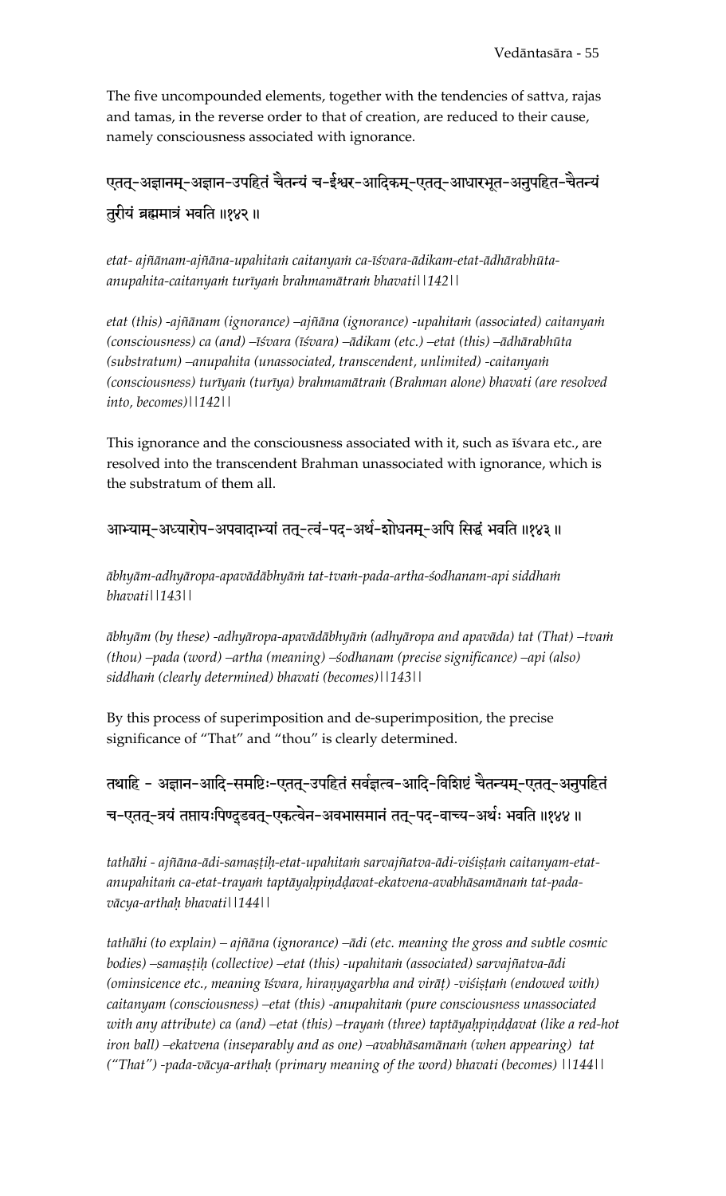The five uncompounded elements, together with the tendencies of sattva, rajas and tamas, in the reverse order to that of creation, are reduced to their cause, namely consciousness associated with ignorance.

एतत्-अज्ञानम्-अज्ञान-उपहितं चैतन्यं च-ईश्वर-आदिकम्-एतत्-आधारभूत-अनुपहित-चैतन्यं तुरीयं ब्रह्ममात्रं भवति ॥१४२॥

*etat- ajñānam-ajñāna-upahitaṁ caitanyaṁ ca-īśvara-ādikam-etat-ādhārabhūta-anupahita-caitanyaṁ turīyaṁ brahmamātraṁ bhavati||142||*

*etat (this) -ajñānam (ignorance) –ajñāna (ignorance) -upahitaṁ (associated) caitanyaṁ (consciousness) ca (and) –īśvara (īśvara) –ādikam (etc.) –etat (this) –ādhārabhūta (substratum) –anupahita (unassociated, transcendent, unlimited) -caitanyaṁ (consciousness) turīyaṁ (turīya) brahmamātraṁ (Brahman alone) bhavati (are resolved into, becomes)||142||*

This ignorance and the consciousness associated with it, such as īśvara etc., are resolved into the transcendent Brahman unassociated with ignorance, which is the substratum of them all.

आभ्याम्-अध्यारोप-अपवादाभ्यां तत्-त्वं-पद-अर्थ-शोधनम्-अपि सिद्धं भवति ॥१४३॥

*ābhyām-adhyāropa-apavādābhyāṁ tat-tvaṁ-pada-artha-śodhanam-api siddhaṁ bhavati||143||*

*ābhyām (by these) -adhyāropa-apavādābhyāṁ (adhyāropa and apavāda) tat (That) –tvaṁ (thou) –pada (word) –artha (meaning) –śodhanam (precise significance) –api (also) siddhaṁ (clearly determined) bhavati (becomes)||143||*

By this process of superimposition and de-superimposition, the precise significance of "That" and "thou" is clearly determined.

तथाहि - अज्ञान-आदि-समष्टिः-एतत्-उपहितं सर्वज्ञत्व-आदि-विशिष्टं चैतन्यम्-एतत्-अनुपहितं च-एतत्-त्रयं तप्तायःपिण्डवत्-एकत्वेन-अवभासमानं तत्-पद-वाच्य-अर्थः भवति ॥१४४॥

*tathāhi - ajñāna-ādi-samaṣṭiḥ-etat-upahitaṁ sarvajñatva-ādi-viśiṣṭaṁ caitanyam-etat-anupahitaṁ ca-etat-trayaṁ taptāyaḥpiṇḍavat-ekatvena-avabhāsamānaṁ tat-pada-vācya-arthaḥ bhavati||144||*

*tathāhi (to explain) – ajñāna (ignorance) –ādi (etc. meaning the gross and subtle cosmic bodies) –samaṣṭiḥ (collective) –etat (this) -upahitaṁ (associated) sarvajñatva-ādi (ominscience etc., meaning īśvara, hiraṇyagarbha and virāṭ) -viśiṣṭaṁ (endowed with) caitanyam (consciousness) –etat (this) -anupahitaṁ (pure consciousness unassociated with any attribute) ca (and) –etat (this) –trayaṁ (three) taptāyaḥpiṇḍavat (like a red-hot iron ball) –ekatvena (inseparably and as one) –avabhāsamānaṁ (when appearing) tat ("That") -pada-vācya-arthaḥ (primary meaning of the word) bhavati (becomes) ||144||*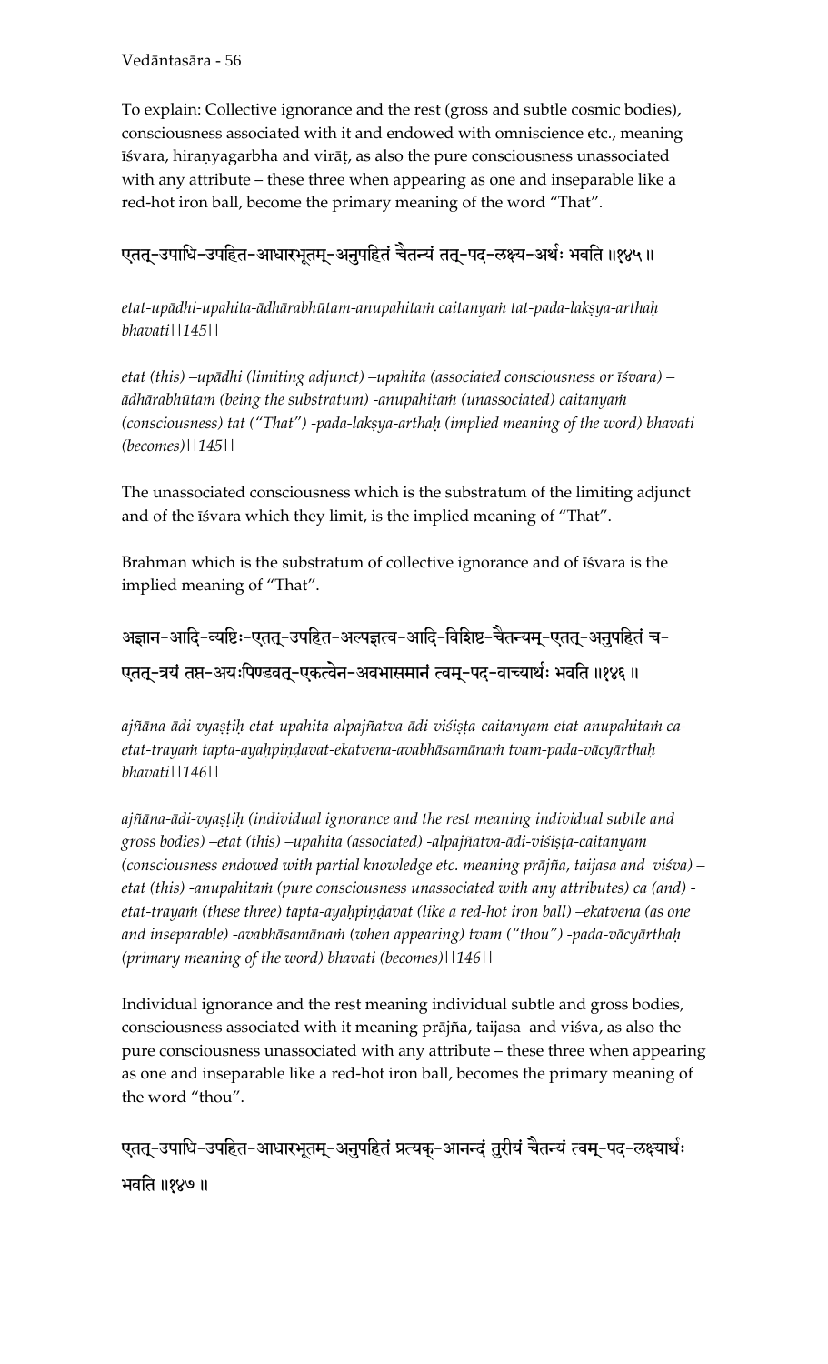To explain: Collective ignorance and the rest (gross and subtle cosmic bodies), consciousness associated with it and endowed with omniscience etc., meaning īśvara, hiraṇyagarbha and virāṭ, as also the pure consciousness unassociated with any attribute – these three when appearing as one and inseparable like a red-hot iron ball, become the primary meaning of the word "That".

एतत्-उपाधि-उपहित-आधारभूतम्-अनुपहितं चैतन्यं तत्-पद-लक्ष्य-अर्थः भवति ॥१४५॥

*etat-upādhi-upahita-ādhārabhūtam-anupahitaṁ caitanyaṁ tat-pada-lakṣya-arthaḥ bhavati||145||*

*etat (this) –upādhi (limiting adjunct) –upahita (associated consciousness or īśvara) – ādhārabhūtam (being the substratum) -anupahitaṁ (unassociated) caitanyaṁ (consciousness) tat ("That") -pada-lakṣya-arthaḥ (implied meaning of the word) bhavati (becomes)||145||*

The unassociated consciousness which is the substratum of the limiting adjunct and of the īśvara which they limit, is the implied meaning of "That".

Brahman which is the substratum of collective ignorance and of īśvara is the implied meaning of "That".

अज्ञान-आदि-व्यष्टिः-एतत्-उपहित-अल्पज्ञत्व-आदि-विशिष्ट-चैतन्यम्-एतत्-अनुपहितं च-एतत्-त्रयं तप्त-अयःपिण्डवत्-एकत्वेन-अवभासमानं त्वम्-पद-वाच्यार्थः भवति ॥१४६॥

*ajñāna-ādi-vyaṣṭiḥ-etat-upahita-alpajñatva-ādi-viśiṣṭa-caitanyam-etat-anupahitaṁ ca-etat-trayaṁ tapta-ayaḥpiṇḍavat-ekatvena-avabhāsamānaṁ tvam-pada-vācyārthaḥ bhavati||146||*

*ajñāna-ādi-vyaṣṭiḥ (individual ignorance and the rest meaning individual subtle and gross bodies) –etat (this) –upahita (associated) -alpajñatva-ādi-viśiṣṭa-caitanyam (consciousness endowed with partial knowledge etc. meaning prājña, taijasa and viśva) – etat (this) -anupahitaṁ (pure consciousness unassociated with any attributes) ca (and) - etat-trayaṁ (these three) tapta-ayaḥpiṇḍavat (like a red-hot iron ball) –ekatvena (as one and inseparable) -avabhāsamānaṁ (when appearing) tvam ("thou") -pada-vācyārthaḥ (primary meaning of the word) bhavati (becomes)||146||*

Individual ignorance and the rest meaning individual subtle and gross bodies, consciousness associated with it meaning prājña, taijasa and viśva, as also the pure consciousness unassociated with any attribute – these three when appearing as one and inseparable like a red-hot iron ball, becomes the primary meaning of the word "thou".

एतत्-उपाधि-उपहित-आधारभूतम्-अनुपहितं प्रत्यक्-आनन्दं तुरीयं चैतन्यं त्वम्-पद-लक्ष्यार्थः भवति ॥१४७॥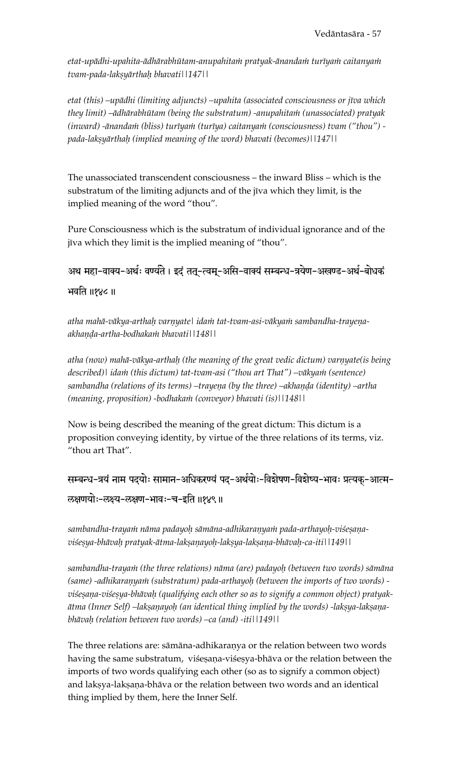*etat-upādhi-upahita-ādhārabhūtam-anupahitaṁ pratyak-ānandaṁ turīyaṁ caitanyaṁ tvam-pada-lakṣyārthaḥ bhavati||147||*

*etat (this) –upādhi (limiting adjuncts) –upahita (associated consciousness or jīva which they limit) –ādhārabhūtam (being the substratum) -anupahitaṁ (unassociated) pratyak (inward) -ānandaṁ (bliss) turīyaṁ (turīya) caitanyaṁ (consciousness) tvam ("thou") -pada-lakṣyārthaḥ (implied meaning of the word) bhavati (becomes)||147||*

The unassociated transcendent consciousness – the inward Bliss – which is the substratum of the limiting adjuncts and of the jīva which they limit, is the implied meaning of the word "thou".

Pure Consciousness which is the substratum of individual ignorance and of the jīva which they limit is the implied meaning of "thou".

अथ महा-वाक्य-अर्थः वर्ण्यते । इदं तत्-त्वम्-असि-वाक्यं सम्बन्ध-त्रयेण-अखण्ड-अर्थ-बोधकं भवति ॥१४८॥

*atha mahā-vākya-arthaḥ varṇyate| idaṁ tat-tvam-asi-vākyaṁ sambandha-trayeṇa-akhaṇḍa-artha-bodhakaṁ bhavati||148||*

*atha (now) mahā-vākya-arthaḥ (the meaning of the great vedic dictum) varṇyate(is being described)| idaṁ (this dictum) tat-tvam-asi ("thou art That") –vākyaṁ (sentence) sambandha (relations of its terms) –trayeṇa (by the three) –akhaṇḍa (identity) –artha (meaning, proposition) -bodhakaṁ (conveyor) bhavati (is)||148||*

Now is being described the meaning of the great dictum: This dictum is a proposition conveying identity, by virtue of the three relations of its terms, viz. "thou art That".

सम्बन्ध-त्रयं नाम पदयोः सामान-अधिकरण्यं पद-अर्थयोः-विशेषण-विशेष्य-भावः प्रत्यक्-आत्म-लक्षणयोः-लक्ष्य-लक्षण-भावः-च-इति ॥१४९॥

*sambandha-trayaṁ nāma padayoḥ sāmāna-adhikaraṇyaṁ pada-arthayoḥ-viśeṣaṇa-viśeṣya-bhāvaḥ pratyak-ātma-lakṣaṇayoḥ-lakṣya-lakṣaṇa-bhāvaḥ-ca-iti||149||*

*sambandha-trayaṁ (the three relations) nāma (are) padayoḥ (between two words) sāmāna (same) -adhikaraṇyaṁ (substratum) pada-arthayoḥ (between the imports of two words) -viśeṣaṇa-viśeṣya-bhāvaḥ (qualifying each other so as to signify a common object) pratyak-ātma (Inner Self) –lakṣaṇayoḥ (an identical thing implied by the words) -lakṣya-lakṣaṇa-bhāvaḥ (relation between two words) –ca (and) -iti||149||*

The three relations are: sāmāna-adhikaraṇya or the relation between two words having the same substratum, viśeṣaṇa-viśeṣya-bhāva or the relation between the imports of two words qualifying each other (so as to signify a common object) and lakṣya-lakṣaṇa-bhāva or the relation between two words and an identical thing implied by them, here the Inner Self.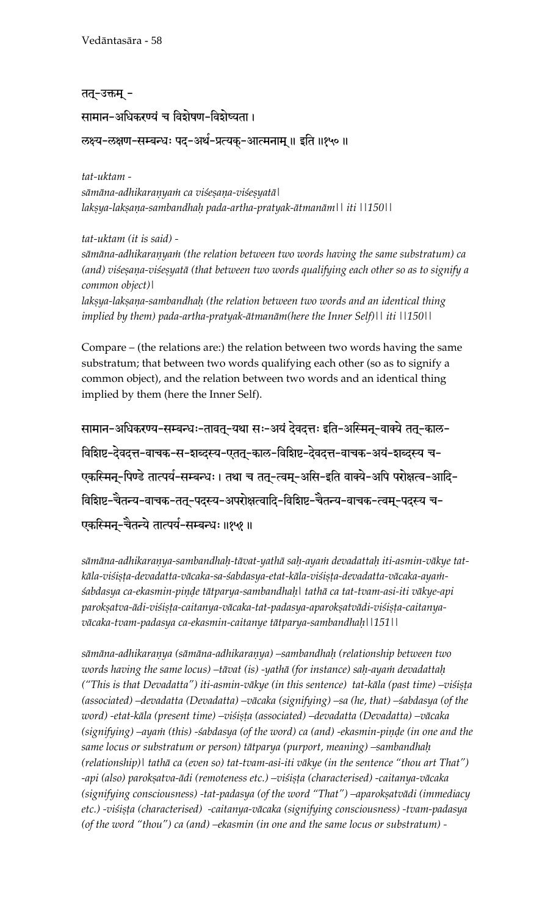तत्-उक्तम् -

सामान-अधिकरण्यं च विशेषण-विशेष्यता ।

लक्ष्य-लक्षण-सम्बन्धः पद-अर्थ-प्रत्यक्-आत्मनाम् ॥ इति ॥१५० ॥

*tat-uktam -*
*sāmāna-adhikaraṇyaṁ ca viśeṣaṇa-viśeṣyatā|*
*lakṣya-lakṣaṇa-sambandhaḥ pada-artha-pratyak-ātmanām|| iti ||150||*

*tat-uktam (it is said) -*
*sāmāna-adhikaraṇyaṁ (the relation between two words having the same substratum) ca (and) viśeṣaṇa-viśeṣyatā (that between two words qualifying each other so as to signify a common object)|*
*lakṣya-lakṣaṇa-sambandhaḥ (the relation between two words and an identical thing implied by them) pada-artha-pratyak-ātmanām(here the Inner Self)|| iti ||150||*

Compare – (the relations are:) the relation between two words having the same substratum; that between two words qualifying each other (so as to signify a common object), and the relation between two words and an identical thing implied by them (here the Inner Self).

सामान-अधिकरण्य-सम्बन्धः-तावत्-यथा सः-अयं देवदत्तः इति-अस्मिन्-वाक्ये तत्-काल-विशिष्ट-देवदत्त-वाचक-स-शब्दस्य-एतत्-काल-विशिष्ट-देवदत्त-वाचक-अयं-शब्दस्य च-एकस्मिन्-पिण्डे तात्पर्य-सम्बन्धः । तथा च तत्-त्वम्-असि-इति वाक्ये-अपि परोक्षत्व-आदि-विशिष्ट-चैतन्य-वाचक-तत्-पदस्य-अपरोक्षत्वादि-विशिष्ट-चैतन्य-वाचक-त्वम्-पदस्य च-एकस्मिन्-चैतन्ये तात्पर्य-सम्बन्धः ॥१५१ ॥

*sāmāna-adhikaraṇya-sambandhaḥ-tāvat-yathā saḥ-ayaṁ devadattaḥ iti-asmin-vākye tat-kāla-viśiṣṭa-devadatta-vācaka-sa-śabdasya-etat-kāla-viśiṣṭa-devadatta-vācaka-ayaṁ-śabdasya ca-ekasmin-piṇḍe tātparya-sambandhaḥ| tathā ca tat-tvam-asi-iti vākye-api parokṣatva-ādi-viśiṣṭa-caitanya-vācaka-tat-padasya-aparokṣatvādi-viśiṣṭa-caitanya-vācaka-tvam-padasya ca-ekasmin-caitanye tātparya-sambandhaḥ||151||*

*sāmāna-adhikaraṇya (sāmāna-adhikaraṇya) –sambandhaḥ (relationship between two words having the same locus) –tāvat (is) -yathā (for instance) saḥ-ayaṁ devadattaḥ ("This is that Devadatta") iti-asmin-vākye (in this sentence) tat-kāla (past time) –viśiṣṭa (associated) –devadatta (Devadatta) –vācaka (signifying) –sa (he, that) –śabdasya (of the word) -etat-kāla (present time) –viśiṣṭa (associated) –devadatta (Devadatta) –vācaka (signifying) –ayaṁ (this) -śabdasya (of the word) ca (and) -ekasmin-piṇḍe (in one and the same locus or substratum or person) tātparya (purport, meaning) –sambandhaḥ (relationship)| tathā ca (even so) tat-tvam-asi-iti vākye (in the sentence "thou art That") -api (also) parokṣatva-ādi (remoteness etc.) –viśiṣṭa (characterised) -caitanya-vācaka (signifying consciousness) -tat-padasya (of the word "That") –aparokṣatvādi (immediacy etc.) -viśiṣṭa (characterised) -caitanya-vācaka (signifying consciousness) -tvam-padasya (of the word "thou") ca (and) –ekasmin (in one and the same locus or substratum) -*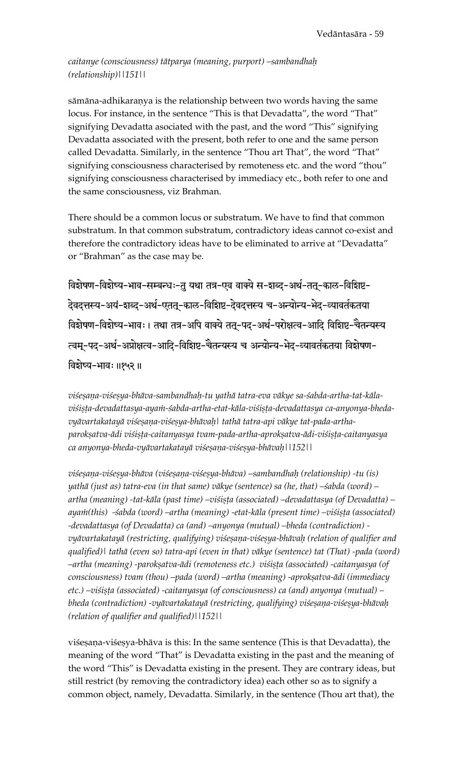*caitanye (consciousness) tātparya (meaning, purport) –sambandhaḥ (relationship)||151||*

sāmāna-adhikaraṇya is the relationship between two words having the same locus. For instance, in the sentence "This is that Devadatta", the word "That" signifying Devadatta asociated with the past, and the word "This" signifying Devadatta associated with the present, both refer to one and the same person called Devadatta. Similarly, in the sentence "Thou art That", the word "That" signifying consciousness characterised by remoteness etc. and the word "thou" signifying consciousness characterised by immediacy etc., both refer to one and the same consciousness, viz Brahman.

There should be a common locus or substratum. We have to find that common substratum. In that common substratum, contradictory ideas cannot co-exist and therefore the contradictory ideas have to be eliminated to arrive at "Devadatta" or "Brahman" as the case may be.

विशेषण-विशेष्य-भाव-सम्बन्धः-तु यथा तत्र-एव वाक्ये स-शब्द-अर्थ-तत्-काल-विशिष्ट-देवदत्तस्य-अयं-शब्द-अर्थ-एतत्-काल-विशिष्ट-देवदत्तस्य च-अन्योन्य-भेद-व्यावर्तकतया विशेषण-विशेष्य-भावः। तथा तत्र-अपि वाक्ये तत्-पद-अर्थ-परोक्षत्व-आदि विशिष्ट-चैतन्यस्य त्वम्-पद-अर्थ-अप्रोक्षत्व-आदि-विशिष्ट-चैतन्यस्य च अन्योन्य-भेद-व्यावर्तकतया विशेषण-विशेष्य-भावः ॥१५२॥

*viśeṣaṇa-viśeṣya-bhāva-sambandhaḥ-tu yathā tatra-eva vākye sa-śabda-artha-tat-kāla-viśiṣṭa-devadattasya-ayaṁ-śabda-artha-etat-kāla-viśiṣṭa-devadattasya ca-anyonya-bheda-vyāvartakatayā viśeṣaṇa-viśeṣya-bhāvaḥ| tathā tatra-api vākye tat-pada-artha-parokṣatva-ādi viśiṣṭa-caitanyasya tvam-pada-artha-aprokṣatva-ādi-viśiṣṭa-caitanyasya ca anyonya-bheda-vyāvartakatayā viśeṣaṇa-viśeṣya-bhāvaḥ||152||*

*viśeṣaṇa-viśeṣya-bhāva (viśeṣaṇa-viśeṣya-bhāva) –sambandhaḥ (relationship) -tu (is) yathā (just as) tatra-eva (in that same) vākye (sentence) sa (he, that) –śabda (word) –artha (meaning) -tat-kāla (past time) –viśiṣṭa (associated) –devadattasya (of Devadatta) –ayaṁ(this) -śabda (word) –artha (meaning) -etat-kāla (present time) –viśiṣṭa (associated) -devadattasya (of Devadatta) ca (and) –anyonya (mutual) –bheda (contradiction) -vyāvartakatayā (restricting, qualifying) viśeṣaṇa-viśeṣya-bhāvaḥ (relation of qualifier and qualified)| tathā (even so) tatra-api (even in that) vākye (sentence) tat (That) -pada (word) –artha (meaning) -parokṣatva-ādi (remoteness etc.) viśiṣṭa (associated) -caitanyasya (of consciousness) tvam (thou) –pada (word) –artha (meaning) -aprokṣatva-ādi (immediacy etc.) –viśiṣṭa (associated) -caitanyasya (of consciousness) ca (and) anyonya (mutual) –bheda (contradiction) -vyāvartakatayā (restricting, qualifying) viśeṣaṇa-viśeṣya-bhāvaḥ (relation of qualifier and qualified)||152||*

viśeṣaṇa-viśeṣya-bhāva is this: In the same sentence (This is that Devadatta), the meaning of the word "That" is Devadatta existing in the past and the meaning of the word "This" is Devadatta existing in the present. They are contrary ideas, but still restrict (by removing the contradictory idea) each other so as to signify a common object, namely, Devadatta. Similarly, in the sentence (Thou art that), the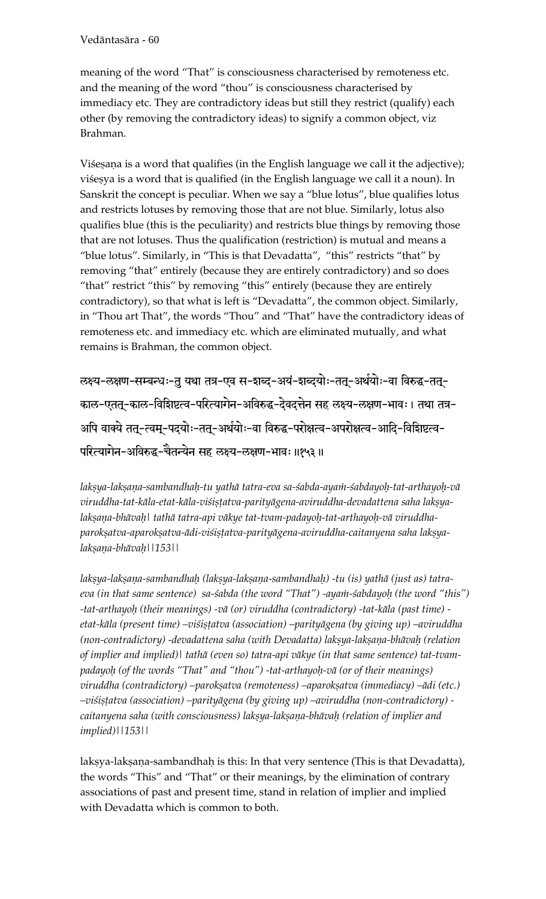meaning of the word "That" is consciousness characterised by remoteness etc. and the meaning of the word "thou" is consciousness characterised by immediacy etc. They are contradictory ideas but still they restrict (qualify) each other (by removing the contradictory ideas) to signify a common object, viz Brahman.

Viśeṣaṇa is a word that qualifies (in the English language we call it the adjective); viśeṣya is a word that is qualified (in the English language we call it a noun). In Sanskrit the concept is peculiar. When we say a "blue lotus", blue qualifies lotus and restricts lotuses by removing those that are not blue. Similarly, lotus also qualifies blue (this is the peculiarity) and restricts blue things by removing those that are not lotuses. Thus the qualification (restriction) is mutual and means a "blue lotus". Similarly, in "This is that Devadatta", "this" restricts "that" by removing "that" entirely (because they are entirely contradictory) and so does "that" restrict "this" by removing "this" entirely (because they are entirely contradictory), so that what is left is "Devadatta", the common object. Similarly, in "Thou art That", the words "Thou" and "That" have the contradictory ideas of remoteness etc. and immediacy etc. which are eliminated mutually, and what remains is Brahman, the common object.

लक्ष्य-लक्षण-सम्बन्धः-तु यथा तत्र-एव स-शब्द-अयं-शब्दयोः-तत्-अर्थयोः-वा विरुद्ध-तत्-काल-एतत्-काल-विशिष्टत्व-परित्यागेन-अविरुद्ध-देवदत्तेन सह लक्ष्य-लक्षण-भावः। तथा तत्र-अपि वाक्ये तत्-त्वम्-पदयोः-तत्-अर्थयोः-वा विरुद्ध-परोक्षत्व-अपरोक्षत्व-आदि-विशिष्टत्व-परित्यागेन-अविरुद्ध-चैतन्येन सह लक्ष्य-लक्षण-भावः ॥१५३॥

*lakṣya-lakṣaṇa-sambandhaḥ-tu yathā tatra-eva sa-śabda-ayaṁ-śabdayoḥ-tat-arthayoḥ-vā viruddha-tat-kāla-etat-kāla-viśiṣṭatva-parityāgena-aviruddha-devadattena saha lakṣya-lakṣaṇa-bhāvaḥ| tathā tatra-api vākye tat-tvam-padayoḥ-tat-arthayoḥ-vā viruddha-parokṣatva-aparokṣatva-ādi-viśiṣṭatva-parityāgena-aviruddha-caitanyena saha lakṣya-lakṣaṇa-bhāvaḥ||153||*

*lakṣya-lakṣaṇa-sambandhaḥ (lakṣya-lakṣaṇa-sambandhaḥ) -tu (is) yathā (just as) tatra-eva (in that same sentence) sa-śabda (the word "That") -ayaṁ-śabdayoḥ (the word "this") -tat-arthayoḥ (their meanings) -vā (or) viruddha (contradictory) -tat-kāla (past time) -etat-kāla (present time) –viśiṣṭatva (association) –parityāgena (by giving up) –aviruddha (non-contradictory) -devadattena saha (with Devadatta) lakṣya-lakṣaṇa-bhāvaḥ (relation of implier and implied)| tathā (even so) tatra-api vākye (in that same sentence) tat-tvam-padayoḥ (of the words "That" and "thou") -tat-arthayoḥ-vā (or of their meanings) viruddha (contradictory) –parokṣatva (remoteness) –aparokṣatva (immediacy) –ādi (etc.) –viśiṣṭatva (association) –parityāgena (by giving up) –aviruddha (non-contradictory) -caitanyena saha (with consciousness) lakṣya-lakṣaṇa-bhāvaḥ (relation of implier and implied)||153||*

lakṣya-lakṣaṇa-sambandhaḥ is this: In that very sentence (This is that Devadatta), the words "This" and "That" or their meanings, by the elimination of contrary associations of past and present time, stand in relation of implier and implied with Devadatta which is common to both.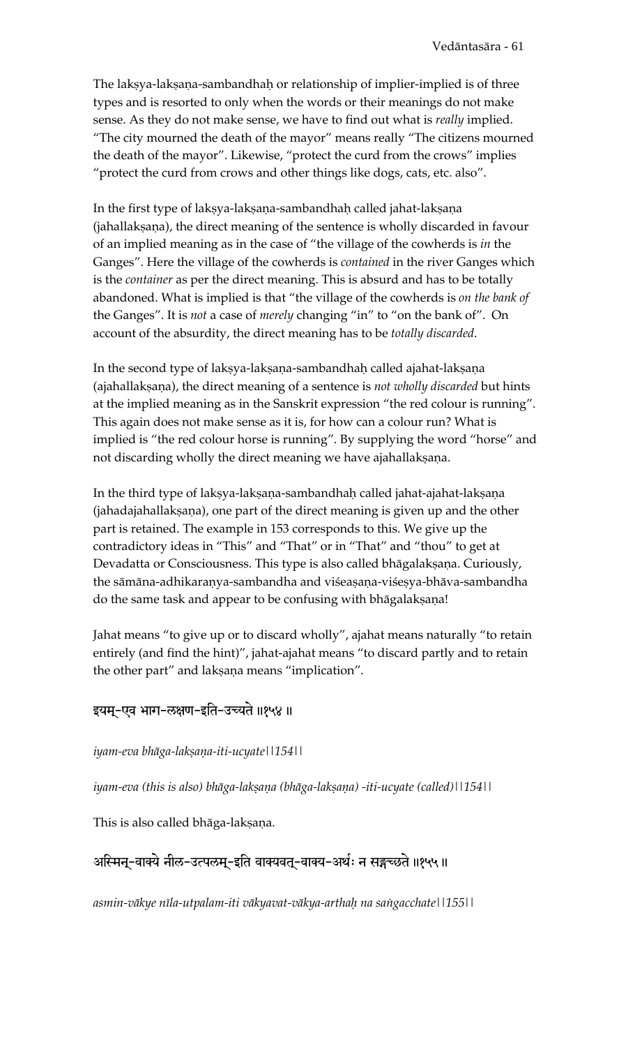The lakṣya-lakṣaṇa-sambandhaḥ or relationship of implier-implied is of three types and is resorted to only when the words or their meanings do not make sense. As they do not make sense, we have to find out what is *really* implied. "The city mourned the death of the mayor" means really "The citizens mourned the death of the mayor". Likewise, "protect the curd from the crows" implies "protect the curd from crows and other things like dogs, cats, etc. also".

In the first type of lakṣya-lakṣaṇa-sambandhaḥ called jahat-lakṣaṇa (jahallakṣaṇa), the direct meaning of the sentence is wholly discarded in favour of an implied meaning as in the case of "the village of the cowherds is *in* the Ganges". Here the village of the cowherds is *contained* in the river Ganges which is the *container* as per the direct meaning. This is absurd and has to be totally abandoned. What is implied is that "the village of the cowherds is *on the bank of* the Ganges". It is *not* a case of *merely* changing "in" to "on the bank of". On account of the absurdity, the direct meaning has to be *totally discarded*.

In the second type of lakṣya-lakṣaṇa-sambandhaḥ called ajahat-lakṣaṇa (ajahallakṣaṇa), the direct meaning of a sentence is *not wholly discarded* but hints at the implied meaning as in the Sanskrit expression "the red colour is running". This again does not make sense as it is, for how can a colour run? What is implied is "the red colour horse is running". By supplying the word "horse" and not discarding wholly the direct meaning we have ajahallakṣaṇa.

In the third type of lakṣya-lakṣaṇa-sambandhaḥ called jahat-ajahat-lakṣaṇa (jahadajahallakṣaṇa), one part of the direct meaning is given up and the other part is retained. The example in 153 corresponds to this. We give up the contradictory ideas in "This" and "That" or in "That" and "thou" to get at Devadatta or Consciousness. This type is also called bhāgalakṣaṇa. Curiously, the sāmāna-adhikaraṇya-sambandha and viśeaṣaṇa-viśeṣya-bhāva-sambandha do the same task and appear to be confusing with bhāgalakṣaṇa!

Jahat means "to give up or to discard wholly", ajahat means naturally "to retain entirely (and find the hint)", jahat-ajahat means "to discard partly and to retain the other part" and lakṣaṇa means "implication".

इयम्-एव भाग-लक्षण-इति-उच्यते ॥१५४॥

*iyam-eva bhāga-lakṣaṇa-iti-ucyate||154||*

*iyam-eva (this is also) bhāga-lakṣaṇa (bhāga-lakṣaṇa) -iti-ucyate (called)||154||*

This is also called bhāga-lakṣaṇa.

अस्मिन्-वाक्ये नील-उत्पलम्-इति वाक्यवत्-वाक्य-अर्थः न सङ्गच्छते ॥१५५॥

*asmin-vākye nīla-utpalam-iti vākyavat-vākya-arthaḥ na saṅgacchate||155||*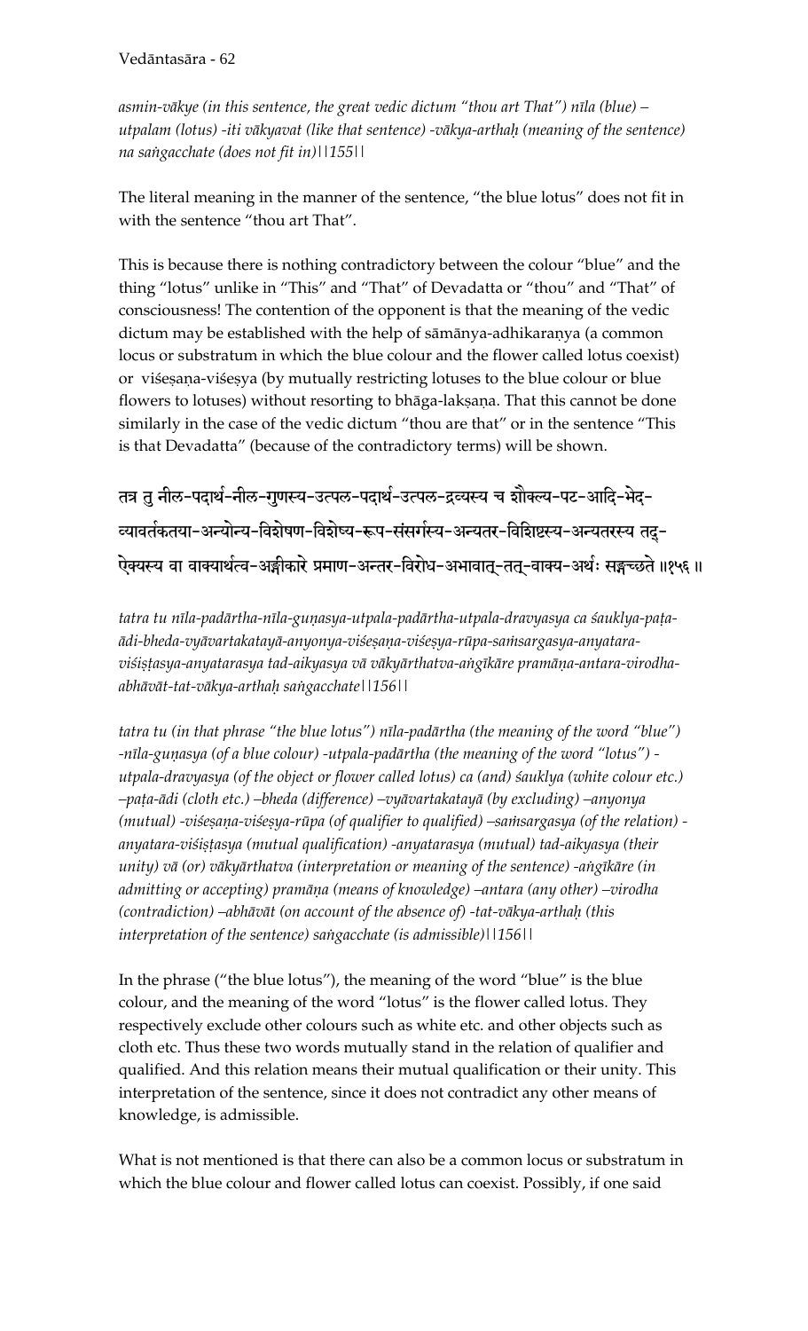*asmin-vākye (in this sentence, the great vedic dictum "thou art That") nīla (blue) – utpalam (lotus) -iti vākyavat (like that sentence) -vākya-arthaḥ (meaning of the sentence) na saṅgacchate (does not fit in)||155||*

The literal meaning in the manner of the sentence, "the blue lotus" does not fit in with the sentence "thou art That".

This is because there is nothing contradictory between the colour "blue" and the thing "lotus" unlike in "This" and "That" of Devadatta or "thou" and "That" of consciousness! The contention of the opponent is that the meaning of the vedic dictum may be established with the help of sāmānya-adhikaraṇya (a common locus or substratum in which the blue colour and the flower called lotus coexist) or viśeṣaṇa-viśeṣya (by mutually restricting lotuses to the blue colour or blue flowers to lotuses) without resorting to bhāga-lakṣaṇa. That this cannot be done similarly in the case of the vedic dictum "thou are that" or in the sentence "This is that Devadatta" (because of the contradictory terms) will be shown.

तत्र तु नील-पदार्थ-नील-गुणस्य-उत्पल-पदार्थ-उत्पल-द्रव्यस्य च शौक्ल्य-पट-आदि-भेद-व्यावर्तकतया-अन्योन्य-विशेषण-विशेष्य-रूप-संसर्गस्य-अन्यतर-विशिष्टस्य-अन्यतरस्य तद्-ऐक्यस्य वा वाक्यार्थत्व-अङ्गीकारे प्रमाण-अन्तर-विरोध-अभावात्-तत्-वाक्य-अर्थः सङ्गच्छते ॥१५६॥

*tatra tu nīla-padārtha-nīla-guṇasya-utpala-padārtha-utpala-dravyasya ca śauklya-paṭa-ādi-bheda-vyāvartakatayā-anyonya-viśeṣaṇa-viśeṣya-rūpa-saṁsargasya-anyatara-viśiṣṭasya-anyatarasya tad-aikyasya vā vākyārthatva-aṅgīkāre pramāṇa-antara-virodha-abhāvāt-tat-vākya-arthaḥ saṅgacchate||156||*

*tatra tu (in that phrase "the blue lotus") nīla-padārtha (the meaning of the word "blue") -nīla-guṇasya (of a blue colour) -utpala-padārtha (the meaning of the word "lotus") -utpala-dravyasya (of the object or flower called lotus) ca (and) śauklya (white colour etc.) –paṭa-ādi (cloth etc.) –bheda (difference) –vyāvartakatayā (by excluding) –anyonya (mutual) -viśeṣaṇa-viśeṣya-rūpa (of qualifier to qualified) –saṁsargasya (of the relation) -anyatara-viśiṣṭasya (mutual qualification) -anyatarasya (mutual) tad-aikyasya (their unity) vā (or) vākyārthatva (interpretation or meaning of the sentence) -aṅgīkāre (in admitting or accepting) pramāṇa (means of knowledge) –antara (any other) –virodha (contradiction) –abhāvāt (on account of the absence of) -tat-vākya-arthaḥ (this interpretation of the sentence) saṅgacchate (is admissible)||156||*

In the phrase ("the blue lotus"), the meaning of the word "blue" is the blue colour, and the meaning of the word "lotus" is the flower called lotus. They respectively exclude other colours such as white etc. and other objects such as cloth etc. Thus these two words mutually stand in the relation of qualifier and qualified. And this relation means their mutual qualification or their unity. This interpretation of the sentence, since it does not contradict any other means of knowledge, is admissible.

What is not mentioned is that there can also be a common locus or substratum in which the blue colour and flower called lotus can coexist. Possibly, if one said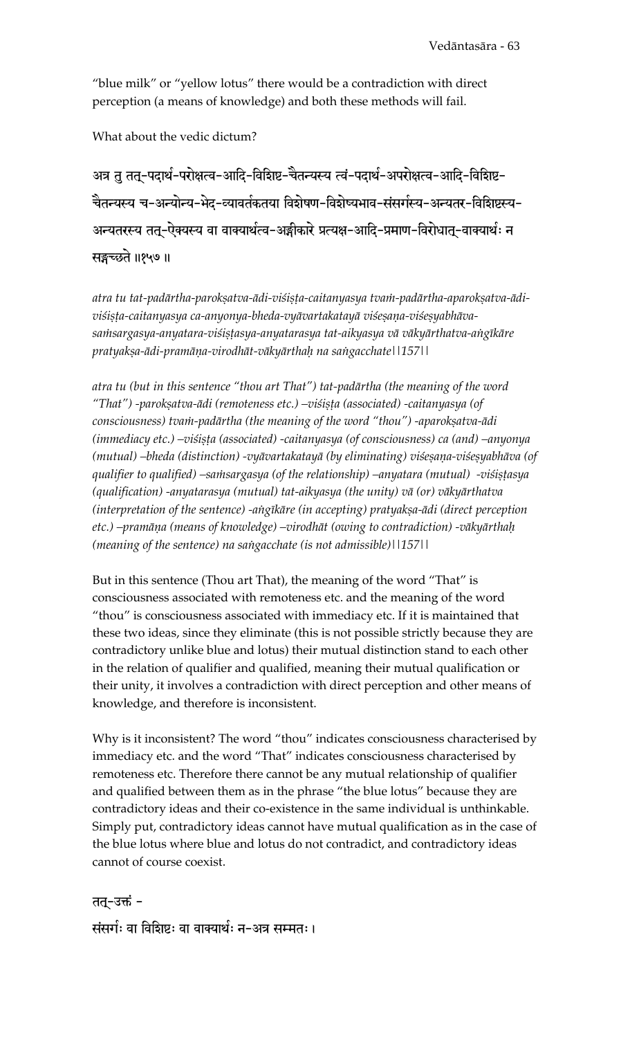"blue milk" or "yellow lotus" there would be a contradiction with direct perception (a means of knowledge) and both these methods will fail.

What about the vedic dictum?

अत्र तु तत्-पदार्थ-परोक्षत्व-आदि-विशिष्ट-चैतन्यस्य त्वं-पदार्थ-अपरोक्षत्व-आदि-विशिष्ट-चैतन्यस्य च-अन्योन्य-भेद-व्यावर्तकतया विशेषण-विशेष्यभाव-संसर्गस्य-अन्यतर-विशिष्टस्य-अन्यतरस्य तत्-ऐक्यस्य वा वाक्यार्थत्व-अङ्गीकारे प्रत्यक्ष-आदि-प्रमाण-विरोधात्-वाक्यार्थः न सङ्गच्छते ॥१५७॥

*atra tu tat-padārtha-parokṣatva-ādi-viśiṣṭa-caitanyasya tvaṁ-padārtha-aparokṣatva-ādi-viśiṣṭa-caitanyasya ca-anyonya-bheda-vyāvartakatayā viśeṣaṇa-viśeṣyabhāva-saṁsargasya-anyatara-viśiṣṭasya-anyatarasya tat-aikyasya vā vākyārthatva-aṅgīkāre pratyakṣa-ādi-pramāṇa-virodhāt-vākyārthaḥ na saṅgacchate||157||*

*atra tu (but in this sentence "thou art That") tat-padārtha (the meaning of the word "That") -parokṣatva-ādi (remoteness etc.) –viśiṣṭa (associated) -caitanyasya (of consciousness) tvaṁ-padārtha (the meaning of the word "thou") -aparokṣatva-ādi (immediacy etc.) –viśiṣṭa (associated) -caitanyasya (of consciousness) ca (and) –anyonya (mutual) –bheda (distinction) -vyāvartakatayā (by eliminating) viśeṣaṇa-viśeṣyabhāva (of qualifier to qualified) –saṁsargasya (of the relationship) –anyatara (mutual) -viśiṣṭasya (qualification) -anyatarasya (mutual) tat-aikyasya (the unity) vā (or) vākyārthatva (interpretation of the sentence) -aṅgīkāre (in accepting) pratyakṣa-ādi (direct perception etc.) –pramāṇa (means of knowledge) –virodhāt (owing to contradiction) -vākyārthaḥ (meaning of the sentence) na saṅgacchate (is not admissible)||157||*

But in this sentence (Thou art That), the meaning of the word "That" is consciousness associated with remoteness etc. and the meaning of the word "thou" is consciousness associated with immediacy etc. If it is maintained that these two ideas, since they eliminate (this is not possible strictly because they are contradictory unlike blue and lotus) their mutual distinction stand to each other in the relation of qualifier and qualified, meaning their mutual qualification or their unity, it involves a contradiction with direct perception and other means of knowledge, and therefore is inconsistent.

Why is it inconsistent? The word "thou" indicates consciousness characterised by immediacy etc. and the word "That" indicates consciousness characterised by remoteness etc. Therefore there cannot be any mutual relationship of qualifier and qualified between them as in the phrase "the blue lotus" because they are contradictory ideas and their co-existence in the same individual is unthinkable. Simply put, contradictory ideas cannot have mutual qualification as in the case of the blue lotus where blue and lotus do not contradict, and contradictory ideas cannot of course coexist.

तत्-उक्तं -

संसर्गः वा विशिष्टः वा वाक्यार्थः न-अत्र सम्मतः ।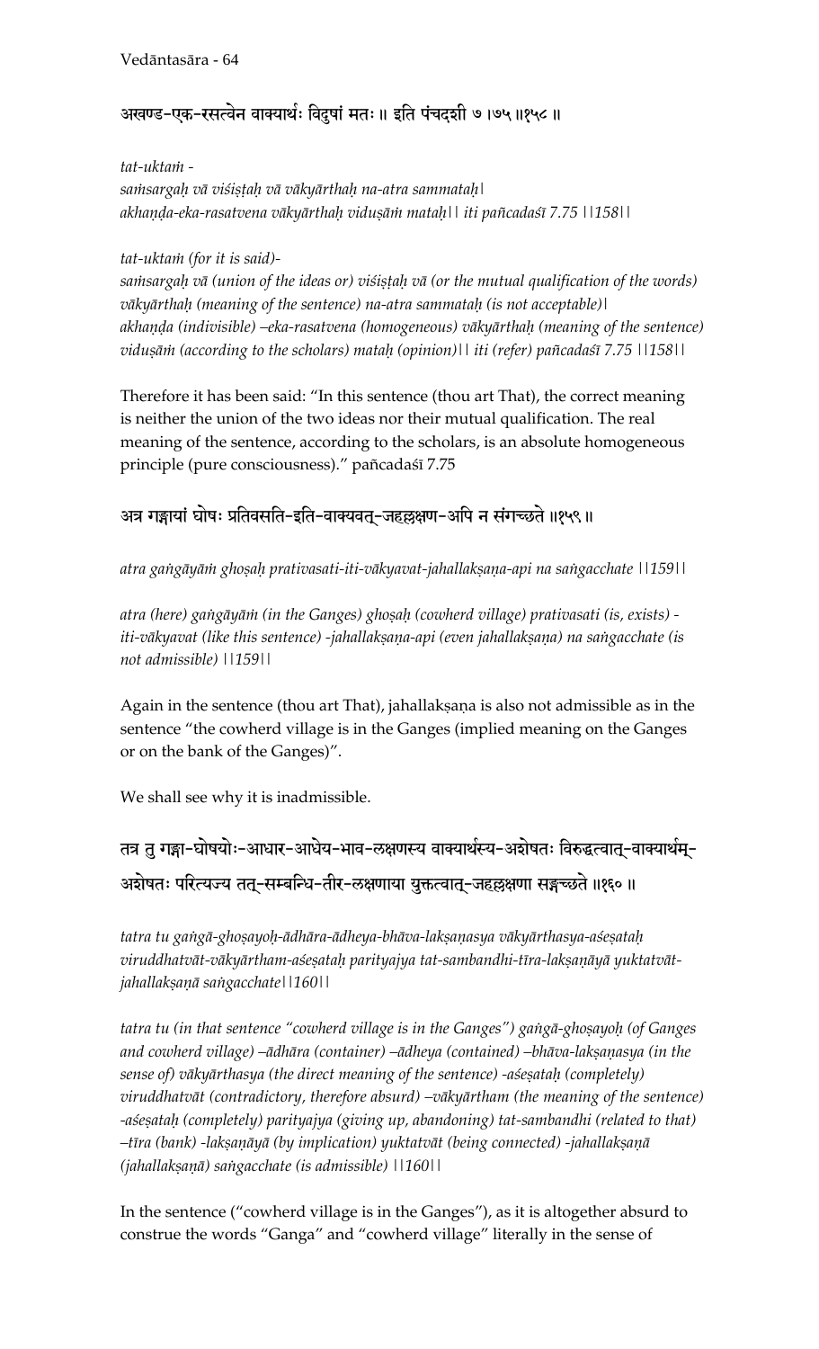अखण्ड-एक-रसत्वेन वाक्यार्थः विदुषां मतः ॥ इति पंचदशी ७।७५॥१५८॥

*tat-uktaṁ -*
*saṁsargaḥ vā viśiṣṭaḥ vā vākyārthaḥ na-atra sammataḥ|*
*akhaṇḍa-eka-rasatvena vākyārthaḥ viduṣāṁ mataḥ|| iti pañcadaśī 7.75 ||158||*

*tat-uktaṁ (for it is said)-*
*saṁsargaḥ vā (union of the ideas or) viśiṣṭaḥ vā (or the mutual qualification of the words) vākyārthaḥ (meaning of the sentence) na-atra sammataḥ (is not acceptable)|*
*akhaṇḍa (indivisible) –eka-rasatvena (homogeneous) vākyārthaḥ (meaning of the sentence) viduṣāṁ (according to the scholars) mataḥ (opinion)|| iti (refer) pañcadaśī 7.75 ||158||*

Therefore it has been said: "In this sentence (thou art That), the correct meaning is neither the union of the two ideas nor their mutual qualification. The real meaning of the sentence, according to the scholars, is an absolute homogeneous principle (pure consciousness)." pañcadaśī 7.75

अत्र गङ्गायां घोषः प्रतिवसति-इति-वाक्यवत्-जहल्लक्षण-अपि न संगच्छते ॥१५९॥

*atra gaṅgāyāṁ ghoṣaḥ prativasati-iti-vākyavat-jahallakṣaṇa-api na saṅgacchate ||159||*

*atra (here) gaṅgāyāṁ (in the Ganges) ghoṣaḥ (cowherd village) prativasati (is, exists) - iti-vākyavat (like this sentence) -jahallakṣaṇa-api (even jahallakṣaṇa) na saṅgacchate (is not admissible) ||159||*

Again in the sentence (thou art That), jahallakṣaṇa is also not admissible as in the sentence "the cowherd village is in the Ganges (implied meaning on the Ganges or on the bank of the Ganges)".

We shall see why it is inadmissible.

तत्र तु गङ्गा-घोषयोः-आधार-आधेय-भाव-लक्षणस्य वाक्यार्थस्य-अशेषतः विरुद्धत्वात्-वाक्यार्थम्-अशेषतः परित्यज्य तत्-सम्बन्धि-तीर-लक्षणाया युक्तत्वात्-जहल्लक्षणा सङ्गच्छते ॥१६०॥

*tatra tu gaṅgā-ghoṣayoḥ-ādhāra-ādheya-bhāva-lakṣaṇasya vākyārthasya-aśeṣataḥ viruddhatvāt-vākyārtham-aśeṣataḥ parityajya tat-sambandhi-tīra-lakṣaṇāyā yuktatvāt-jahallakṣaṇā saṅgacchate||160||*

*tatra tu (in that sentence "cowherd village is in the Ganges") gaṅgā-ghoṣayoḥ (of Ganges and cowherd village) –ādhāra (container) –ādheya (contained) –bhāva-lakṣaṇasya (in the sense of) vākyārthasya (the direct meaning of the sentence) -aśeṣataḥ (completely) viruddhatvāt (contradictory, therefore absurd) –vākyārtham (the meaning of the sentence) -aśeṣataḥ (completely) parityajya (giving up, abandoning) tat-sambandhi (related to that) –tīra (bank) -lakṣaṇāyā (by implication) yuktatvāt (being connected) -jahallakṣaṇā (jahallakṣaṇā) saṅgacchate (is admissible) ||160||*

In the sentence ("cowherd village is in the Ganges"), as it is altogether absurd to construe the words "Ganga" and "cowherd village" literally in the sense of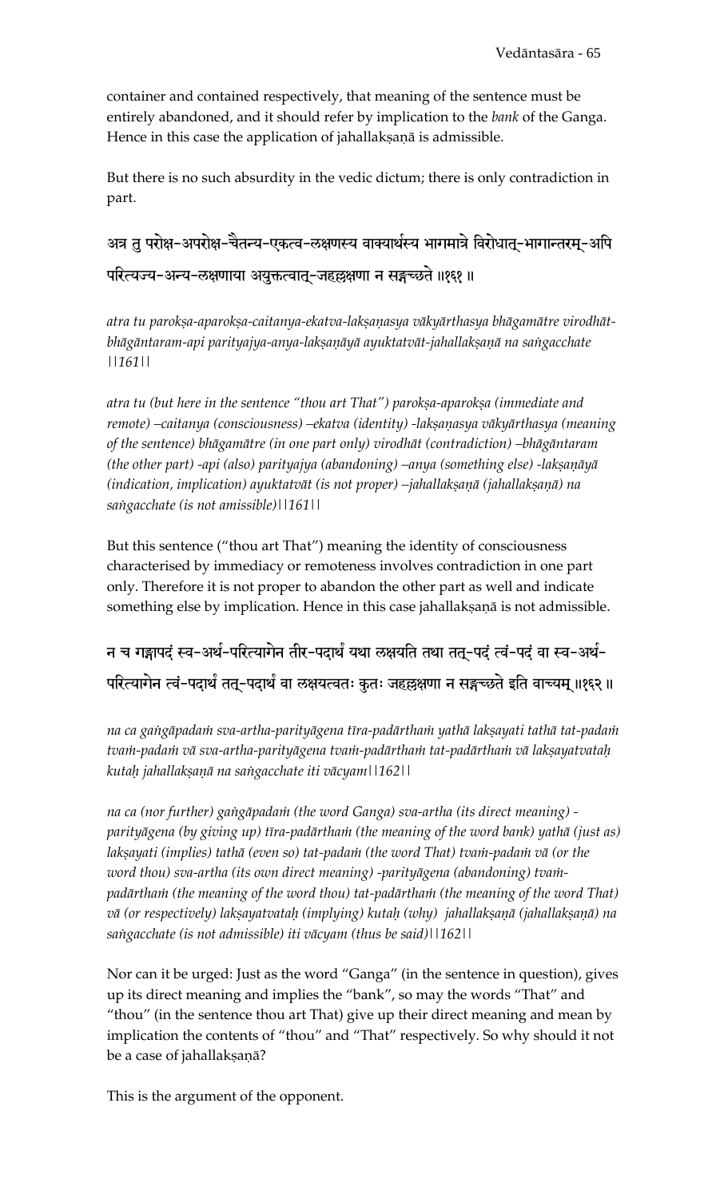container and contained respectively, that meaning of the sentence must be entirely abandoned, and it should refer by implication to the *bank* of the Ganga. Hence in this case the application of jahallakṣaṇā is admissible.

But there is no such absurdity in the vedic dictum; there is only contradiction in part.

अत्र तु परोक्ष-अपरोक्ष-चैतन्य-एकत्व-लक्षणस्य वाक्यार्थस्य भागमात्रे विरोधात्-भागान्तरम्-अपि परित्यज्य-अन्य-लक्षणाया अयुक्तत्वात्-जहल्लक्षणा न सङ्गच्छते ॥१६१॥

*atra tu parokṣa-aparokṣa-caitanya-ekatva-lakṣaṇasya vākyārthasya bhāgamātre virodhāt-bhāgāntaram-api parityajya-anya-lakṣaṇāyā ayuktatvāt-jahallakṣaṇā na saṅgacchate ||161||*

*atra tu (but here in the sentence "thou art That") parokṣa-aparokṣa (immediate and remote) –caitanya (consciousness) –ekatva (identity) -lakṣaṇasya vākyārthasya (meaning of the sentence) bhāgamātre (in one part only) virodhāt (contradiction) –bhāgāntaram (the other part) -api (also) parityajya (abandoning) –anya (something else) -lakṣaṇāyā (indication, implication) ayuktatvāt (is not proper) –jahallakṣaṇā (jahallakṣaṇā) na saṅgacchate (is not amissible)||161||*

But this sentence ("thou art That") meaning the identity of consciousness characterised by immediacy or remoteness involves contradiction in one part only. Therefore it is not proper to abandon the other part as well and indicate something else by implication. Hence in this case jahallakṣaṇā is not admissible.

न च गङ्गापदं स्व-अर्थ-परित्यागेन तीर-पदार्थं यथा लक्षयति तथा तत्-पदं त्वं-पदं वा स्व-अर्थ-परित्यागेन त्वं-पदार्थं तत्-पदार्थं वा लक्षयत्वतः कुतः जहल्लक्षणा न सङ्गच्छते इति वाच्यम् ॥१६२॥

*na ca gaṅgāpadaṁ sva-artha-parityāgena tīra-padārthaṁ yathā lakṣayati tathā tat-padaṁ tvaṁ-padaṁ vā sva-artha-parityāgena tvaṁ-padārthaṁ tat-padārthaṁ vā lakṣayatvataḥ kutaḥ jahallakṣaṇā na saṅgacchate iti vācyam||162||*

*na ca (nor further) gaṅgāpadaṁ (the word Ganga) sva-artha (its direct meaning) -parityāgena (by giving up) tīra-padārthaṁ (the meaning of the word bank) yathā (just as) lakṣayati (implies) tathā (even so) tat-padaṁ (the word That) tvaṁ-padaṁ vā (or the word thou) sva-artha (its own direct meaning) -parityāgena (abandoning) tvaṁ-padārthaṁ (the meaning of the word thou) tat-padārthaṁ (the meaning of the word That) vā (or respectively) lakṣayatvataḥ (implying) kutaḥ (why) jahallakṣaṇā (jahallakṣaṇā) na saṅgacchate (is not admissible) iti vācyam (thus be said)||162||*

Nor can it be urged: Just as the word "Ganga" (in the sentence in question), gives up its direct meaning and implies the "bank", so may the words "That" and "thou" (in the sentence thou art That) give up their direct meaning and mean by implication the contents of "thou" and "That" respectively. So why should it not be a case of jahallakṣaṇā?

This is the argument of the opponent.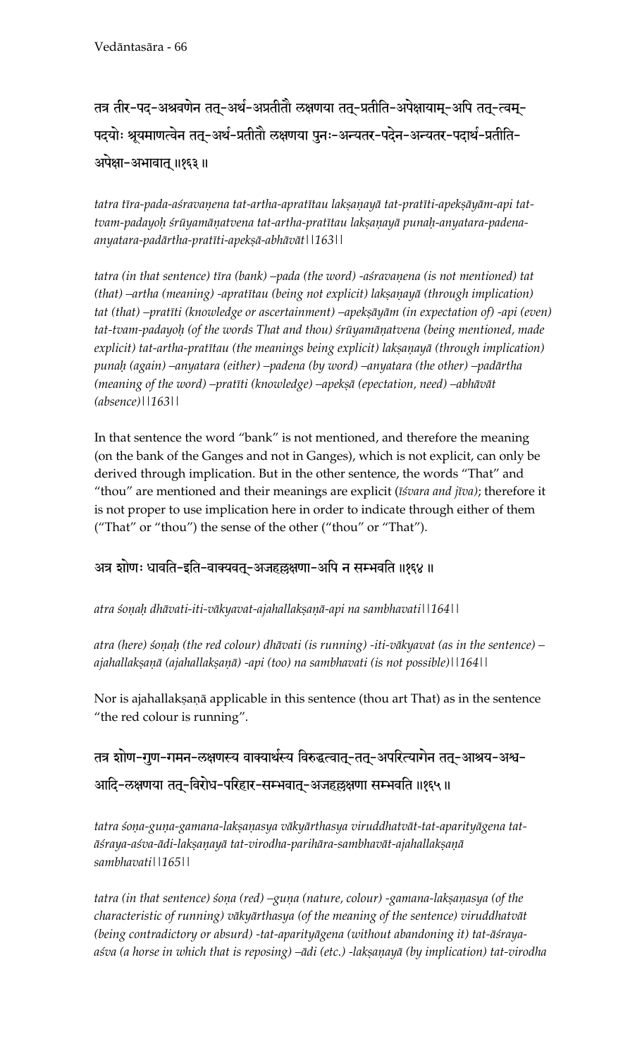तत्र तीर-पद्-अश्रवणेन तत्-अर्थ-अप्रतीतौ लक्षणया तत्-प्रतीति-अपेक्षायाम्-अपि तत्-त्वम्-पदयोः श्रूयमाणत्वेन तत्-अर्थ-प्रतीतौ लक्षणया पुनः-अन्यतर-पदेन-अन्यतर-पदार्थ-प्रतीति-अपेक्षा-अभावात् ॥१६३॥

*tatra tīra-pada-aśravaṇena tat-artha-apratītau lakṣaṇayā tat-pratīti-apekṣāyām-api tat-tvam-padayoḥ śrūyamāṇatvena tat-artha-pratītau lakṣaṇayā punaḥ-anyatara-padena-anyatara-padārtha-pratīti-apekṣā-abhāvāt||163||*

*tatra (in that sentence) tīra (bank) –pada (the word) -aśravaṇena (is not mentioned) tat (that) –artha (meaning) -apratītau (being not explicit) lakṣaṇayā (through implication) tat (that) –pratīti (knowledge or ascertainment) –apekṣāyām (in expectation of) -api (even) tat-tvam-padayoḥ (of the words That and thou) śrūyamāṇatvena (being mentioned, made explicit) tat-artha-pratītau (the meanings being explicit) lakṣaṇayā (through implication) punaḥ (again) –anyatara (either) –padena (by word) –anyatara (the other) –padārtha (meaning of the word) –pratīti (knowledge) –apekṣā (epectation, need) –abhāvāt (absence)||163||*

In that sentence the word "bank" is not mentioned, and therefore the meaning (on the bank of the Ganges and not in Ganges), which is not explicit, can only be derived through implication. But in the other sentence, the words "That" and "thou" are mentioned and their meanings are explicit (*īśvara and jīva)*; therefore it is not proper to use implication here in order to indicate through either of them ("That" or "thou") the sense of the other ("thou" or "That").

अत्र शोणः धावति-इति-वाक्यवत्-अजहल्लक्षणा-अपि न सम्भवति ॥१६४॥

*atra śoṇaḥ dhāvati-iti-vākyavat-ajahallakṣaṇā-api na sambhavati||164||*

*atra (here) śoṇaḥ (the red colour) dhāvati (is running) -iti-vākyavat (as in the sentence) –ajahallakṣaṇā (ajahallakṣaṇā) -api (too) na sambhavati (is not possible)||164||*

Nor is ajahallakṣaṇā applicable in this sentence (thou art That) as in the sentence "the red colour is running".

तत्र शोण-गुण-गमन-लक्षणस्य वाक्यार्थस्य विरुद्धत्वात्-तत्-अपरित्यागेन तत्-आश्रय-अश्व-आदि-लक्षणया तत्-विरोध-परिहार-सम्भवात्-अजहल्लक्षणा सम्भवति ॥१६५॥

*tatra śoṇa-guṇa-gamana-lakṣaṇasya vākyārthasya viruddhatvāt-tat-aparityāgena tat-āśraya-aśva-ādi-lakṣaṇayā tat-virodha-parihāra-sambhavāt-ajahallakṣaṇā sambhavati||165||*

*tatra (in that sentence) śoṇa (red) –guṇa (nature, colour) -gamana-lakṣaṇasya (of the characteristic of running) vākyārthasya (of the meaning of the sentence) viruddhatvāt (being contradictory or absurd) -tat-aparityāgena (without abandoning it) tat-āśraya-aśva (a horse in which that is reposing) –ādi (etc.) -lakṣaṇayā (by implication) tat-virodha*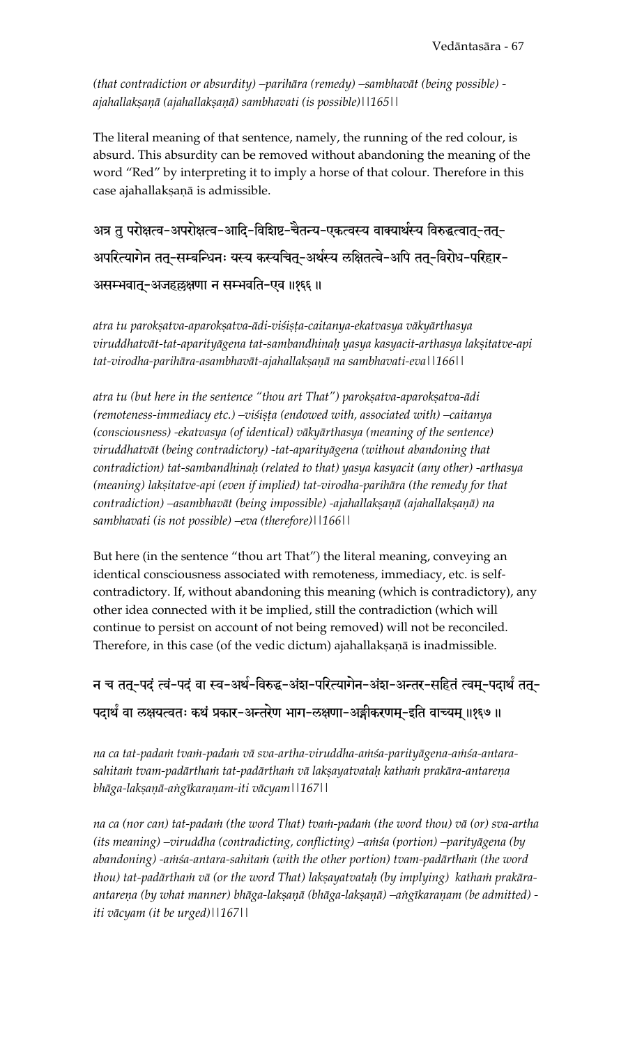*(that contradiction or absurdity) –parihāra (remedy) –sambhavāt (being possible) - ajahallakṣaṇā (ajahallakṣaṇā) sambhavati (is possible)||165||*

The literal meaning of that sentence, namely, the running of the red colour, is absurd. This absurdity can be removed without abandoning the meaning of the word "Red" by interpreting it to imply a horse of that colour. Therefore in this case ajahallakṣaṇā is admissible.

अत्र तु परोक्षत्व-अपरोक्षत्व-आदि-विशिष्ट-चैतन्य-एकत्वस्य वाक्यार्थस्य विरुद्धत्वात्-तत्-अपरित्यागेन तत्-सम्बन्धिनः यस्य कस्यचित्-अर्थस्य लक्षितत्वे-अपि तत्-विरोध-परिहार-असम्भवात्-अजहल्लक्षणा न सम्भवति-एव ॥१६६ ॥

*atra tu parokṣatva-aparokṣatva-ādi-viśiṣṭa-caitanya-ekatvasya vākyārthasya viruddhatvāt-tat-aparityāgena tat-sambandhinaḥ yasya kasyacit-arthasya lakṣitatve-api tat-virodha-parihāra-asambhavāt-ajahallakṣaṇā na sambhavati-eva||166||*

*atra tu (but here in the sentence "thou art That") parokṣatva-aparokṣatva-ādi (remoteness-immediacy etc.) –viśiṣṭa (endowed with, associated with) –caitanya (consciousness) -ekatvasya (of identical) vākyārthasya (meaning of the sentence) viruddhatvāt (being contradictory) -tat-aparityāgena (without abandoning that contradiction) tat-sambandhinaḥ (related to that) yasya kasyacit (any other) -arthasya (meaning) lakṣitatve-api (even if implied) tat-virodha-parihāra (the remedy for that contradiction) –asambhavāt (being impossible) -ajahallakṣaṇā (ajahallakṣaṇā) na sambhavati (is not possible) –eva (therefore)||166||*

But here (in the sentence "thou art That") the literal meaning, conveying an identical consciousness associated with remoteness, immediacy, etc. is self-contradictory. If, without abandoning this meaning (which is contradictory), any other idea connected with it be implied, still the contradiction (which will continue to persist on account of not being removed) will not be reconciled. Therefore, in this case (of the vedic dictum) ajahallakṣaṇā is inadmissible.

न च तत्-पदं त्वं-पदं वा स्व-अर्थ-विरुद्ध-अंश-परित्यागेन-अंश-अन्तर-सहितं त्वम्-पदार्थं तत्-पदार्थं वा लक्षयत्वतः कथं प्रकार-अन्तरेण भाग-लक्षणा-अङ्गीकरणम्-इति वाच्यम् ॥१६७ ॥

*na ca tat-padaṁ tvaṁ-padaṁ vā sva-artha-viruddha-aṁśa-parityāgena-aṁśa-antara-sahitaṁ tvam-padārthaṁ tat-padārthaṁ vā lakṣayatvataḥ kathaṁ prakāra-antareṇa bhāga-lakṣaṇā-aṅgīkaraṇam-iti vācyam||167||*

*na ca (nor can) tat-padaṁ (the word That) tvaṁ-padaṁ (the word thou) vā (or) sva-artha (its meaning) –viruddha (contradicting, conflicting) –aṁśa (portion) –parityāgena (by abandoning) -aṁśa-antara-sahitaṁ (with the other portion) tvam-padārthaṁ (the word thou) tat-padārthaṁ vā (or the word That) lakṣayatvataḥ (by implying) kathaṁ prakāra-antareṇa (by what manner) bhāga-lakṣaṇā (bhāga-lakṣaṇā) –aṅgīkaraṇam (be admitted) -iti vācyam (it be urged)||167||*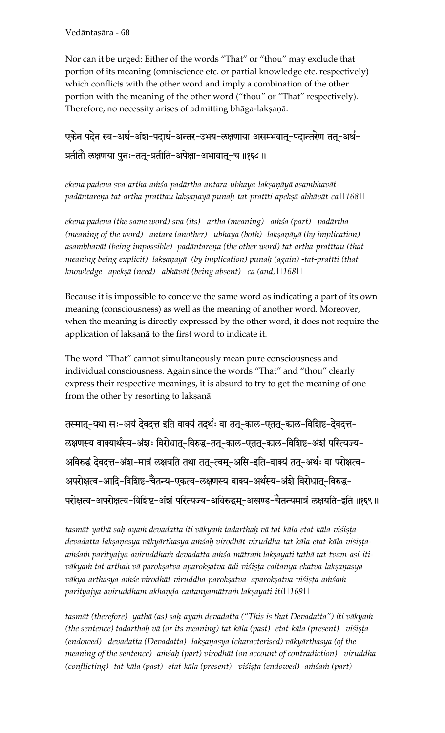Nor can it be urged: Either of the words "That" or "thou" may exclude that portion of its meaning (omniscience etc. or partial knowledge etc. respectively) which conflicts with the other word and imply a combination of the other portion with the meaning of the other word ("thou" or "That" respectively). Therefore, no necessity arises of admitting bhāga-lakṣaṇā.

एकेन पदेन स्व-अर्थ-अंश-पदार्थ-अन्तर-उभय-लक्षणाया असम्भवात्-पदान्तरेण तत्-अर्थ-प्रतीतौ लक्षणया पुनः-तत्-प्रतीति-अपेक्षा-अभावात्-च ॥१६८॥

*ekena padena sva-artha-aṁśa-padārtha-antara-ubhaya-lakṣaṇāyā asambhavāt-padāntareṇa tat-artha-pratītau lakṣaṇayā punaḥ-tat-pratīti-apekṣā-abhāvāt-ca||168||*

*ekena padena (the same word) sva (its) –artha (meaning) –aṁśa (part) –padārtha (meaning of the word) –antara (another) –ubhaya (both) -lakṣaṇāyā (by implication) asambhavāt (being impossible) -padāntareṇa (the other word) tat-artha-pratītau (that meaning being explicit) lakṣaṇayā (by implication) punaḥ (again) -tat-pratīti (that knowledge –apekṣā (need) –abhāvāt (being absent) –ca (and)||168||*

Because it is impossible to conceive the same word as indicating a part of its own meaning (consciousness) as well as the meaning of another word. Moreover, when the meaning is directly expressed by the other word, it does not require the application of lakṣaṇā to the first word to indicate it.

The word "That" cannot simultaneously mean pure consciousness and individual consciousness. Again since the words "That" and "thou" clearly express their respective meanings, it is absurd to try to get the meaning of one from the other by resorting to lakṣaṇā.

तस्मात्-यथा सः-अयं देवदत्त इति वाक्यं तदर्थः वा तत्-काल-एतत्-काल-विशिष्ट-देवदत्त-लक्षणस्य वाक्यार्थस्य-अंशः विरोधात्-विरुद्ध-तत्-काल-एतत्-काल-विशिष्ट-अंशं परित्यज्य-अविरुद्धं देवदत्त-अंश-मात्रं लक्षयति तथा तत्-त्वम्-असि-इति-वाक्यं तत्-अर्थः वा परोक्षत्व-अपरोक्षत्व-आदि-विशिष्ट-चैतन्य-एकत्व-लक्षणस्य वाक्य-अर्थस्य-अंशे विरोधात्-विरुद्ध-परोक्षत्व-अपरोक्षत्व-विशिष्ट-अंशं परित्यज्य-अविरुद्धम्-अखण्ड-चैतन्यमात्रं लक्षयति-इति ॥१६९॥

*tasmāt-yathā saḥ-ayaṁ devadatta iti vākyaṁ tadarthaḥ vā tat-kāla-etat-kāla-viśiṣṭa-devadatta-lakṣaṇasya vākyārthasya-aṁśaḥ virodhāt-viruddha-tat-kāla-etat-kāla-viśiṣṭa-aṁśaṁ parityajya-aviruddhaṁ devadatta-aṁśa-mātraṁ lakṣayati tathā tat-tvam-asi-iti-vākyaṁ tat-arthaḥ vā parokṣatva-aparokṣatva-ādi-viśiṣṭa-caitanya-ekatva-lakṣaṇasya vākya-arthasya-aṁśe virodhāt-viruddha-parokṣatva- aparokṣatva-viśiṣṭa-aṁśaṁ parityajya-aviruddham-akhaṇḍa-caitanyamātraṁ lakṣayati-iti||169||*

*tasmāt (therefore) -yathā (as) saḥ-ayaṁ devadatta ("This is that Devadatta") iti vākyaṁ (the sentence) tadarthaḥ vā (or its meaning) tat-kāla (past) -etat-kāla (present) –viśiṣṭa (endowed) –devadatta (Devadatta) -lakṣaṇasya (characterised) vākyārthasya (of the meaning of the sentence) -aṁśaḥ (part) virodhāt (on account of contradiction) –viruddha (conflicting) -tat-kāla (past) -etat-kāla (present) –viśiṣṭa (endowed) -aṁśaṁ (part)*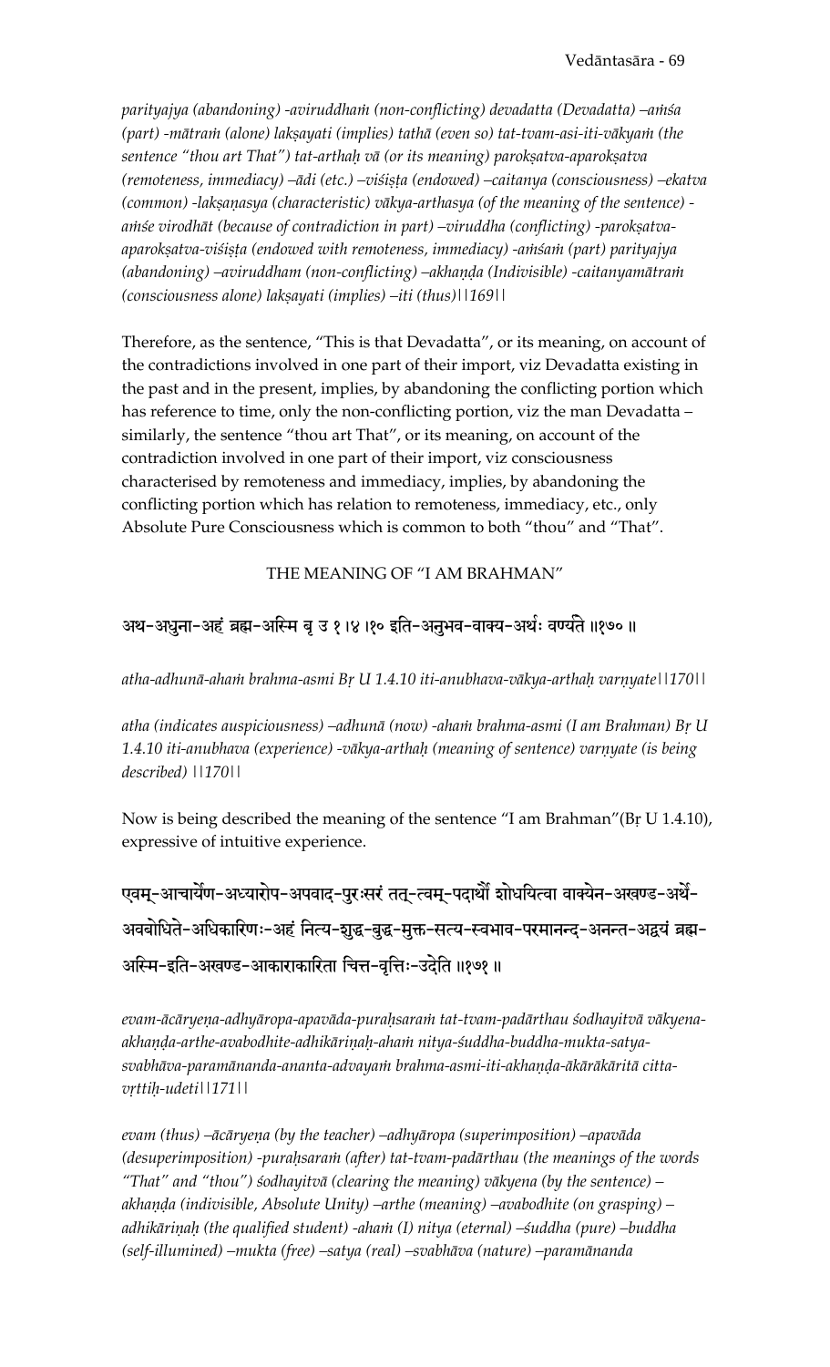*parityajya (abandoning) -aviruddhaṁ (non-conflicting) devadatta (Devadatta) –aṁśa (part) -mātraṁ (alone) lakṣayati (implies) tathā (even so) tat-tvam-asi-iti-vākyaṁ (the sentence "thou art That") tat-arthaḥ vā (or its meaning) parokṣatva-aparokṣatva (remoteness, immediacy) –ādi (etc.) –viśiṣṭa (endowed) –caitanya (consciousness) –ekatva (common) -lakṣaṇasya (characteristic) vākya-arthasya (of the meaning of the sentence) -aṁśe virodhāt (because of contradiction in part) –viruddha (conflicting) -parokṣatva-aparokṣatva-viśiṣṭa (endowed with remoteness, immediacy) -aṁśaṁ (part) parityajya (abandoning) –aviruddham (non-conflicting) –akhaṇḍa (Indivisible) -caitanyamātraṁ (consciousness alone) lakṣayati (implies) –iti (thus)||169||*

Therefore, as the sentence, "This is that Devadatta", or its meaning, on account of the contradictions involved in one part of their import, viz Devadatta existing in the past and in the present, implies, by abandoning the conflicting portion which has reference to time, only the non-conflicting portion, viz the man Devadatta – similarly, the sentence "thou art That", or its meaning, on account of the contradiction involved in one part of their import, viz consciousness characterised by remoteness and immediacy, implies, by abandoning the conflicting portion which has relation to remoteness, immediacy, etc., only Absolute Pure Consciousness which is common to both "thou" and "That".

## THE MEANING OF "I AM BRAHMAN"

**अथ-अधुना-अहं ब्रह्म-अस्मि बृ उ १।४।१० इति-अनुभव-वाक्य-अर्थः वर्ण्यते ॥१७०॥**

*atha-adhunā-ahaṁ brahma-asmi Bṛ U 1.4.10 iti-anubhava-vākya-arthaḥ varṇyate||170||*

*atha (indicates auspiciousness) –adhunā (now) -ahaṁ brahma-asmi (I am Brahman) Bṛ U 1.4.10 iti-anubhava (experience) -vākya-arthaḥ (meaning of sentence) varṇyate (is being described) ||170||*

Now is being described the meaning of the sentence "I am Brahman"(Bṛ U 1.4.10), expressive of intuitive experience.

**एवम्-आचार्येण-अध्यारोप-अपवाद-पुरःसरं तत्-त्वम्-पदार्थौ शोधयित्वा वाक्येन-अखण्ड-अर्थे-अवबोधिते-अधिकारिणः-अहं नित्य-शुद्ध-बुद्ध-मुक्त-सत्य-स्वभाव-परमानन्द-अनन्त-अद्वयं ब्रह्म-अस्मि-इति-अखण्ड-आकाराकारिता चित्त-वृत्तिः-उदेति ॥१७१॥**

*evam-ācāryeṇa-adhyāropa-apavāda-puraḥsaraṁ tat-tvam-padārthau śodhayitvā vākyena-akhaṇḍa-arthe-avabodhite-adhikāriṇaḥ-ahaṁ nitya-śuddha-buddha-mukta-satya-svabhāva-paramānanda-ananta-advayaṁ brahma-asmi-iti-akhaṇḍa-ākārākāritā citta-vṛttiḥ-udeti||171||*

*evam (thus) –ācāryeṇa (by the teacher) –adhyāropa (superimposition) –apavāda (desuperimposition) -puraḥsaraṁ (after) tat-tvam-padārthau (the meanings of the words "That" and "thou") śodhayitvā (clearing the meaning) vākyena (by the sentence) –akhaṇḍa (indivisible, Absolute Unity) –arthe (meaning) –avabodhite (on grasping) –adhikāriṇaḥ (the qualified student) -ahaṁ (I) nitya (eternal) –śuddha (pure) –buddha (self-illumined) –mukta (free) –satya (real) –svabhāva (nature) –paramānanda*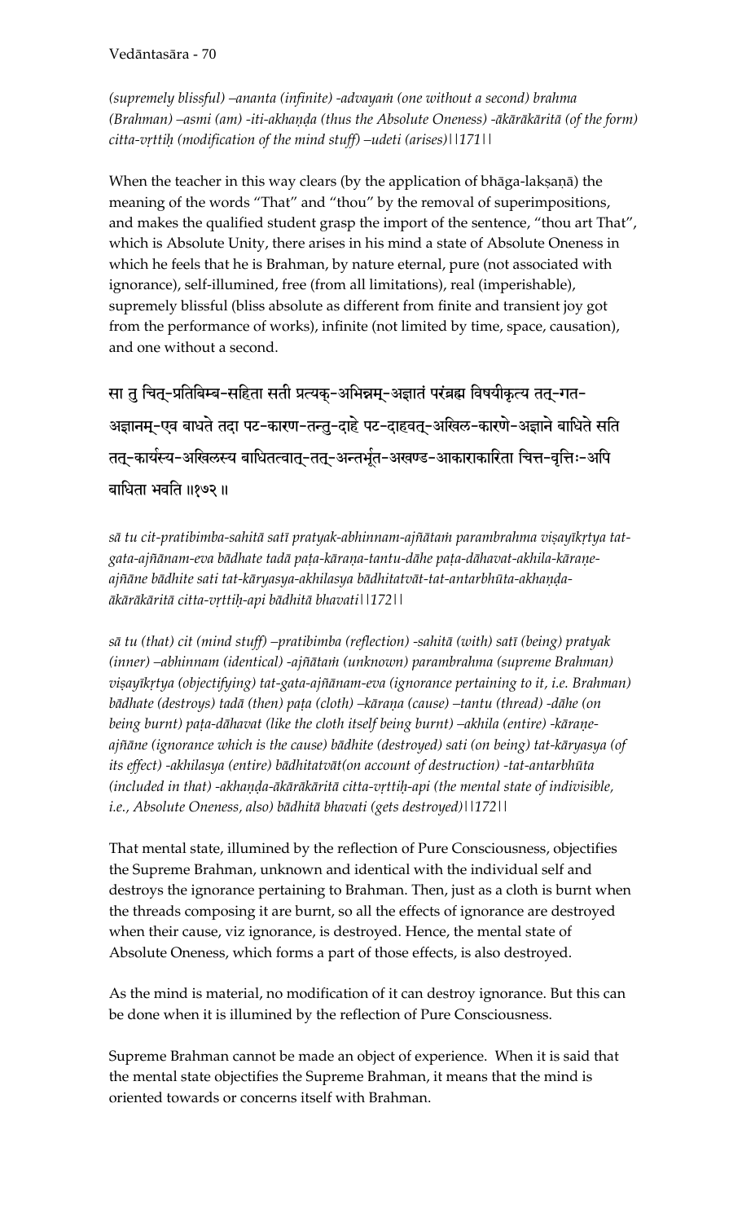*(supremely blissful) –ananta (infinite) -advayaṁ (one without a second) brahma (Brahman) –asmi (am) -iti-akhaṇḍa (thus the Absolute Oneness) -ākārākāritā (of the form) citta-vṛttiḥ (modification of the mind stuff) –udeti (arises)||171||*

When the teacher in this way clears (by the application of bhāga-lakṣaṇā) the meaning of the words "That" and "thou" by the removal of superimpositions, and makes the qualified student grasp the import of the sentence, "thou art That", which is Absolute Unity, there arises in his mind a state of Absolute Oneness in which he feels that he is Brahman, by nature eternal, pure (not associated with ignorance), self-illumined, free (from all limitations), real (imperishable), supremely blissful (bliss absolute as different from finite and transient joy got from the performance of works), infinite (not limited by time, space, causation), and one without a second.

सा तु चित्-प्रतिबिम्ब-सहिता सती प्रत्यक्-अभिन्नम्-अज्ञातं परंब्रह्म विषयीकृत्य तत्-गत-अज्ञानम्-एव बाधते तदा पट-कारण-तन्तु-दाहे पट-दाहवत्-अखिल-कारणे-अज्ञाने बाधिते सति तत्-कार्यस्य-अखिलस्य बाधितत्वात्-तत्-अन्तर्भूत-अखण्ड-आकाराकारिता चित्त-वृत्तिः-अपि बाधिता भवति ॥१७२॥

*sā tu cit-pratibimba-sahitā satī pratyak-abhinnam-ajñātaṁ parambrahma viṣayīkṛtya tat-gata-ajñānam-eva bādhate tadā paṭa-kāraṇa-tantu-dāhe paṭa-dāhavat-akhila-kāraṇe-ajñāne bādhite sati tat-kāryasya-akhilasya bādhitatvāt-tat-antarbhūta-akhaṇḍa-ākārākāritā citta-vṛttiḥ-api bādhitā bhavati||172||*

*sā tu (that) cit (mind stuff) –pratibimba (reflection) -sahitā (with) satī (being) pratyak (inner) –abhinnam (identical) -ajñātaṁ (unknown) parambrahma (supreme Brahman) viṣayīkṛtya (objectifying) tat-gata-ajñānam-eva (ignorance pertaining to it, i.e. Brahman) bādhate (destroys) tadā (then) paṭa (cloth) –kāraṇa (cause) –tantu (thread) -dāhe (on being burnt) paṭa-dāhavat (like the cloth itself being burnt) –akhila (entire) -kāraṇe-ajñāne (ignorance which is the cause) bādhite (destroyed) sati (on being) tat-kāryasya (of its effect) -akhilasya (entire) bādhitatvāt(on account of destruction) -tat-antarbhūta (included in that) -akhaṇḍa-ākārākāritā citta-vṛttiḥ-api (the mental state of indivisible, i.e., Absolute Oneness, also) bādhitā bhavati (gets destroyed)||172||*

That mental state, illumined by the reflection of Pure Consciousness, objectifies the Supreme Brahman, unknown and identical with the individual self and destroys the ignorance pertaining to Brahman. Then, just as a cloth is burnt when the threads composing it are burnt, so all the effects of ignorance are destroyed when their cause, viz ignorance, is destroyed. Hence, the mental state of Absolute Oneness, which forms a part of those effects, is also destroyed.

As the mind is material, no modification of it can destroy ignorance. But this can be done when it is illumined by the reflection of Pure Consciousness.

Supreme Brahman cannot be made an object of experience. When it is said that the mental state objectifies the Supreme Brahman, it means that the mind is oriented towards or concerns itself with Brahman.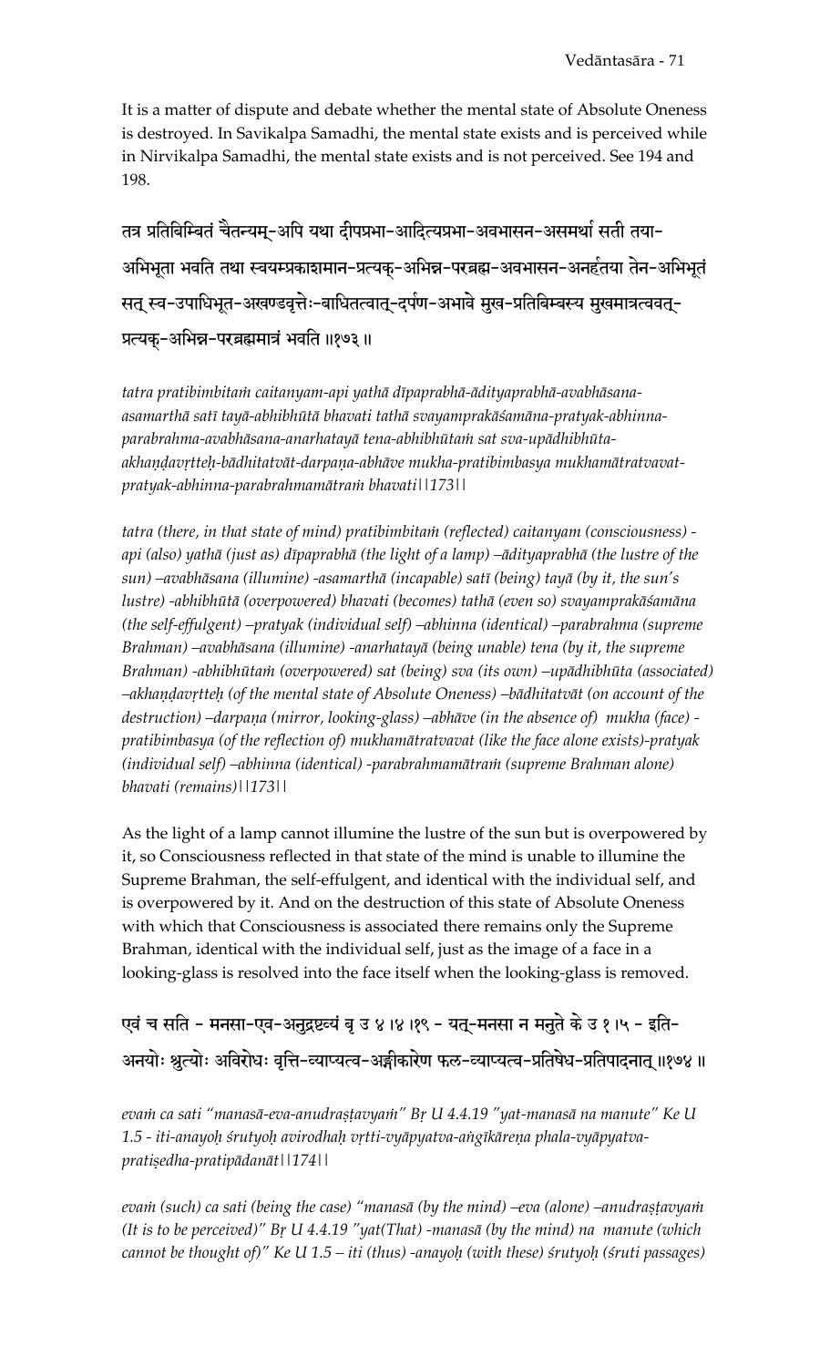It is a matter of dispute and debate whether the mental state of Absolute Oneness is destroyed. In Savikalpa Samadhi, the mental state exists and is perceived while in Nirvikalpa Samadhi, the mental state exists and is not perceived. See 194 and 198.

तत्र प्रतिबिम्बितं चैतन्यम्-अपि यथा दीपप्रभा-आदित्यप्रभा-अवभासन-असमर्था सती तया-अभिभूता भवति तथा स्वयम्प्रकाशमान-प्रत्यक्-अभिन्न-परब्रह्म-अवभासन-अनर्हतया तेन-अभिभूतं सत् स्व-उपाधिभूत-अखण्डवृत्तेः-बाधितत्वात्-दर्पण-अभावे मुख-प्रतिबिम्बस्य मुखमात्रत्ववत्-प्रत्यक्-अभिन्न-परब्रह्ममात्रं भवति ॥१७३॥

*tatra pratibimbitaṁ caitanyam-api yathā dīpaprabhā-ādityaprabhā-avabhāsana-asamarthā satī tayā-abhibhūtā bhavati tathā svayamprakāśamāna-pratyak-abhinna-parabrahma-avabhāsana-anarhatayā tena-abhibhūtaṁ sat sva-upādhibhūta-akhaṇḍavṛtteḥ-bādhitatvāt-darpaṇa-abhāve mukha-pratibimbasya mukhamātratvavat-pratyak-abhinna-parabrahmamātraṁ bhavati||173||*

*tatra (there, in that state of mind) pratibimbitaṁ (reflected) caitanyam (consciousness) -api (also) yathā (just as) dīpaprabhā (the light of a lamp) –ādityaprabhā (the lustre of the sun) –avabhāsana (illumine) -asamarthā (incapable) satī (being) tayā (by it, the sun's lustre) -abhibhūtā (overpowered) bhavati (becomes) tathā (even so) svayamprakāśamāna (the self-effulgent) –pratyak (individual self) –abhinna (identical) –parabrahma (supreme Brahman) –avabhāsana (illumine) -anarhatayā (being unable) tena (by it, the supreme Brahman) -abhibhūtaṁ (overpowered) sat (being) sva (its own) –upādhibhūta (associated) –akhaṇḍavṛtteḥ (of the mental state of Absolute Oneness) –bādhitatvāt (on account of the destruction) –darpaṇa (mirror, looking-glass) –abhāve (in the absence of) mukha (face) -pratibimbasya (of the reflection of) mukhamātratvavat (like the face alone exists)-pratyak (individual self) –abhinna (identical) -parabrahmamātraṁ (supreme Brahman alone) bhavati (remains)||173||*

As the light of a lamp cannot illumine the lustre of the sun but is overpowered by it, so Consciousness reflected in that state of the mind is unable to illumine the Supreme Brahman, the self-effulgent, and identical with the individual self, and is overpowered by it. And on the destruction of this state of Absolute Oneness with which that Consciousness is associated there remains only the Supreme Brahman, identical with the individual self, just as the image of a face in a looking-glass is resolved into the face itself when the looking-glass is removed.

एवं च सति - मनसा-एव-अनुद्रष्टव्यं बृ उ ४।४।१९ - यत्-मनसा न मनुते के उ १।५ - इति-अनयोः श्रुत्योः अविरोधः वृत्ति-व्याप्यत्व-अङ्गीकारेण फल-व्याप्यत्व-प्रतिषेध-प्रतिपादनात् ॥१७४॥

*evaṁ ca sati "manasā-eva-anudraṣṭavyaṁ" Bṛ U 4.4.19 "yat-manasā na manute" Ke U 1.5 - iti-anayoḥ śrutyoḥ avirodhaḥ vṛtti-vyāpyatva-aṅgīkāreṇa phala-vyāpyatva-pratiṣedha-pratipādanāt||174||*

*evaṁ (such) ca sati (being the case) "manasā (by the mind) –eva (alone) –anudraṣṭavyaṁ (It is to be perceived)" Bṛ U 4.4.19 "yat(That) -manasā (by the mind) na manute (which cannot be thought of)" Ke U 1.5 – iti (thus) -anayoḥ (with these) śrutyoḥ (śruti passages)*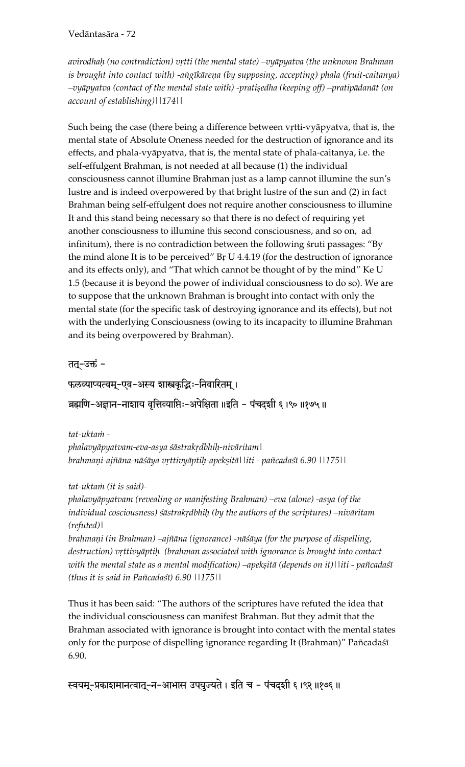*avirodhaḥ (no contradiction) vṛtti (the mental state) –vyāpyatva (the unknown Brahman is brought into contact with) -aṅgīkāreṇa (by supposing, accepting) phala (fruit-caitanya) –vyāpyatva (contact of the mental state with) -pratiṣedha (keeping off) –pratipādanāt (on account of establishing)||174||*

Such being the case (there being a difference between vṛtti-vyāpyatva, that is, the mental state of Absolute Oneness needed for the destruction of ignorance and its effects, and phala-vyāpyatva, that is, the mental state of phala-caitanya, i.e. the self-effulgent Brahman, is not needed at all because (1) the individual consciousness cannot illumine Brahman just as a lamp cannot illumine the sun's lustre and is indeed overpowered by that bright lustre of the sun and (2) in fact Brahman being self-effulgent does not require another consciousness to illumine It and this stand being necessary so that there is no defect of requiring yet another consciousness to illumine this second consciousness, and so on, ad infinitum), there is no contradiction between the following śruti passages: "By the mind alone It is to be perceived" Bṛ U 4.4.19 (for the destruction of ignorance and its effects only), and "That which cannot be thought of by the mind" Ke U 1.5 (because it is beyond the power of individual consciousness to do so). We are to suppose that the unknown Brahman is brought into contact with only the mental state (for the specific task of destroying ignorance and its effects), but not with the underlying Consciousness (owing to its incapacity to illumine Brahman and its being overpowered by Brahman).

तत्-उक्तं -

फलव्याप्यत्वम्-एव-अस्य शास्त्रकृद्भिः-निवारितम् ।
ब्रह्मणि-अज्ञान-नाशाय वृत्तिव्याप्तिः-अपेक्षिता ॥इति - पंचदशी ६।९० ॥१७५॥

*tat-uktaṁ -*
*phalavyāpyatvam-eva-asya śāstrakṛdbhiḥ-nivāritam|*
*brahmaṇi-ajñāna-nāśāya vṛttivyāptiḥ-apekṣitā||iti - pañcadaśī 6.90 ||175||*

*tat-uktaṁ (it is said)-*
*phalavyāpyatvam (revealing or manifesting Brahman) –eva (alone) -asya (of the individual cosciousness) śāstrakṛdbhiḥ (by the authors of the scriptures) –nivāritam (refuted)|*
*brahmaṇi (in Brahman) –ajñāna (ignorance) -nāśāya (for the purpose of dispelling, destruction) vṛttivyāptiḥ (brahman associated with ignorance is brought into contact with the mental state as a mental modification) –apekṣitā (depends on it)||iti - pañcadaśī (thus it is said in Pañcadaśī) 6.90 ||175||*

Thus it has been said: "The authors of the scriptures have refuted the idea that the individual consciousness can manifest Brahman. But they admit that the Brahman associated with ignorance is brought into contact with the mental states only for the purpose of dispelling ignorance regarding It (Brahman)" Pañcadaśī 6.90.

स्वयम्-प्रकाशमानत्वात्-न-आभास उपयुज्यते । इति च - पंचदशी ६।९२ ॥१७६॥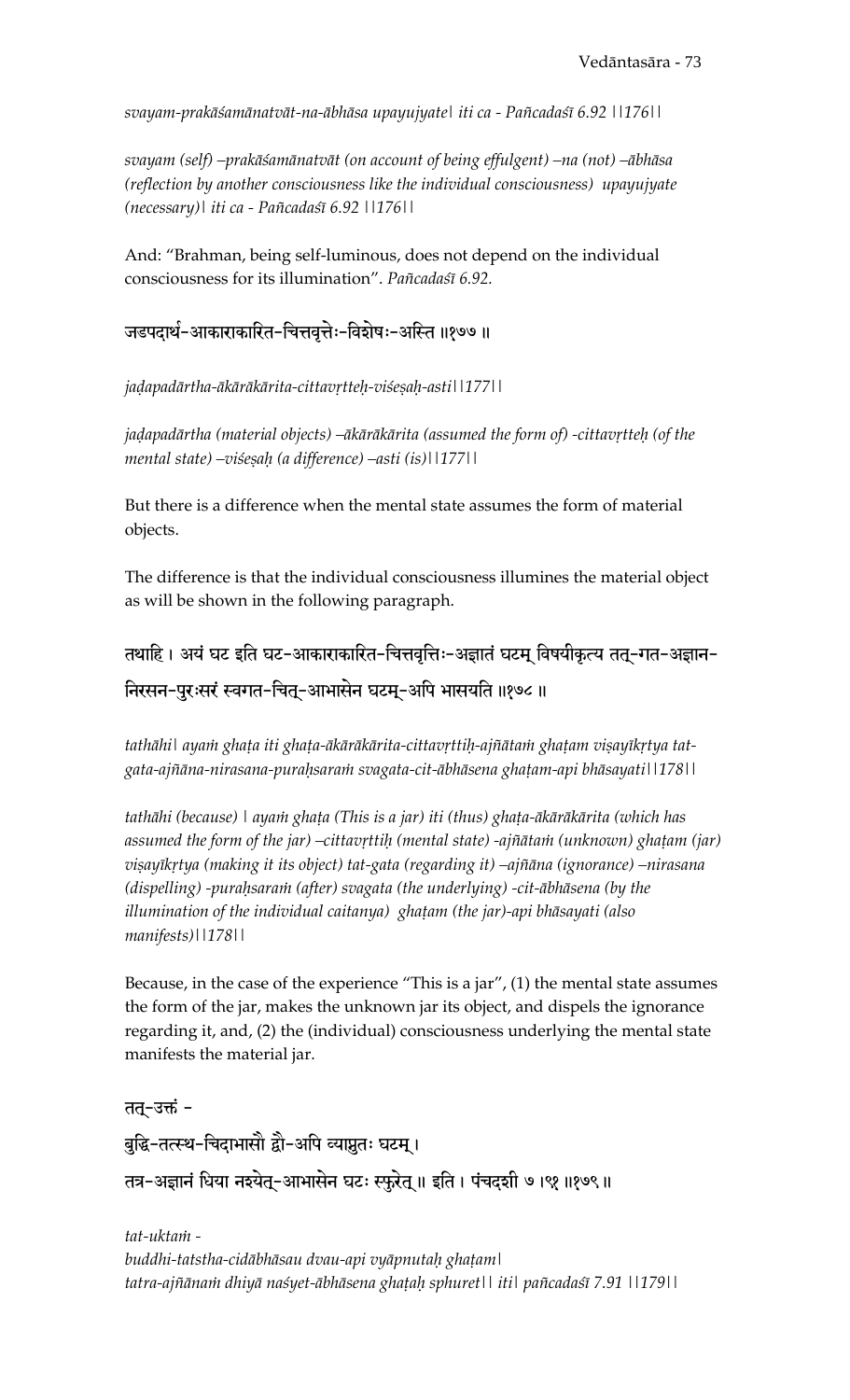*svayam-prakāśamānatvāt-na-ābhāsa upayujyate| iti ca - Pañcadaśī 6.92 ||176||*

*svayam (self) –prakāśamānatvāt (on account of being effulgent) –na (not) –ābhāsa (reflection by another consciousness like the individual consciousness) upayujyate (necessary)| iti ca - Pañcadaśī 6.92 ||176||*

And: "Brahman, being self-luminous, does not depend on the individual consciousness for its illumination". *Pañcadaśī 6.92.*

जडपदार्थ-आकाराकारित-चित्तवृत्तेः-विशेषः-अस्ति ॥१७७ ॥

*jaḍapadārtha-ākārākārita-cittavṛtteḥ-viśeṣaḥ-asti||177||*

*jaḍapadārtha (material objects) –ākārākārita (assumed the form of) -cittavṛtteḥ (of the mental state) –viśeṣaḥ (a difference) –asti (is)||177||*

But there is a difference when the mental state assumes the form of material objects.

The difference is that the individual consciousness illumines the material object as will be shown in the following paragraph.

तथाहि । अयं घट इति घट-आकाराकारित-चित्तवृत्तिः-अज्ञातं घटम् विषयीकृत्य तत्-गत-अज्ञान-निरसन-पुरःसरं स्वगत-चित्-आभासेन घटम्-अपि भासयति ॥१७८ ॥

*tathāhi| ayaṁ ghaṭa iti ghaṭa-ākārākārita-cittavṛttiḥ-ajñātaṁ ghaṭam viṣayīkṛtya tat-gata-ajñāna-nirasana-puraḥsaraṁ svagata-cit-ābhāsena ghaṭam-api bhāsayati||178||*

*tathāhi (because) | ayaṁ ghaṭa (This is a jar) iti (thus) ghaṭa-ākārākārita (which has assumed the form of the jar) –cittavṛttiḥ (mental state) -ajñātaṁ (unknown) ghaṭam (jar) viṣayīkṛtya (making it its object) tat-gata (regarding it) –ajñāna (ignorance) –nirasana (dispelling) -puraḥsaraṁ (after) svagata (the underlying) -cit-ābhāsena (by the illumination of the individual caitanya) ghaṭam (the jar)-api bhāsayati (also manifests)||178||*

Because, in the case of the experience "This is a jar", (1) the mental state assumes the form of the jar, makes the unknown jar its object, and dispels the ignorance regarding it, and, (2) the (individual) consciousness underlying the mental state manifests the material jar.

तत्-उक्तं -

बुद्धि-तत्स्थ-चिदाभासौ द्वौ-अपि व्याप्नुतः घटम् ।

तत्र-अज्ञानं धिया नश्येत्-आभासेन घटः स्फुरेत् ॥ इति । पंचदशी ७।९१ ॥१७९ ॥

*tat-uktaṁ -*

*buddhi-tatstha-cidābhāsau dvau-api vyāpnutaḥ ghaṭam|*

*tatra-ajñānaṁ dhiyā naśyet-ābhāsena ghaṭaḥ sphuret|| iti| pañcadaśī 7.91 ||179||*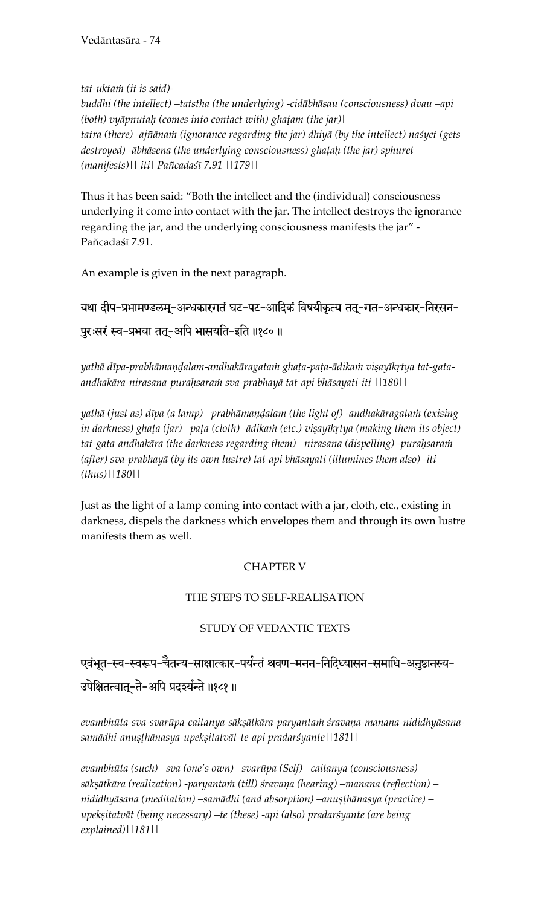*tat-uktaṁ (it is said)-*

*buddhi (the intellect) –tatstha (the underlying) -cidābhāsau (consciousness) dvau –api (both) vyāpnutaḥ (comes into contact with) ghaṭam (the jar)|*

*tatra (there) -ajñānaṁ (ignorance regarding the jar) dhiyā (by the intellect) naśyet (gets destroyed) -ābhāsena (the underlying consciousness) ghaṭaḥ (the jar) sphuret (manifests)|| iti| Pañcadaśī 7.91 ||179||*

Thus it has been said: "Both the intellect and the (individual) consciousness underlying it come into contact with the jar. The intellect destroys the ignorance regarding the jar, and the underlying consciousness manifests the jar" - Pañcadaśī 7.91.

An example is given in the next paragraph.

यथा दीप-प्रभामण्डलम्-अन्धकारगतं घट-पट-आदिकं विषयीकृत्य तत्-गत-अन्धकार-निरसन-पुरःसरं स्व-प्रभया तत्-अपि भासयति-इति ॥१८०॥

*yathā dīpa-prabhāmaṇḍalam-andhakāragataṁ ghaṭa-paṭa-ādikaṁ viṣayīkṛtya tat-gata-andhakāra-nirasana-puraḥsaraṁ sva-prabhayā tat-api bhāsayati-iti ||180||*

*yathā (just as) dīpa (a lamp) –prabhāmaṇḍalam (the light of) -andhakāragataṁ (exising in darkness) ghaṭa (jar) –paṭa (cloth) -ādikaṁ (etc.) viṣayīkṛtya (making them its object) tat-gata-andhakāra (the darkness regarding them) –nirasana (dispelling) -puraḥsaraṁ (after) sva-prabhayā (by its own lustre) tat-api bhāsayati (illumines them also) -iti (thus)||180||*

Just as the light of a lamp coming into contact with a jar, cloth, etc., existing in darkness, dispels the darkness which envelopes them and through its own lustre manifests them as well.

## CHAPTER V

## THE STEPS TO SELF-REALISATION

### STUDY OF VEDANTIC TEXTS

एवंभूत-स्व-स्वरूप-चैतन्य-साक्षात्कार-पर्यन्तं श्रवण-मनन-निदिध्यासन-समाधि-अनुष्ठानस्य-उपेक्षितत्वात्-ते-अपि प्रदर्श्यन्ते ॥१८१॥

*evambhūta-sva-svarūpa-caitanya-sākṣātkāra-paryantaṁ śravaṇa-manana-nididhyāsana-samādhi-anuṣṭhānasya-upekṣitatvāt-te-api pradarśyante||181||*

*evambhūta (such) –sva (one's own) –svarūpa (Self) –caitanya (consciousness) – sākṣātkāra (realization) -paryantaṁ (till) śravaṇa (hearing) –manana (reflection) – nididhyāsana (meditation) –samādhi (and absorption) –anuṣṭhānasya (practice) – upekṣitatvāt (being necessary) –te (these) -api (also) pradarśyante (are being explained)||181||*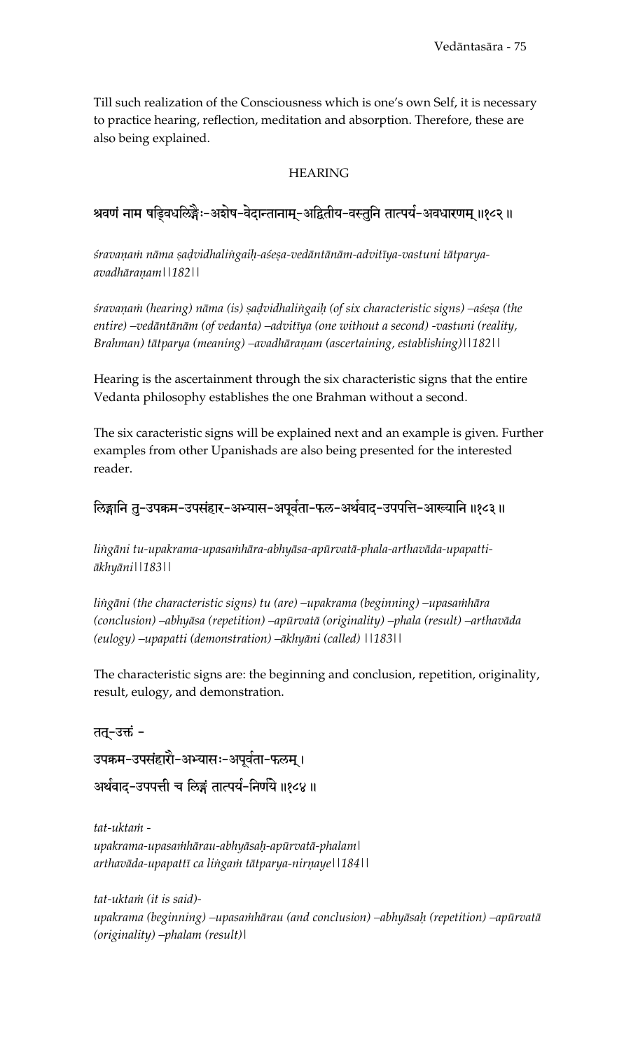Till such realization of the Consciousness which is one's own Self, it is necessary to practice hearing, reflection, meditation and absorption. Therefore, these are also being explained.

## HEARING

श्रवणं नाम षड्विधलिङ्गैः-अशेष-वेदान्तानाम्-अद्वितीय-वस्तुनि तात्पर्य-अवधारणम् ॥१८२॥

*śravaṇaṁ nāma ṣaḍvidhaliṅgaiḥ-aśeṣa-vedāntānām-advitīya-vastuni tātparya-avadhāraṇam||182||*

*śravaṇaṁ (hearing) nāma (is) ṣaḍvidhaliṅgaiḥ (of six characteristic signs) –aśeṣa (the entire) –vedāntānām (of vedanta) –advitīya (one without a second) -vastuni (reality, Brahman) tātparya (meaning) –avadhāraṇam (ascertaining, establishing)||182||*

Hearing is the ascertainment through the six characteristic signs that the entire Vedanta philosophy establishes the one Brahman without a second.

The six caracteristic signs will be explained next and an example is given. Further examples from other Upanishads are also being presented for the interested reader.

लिङ्गानि तु-उपक्रम-उपसंहार-अभ्यास-अपूर्वता-फल-अर्थवाद-उपपत्ति-आख्यानि ॥१८३॥

*liṅgāni tu-upakrama-upasaṁhāra-abhyāsa-apūrvatā-phala-arthavāda-upapatti-ākhyāni||183||*

*liṅgāni (the characteristic signs) tu (are) –upakrama (beginning) –upasaṁhāra (conclusion) –abhyāsa (repetition) –apūrvatā (originality) –phala (result) –arthavāda (eulogy) –upapatti (demonstration) –ākhyāni (called) ||183||*

The characteristic signs are: the beginning and conclusion, repetition, originality, result, eulogy, and demonstration.

तत्-उक्तं -
उपक्रम-उपसंहारौ-अभ्यासः-अपूर्वता-फलम् ।
अर्थवाद-उपपत्ती च लिङ्गं तात्पर्य-निर्णये ॥१८४॥

*tat-uktaṁ -*
*upakrama-upasaṁhārau-abhyāsaḥ-apūrvatā-phalam|*
*arthavāda-upapattī ca liṅgaṁ tātparya-nirṇaye||184||*

*tat-uktaṁ (it is said)-*
*upakrama (beginning) –upasaṁhārau (and conclusion) –abhyāsaḥ (repetition) –apūrvatā (originality) –phalam (result)|*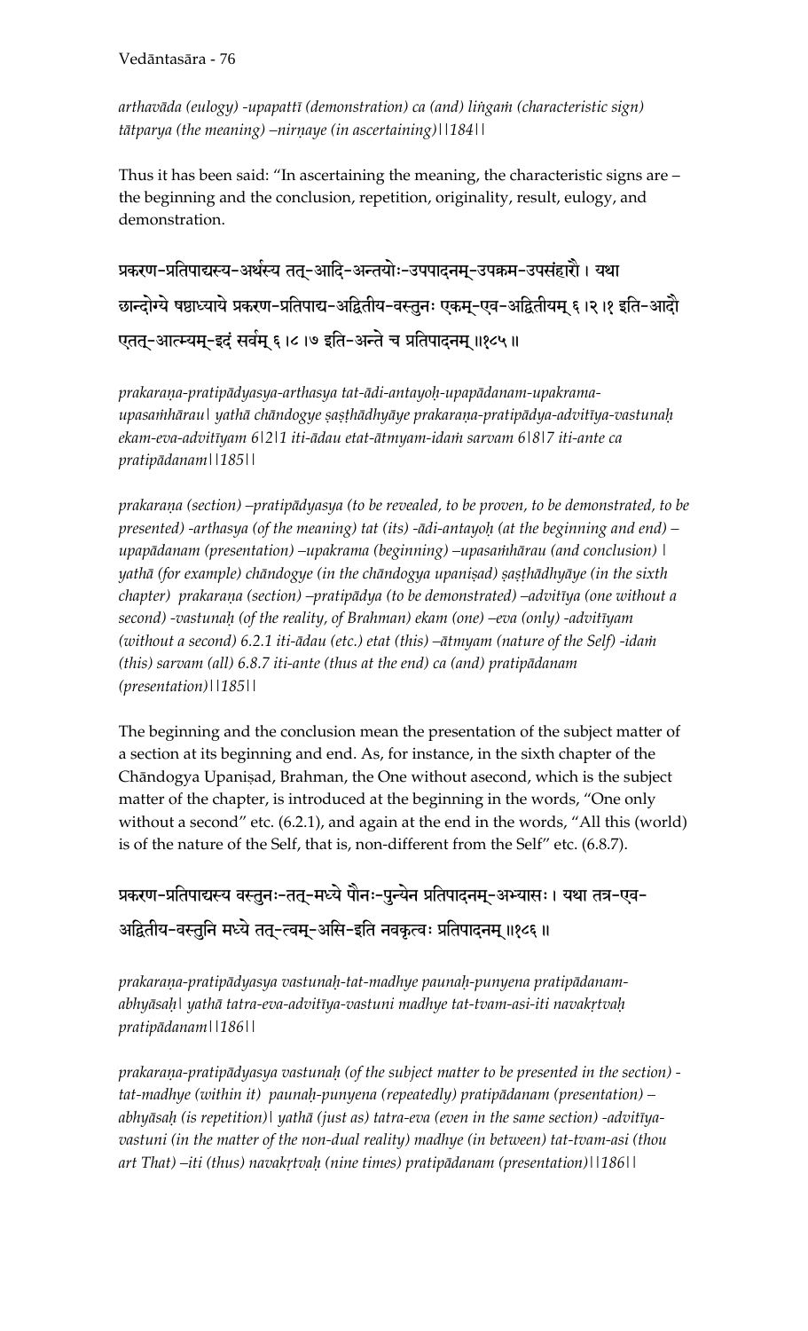*arthavāda (eulogy) -upapattī (demonstration) ca (and) liṅgaṁ (characteristic sign) tātparya (the meaning) –nirṇaye (in ascertaining)||184||*

Thus it has been said: "In ascertaining the meaning, the characteristic signs are – the beginning and the conclusion, repetition, originality, result, eulogy, and demonstration.

प्रकरण-प्रतिपाद्यस्य-अर्थस्य तत्-आदि-अन्तयोः-उपपादनम्-उपक्रम-उपसंहारौ । यथा छान्दोग्ये षष्ठाध्याये प्रकरण-प्रतिपाद्य-अद्वितीय-वस्तुनः एकम्-एव-अद्वितीयम् ६।२।१ इति-आदौ एतत्-आत्म्यम्-इदं सर्वम् ६।८।७ इति-अन्ते च प्रतिपादनम् ॥१८५॥

*prakaraṇa-pratipādyasya-arthasya tat-ādi-antayoḥ-upapādanam-upakrama-upasaṁhārau| yathā chāndogye ṣaṣṭhādhyāye prakaraṇa-pratipādya-advitīya-vastunaḥ ekam-eva-advitīyam 6|2|1 iti-ādau etat-ātmyam-idaṁ sarvam 6|8|7 iti-ante ca pratipādanam||185||*

*prakaraṇa (section) –pratipādyasya (to be revealed, to be proven, to be demonstrated, to be presented) -arthasya (of the meaning) tat (its) -ādi-antayoḥ (at the beginning and end) –upapādanam (presentation) –upakrama (beginning) –upasaṁhārau (and conclusion) | yathā (for example) chāndogye (in the chāndogya upaniṣad) ṣaṣṭhādhyāye (in the sixth chapter) prakaraṇa (section) –pratipādya (to be demonstrated) –advitīya (one without a second) -vastunaḥ (of the reality, of Brahman) ekam (one) –eva (only) -advitīyam (without a second) 6.2.1 iti-ādau (etc.) etat (this) –ātmyam (nature of the Self) -idaṁ (this) sarvam (all) 6.8.7 iti-ante (thus at the end) ca (and) pratipādanam (presentation)||185||*

The beginning and the conclusion mean the presentation of the subject matter of a section at its beginning and end. As, for instance, in the sixth chapter of the Chāndogya Upaniṣad, Brahman, the One without asecond, which is the subject matter of the chapter, is introduced at the beginning in the words, "One only without a second" etc. (6.2.1), and again at the end in the words, "All this (world) is of the nature of the Self, that is, non-different from the Self" etc. (6.8.7).

प्रकरण-प्रतिपाद्यस्य वस्तुनः-तत्-मध्ये पौनः-पुन्येन प्रतिपादनम्-अभ्यासः । यथा तत्र-एव-अद्वितीय-वस्तुनि मध्ये तत्-त्वम्-असि-इति नवकृत्वः प्रतिपादनम् ॥१८६॥

*prakaraṇa-pratipādyasya vastunaḥ-tat-madhye paunaḥ-punyena pratipādanam-abhyāsaḥ| yathā tatra-eva-advitīya-vastuni madhye tat-tvam-asi-iti navakṛtvaḥ pratipādanam||186||*

*prakaraṇa-pratipādyasya vastunaḥ (of the subject matter to be presented in the section) -tat-madhye (within it) paunaḥ-punyena (repeatedly) pratipādanam (presentation) –abhyāsaḥ (is repetition)| yathā (just as) tatra-eva (even in the same section) -advitīya-vastuni (in the matter of the non-dual reality) madhye (in between) tat-tvam-asi (thou art That) –iti (thus) navakṛtvaḥ (nine times) pratipādanam (presentation)||186||*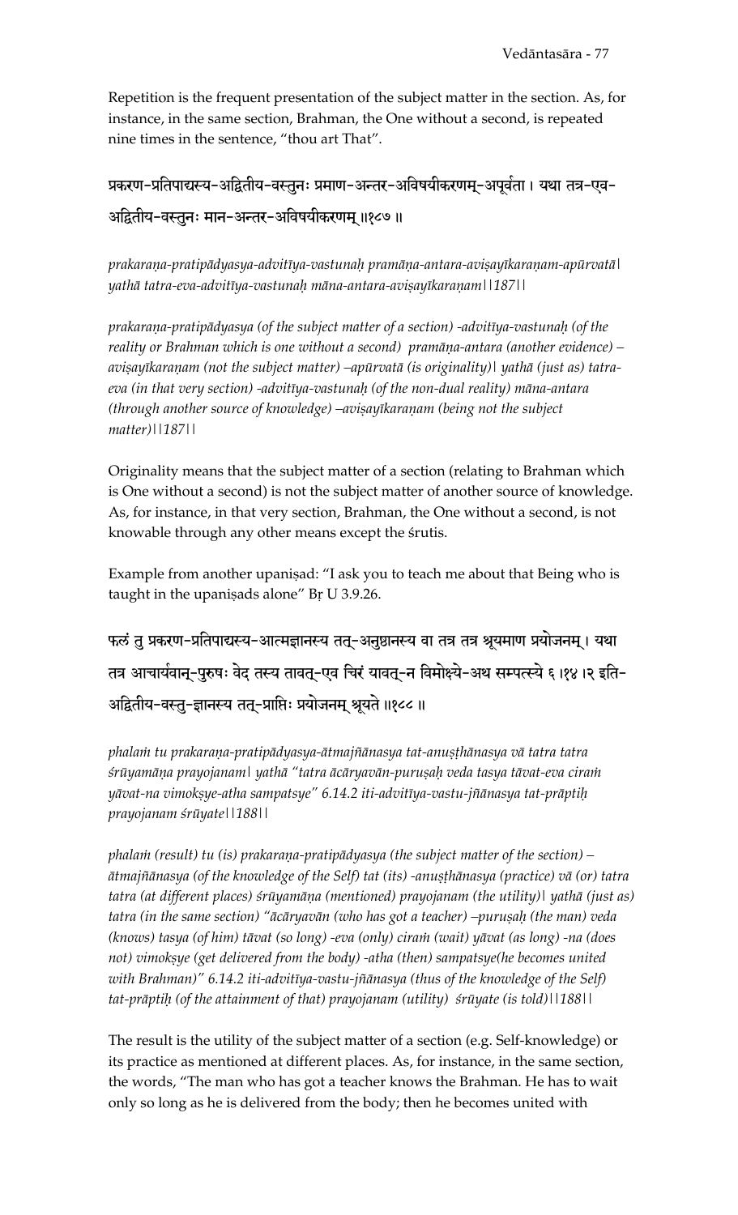Repetition is the frequent presentation of the subject matter in the section. As, for instance, in the same section, Brahman, the One without a second, is repeated nine times in the sentence, "thou art That".

प्रकरण-प्रतिपाद्यस्य-अद्वितीय-वस्तुनः प्रमाण-अन्तर-अविषयीकरणम्-अपूर्वता । यथा तत्र-एव-अद्वितीय-वस्तुनः मान-अन्तर-अविषयीकरणम् ॥१८७ ॥

*prakaraṇa-pratipādyasya-advitīya-vastunaḥ pramāṇa-antara-aviṣayīkaraṇam-apūrvatā| yathā tatra-eva-advitīya-vastunaḥ māna-antara-aviṣayīkaraṇam||187||*

*prakaraṇa-pratipādyasya (of the subject matter of a section) -advitīya-vastunaḥ (of the reality or Brahman which is one without a second) pramāṇa-antara (another evidence) –aviṣayīkaraṇam (not the subject matter) –apūrvatā (is originality)| yathā (just as) tatra-eva (in that very section) -advitīya-vastunaḥ (of the non-dual reality) māna-antara (through another source of knowledge) –aviṣayīkaraṇam (being not the subject matter)||187||*

Originality means that the subject matter of a section (relating to Brahman which is One without a second) is not the subject matter of another source of knowledge. As, for instance, in that very section, Brahman, the One without a second, is not knowable through any other means except the śrutis.

Example from another upaniṣad: "I ask you to teach me about that Being who is taught in the upaniṣads alone" Bṛ U 3.9.26.

फलं तु प्रकरण-प्रतिपाद्यस्य-आत्मज्ञानस्य तत्-अनुष्ठानस्य वा तत्र तत्र श्रूयमाण प्रयोजनम् । यथा तत्र आचार्यवान्-पुरुषः वेद तस्य तावत्-एव चिरं यावत्-न विमोक्ष्ये-अथ सम्पत्स्ये ६ ।१४ ।२ इति-अद्वितीय-वस्तु-ज्ञानस्य तत्-प्राप्तिः प्रयोजनम् श्रूयते ॥१८८ ॥

*phalaṁ tu prakaraṇa-pratipādyasya-ātmajñānasya tat-anuṣṭhānasya vā tatra tatra śrūyamāṇa prayojanam| yathā "tatra ācāryavān-puruṣaḥ veda tasya tāvat-eva ciraṁ yāvat-na vimokṣye-atha sampatsye" 6.14.2 iti-advitīya-vastu-jñānasya tat-prāptiḥ prayojanam śrūyate||188||*

*phalaṁ (result) tu (is) prakaraṇa-pratipādyasya (the subject matter of the section) –ātmajñānasya (of the knowledge of the Self) tat (its) -anuṣṭhānasya (practice) vā (or) tatra tatra (at different places) śrūyamāṇa (mentioned) prayojanam (the utility)| yathā (just as) tatra (in the same section) "ācāryavān (who has got a teacher) –puruṣaḥ (the man) veda (knows) tasya (of him) tāvat (so long) -eva (only) ciraṁ (wait) yāvat (as long) -na (does not) vimokṣye (get delivered from the body) -atha (then) sampatsye(he becomes united with Brahman)" 6.14.2 iti-advitīya-vastu-jñānasya (thus of the knowledge of the Self) tat-prāptiḥ (of the attainment of that) prayojanam (utility) śrūyate (is told)||188||*

The result is the utility of the subject matter of a section (e.g. Self-knowledge) or its practice as mentioned at different places. As, for instance, in the same section, the words, "The man who has got a teacher knows the Brahman. He has to wait only so long as he is delivered from the body; then he becomes united with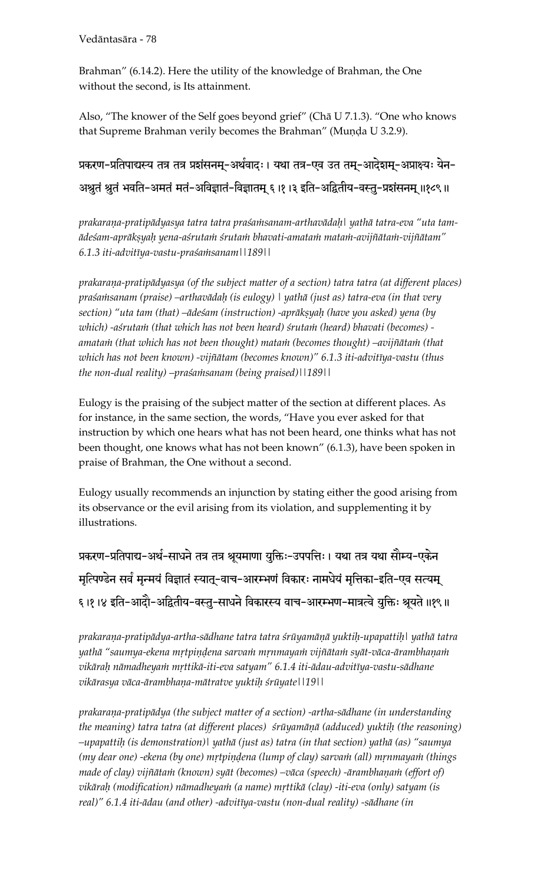Brahman" (6.14.2). Here the utility of the knowledge of Brahman, the One without the second, is Its attainment.

Also, "The knower of the Self goes beyond grief" (Chā U 7.1.3). "One who knows that Supreme Brahman verily becomes the Brahman" (Muṇḍa U 3.2.9).

प्रकरण-प्रतिपाद्यस्य तत्र तत्र प्रशंसनम्-अर्थवादः। यथा तत्र-एव उत तम्-आदेशम्-अप्राक्ष्यः येन-अश्रुतं श्रुतं भवति-अमतं मतं-अविज्ञातं-विज्ञातम् ६।१।३ इति-अद्वितीय-वस्तु-प्रशंसनम् ॥१८९॥

*prakaraṇa-pratipādyasya tatra tatra praśaṁsanam-arthavādaḥ| yathā tatra-eva "uta tam-ādeśam-aprākṣyaḥ yena-aśrutaṁ śrutaṁ bhavati-amataṁ mataṁ-avijñātaṁ-vijñātam" 6.1.3 iti-advitīya-vastu-praśaṁsanam||189||*

*prakaraṇa-pratipādyasya (of the subject matter of a section) tatra tatra (at different places) praśaṁsanam (praise) –arthavādaḥ (is eulogy) | yathā (just as) tatra-eva (in that very section) "uta tam (that) –ādeśam (instruction) -aprākṣyaḥ (have you asked) yena (by which) -aśrutaṁ (that which has not been heard) śrutaṁ (heard) bhavati (becomes) -amataṁ (that which has not been thought) mataṁ (becomes thought) –avijñātaṁ (that which has not been known) -vijñātam (becomes known)" 6.1.3 iti-advitīya-vastu (thus the non-dual reality) –praśaṁsanam (being praised)||189||*

Eulogy is the praising of the subject matter of the section at different places. As for instance, in the same section, the words, "Have you ever asked for that instruction by which one hears what has not been heard, one thinks what has not been thought, one knows what has not been known" (6.1.3), have been spoken in praise of Brahman, the One without a second.

Eulogy usually recommends an injunction by stating either the good arising from its observance or the evil arising from its violation, and supplementing it by illustrations.

प्रकरण-प्रतिपाद्य-अर्थ-साधने तत्र तत्र श्रूयमाणा युक्तिः-उपपत्तिः। यथा तत्र यथा सौम्य-एकेन मृत्पिण्डेन सर्वं मृन्मयं विज्ञातं स्यात्-वाच-आरम्भणं विकारः नामधेयं मृत्तिका-इति-एव सत्यम् ६।१।४ इति-आदौ-अद्वितीय-वस्तु-साधने विकारस्य वाच-आरम्भण-मात्रत्वे युक्तिः श्रूयते ॥१९॥

*prakaraṇa-pratipādya-artha-sādhane tatra tatra śrūyamāṇā yuktiḥ-upapattiḥ| yathā tatra yathā "saumya-ekena mṛtpiṇḍena sarvaṁ mṛnmayaṁ vijñātaṁ syāt-vāca-ārambhaṇaṁ vikāraḥ nāmadheyaṁ mṛttikā-iti-eva satyam" 6.1.4 iti-ādau-advitīya-vastu-sādhane vikārasya vāca-ārambhaṇa-mātratve yuktiḥ śrūyate||19||*

*prakaraṇa-pratipādya (the subject matter of a section) -artha-sādhane (in understanding the meaning) tatra tatra (at different places) śrūyamāṇā (adduced) yuktiḥ (the reasoning) –upapattiḥ (is demonstration)| yathā (just as) tatra (in that section) yathā (as) "saumya (my dear one) -ekena (by one) mṛtpiṇḍena (lump of clay) sarvaṁ (all) mṛnmayaṁ (things made of clay) vijñātaṁ (known) syāt (becomes) –vāca (speech) -ārambhaṇaṁ (effort of) vikāraḥ (modification) nāmadheyaṁ (a name) mṛttikā (clay) -iti-eva (only) satyam (is real)" 6.1.4 iti-ādau (and other) -advitīya-vastu (non-dual reality) -sādhane (in*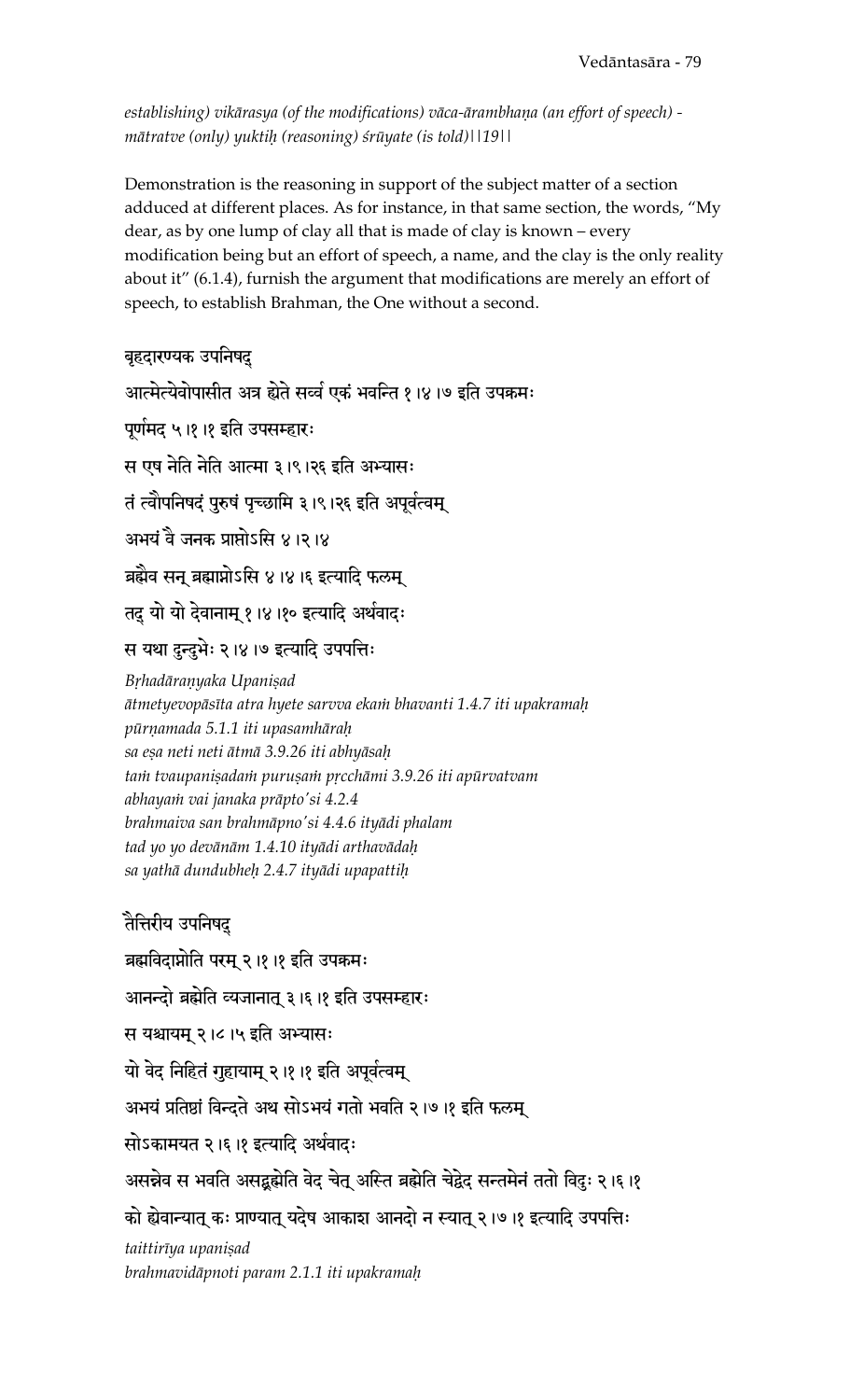*establishing) vikārasya (of the modifications) vāca-ārambhaṇa (an effort of speech) - mātratve (only) yuktiḥ (reasoning) śrūyate (is told)||19||*

Demonstration is the reasoning in support of the subject matter of a section adduced at different places. As for instance, in that same section, the words, "My dear, as by one lump of clay all that is made of clay is known – every modification being but an effort of speech, a name, and the clay is the only reality about it" (6.1.4), furnish the argument that modifications are merely an effort of speech, to establish Brahman, the One without a second.

बृहदारण्यक उपनिषद्

आत्मेत्येवोपासीत अत्र ह्येते सर्व्व एकं भवन्ति १।४।७ इति उपक्रमः

पूर्णमद ५।१।१ इति उपसम्हारः

स एष नेति नेति आत्मा ३।९।२६ इति अभ्यासः

तं त्वौपनिषदं पुरुषं पृच्छामि ३।९।२६ इति अपूर्वत्वम्

अभयं वै जनक प्राप्तोऽसि ४।२।४

ब्रह्मैव सन् ब्रह्माप्नोऽसि ४।४।६ इत्यादि फलम्

तद् यो यो देवानाम् १।४।१० इत्यादि अर्थवादः

स यथा दुन्दुभेः २।४।७ इत्यादि उपपत्तिः

*Bṛhadāraṇyaka Upaniṣad*
*ātmetyevopāsīta atra hyete sarvva ekaṁ bhavanti 1.4.7 iti upakramaḥ*
*pūrṇamada 5.1.1 iti upasamhāraḥ*
*sa eṣa neti neti ātmā 3.9.26 iti abhyāsaḥ*
*taṁ tvaupaniṣadaṁ puruṣaṁ pṛcchāmi 3.9.26 iti apūrvatvam*
*abhayaṁ vai janaka prāpto'si 4.2.4*
*brahmaiva san brahmāpno'si 4.4.6 ityādi phalam*
*tad yo yo devānām 1.4.10 ityādi arthavādaḥ*
*sa yathā dundubheḥ 2.4.7 ityādi upapattiḥ*

तैत्तिरीय उपनिषद्

ब्रह्मविदाप्नोति परम् २।१।१ इति उपक्रमः

आनन्दो ब्रह्मेति व्यजानात् ३।६।१ इति उपसम्हारः

स यश्चायम् २।८।५ इति अभ्यासः

यो वेद निहितं गुहायाम् २।१।१ इति अपूर्वत्वम्

अभयं प्रतिष्ठां विन्दते अथ सोऽभयं गतो भवति २।७।१ इति फलम्

सोऽकामयत २।६।१ इत्यादि अर्थवादः

असन्नेव स भवति असद्ब्रह्मेति वेद चेत् अस्ति ब्रह्मेति चेद्वेद सन्तमेनं ततो विदुः २।६।१

को ह्येवान्यात् कः प्राण्यात् यदेष आकाश आनदो न स्यात् २।७।१ इत्यादि उपपत्तिः

*taittirīya upaniṣad*
*brahmavidāpnoti param 2.1.1 iti upakramaḥ*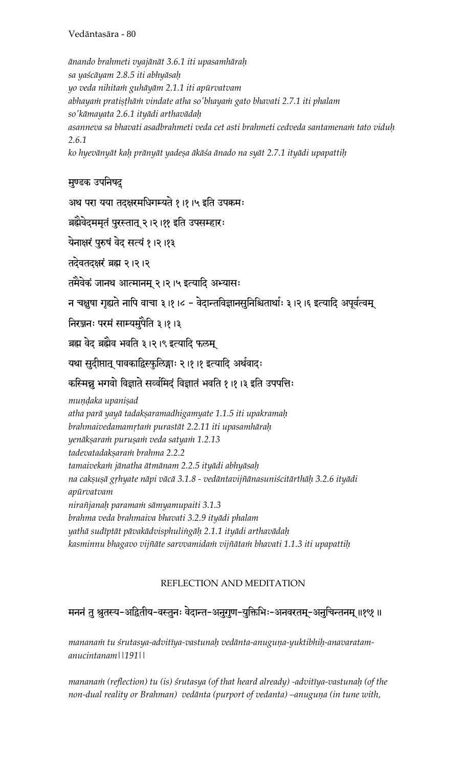*ānando brahmeti vyajānāt 3.6.1 iti upasaṁhāraḥ*
*sa yaścāyam 2.8.5 iti abhyāsaḥ*
*yo veda nihitaṁ guhāyām 2.1.1 iti apūrvatvam*
*abhayaṁ pratiṣṭhāṁ vindate atha so'bhayaṁ gato bhavati 2.7.1 iti phalam*
*so'kāmayata 2.6.1 ityādi arthavādaḥ*
*asanneva sa bhavati asadbrahmeti veda cet asti brahmeti cedveda santamenaṁ tato viduḥ 2.6.1*
*ko hyevānyāt kaḥ prāṇyāt yadeṣa ākāśa ānado na syāt 2.7.1 ityādi upapattiḥ*

मुण्डक उपनिषद्

अथ परा यया तदक्षरमधिगम्यते १।१।५ इति उपक्रमः

ब्रह्मैवेदममृतं पुरस्तात् २।२।११ इति उपसम्हारः

येनाक्षरं पुरुषं वेद सत्यं १।२।१३

तदेवतदक्षरं ब्रह्म २।२।२

तमैवेकं जानथ आत्मानम् २।२।५ इत्यादि अभ्यासः

न चक्षुषा गृह्यते नापि वाचा ३।१।८ - वेदान्तविज्ञानसुनिश्चितार्थाः ३।२।६ इत्यादि अपूर्वत्वम्

निरञ्जनः परमं साम्यमुपैति ३।१।३

ब्रह्म वेद ब्रह्मैव भवति ३।२।९ इत्यादि फलम्

यथा सुदीप्तात् पावकाद्विस्फुलिङ्गाः २।१।१ इत्यादि अर्थवादः

कस्मिन्नु भगवो विज्ञाते सर्व्वमिदं विज्ञातं भवति १।१।३ इति उपपत्तिः

*muṇḍaka upaniṣad*
*atha parā yayā tadakṣaramadhigamyate 1.1.5 iti upakramaḥ*
*brahmaivedamamṛtaṁ purastāt 2.2.11 iti upasamhāraḥ*
*yenākṣaraṁ puruṣaṁ veda satyaṁ 1.2.13*
*tadevatadakṣaraṁ brahma 2.2.2*
*tamaivekaṁ jānatha ātmānam 2.2.5 ityādi abhyāsaḥ*
*na cakṣuṣā gṛhyate nāpi vācā 3.1.8 - vedāntavijñānasuniścitārthāḥ 3.2.6 ityādi apūrvatvam*
*nirañjanaḥ paramaṁ sāmyamupaiti 3.1.3*
*brahma veda brahmaiva bhavati 3.2.9 ityādi phalam*
*yathā sudīptāt pāvakādvisphuliṅgāḥ 2.1.1 ityādi arthavādaḥ*
*kasminnu bhagavo vijñāte sarvvamidaṁ vijñātaṁ bhavati 1.1.3 iti upapattiḥ*

## REFLECTION AND MEDITATION

मननं तु श्रुतस्य-अद्वितीय-वस्तुनः वेदान्त-अनुगुण-युक्तिभिः-अनवरतम्-अनुचिन्तनम् ॥१९१॥

*mananaṁ tu śrutasya-advitīya-vastunaḥ vedānta-anuguṇa-yuktibhiḥ-anavaratam-anucintanam||191||*

*mananaṁ (reflection) tu (is) śrutasya (of that heard already) -advitīya-vastunaḥ (of the non-dual reality or Brahman) vedānta (purport of vedanta) –anuguṇa (in tune with,*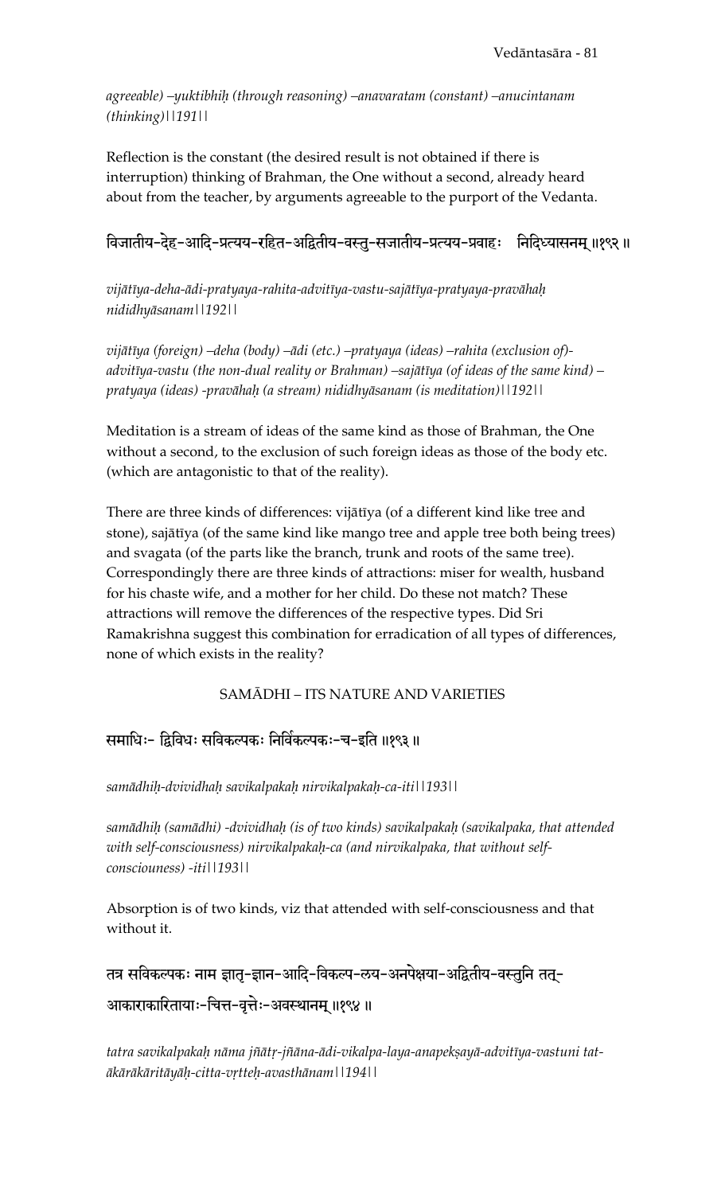*agreeable) –yuktibhiḥ (through reasoning) –anavaratam (constant) –anucintanam (thinking)||191||*

Reflection is the constant (the desired result is not obtained if there is interruption) thinking of Brahman, the One without a second, already heard about from the teacher, by arguments agreeable to the purport of the Vedanta.

विजातीय-देह-आदि-प्रत्यय-रहित-अद्वितीय-वस्तु-सजातीय-प्रत्यय-प्रवाहः निदिध्यासनम् ॥१९२॥

*vijātīya-deha-ādi-pratyaya-rahita-advitīya-vastu-sajātīya-pratyaya-pravāhaḥ nididhyāsanam||192||*

*vijātīya (foreign) –deha (body) –ādi (etc.) –pratyaya (ideas) –rahita (exclusion of)-advitīya-vastu (the non-dual reality or Brahman) –sajātīya (of ideas of the same kind) –pratyaya (ideas) -pravāhaḥ (a stream) nididhyāsanam (is meditation)||192||*

Meditation is a stream of ideas of the same kind as those of Brahman, the One without a second, to the exclusion of such foreign ideas as those of the body etc. (which are antagonistic to that of the reality).

There are three kinds of differences: vijātīya (of a different kind like tree and stone), sajātīya (of the same kind like mango tree and apple tree both being trees) and svagata (of the parts like the branch, trunk and roots of the same tree). Correspondingly there are three kinds of attractions: miser for wealth, husband for his chaste wife, and a mother for her child. Do these not match? These attractions will remove the differences of the respective types. Did Sri Ramakrishna suggest this combination for erradication of all types of differences, none of which exists in the reality?

## SAMĀDHI – ITS NATURE AND VARIETIES

समाधिः- द्विविधः सविकल्पकः निर्विकल्पकः-च-इति ॥१९३॥

*samādhiḥ-dvividhaḥ savikalpakaḥ nirvikalpakaḥ-ca-iti||193||*

*samādhiḥ (samādhi) -dvividhaḥ (is of two kinds) savikalpakaḥ (savikalpaka, that attended with self-consciousness) nirvikalpakaḥ-ca (and nirvikalpaka, that without self-consciouness) -iti||193||*

Absorption is of two kinds, viz that attended with self-consciousness and that without it.

तत्र सविकल्पकः नाम ज्ञातृ-ज्ञान-आदि-विकल्प-लय-अनपेक्षया-अद्वितीय-वस्तुनि तत्-आकाराकारितायाः-चित्त-वृत्तेः-अवस्थानम् ॥१९४॥

*tatra savikalpakaḥ nāma jñātṛ-jñāna-ādi-vikalpa-laya-anapekṣayā-advitīya-vastuni tat-ākārākāritāyāḥ-citta-vṛtteḥ-avasthānam||194||*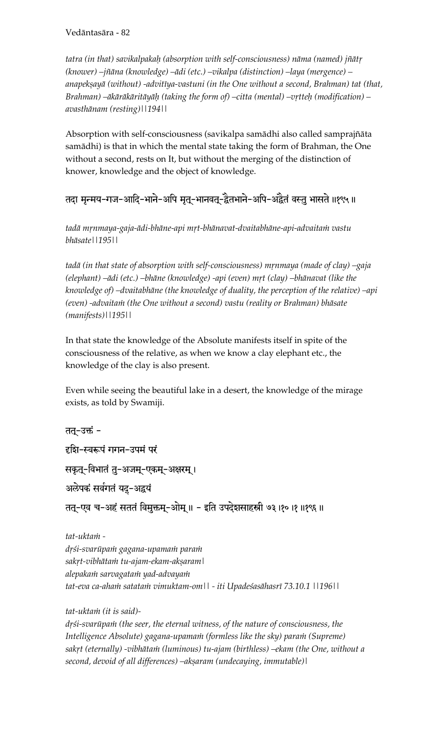*tatra (in that) savikalpakaḥ (absorption with self-consciousness) nāma (named) jñātṛ (knower) –jñāna (knowledge) –ādi (etc.) –vikalpa (distinction) –laya (mergence) –anapekṣayā (without) -advitīya-vastuni (in the One without a second, Brahman) tat (that, Brahman) –ākārākāritāyāḥ (taking the form of) –citta (mental) –vṛtteḥ (modification) –avasthānam (resting)||194||*

Absorption with self-consciousness (savikalpa samādhi also called samprajñāta samādhi) is that in which the mental state taking the form of Brahman, the One without a second, rests on It, but without the merging of the distinction of knower, knowledge and the object of knowledge.

तदा मृन्मय-गज-आदि-भाने-अपि मृत्-भानवत्-द्वैतभाने-अपि-अद्वैतं वस्तु भासते ॥१९५॥

*tadā mṛnmaya-gaja-ādi-bhāne-api mṛt-bhānavat-dvaitabhāne-api-advaitaṁ vastu bhāsate||195||*

*tadā (in that state of absorption with self-consciousness) mṛnmaya (made of clay) –gaja (elephant) –ādi (etc.) –bhāne (knowledge) -api (even) mṛt (clay) –bhānavat (like the knowledge of) –dvaitabhāne (the knowledge of duality, the perception of the relative) –api (even) -advaitaṁ (the One without a second) vastu (reality or Brahman) bhāsate (manifests)||195||*

In that state the knowledge of the Absolute manifests itself in spite of the consciousness of the relative, as when we know a clay elephant etc., the knowledge of the clay is also present.

Even while seeing the beautiful lake in a desert, the knowledge of the mirage exists, as told by Swamiji.

तत्-उक्तं -
दृशि-स्वरूपं गगन-उपमं परं
सकृत्-विभातं तु-अजम्-एकम्-अक्षरम्।
अलेपकं सर्वगतं यद्-अद्वयं
तत्-एव च-अहं सततं विमुक्तम्-ओम्॥ - इति उपदेशसाहस्री ७३।१०।१ ॥१९६॥

*tat-uktaṁ -*
*dṛśi-svarūpaṁ gagana-upamaṁ paraṁ*
*sakṛt-vibhātaṁ tu-ajam-ekam-akṣaram|*
*alepakaṁ sarvagataṁ yad-advayaṁ*
*tat-eva ca-ahaṁ satataṁ vimuktam-om|| - iti Upadeśasāhasrī 73.10.1 ||196||*

*tat-uktaṁ (it is said)-*
*dṛśi-svarūpaṁ (the seer, the eternal witness, of the nature of consciousness, the Intelligence Absolute) gagana-upamaṁ (formless like the sky) paraṁ (Supreme) sakṛt (eternally) -vibhātaṁ (luminous) tu-ajam (birthless) –ekam (the One, without a second, devoid of all differences) –akṣaram (undecaying, immutable)|*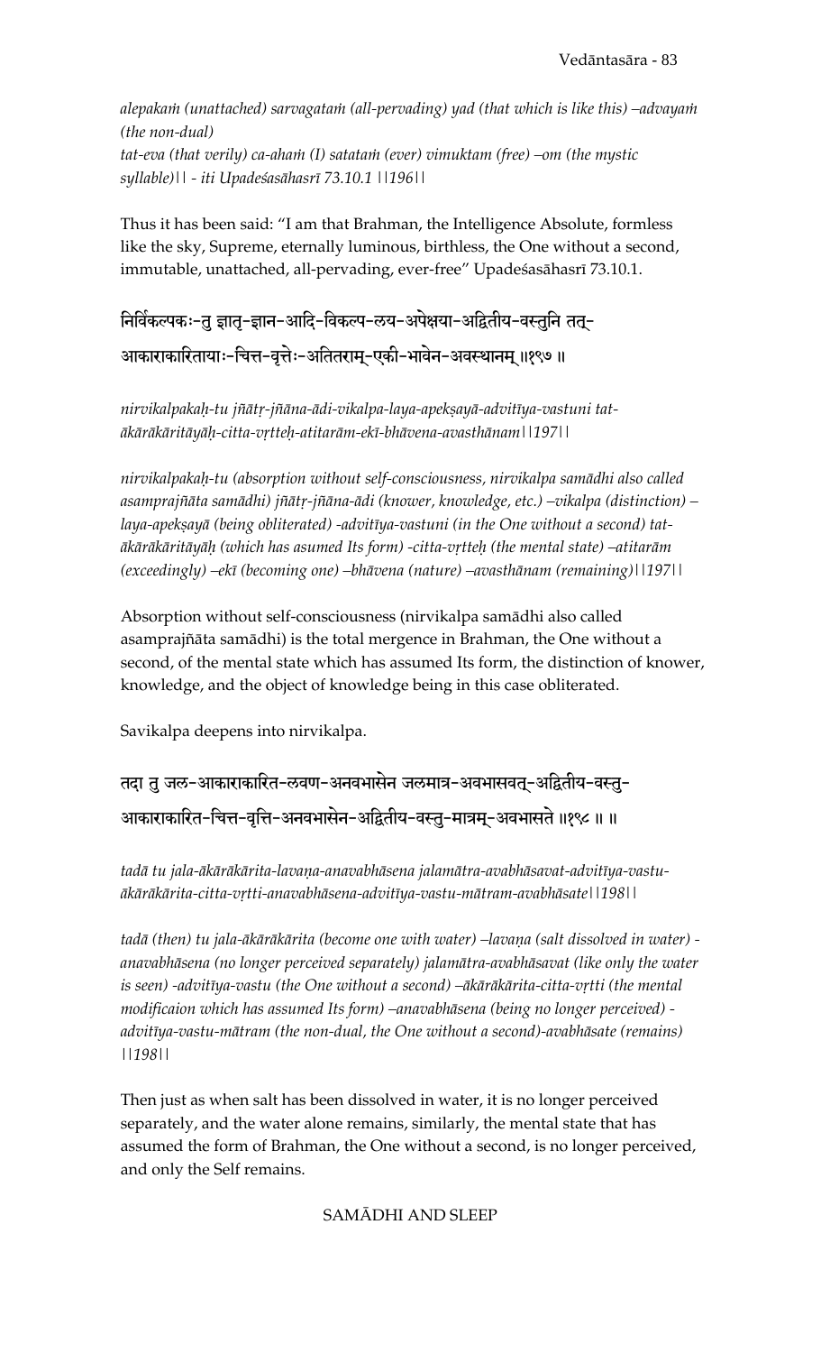*alepakaṁ (unattached) sarvagataṁ (all-pervading) yad (that which is like this) –advayaṁ (the non-dual)*
*tat-eva (that verily) ca-ahaṁ (I) satataṁ (ever) vimuktam (free) –om (the mystic syllable)|| - iti Upadeśasāhasrī 73.10.1 ||196||*

Thus it has been said: "I am that Brahman, the Intelligence Absolute, formless like the sky, Supreme, eternally luminous, birthless, the One without a second, immutable, unattached, all-pervading, ever-free" Upadeśasāhasrī 73.10.1.

निर्विकल्पकः-तु ज्ञातृ-ज्ञान-आदि-विकल्प-लय-अपेक्षया-अद्वितीय-वस्तुनि तत्-आकाराकारितायाः-चित्त-वृत्तेः-अतितराम्-एकी-भावेन-अवस्थानम् ॥१९७ ॥

*nirvikalpakaḥ-tu jñātṛ-jñāna-ādi-vikalpa-laya-apekṣayā-advitīya-vastuni tat-ākārākāritāyāḥ-citta-vṛtteḥ-atitarām-ekī-bhāvena-avasthānam||197||*

*nirvikalpakaḥ-tu (absorption without self-consciousness, nirvikalpa samādhi also called asamprajñāta samādhi) jñātṛ-jñāna-ādi (knower, knowledge, etc.) –vikalpa (distinction) –laya-apekṣayā (being obliterated) -advitīya-vastuni (in the One without a second) tat-ākārākāritāyāḥ (which has asumed Its form) -citta-vṛtteḥ (the mental state) –atitarām (exceedingly) –ekī (becoming one) –bhāvena (nature) –avasthānam (remaining)||197||*

Absorption without self-consciousness (nirvikalpa samādhi also called asamprajñāta samādhi) is the total mergence in Brahman, the One without a second, of the mental state which has assumed Its form, the distinction of knower, knowledge, and the object of knowledge being in this case obliterated.

Savikalpa deepens into nirvikalpa.

तदा तु जल-आकाराकारित-लवण-अनवभासेन जलमात्र-अवभासवत्-अद्वितीय-वस्तु-आकाराकारित-चित्त-वृत्ति-अनवभासेन-अद्वितीय-वस्तु-मात्रम्-अवभासते ॥१९८ ॥ ॥

*tadā tu jala-ākārākārita-lavaṇa-anavabhāsena jalamātra-avabhāsavat-advitīya-vastu-ākārākārita-citta-vṛtti-anavabhāsena-advitīya-vastu-mātram-avabhāsate||198||*

*tadā (then) tu jala-ākārākārita (become one with water) –lavaṇa (salt dissolved in water) -anavabhāsena (no longer perceived separately) jalamātra-avabhāsavat (like only the water is seen) -advitīya-vastu (the One without a second) –ākārākārita-citta-vṛtti (the mental modificaion which has assumed Its form) –anavabhāsena (being no longer perceived) -advitīya-vastu-mātram (the non-dual, the One without a second)-avabhāsate (remains) ||198||*

Then just as when salt has been dissolved in water, it is no longer perceived separately, and the water alone remains, similarly, the mental state that has assumed the form of Brahman, the One without a second, is no longer perceived, and only the Self remains.

## SAMĀDHI AND SLEEP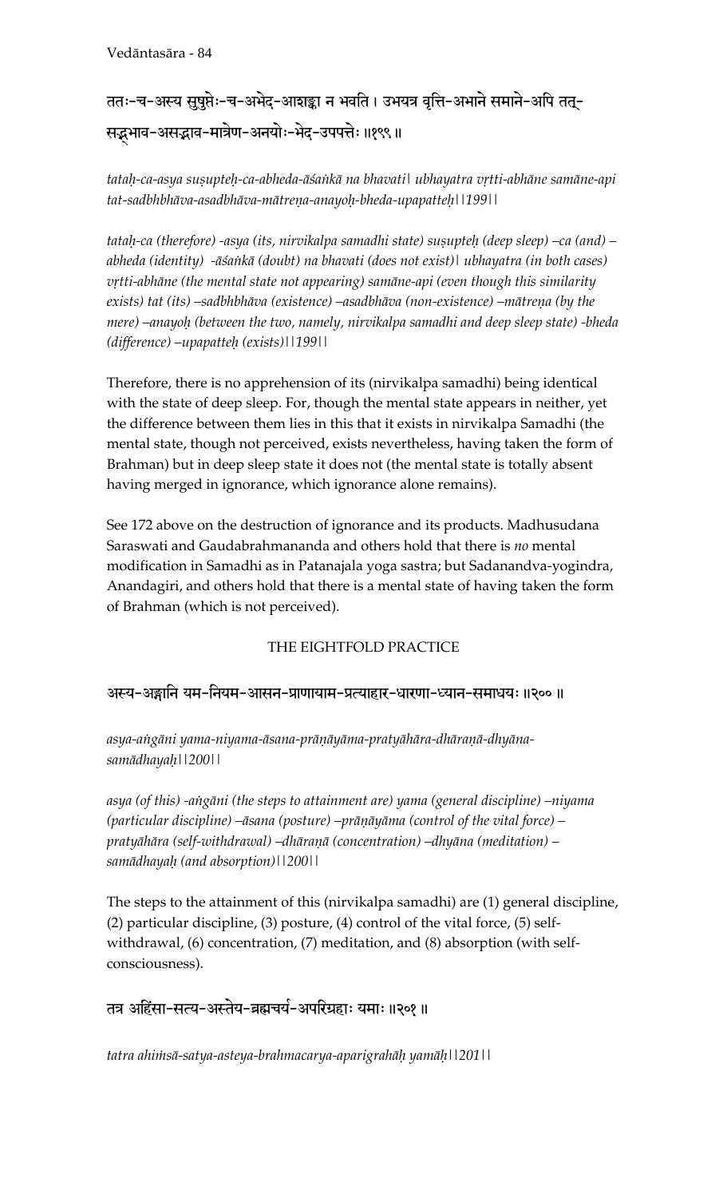ततः-च-अस्य सुषुप्तेः-च-अभेद-आशङ्का न भवति। उभयत्र वृत्ति-अभाने समाने-अपि तत्-सद्भाव-असद्भाव-मात्रेण-अनयोः-भेद-उपपत्तेः ॥१९९॥

*tataḥ-ca-asya suṣupteḥ-ca-abheda-āśaṅkā na bhavati| ubhayatra vṛtti-abhāne samāne-api tat-sadbhbhāva-asadbhāva-mātreṇa-anayoḥ-bheda-upapatteḥ||199||*

*tataḥ-ca (therefore) -asya (its, nirvikalpa samadhi state) suṣupteḥ (deep sleep) –ca (and) –abheda (identity) -āśaṅkā (doubt) na bhavati (does not exist)| ubhayatra (in both cases) vṛtti-abhāne (the mental state not appearing) samāne-api (even though this similarity exists) tat (its) –sadbhbhāva (existence) –asadbhāva (non-existence) –mātreṇa (by the mere) –anayoḥ (between the two, namely, nirvikalpa samadhi and deep sleep state) -bheda (difference) –upapatteḥ (exists)||199||*

Therefore, there is no apprehension of its (nirvikalpa samadhi) being identical with the state of deep sleep. For, though the mental state appears in neither, yet the difference between them lies in this that it exists in nirvikalpa Samadhi (the mental state, though not perceived, exists nevertheless, having taken the form of Brahman) but in deep sleep state it does not (the mental state is totally absent having merged in ignorance, which ignorance alone remains).

See 172 above on the destruction of ignorance and its products. Madhusudana Saraswati and Gaudabrahmananda and others hold that there is *no* mental modification in Samadhi as in Patanajala yoga sastra; but Sadanandva-yogindra, Anandagiri, and others hold that there is a mental state of having taken the form of Brahman (which is not perceived).

## THE EIGHTFOLD PRACTICE

अस्य-अङ्गानि यम-नियम-आसन-प्राणायाम-प्रत्याहार-धारणा-ध्यान-समाधयः ॥२००॥

*asya-aṅgāni yama-niyama-āsana-prāṇāyāma-pratyāhāra-dhāraṇā-dhyāna-samādhayaḥ||200||*

*asya (of this) -aṅgāni (the steps to attainment are) yama (general discipline) –niyama (particular discipline) –āsana (posture) –prāṇāyāma (control of the vital force) –pratyāhāra (self-withdrawal) –dhāraṇā (concentration) –dhyāna (meditation) –samādhayaḥ (and absorption)||200||*

The steps to the attainment of this (nirvikalpa samadhi) are (1) general discipline, (2) particular discipline, (3) posture, (4) control of the vital force, (5) self-withdrawal, (6) concentration, (7) meditation, and (8) absorption (with self-consciousness).

तत्र अहिंसा-सत्य-अस्तेय-ब्रह्मचर्य-अपरिग्रहाः यमाः ॥२०१॥

*tatra ahiṁsā-satya-asteya-brahmacarya-aparigrahāḥ yamāḥ||201||*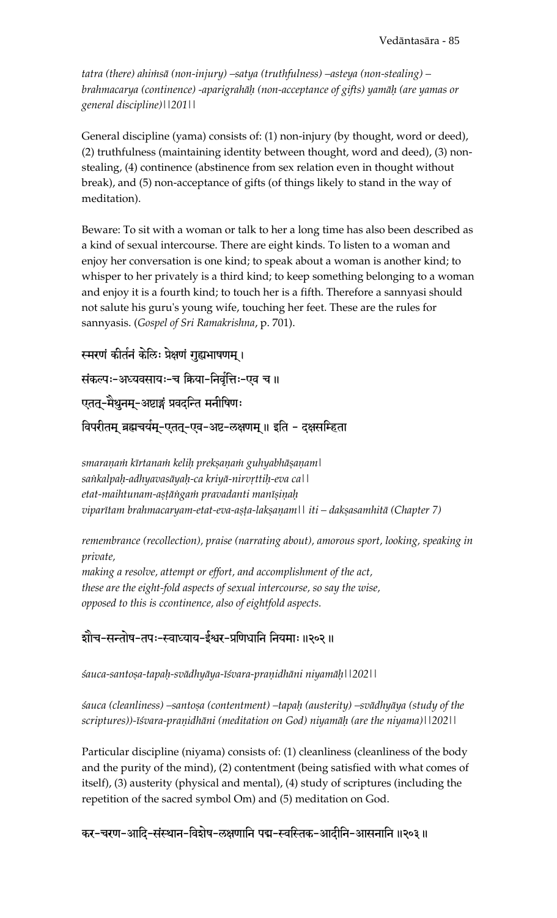*tatra (there) ahiṁsā (non-injury) –satya (truthfulness) –asteya (non-stealing) –brahmacarya (continence) -aparigrahāḥ (non-acceptance of gifts) yamāḥ (are yamas or general discipline)||201||*

General discipline (yama) consists of: (1) non-injury (by thought, word or deed), (2) truthfulness (maintaining identity between thought, word and deed), (3) non-stealing, (4) continence (abstinence from sex relation even in thought without break), and (5) non-acceptance of gifts (of things likely to stand in the way of meditation).

Beware: To sit with a woman or talk to her a long time has also been described as a kind of sexual intercourse. There are eight kinds. To listen to a woman and enjoy her conversation is one kind; to speak about a woman is another kind; to whisper to her privately is a third kind; to keep something belonging to a woman and enjoy it is a fourth kind; to touch her is a fifth. Therefore a sannyasi should not salute his guru's young wife, touching her feet. These are the rules for sannyasis. (*Gospel of Sri Ramakrishna*, p. 701).

स्मरणं कीर्तनं केलिः प्रेक्षणं गुह्यभाषणम् ।
संकल्पः-अध्यवसायः-च क्रिया-निर्वृत्तिः-एव च ॥
एतत्-मैथुनम्-अष्टाङ्गं प्रवदन्ति मनीषिणः
विपरीतम् ब्रह्मचर्यम्-एतत्-एव-अष्ट-लक्षणम् ॥ इति - दक्षसम्हिता

*smaraṇaṁ kīrtanaṁ keliḥ prekṣaṇaṁ guhyabhāṣaṇam|*
*saṅkalpaḥ-adhyavasāyaḥ-ca kriyā-nirvṛttiḥ-eva ca||*
*etat-maihtunam-aṣṭāṅgaṁ pravadanti manīṣiṇaḥ*
*viparītam brahmacaryam-etat-eva-aṣṭa-lakṣaṇam|| iti – dakṣasamhitā (Chapter 7)*

*remembrance (recollection), praise (narrating about), amorous sport, looking, speaking in private,*
*making a resolve, attempt or effort, and accomplishment of the act,*
*these are the eight-fold aspects of sexual intercourse, so say the wise,*
*opposed to this is ccontinence, also of eightfold aspects.*

शौच-सन्तोष-तपः-स्वाध्याय-ईश्वर-प्रणिधानि नियमाः ॥२०२ ॥

*śauca-santoṣa-tapaḥ-svādhyāya-īśvara-praṇidhāni niyamāḥ||202||*

*śauca (cleanliness) –santoṣa (contentment) –tapaḥ (austerity) –svādhyāya (study of the scriptures))-īśvara-praṇidhāni (meditation on God) niyamāḥ (are the niyama)||202||*

Particular discipline (niyama) consists of: (1) cleanliness (cleanliness of the body and the purity of the mind), (2) contentment (being satisfied with what comes of itself), (3) austerity (physical and mental), (4) study of scriptures (including the repetition of the sacred symbol Om) and (5) meditation on God.

कर-चरण-आदि-संस्थान-विशेष-लक्षणानि पद्म-स्वस्तिक-आदीनि-आसनानि ॥२०३ ॥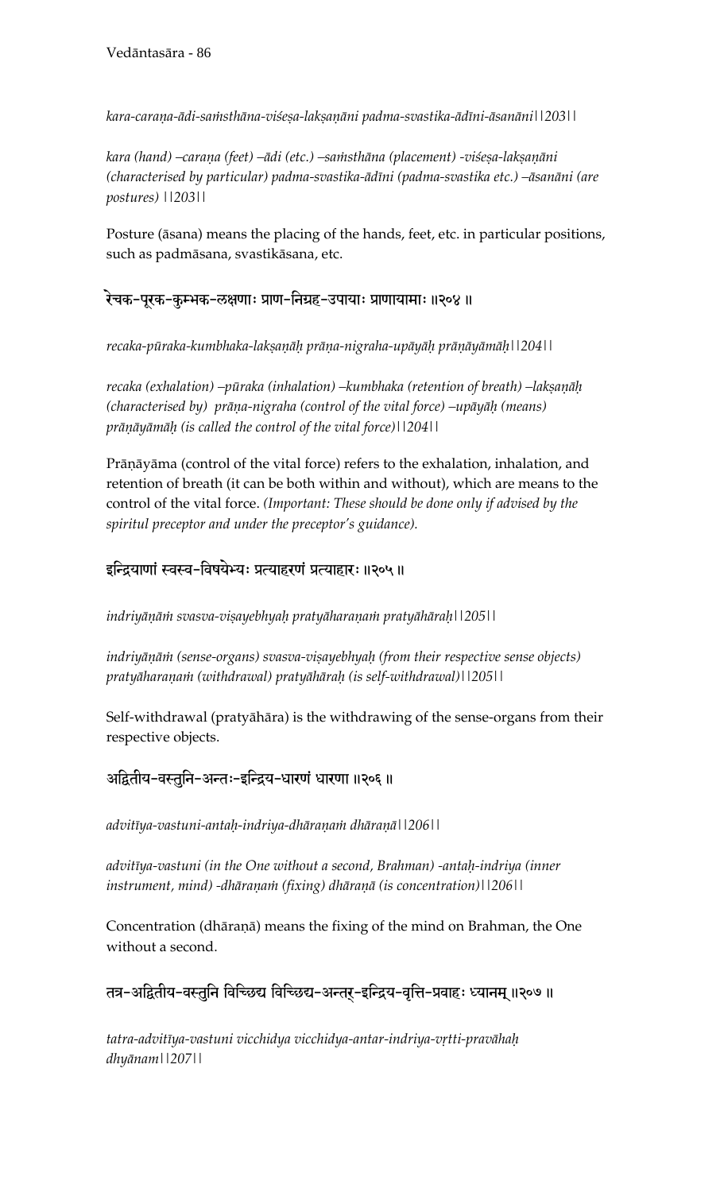*kara-caraṇa-ādi-saṁsthāna-viśeṣa-lakṣaṇāni padma-svastika-ādīni-āsanāni||203||*

*kara (hand) –caraṇa (feet) –ādi (etc.) –saṁsthāna (placement) -viśeṣa-lakṣaṇāni (characterised by particular) padma-svastika-ādīni (padma-svastika etc.) –āsanāni (are postures) ||203||*

Posture (āsana) means the placing of the hands, feet, etc. in particular positions, such as padmāsana, svastikāsana, etc.

## रेचक-पूरक-कुम्भक-लक्षणाः प्राण-निग्रह-उपायाः प्राणायामाः ॥२०४ ॥

*recaka-pūraka-kumbhaka-lakṣaṇāḥ prāṇa-nigraha-upāyāḥ prāṇāyāmāḥ||204||*

*recaka (exhalation) –pūraka (inhalation) –kumbhaka (retention of breath) –lakṣaṇāḥ (characterised by) prāṇa-nigraha (control of the vital force) –upāyāḥ (means) prāṇāyāmāḥ (is called the control of the vital force)||204||*

Prāṇāyāma (control of the vital force) refers to the exhalation, inhalation, and retention of breath (it can be both within and without), which are means to the control of the vital force. *(Important: These should be done only if advised by the spiritul preceptor and under the preceptor's guidance).*

## इन्द्रियाणां स्वस्व-विषयेभ्यः प्रत्याहरणं प्रत्याहारः ॥२०५ ॥

*indriyāṇāṁ svasva-viṣayebhyaḥ pratyāharaṇaṁ pratyāhāraḥ||205||*

*indriyāṇāṁ (sense-organs) svasva-viṣayebhyaḥ (from their respective sense objects) pratyāharaṇaṁ (withdrawal) pratyāhāraḥ (is self-withdrawal)||205||*

Self-withdrawal (pratyāhāra) is the withdrawing of the sense-organs from their respective objects.

## अद्वितीय-वस्तुनि-अन्तः-इन्द्रिय-धारणं धारणा ॥२०६ ॥

*advitīya-vastuni-antaḥ-indriya-dhāraṇaṁ dhāraṇā||206||*

*advitīya-vastuni (in the One without a second, Brahman) -antaḥ-indriya (inner instrument, mind) -dhāraṇaṁ (fixing) dhāraṇā (is concentration)||206||*

Concentration (dhāraṇā) means the fixing of the mind on Brahman, the One without a second.

## तत्र-अद्वितीय-वस्तुनि विच्छिद्य विच्छिद्य-अन्तर्-इन्द्रिय-वृत्ति-प्रवाहः ध्यानम् ॥२०७ ॥

*tatra-advitīya-vastuni vicchidya vicchidya-antar-indriya-vṛtti-pravāhaḥ dhyānam||207||*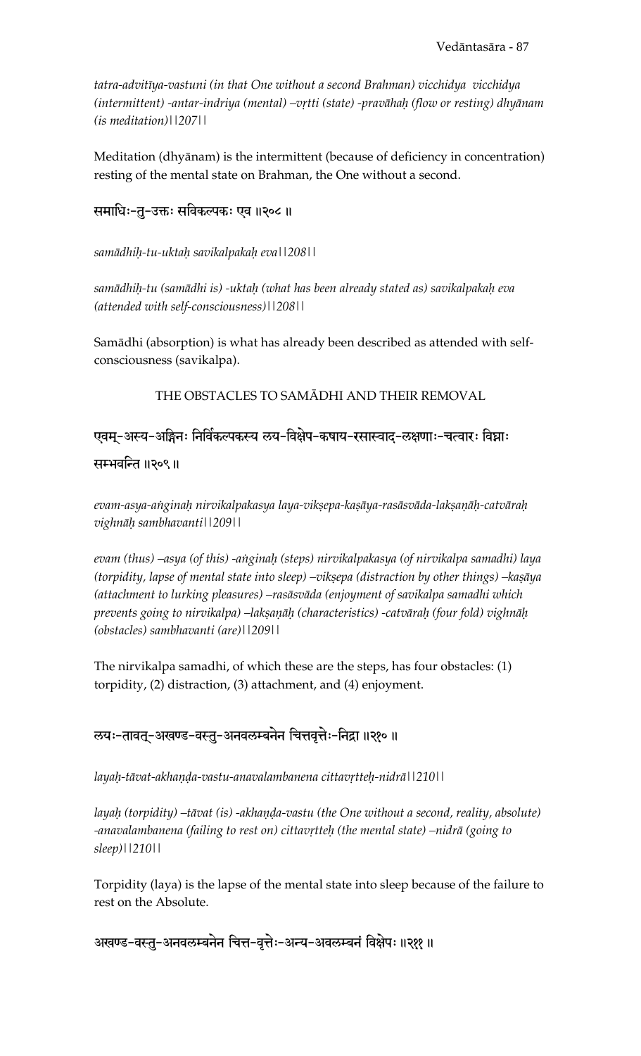*tatra-advitīya-vastuni (in that One without a second Brahman) vicchidya vicchidya (intermittent) -antar-indriya (mental) –vṛtti (state) -pravāhaḥ (flow or resting) dhyānam (is meditation)||207||*

Meditation (dhyānam) is the intermittent (because of deficiency in concentration) resting of the mental state on Brahman, the One without a second.

समाधिः-तु-उक्तः सविकल्पकः एव ॥२०८॥

*samādhiḥ-tu-uktaḥ savikalpakaḥ eva||208||*

*samādhiḥ-tu (samādhi is) -uktaḥ (what has been already stated as) savikalpakaḥ eva (attended with self-consciousness)||208||*

Samādhi (absorption) is what has already been described as attended with self-consciousness (savikalpa).

THE OBSTACLES TO SAMĀDHI AND THEIR REMOVAL

एवम्-अस्य-अङ्गिनः निर्विकल्पकस्य लय-विक्षेप-कषाय-रसास्वाद-लक्षणाः-चत्वारः विघ्नाः सम्भवन्ति ॥२०९॥

*evam-asya-aṅginaḥ nirvikalpakasya laya-vikṣepa-kaṣāya-rasāsvāda-lakṣaṇāḥ-catvāraḥ vighnāḥ sambhavanti||209||*

*evam (thus) –asya (of this) -aṅginaḥ (steps) nirvikalpakasya (of nirvikalpa samadhi) laya (torpidity, lapse of mental state into sleep) –vikṣepa (distraction by other things) –kaṣāya (attachment to lurking pleasures) –rasāsvāda (enjoyment of savikalpa samadhi which prevents going to nirvikalpa) –lakṣaṇāḥ (characteristics) -catvāraḥ (four fold) vighnāḥ (obstacles) sambhavanti (are)||209||*

The nirvikalpa samadhi, of which these are the steps, has four obstacles: (1) torpidity, (2) distraction, (3) attachment, and (4) enjoyment.

लयः-तावत्-अखण्ड-वस्तु-अनवलम्बनेन चित्तवृत्तेः-निद्रा ॥२१०॥

*layaḥ-tāvat-akhaṇḍa-vastu-anavalambanena cittavṛtteḥ-nidrā||210||*

*layaḥ (torpidity) –tāvat (is) -akhaṇḍa-vastu (the One without a second, reality, absolute) -anavalambanena (failing to rest on) cittavṛtteḥ (the mental state) –nidrā (going to sleep)||210||*

Torpidity (laya) is the lapse of the mental state into sleep because of the failure to rest on the Absolute.

अखण्ड-वस्तु-अनवलम्बनेन चित्त-वृत्तेः-अन्य-अवलम्बनं विक्षेपः ॥२११॥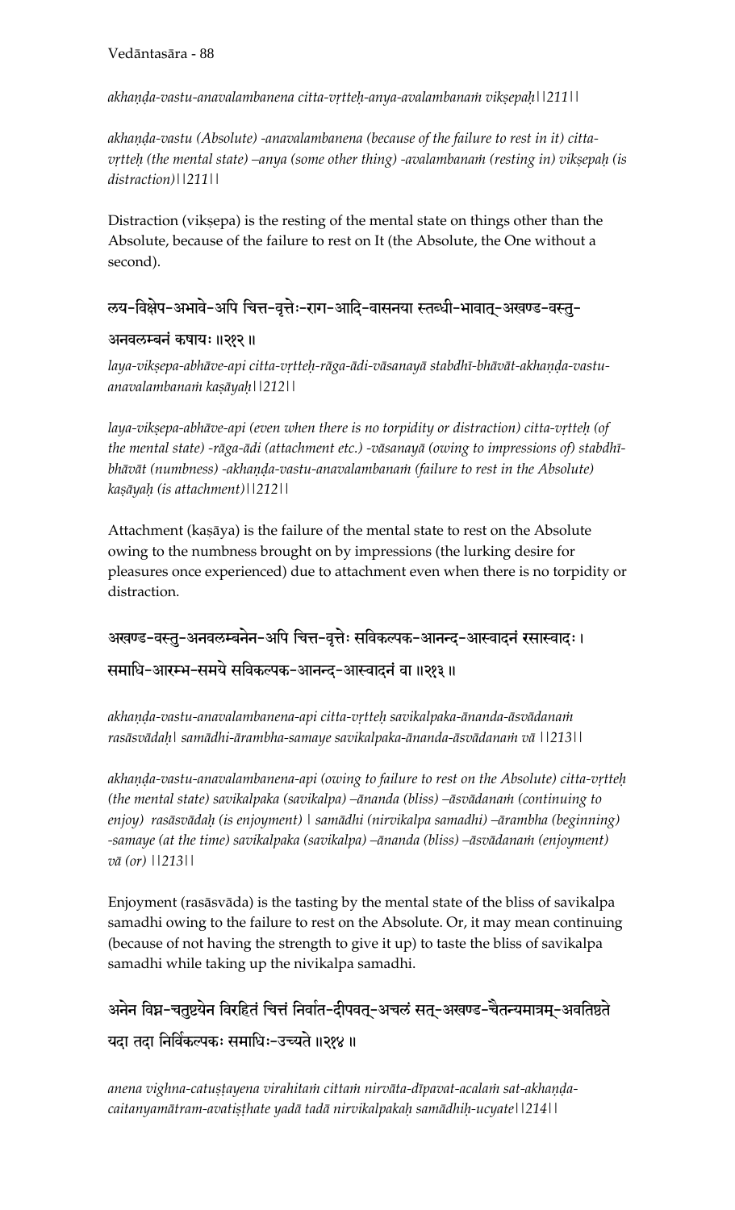*akhaṇḍa-vastu-anavalambanena citta-vṛtteḥ-anya-avalambanaṁ vikṣepaḥ||211||*

*akhaṇḍa-vastu (Absolute) -anavalambanena (because of the failure to rest in it) citta-vṛtteḥ (the mental state) –anya (some other thing) -avalambanaṁ (resting in) vikṣepaḥ (is distraction)||211||*

Distraction (vikṣepa) is the resting of the mental state on things other than the Absolute, because of the failure to rest on It (the Absolute, the One without a second).

लय-विक्षेप-अभावे-अपि चित्त-वृत्तेः-राग-आदि-वासनया स्तब्धी-भावात्-अखण्ड-वस्तु-अनवलम्बनं कषायः ॥२१२ ॥

*laya-vikṣepa-abhāve-api citta-vṛtteḥ-rāga-ādi-vāsanayā stabdhī-bhāvāt-akhaṇḍa-vastu-anavalambanaṁ kaṣāyaḥ||212||*

*laya-vikṣepa-abhāve-api (even when there is no torpidity or distraction) citta-vṛtteḥ (of the mental state) -rāga-ādi (attachment etc.) -vāsanayā (owing to impressions of) stabdhī-bhāvāt (numbness) -akhaṇḍa-vastu-anavalambanaṁ (failure to rest in the Absolute) kaṣāyaḥ (is attachment)||212||*

Attachment (kaṣāya) is the failure of the mental state to rest on the Absolute owing to the numbness brought on by impressions (the lurking desire for pleasures once experienced) due to attachment even when there is no torpidity or distraction.

अखण्ड-वस्तु-अनवलम्बनेन-अपि चित्त-वृत्तेः सविकल्पक-आनन्द-आस्वादनं रसास्वादः। समाधि-आरम्भ-समये सविकल्पक-आनन्द-आस्वादनं वा ॥२१३ ॥

*akhaṇḍa-vastu-anavalambanena-api citta-vṛtteḥ savikalpaka-ānanda-āsvādanaṁ rasāsvādaḥ| samādhi-ārambha-samaye savikalpaka-ānanda-āsvādanaṁ vā ||213||*

*akhaṇḍa-vastu-anavalambanena-api (owing to failure to rest on the Absolute) citta-vṛtteḥ (the mental state) savikalpaka (savikalpa) –ānanda (bliss) –āsvādanaṁ (continuing to enjoy) rasāsvādaḥ (is enjoyment) | samādhi (nirvikalpa samadhi) –ārambha (beginning) -samaye (at the time) savikalpaka (savikalpa) –ānanda (bliss) –āsvādanaṁ (enjoyment) vā (or) ||213||*

Enjoyment (rasāsvāda) is the tasting by the mental state of the bliss of savikalpa samadhi owing to the failure to rest on the Absolute. Or, it may mean continuing (because of not having the strength to give it up) to taste the bliss of savikalpa samadhi while taking up the nivikalpa samadhi.

अनेन विघ्न-चतुष्टयेन विरहितं चित्तं निर्वात-दीपवत्-अचलं सत्-अखण्ड-चैतन्यमात्रम्-अवतिष्ठते यदा तदा निर्विकल्पकः समाधिः-उच्यते ॥२१४ ॥

*anena vighna-catuṣṭayena virahitaṁ cittaṁ nirvāta-dīpavat-acalaṁ sat-akhaṇḍa-caitanyamātram-avatiṣṭhate yadā tadā nirvikalpakaḥ samādhiḥ-ucyate||214||*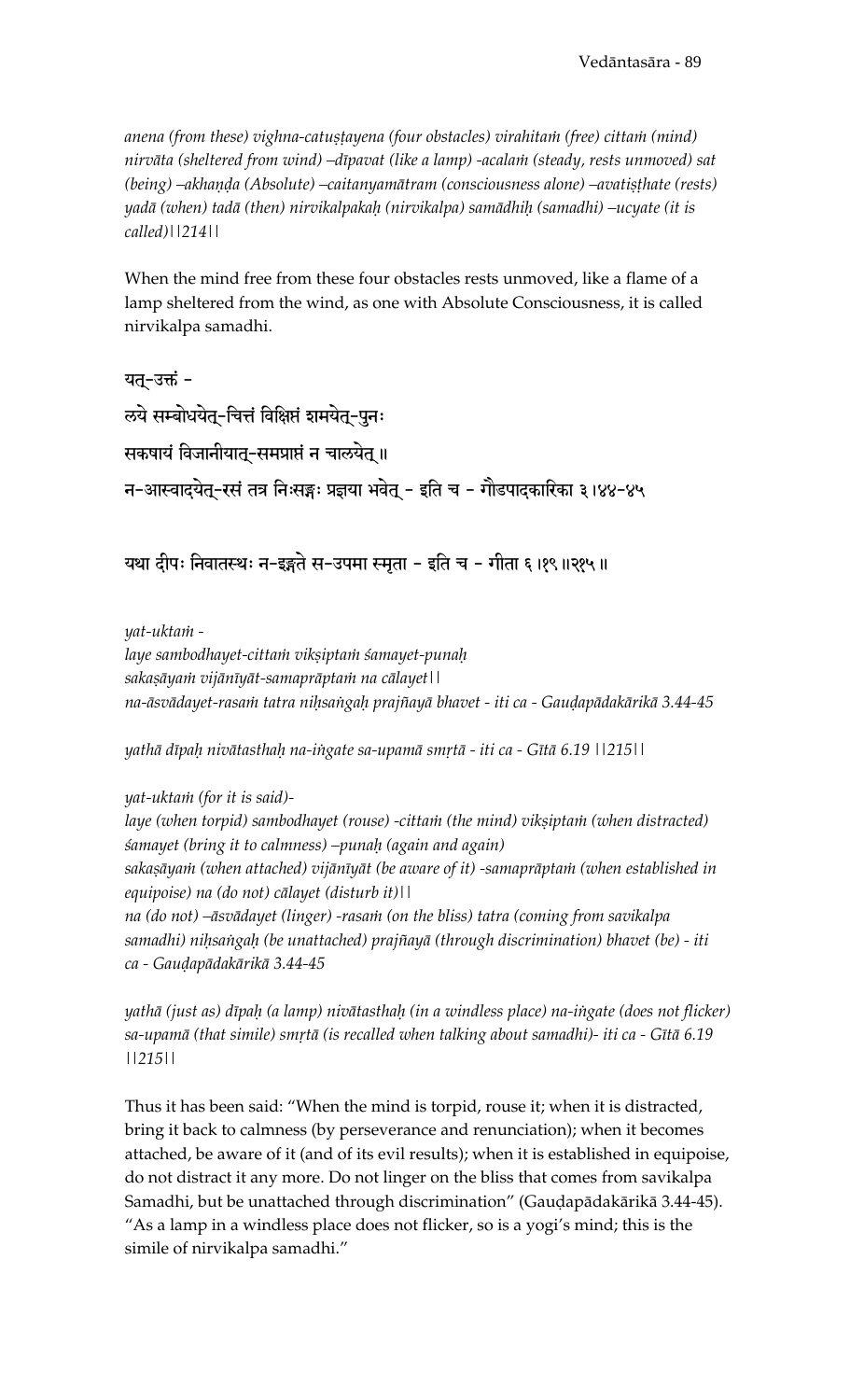*anena (from these) vighna-catuṣṭayena (four obstacles) virahitaṁ (free) cittaṁ (mind) nirvāta (sheltered from wind) –dīpavat (like a lamp) -acalaṁ (steady, rests unmoved) sat (being) –akhaṇḍa (Absolute) –caitanyamātram (consciousness alone) –avatiṣṭhate (rests) yadā (when) tadā (then) nirvikalpakaḥ (nirvikalpa) samādhiḥ (samadhi) –ucyate (it is called)||214||*

When the mind free from these four obstacles rests unmoved, like a flame of a lamp sheltered from the wind, as one with Absolute Consciousness, it is called nirvikalpa samadhi.

यत्-उक्तं -

लये सम्बोधयेत्-चित्तं विक्षिप्तं शमयेत्-पुनः

सकषायं विजानीयात्-समप्राप्तं न चालयेत् ॥

न-आस्वादयेत्-रसं तत्र निःसङ्गः प्रज्ञया भवेत् - इति च - गौडपादकारिका ३।४४-४५

यथा दीपः निवातस्थः न-इङ्गते स-उपमा स्मृता - इति च - गीता ६।१९॥२१५॥

*yat-uktaṁ -*
*laye sambodhayet-cittaṁ vikṣiptaṁ śamayet-punaḥ*
*sakaṣāyaṁ vijānīyāt-samaprāptaṁ na cālayet||*
*na-āsvādayet-rasaṁ tatra niḥsaṅgaḥ prajñayā bhavet - iti ca - Gauḍapādakārikā 3.44-45*

*yathā dīpaḥ nivātasthaḥ na-iṅgate sa-upamā smṛtā - iti ca - Gītā 6.19 ||215||*

*yat-uktaṁ (for it is said)-*
*laye (when torpid) sambodhayet (rouse) -cittaṁ (the mind) vikṣiptaṁ (when distracted) śamayet (bring it to calmness) –punaḥ (again and again)*
*sakaṣāyaṁ (when attached) vijānīyāt (be aware of it) -samaprāptaṁ (when established in equipoise) na (do not) cālayet (disturb it)||*
*na (do not) –āsvādayet (linger) -rasaṁ (on the bliss) tatra (coming from savikalpa samadhi) niḥsaṅgaḥ (be unattached) prajñayā (through discrimination) bhavet (be) - iti ca - Gauḍapādakārikā 3.44-45*

*yathā (just as) dīpaḥ (a lamp) nivātasthaḥ (in a windless place) na-iṅgate (does not flicker) sa-upamā (that simile) smṛtā (is recalled when talking about samadhi)- iti ca - Gītā 6.19 ||215||*

Thus it has been said: "When the mind is torpid, rouse it; when it is distracted, bring it back to calmness (by perseverance and renunciation); when it becomes attached, be aware of it (and of its evil results); when it is established in equipoise, do not distract it any more. Do not linger on the bliss that comes from savikalpa Samadhi, but be unattached through discrimination" (Gauḍapādakārikā 3.44-45). "As a lamp in a windless place does not flicker, so is a yogi's mind; this is the simile of nirvikalpa samadhi."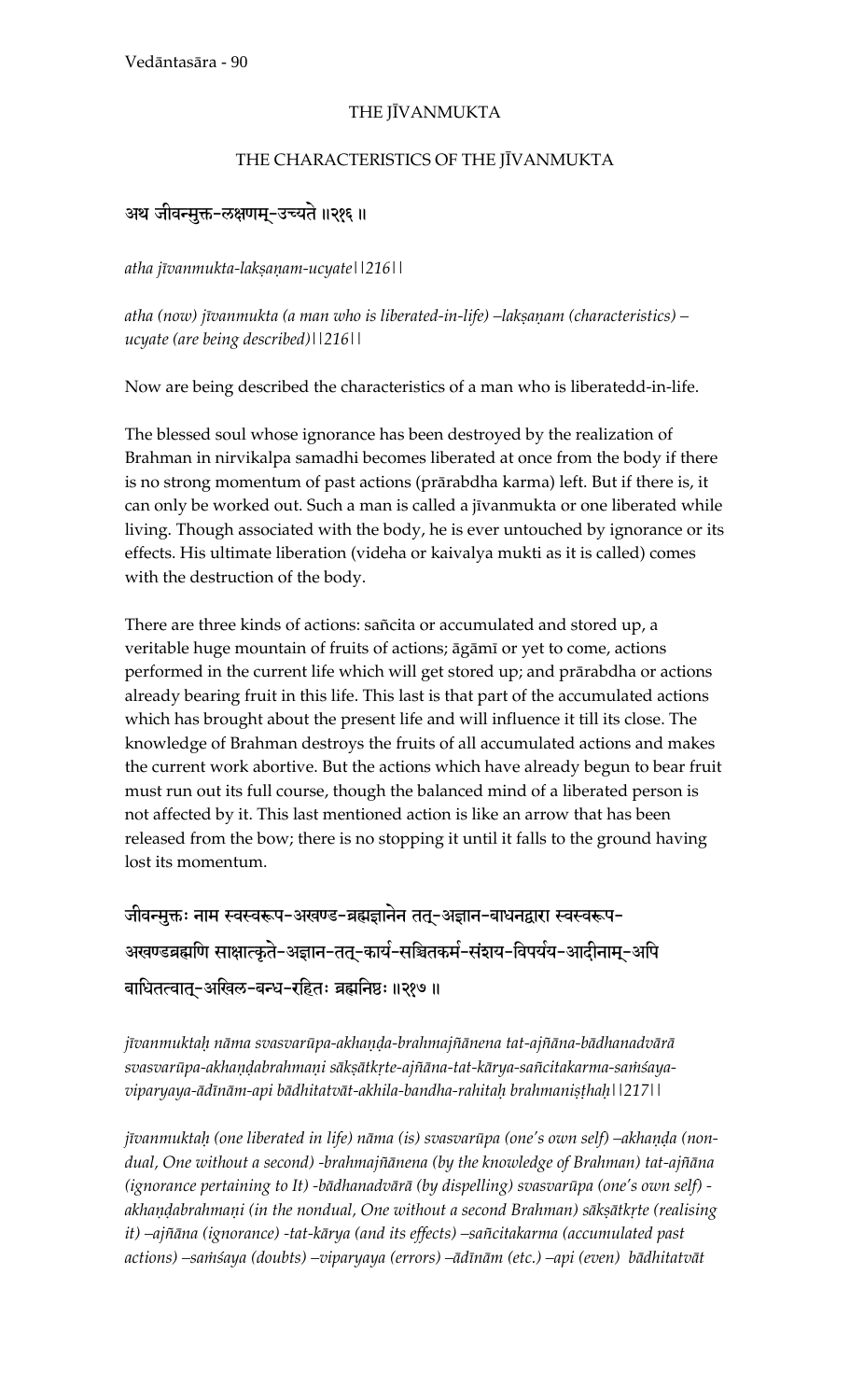## THE JĪVANMUKTA

### THE CHARACTERISTICS OF THE JĪVANMUKTA

अथ जीवन्मुक्त-लक्षणम्-उच्यते ॥२१६ ॥

*atha jīvanmukta-lakṣaṇam-ucyate||216||*

*atha (now) jīvanmukta (a man who is liberated-in-life) –lakṣaṇam (characteristics) –ucyate (are being described)||216||*

Now are being described the characteristics of a man who is liberatedd-in-life.

The blessed soul whose ignorance has been destroyed by the realization of Brahman in nirvikalpa samadhi becomes liberated at once from the body if there is no strong momentum of past actions (prārabdha karma) left. But if there is, it can only be worked out. Such a man is called a jīvanmukta or one liberated while living. Though associated with the body, he is ever untouched by ignorance or its effects. His ultimate liberation (videha or kaivalya mukti as it is called) comes with the destruction of the body.

There are three kinds of actions: sañcita or accumulated and stored up, a veritable huge mountain of fruits of actions; āgāmī or yet to come, actions performed in the current life which will get stored up; and prārabdha or actions already bearing fruit in this life. This last is that part of the accumulated actions which has brought about the present life and will influence it till its close. The knowledge of Brahman destroys the fruits of all accumulated actions and makes the current work abortive. But the actions which have already begun to bear fruit must run out its full course, though the balanced mind of a liberated person is not affected by it. This last mentioned action is like an arrow that has been released from the bow; there is no stopping it until it falls to the ground having lost its momentum.

जीवन्मुक्तः नाम स्वस्वरूप-अखण्ड-ब्रह्मज्ञानेन तत्-अज्ञान-बाधनद्वारा स्वस्वरूप-अखण्डब्रह्मणि साक्षात्कृते-अज्ञान-तत्-कार्य-सञ्चितकर्म-संशय-विपर्यय-आदीनाम्-अपि बाधितत्वात्-अखिल-बन्ध-रहितः ब्रह्मनिष्ठः ॥२१७ ॥

*jīvanmuktaḥ nāma svasvarūpa-akhaṇḍa-brahmajñānena tat-ajñāna-bādhanadvārā svasvarūpa-akhaṇḍabrahmaṇi sākṣātkṛte-ajñāna-tat-kārya-sañcitakarma-saṁśaya-viparyaya-ādīnām-api bādhitatvāt-akhila-bandha-rahitaḥ brahmaniṣṭhaḥ||217||*

*jīvanmuktaḥ (one liberated in life) nāma (is) svasvarūpa (one's own self) –akhaṇḍa (non-dual, One without a second) -brahmajñānena (by the knowledge of Brahman) tat-ajñāna (ignorance pertaining to It) -bādhanadvārā (by dispelling) svasvarūpa (one's own self) -akhaṇḍabrahmaṇi (in the nondual, One without a second Brahman) sākṣātkṛte (realising it) –ajñāna (ignorance) -tat-kārya (and its effects) –sañcitakarma (accumulated past actions) –saṁśaya (doubts) –viparyaya (errors) –ādīnām (etc.) –api (even) bādhitatvāt*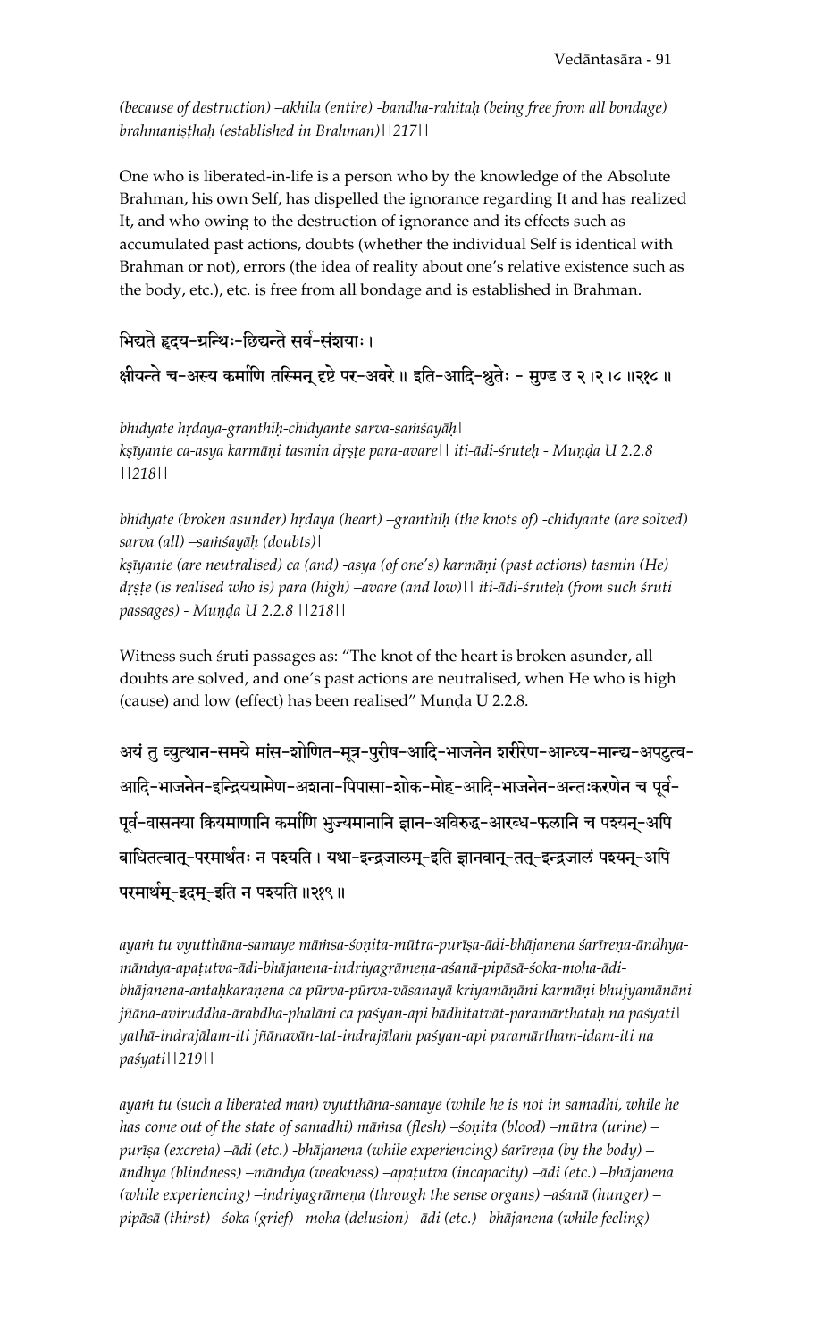*(because of destruction) –akhila (entire) -bandha-rahitaḥ (being free from all bandage) brahmaniṣṭhaḥ (established in Brahman)||217||*

One who is liberated-in-life is a person who by the knowledge of the Absolute Brahman, his own Self, has dispelled the ignorance regarding It and has realized It, and who owing to the destruction of ignorance and its effects such as accumulated past actions, doubts (whether the individual Self is identical with Brahman or not), errors (the idea of reality about one's relative existence such as the body, etc.), etc. is free from all bondage and is established in Brahman.

भिद्यते हृदय-ग्रन्थिः-छिद्यन्ते सर्व-संशयाः।
क्षीयन्ते च-अस्य कर्माणि तस्मिन् दृष्टे पर-अवरे॥ इति-आदि-श्रुतेः - मुण्ड उ २।२।८॥२१८॥

*bhidyate hṛdaya-granthiḥ-chidyante sarva-saṁśayāḥ|*
*kṣīyante ca-asya karmāṇi tasmin dṛṣṭe para-avare|| iti-ādi-śruteḥ - Muṇḍa U 2.2.8 ||218||*

*bhidyate (broken asunder) hṛdaya (heart) –granthiḥ (the knots of) -chidyante (are solved) sarva (all) –saṁśayāḥ (doubts)|*
*kṣīyante (are neutralised) ca (and) -asya (of one's) karmāṇi (past actions) tasmin (He) dṛṣṭe (is realised who is) para (high) –avare (and low)|| iti-ādi-śruteḥ (from such śruti passages) - Muṇḍa U 2.2.8 ||218||*

Witness such śruti passages as: "The knot of the heart is broken asunder, all doubts are solved, and one's past actions are neutralised, when He who is high (cause) and low (effect) has been realised" Muṇḍa U 2.2.8.

अयं तु व्युत्थान-समये मांस-शोणित-मूत्र-पुरीष-आदि-भाजनेन शरीरेण-आन्ध्य-मान्द्य-अपटुत्व-आदि-भाजनेन-इन्द्रियग्रामेण-अशना-पिपासा-शोक-मोह-आदि-भाजनेन-अन्तःकरणेन च पूर्व-पूर्व-वासनया क्रियमाणानि कर्माणि भुज्यमानानि ज्ञान-अविरुद्ध-आरब्ध-फलानि च पश्यन्-अपि बाधितत्वात्-परमार्थतः न पश्यति। यथा-इन्द्रजालम्-इति ज्ञानवान्-तत्-इन्द्रजालं पश्यन्-अपि परमार्थम्-इदम्-इति न पश्यति॥२१९॥

*ayaṁ tu vyutthāna-samaye māṁsa-śoṇita-mūtra-purīṣa-ādi-bhājanena śarīreṇa-āndhya-māndya-apaṭutva-ādi-bhājanena-indriyagrāmeṇa-aśanā-pipāsā-śoka-moha-ādi-bhājanena-antaḥkaraṇena ca pūrva-pūrva-vāsanayā kriyamāṇāni karmāṇi bhujyamānāni jñāna-aviruddha-ārabdha-phalāni ca paśyan-api bādhitatvāt-paramārthataḥ na paśyati| yathā-indrajālam-iti jñānavān-tat-indrajālaṁ paśyan-api paramārtham-idam-iti na paśyati||219||*

*ayaṁ tu (such a liberated man) vyutthāna-samaye (while he is not in samadhi, while he has come out of the state of samadhi) māṁsa (flesh) –śoṇita (blood) –mūtra (urine) –purīṣa (excreta) –ādi (etc.) -bhājanena (while experiencing) śarīreṇa (by the body) –āndhya (blindness) –māndya (weakness) –apaṭutva (incapacity) –ādi (etc.) –bhājanena (while experiencing) –indriyagrāmeṇa (through the sense organs) –aśanā (hunger) –pipāsā (thirst) –śoka (grief) –moha (delusion) –ādi (etc.) –bhājanena (while feeling) -*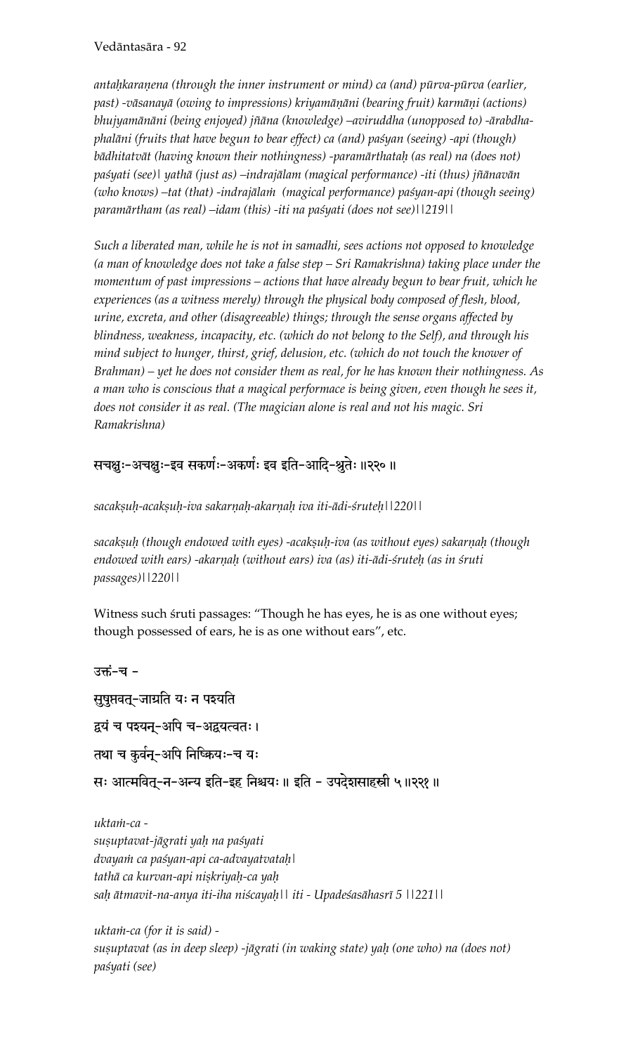*antaḥkaraṇena (through the inner instrument or mind) ca (and) pūrva-pūrva (earlier, past) -vāsanayā (owing to impressions) kriyamāṇāni (bearing fruit) karmāṇi (actions) bhujyamānāni (being enjoyed) jñāna (knowledge) –aviruddha (unopposed to) -ārabdha-phalāni (fruits that have begun to bear effect) ca (and) paśyan (seeing) -api (though) bādhitatvāt (having known their nothingness) -paramārthataḥ (as real) na (does not) paśyati (see)| yathā (just as) –indrajālam (magical performance) -iti (thus) jñānavān (who knows) –tat (that) -indrajālaṁ (magical performance) paśyan-api (though seeing) paramārtham (as real) –idam (this) -iti na paśyati (does not see)||219||*

*Such a liberated man, while he is not in samadhi, sees actions not opposed to knowledge (a man of knowledge does not take a false step – Sri Ramakrishna) taking place under the momentum of past impressions – actions that have already begun to bear fruit, which he experiences (as a witness merely) through the physical body composed of flesh, blood, urine, excreta, and other (disagreeable) things; through the sense organs affected by blindness, weakness, incapacity, etc. (which do not belong to the Self), and through his mind subject to hunger, thirst, grief, delusion, etc. (which do not touch the knower of Brahman) – yet he does not consider them as real, for he has known their nothingness. As a man who is conscious that a magical performace is being given, even though he sees it, does not consider it as real. (The magician alone is real and not his magic. Sri Ramakrishna)*

सचक्षुः-अचक्षुः-इव सकर्णः-अकर्णः इव इति-आदि-श्रुतेः ॥२२० ॥

*sacakṣuḥ-acakṣuḥ-iva sakarṇaḥ-akarṇaḥ iva iti-ādi-śruteḥ||220||*

*sacakṣuḥ (though endowed with eyes) -acakṣuḥ-iva (as without eyes) sakarṇaḥ (though endowed with ears) -akarṇaḥ (without ears) iva (as) iti-ādi-śruteḥ (as in śruti passages)||220||*

Witness such śruti passages: "Though he has eyes, he is as one without eyes; though possessed of ears, he is as one without ears", etc.

उक्तं-च -

सुषुप्तवत्-जाग्रति यः न पश्यति

द्वयं च पश्यन्-अपि च-अद्वयत्वतः ।

तथा च कुर्वन्-अपि निष्क्रियः-च यः

सः आत्मवित्-न-अन्य इति-इह निश्चयः ॥ इति - उपदेशसाहस्री ५ ॥२२१ ॥

*uktaṁ-ca -*
*suṣuptavat-jāgrati yaḥ na paśyati*
*dvayaṁ ca paśyan-api ca-advayatvataḥ|*
*tathā ca kurvan-api niṣkriyaḥ-ca yaḥ*
*saḥ ātmavit-na-anya iti-iha niścayaḥ|| iti - Upadeśasāhasrī 5 ||221||*

*uktaṁ-ca (for it is said) -*
*suṣuptavat (as in deep sleep) -jāgrati (in waking state) yaḥ (one who) na (does not) paśyati (see)*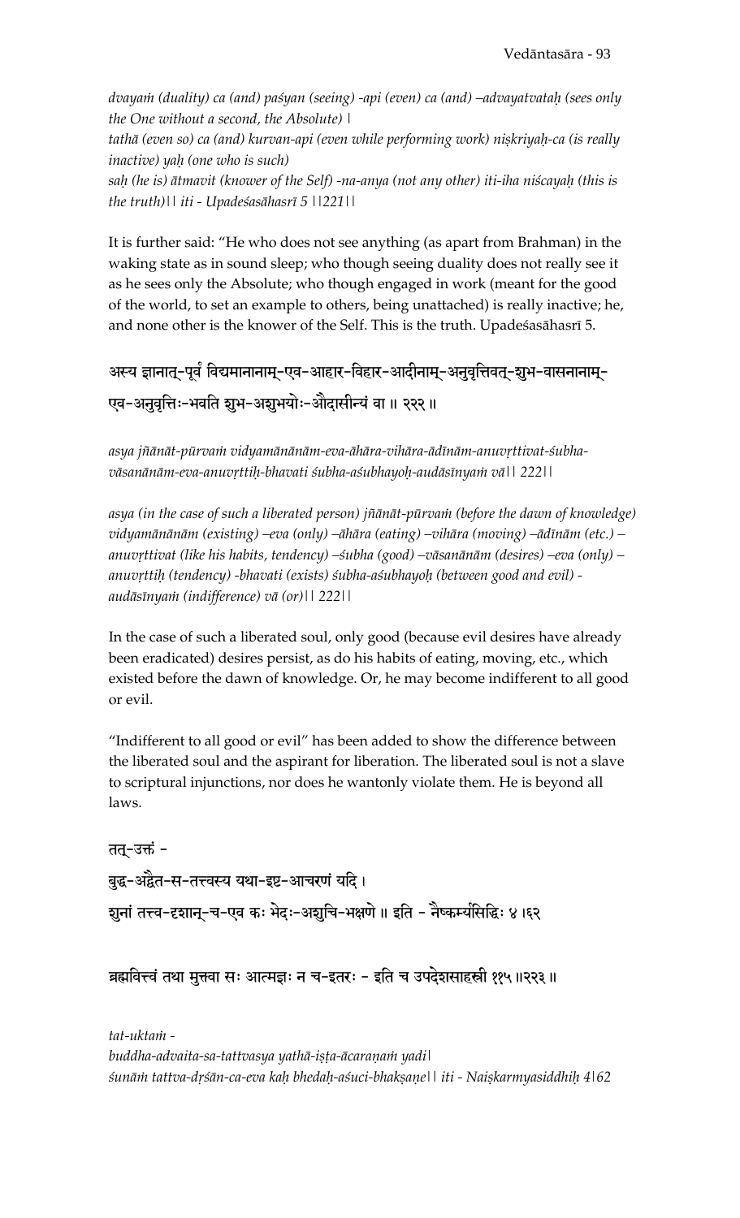*dvayaṁ (duality) ca (and) paśyan (seeing) -api (even) ca (and) –advayatvataḥ (sees only the One without a second, the Absolute) |*
*tathā (even so) ca (and) kurvan-api (even while performing work) niṣkriyaḥ-ca (is really inactive) yaḥ (one who is such)*
*saḥ (he is) ātmavit (knower of the Self) -na-anya (not any other) iti-iha niścayaḥ (this is the truth)|| iti - Upadeśasāhasrī 5 ||221||*

It is further said: "He who does not see anything (as apart from Brahman) in the waking state as in sound sleep; who though seeing duality does not really see it as he sees only the Absolute; who though engaged in work (meant for the good of the world, to set an example to others, being unattached) is really inactive; he, and none other is the knower of the Self. This is the truth. Upadeśasāhasrī 5.

अस्य ज्ञानात्-पूर्वं विद्यमानानाम्-एव-आहार-विहार-आदीनाम्-अनुवृत्तिवत्-शुभ-वासनानाम्-एव-अनुवृत्तिः-भवति शुभ-अशुभयोः-औदासीन्यं वा ॥ २२२ ॥

*asya jñānāt-pūrvaṁ vidyamānānām-eva-āhāra-vihāra-ādīnām-anuvṛttivat-śubha-vāsanānām-eva-anuvṛttiḥ-bhavati śubha-aśubhayoḥ-audāsīnyaṁ vā|| 222||*

*asya (in the case of such a liberated person) jñānāt-pūrvaṁ (before the dawn of knowledge) vidyamānānām (existing) –eva (only) –āhāra (eating) –vihāra (moving) –ādīnām (etc.) –anuvṛttivat (like his habits, tendency) –śubha (good) –vāsanānām (desires) –eva (only) –anuvṛttiḥ (tendency) -bhavati (exists) śubha-aśubhayoḥ (between good and evil) -audāsīnyaṁ (indifference) vā (or)|| 222||*

In the case of such a liberated soul, only good (because evil desires have already been eradicated) desires persist, as do his habits of eating, moving, etc., which existed before the dawn of knowledge. Or, he may become indifferent to all good or evil.

"Indifferent to all good or evil" has been added to show the difference between the liberated soul and the aspirant for liberation. The liberated soul is not a slave to scriptural injunctions, nor does he wantonly violate them. He is beyond all laws.

तत्-उक्तं -
बुद्ध-अद्वैत-स-तत्त्वस्य यथा-इष्ट-आचरणं यदि ।
शुनां तत्त्व-दृशान्-च-एव कः भेदः-अशुचि-भक्षणे ॥ इति - नैष्कर्म्यसिद्धिः ४ ।६२

ब्रह्मवित्त्वं तथा मुक्त्वा सः आत्मज्ञः न च-इतरः - इति च उपदेशसाहस्री ११५ ॥२२३ ॥

*tat-uktaṁ -*
*buddha-advaita-sa-tattvasya yathā-iṣṭa-ācaraṇaṁ yadi|*
*śunāṁ tattva-dṛśān-ca-eva kaḥ bhedaḥ-aśuci-bhakṣaṇe|| iti - Naiṣkarmyasiddhiḥ 4|62*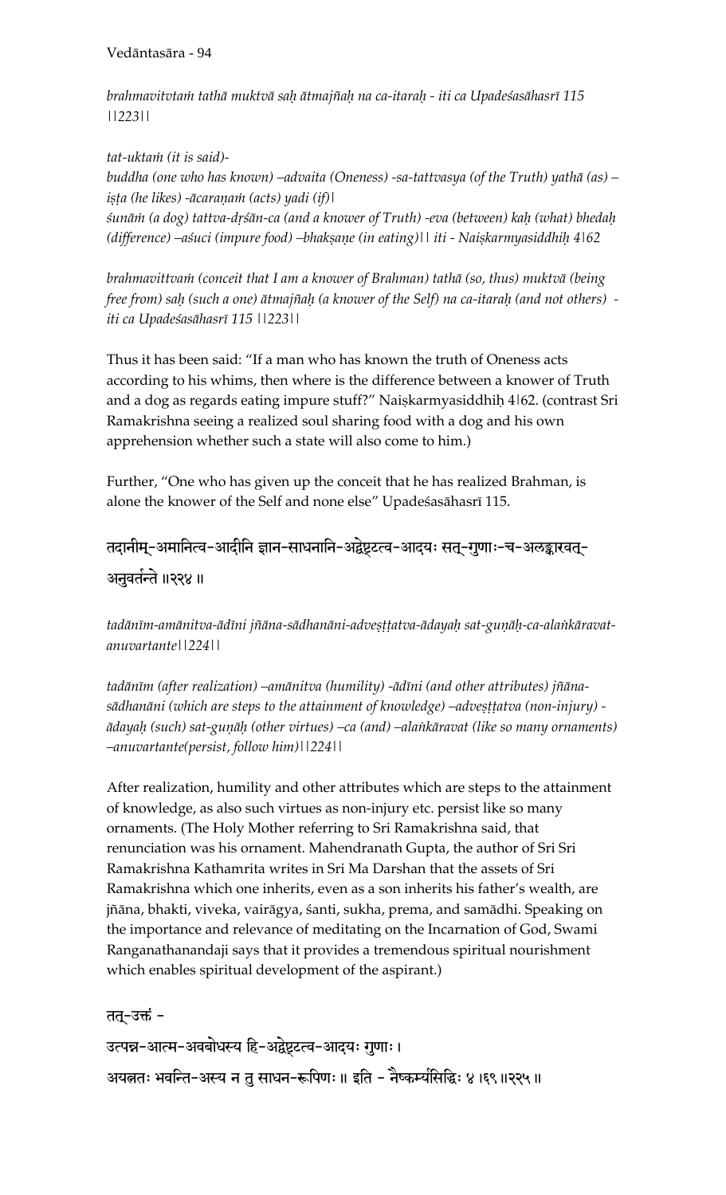*brahmavitvtaṁ tathā muktvā saḥ ātmajñaḥ na ca-itaraḥ - iti ca Upadeśasāhasrī 115 ||223||*

*tat-uktaṁ (it is said)-*
*buddha (one who has known) –advaita (Oneness) -sa-tattvasya (of the Truth) yathā (as) –iṣṭa (he likes) -ācaraṇaṁ (acts) yadi (if)|*
*śunāṁ (a dog) tattva-dṛśān-ca (and a knower of Truth) -eva (between) kaḥ (what) bhedaḥ (difference) –aśuci (impure food) –bhakṣaṇe (in eating)|| iti - Naiṣkarmyasiddhiḥ 4|62*

*brahmavittvaṁ (conceit that I am a knower of Brahman) tathā (so, thus) muktvā (being free from) saḥ (such a one) ātmajñaḥ (a knower of the Self) na ca-itaraḥ (and not others) - iti ca Upadeśasāhasrī 115 ||223||*

Thus it has been said: "If a man who has known the truth of Oneness acts according to his whims, then where is the difference between a knower of Truth and a dog as regards eating impure stuff?" Naiṣkarmyasiddhiḥ 4|62. (contrast Sri Ramakrishna seeing a realized soul sharing food with a dog and his own apprehension whether such a state will also come to him.)

Further, "One who has given up the conceit that he has realized Brahman, is alone the knower of the Self and none else" Upadeśasāhasrī 115.

तदानीम्-अमानित्व-आदीनि ज्ञान-साधनानि-अद्वेष्टत्व-आदयः सत्-गुणाः-च-अलङ्कारवत्-अनुवर्तन्ते ॥२२४॥

*tadānīm-amānitva-ādīni jñāna-sādhanāni-adveṣṭatva-ādayaḥ sat-guṇāḥ-ca-alaṅkāravat-anuvartante||224||*

*tadānīm (after realization) –amānitva (humility) -ādīni (and other attributes) jñāna-sādhanāni (which are steps to the attainment of knowledge) –adveṣṭatva (non-injury) -ādayaḥ (such) sat-guṇāḥ (other virtues) –ca (and) –alaṅkāravat (like so many ornaments) –anuvartante(persist, follow him)||224||*

After realization, humility and other attributes which are steps to the attainment of knowledge, as also such virtues as non-injury etc. persist like so many ornaments. (The Holy Mother referring to Sri Ramakrishna said, that renunciation was his ornament. Mahendranath Gupta, the author of Sri Sri Ramakrishna Kathamrita writes in Sri Ma Darshan that the assets of Sri Ramakrishna which one inherits, even as a son inherits his father's wealth, are jñāna, bhakti, viveka, vairāgya, śanti, sukha, prema, and samādhi. Speaking on the importance and relevance of meditating on the Incarnation of God, Swami Ranganathanandaji says that it provides a tremendous spiritual nourishment which enables spiritual development of the aspirant.)

तत्-उक्तं -
उत्पन्न-आत्म-अवबोधस्य हि-अद्वेष्टत्व-आदयः गुणाः।
अयत्नतः भवन्ति-अस्य न तु साधन-रूपिणः॥ इति - नैष्कर्म्यसिद्धिः ४।६९॥२२५॥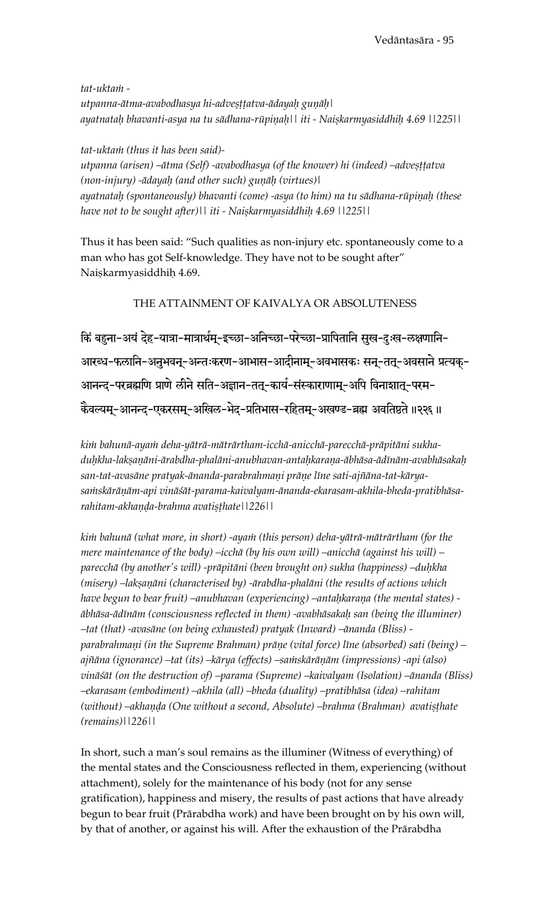*tat-uktaṁ -*
*utpanna-ātma-avabodhasya hi-adveṣṭatva-ādayaḥ guṇāḥ|*
*ayatnataḥ bhavanti-asya na tu sādhana-rūpiṇaḥ|| iti - Naiṣkarmyasiddhiḥ 4.69 ||225||*

*tat-uktaṁ (thus it has been said)-*
*utpanna (arisen) –ātma (Self) -avabodhasya (of the knower) hi (indeed) –adveṣṭatva (non-injury) -ādayaḥ (and other such) guṇāḥ (virtues)|*
*ayatnataḥ (spontaneously) bhavanti (come) -asya (to him) na tu sādhana-rūpiṇaḥ (these have not to be sought after)|| iti - Naiṣkarmyasiddhiḥ 4.69 ||225||*

Thus it has been said: "Such qualities as non-injury etc. spontaneously come to a man who has got Self-knowledge. They have not to be sought after" Naiṣkarmyasiddhiḥ 4.69.

## THE ATTAINMENT OF KAIVALYA OR ABSOLUTENESS

किं बहुना-अयं देह-यात्रा-मात्रार्थम्-इच्छा-अनिच्छा-परेच्छा-प्रापितानि सुख-दुःख-लक्षणानि-आरब्ध-फलानि-अनुभवन्-अन्तःकरण-आभास-आदीनाम्-अवभासकः सन्-तत्-अवसाने प्रत्यक्-आनन्द-परब्रह्मणि प्राणे लीने सति-अज्ञान-तत्-कार्य-संस्काराणाम्-अपि विनाशात्-परम-कैवल्यम्-आनन्द-एकरसम्-अखिल-भेद-प्रतिभास-रहितम्-अखण्ड-ब्रह्म अवतिष्ठते ॥२२६॥

*kiṁ bahunā-ayaṁ deha-yātrā-mātrārtham-icchā-anicchā-parecchā-prāpitāni sukha-duḥkha-lakṣaṇāni-ārabdha-phalāni-anubhavan-antaḥkaraṇa-ābhāsa-ādīnām-avabhāsakaḥ san-tat-avasāne pratyak-ānanda-parabrahmaṇi prāṇe līne sati-ajñāna-tat-kārya-saṁskārāṇām-api vināśāt-parama-kaivalyam-ānanda-ekarasam-akhila-bheda-pratibhāsa-rahitam-akhaṇḍa-brahma avatiṣṭhate||226||*

*kiṁ bahunā (what more, in short) -ayaṁ (this person) deha-yātrā-mātrārtham (for the mere maintenance of the body) –icchā (by his own will) –anicchā (against his will) –parecchā (by another's will) -prāpitāni (been brought on) sukha (happiness) –duḥkha (misery) –lakṣaṇāni (characterised by) -ārabdha-phalāni (the results of actions which have begun to bear fruit) –anubhavan (experiencing) –antaḥkaraṇa (the mental states) -ābhāsa-ādīnām (consciousness reflected in them) -avabhāsakaḥ san (being the illuminer) –tat (that) -avasāne (on being exhausted) pratyak (Inward) –ānanda (Bliss) -parabrahmaṇi (in the Supreme Brahman) prāṇe (vital force) līne (absorbed) sati (being) –ajñāna (ignorance) –tat (its) –kārya (effects) –saṁskārāṇām (impressions) -api (also) vināśāt (on the destruction of) –parama (Supreme) –kaivalyam (Isolation) –ānanda (Bliss) –ekarasam (embodiment) –akhila (all) –bheda (duality) –pratibhāsa (idea) –rahitam (without) –akhaṇḍa (One without a second, Absolute) –brahma (Brahman) avatiṣṭhate (remains)||226||*

In short, such a man's soul remains as the illuminer (Witness of everything) of the mental states and the Consciousness reflected in them, experiencing (without attachment), solely for the maintenance of his body (not for any sense gratification), happiness and misery, the results of past actions that have already begun to bear fruit (Prārabdha work) and have been brought on by his own will, by that of another, or against his will. After the exhaustion of the Prārabdha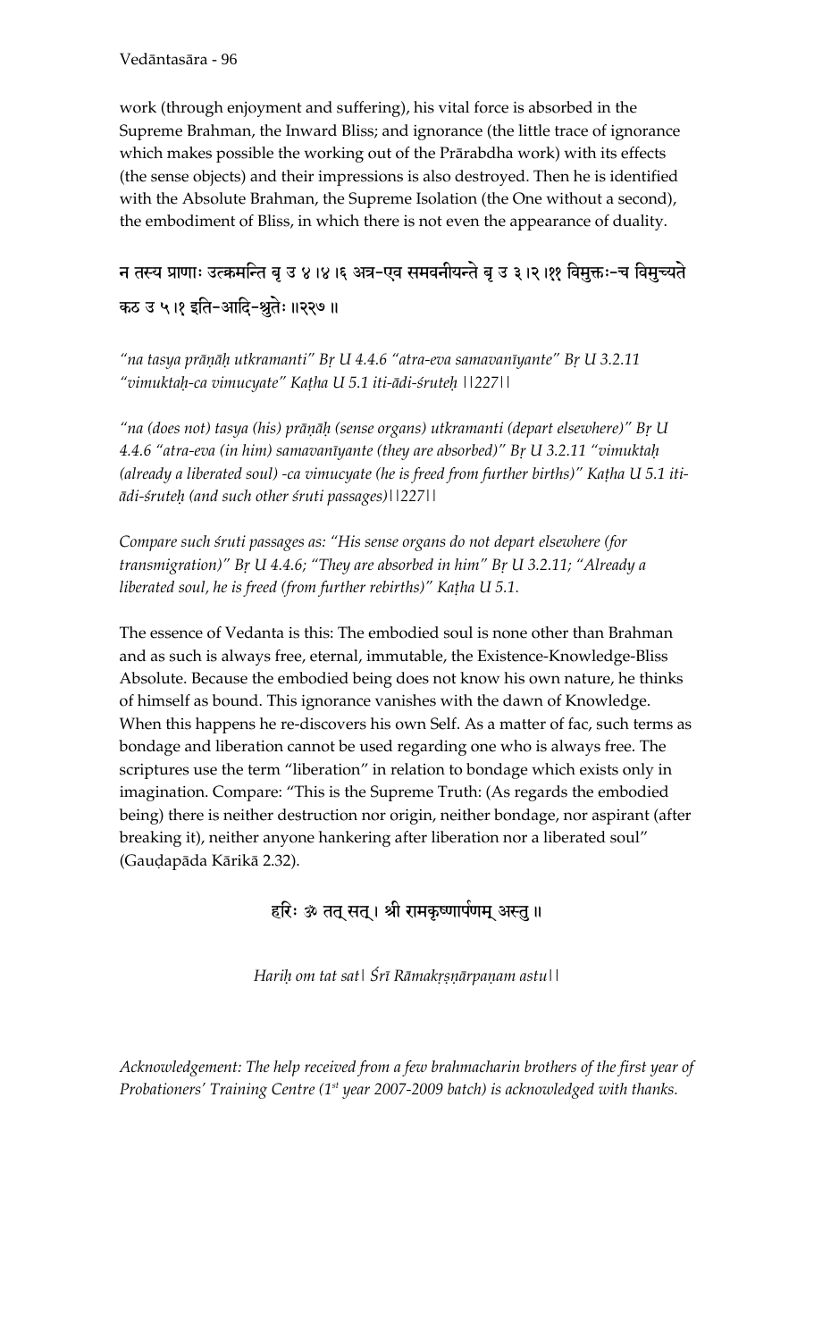work (through enjoyment and suffering), his vital force is absorbed in the Supreme Brahman, the Inward Bliss; and ignorance (the little trace of ignorance which makes possible the working out of the Prārabdha work) with its effects (the sense objects) and their impressions is also destroyed. Then he is identified with the Absolute Brahman, the Supreme Isolation (the One without a second), the embodiment of Bliss, in which there is not even the appearance of duality.

न तस्य प्राणाः उत्क्रमन्ति बृ उ ४।४।६ अत्र-एव समवनीयन्ते बृ उ ३।२।११ विमुक्तः-च विमुच्यते कठ उ ५।१ इति-आदि-श्रुतेः ॥२२७॥

*"na tasya prāṇāḥ utkramanti" Bṛ U 4.4.6 "atra-eva samavanīyante" Bṛ U 3.2.11 "vimuktaḥ-ca vimucyate" Kaṭha U 5.1 iti-ādi-śruteḥ ||227||*

*"na (does not) tasya (his) prāṇāḥ (sense organs) utkramanti (depart elsewhere)" Bṛ U 4.4.6 "atra-eva (in him) samavanīyante (they are absorbed)" Bṛ U 3.2.11 "vimuktaḥ (already a liberated soul) -ca vimucyate (he is freed from further births)" Kaṭha U 5.1 iti-ādi-śruteḥ (and such other śruti passages)||227||*

*Compare such śruti passages as: "His sense organs do not depart elsewhere (for transmigration)" Bṛ U 4.4.6; "They are absorbed in him" Bṛ U 3.2.11; "Already a liberated soul, he is freed (from further rebirths)" Kaṭha U 5.1.*

The essence of Vedanta is this: The embodied soul is none other than Brahman and as such is always free, eternal, immutable, the Existence-Knowledge-Bliss Absolute. Because the embodied being does not know his own nature, he thinks of himself as bound. This ignorance vanishes with the dawn of Knowledge. When this happens he re-discovers his own Self. As a matter of fac, such terms as bondage and liberation cannot be used regarding one who is always free. The scriptures use the term "liberation" in relation to bondage which exists only in imagination. Compare: "This is the Supreme Truth: (As regards the embodied being) there is neither destruction nor origin, neither bondage, nor aspirant (after breaking it), neither anyone hankering after liberation nor a liberated soul" (Gauḍapāda Kārikā 2.32).

हरिः ॐ तत् सत्। श्री रामकृष्णार्पणम् अस्तु ॥

*Hariḥ om tat sat| Śrī Rāmakṛṣṇārpaṇam astu||*

*Acknowledgement: The help received from a few brahmacharin brothers of the first year of Probationers' Training Centre (1st year 2007-2009 batch) is acknowledged with thanks.*